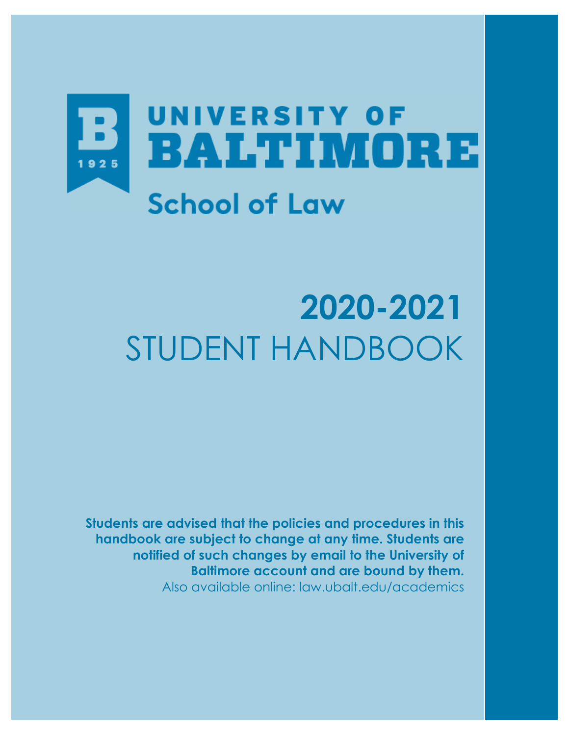UNIVERSITY OF

# BALTIMORE

1925

## School of Law

# 2020-2021

# STUDENT HANDBOOK

**Students are advised that the policies and procedures in this handbook are subject to change at any time. Students are notified of such changes by email to the University of Baltimore account and are bound by them.**

Also available online: law.ubalt.edu/academics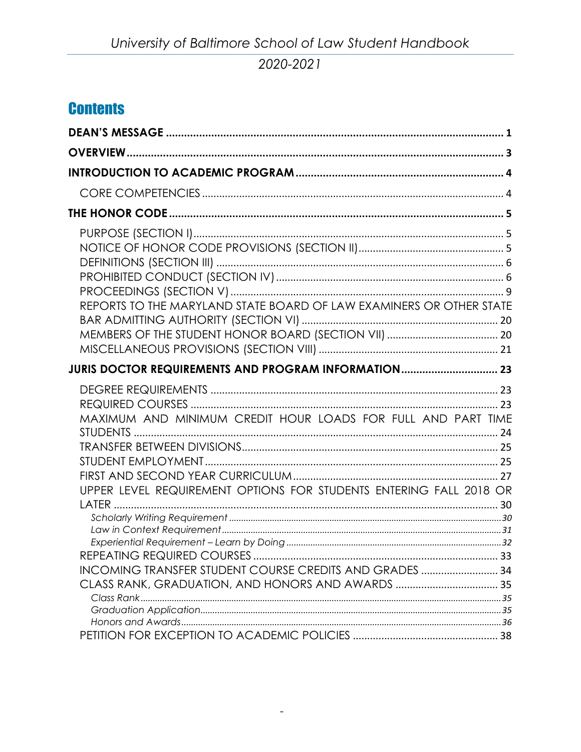# Contents

**DEAN'S MESSAGE** ........ **1**

**OVERVIEW** ........ **3**

**INTRODUCTION TO ACADEMIC PROGRAM** ........ **4**

- CORE COMPETENCIES ........ 4

**THE HONOR CODE** ........ **5**

- PURPOSE (SECTION I) ........ 5
- NOTICE OF HONOR CODE PROVISIONS (SECTION II) ........ 5
- DEFINITIONS (SECTION III) ........ 6
- PROHIBITED CONDUCT (SECTION IV) ........ 6
- PROCEEDINGS (SECTION V) ........ 9
- REPORTS TO THE MARYLAND STATE BOARD OF LAW EXAMINERS OR OTHER STATE BAR ADMITTING AUTHORITY (SECTION VI) ........ 20
- MEMBERS OF THE STUDENT HONOR BOARD (SECTION VII) ........ 20
- MISCELLANEOUS PROVISIONS (SECTION VIII) ........ 21

**JURIS DOCTOR REQUIREMENTS AND PROGRAM INFORMATION** ........ **23**

- DEGREE REQUIREMENTS ........ 23
- REQUIRED COURSES ........ 23
- MAXIMUM AND MINIMUM CREDIT HOUR LOADS FOR FULL AND PART TIME STUDENTS ........ 24
- TRANSFER BETWEEN DIVISIONS ........ 25
- STUDENT EMPLOYMENT ........ 25
- FIRST AND SECOND YEAR CURRICULUM ........ 27
- UPPER LEVEL REQUIREMENT OPTIONS FOR STUDENTS ENTERING FALL 2018 OR LATER ........ 30
  - *Scholarly Writing Requirement* ........ *30*
  - *Law in Context Requirement* ........ *31*
  - *Experiential Requirement – Learn by Doing* ........ *32*
- REPEATING REQUIRED COURSES ........ 33
- INCOMING TRANSFER STUDENT COURSE CREDITS AND GRADES ........ 34
- CLASS RANK, GRADUATION, AND HONORS AND AWARDS ........ 35
  - *Class Rank* ........ *35*
  - *Graduation Application* ........ *35*
  - *Honors and Awards* ........ *36*
- PETITION FOR EXCEPTION TO ACADEMIC POLICIES ........ 38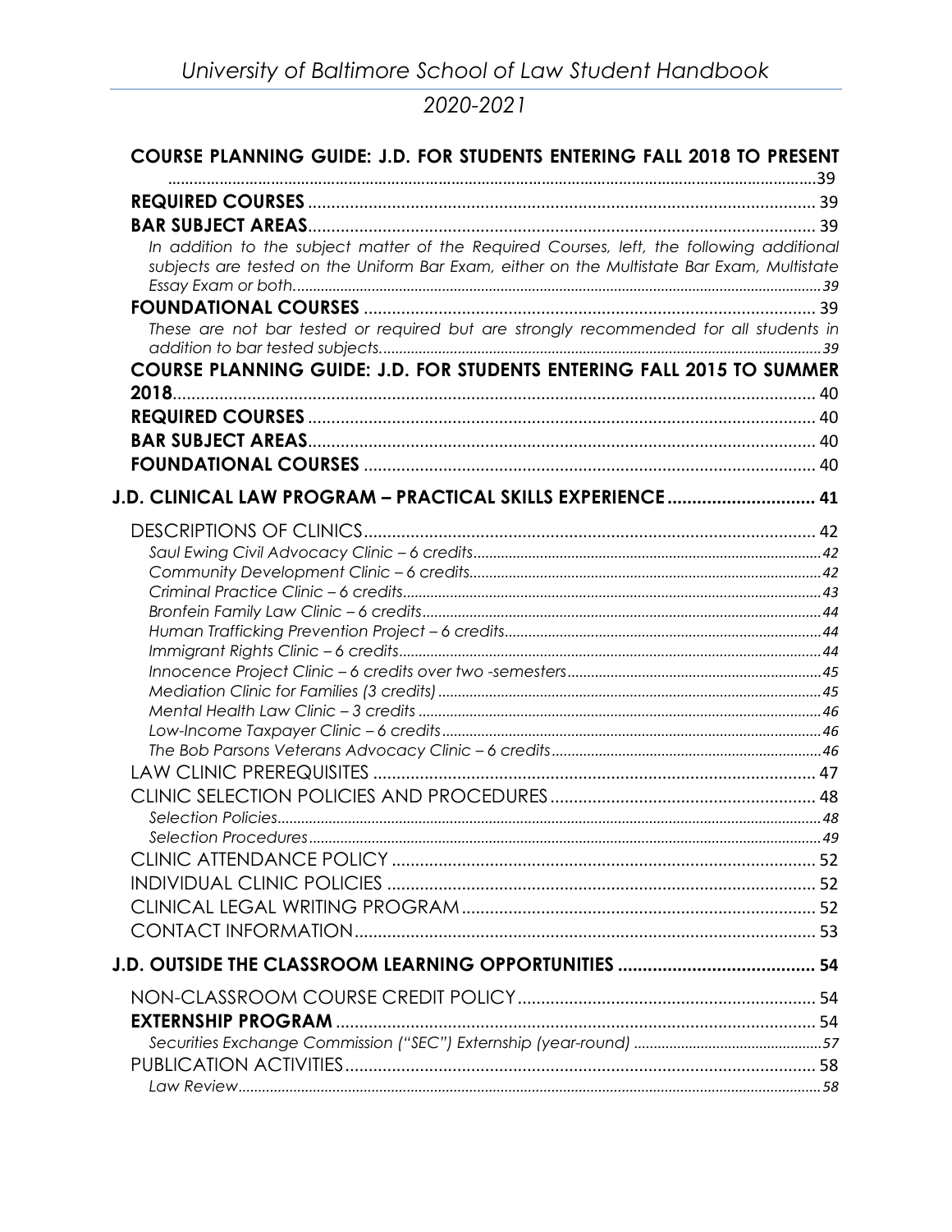**COURSE PLANNING GUIDE: J.D. FOR STUDENTS ENTERING FALL 2018 TO PRESENT** ........ 39

**REQUIRED COURSES** ........ 39

**BAR SUBJECT AREAS** ........ 39

*In addition to the subject matter of the Required Courses, left, the following additional subjects are tested on the Uniform Bar Exam, either on the Multistate Bar Exam, Multistate Essay Exam or both.* ........ 39

**FOUNDATIONAL COURSES** ........ 39

*These are not bar tested or required but are strongly recommended for all students in addition to bar tested subjects.* ........ 39

**COURSE PLANNING GUIDE: J.D. FOR STUDENTS ENTERING FALL 2015 TO SUMMER 2018** ........ 40

**REQUIRED COURSES** ........ 40

**BAR SUBJECT AREAS** ........ 40

**FOUNDATIONAL COURSES** ........ 40

**J.D. CLINICAL LAW PROGRAM – PRACTICAL SKILLS EXPERIENCE** ........ 41

DESCRIPTIONS OF CLINICS ........ 42

*Saul Ewing Civil Advocacy Clinic – 6 credits* ........ 42

*Community Development Clinic – 6 credits* ........ 42

*Criminal Practice Clinic – 6 credits* ........ 43

*Bronfein Family Law Clinic – 6 credits* ........ 44

*Human Trafficking Prevention Project – 6 credits* ........ 44

*Immigrant Rights Clinic – 6 credits* ........ 44

*Innocence Project Clinic – 6 credits over two -semesters* ........ 45

*Mediation Clinic for Families (3 credits)* ........ 45

*Mental Health Law Clinic – 3 credits* ........ 46

*Low-Income Taxpayer Clinic – 6 credits* ........ 46

*The Bob Parsons Veterans Advocacy Clinic – 6 credits* ........ 46

LAW CLINIC PREREQUISITES ........ 47

CLINIC SELECTION POLICIES AND PROCEDURES ........ 48

*Selection Policies* ........ 48

*Selection Procedures* ........ 49

CLINIC ATTENDANCE POLICY ........ 52

INDIVIDUAL CLINIC POLICIES ........ 52

CLINICAL LEGAL WRITING PROGRAM ........ 52

CONTACT INFORMATION ........ 53

**J.D. OUTSIDE THE CLASSROOM LEARNING OPPORTUNITIES** ........ 54

NON-CLASSROOM COURSE CREDIT POLICY ........ 54

**EXTERNSHIP PROGRAM** ........ 54

*Securities Exchange Commission ("SEC") Externship (year-round)* ........ 57

PUBLICATION ACTIVITIES ........ 58

*Law Review* ........ 58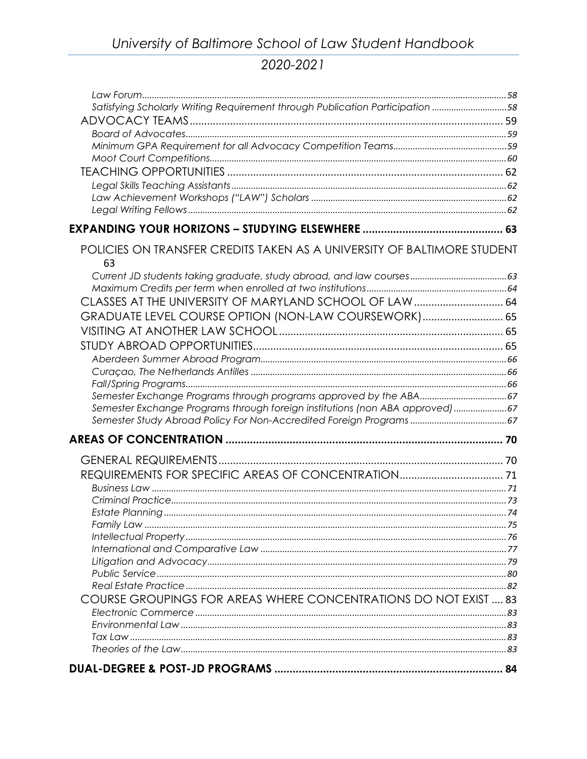*Law Forum* ..... 58
*Satisfying Scholarly Writing Requirement through Publication Participation* ..... 58
ADVOCACY TEAMS ..... 59
*Board of Advocates* ..... 59
*Minimum GPA Requirement for all Advocacy Competition Teams* ..... 59
*Moot Court Competitions* ..... 60
TEACHING OPPORTUNITIES ..... 62
*Legal Skills Teaching Assistants* ..... 62
*Law Achievement Workshops ("LAW") Scholars* ..... 62
*Legal Writing Fellows* ..... 62

**EXPANDING YOUR HORIZONS – STUDYING ELSEWHERE ..... 63**

POLICIES ON TRANSFER CREDITS TAKEN AS A UNIVERSITY OF BALTIMORE STUDENT 63
*Current JD students taking graduate, study abroad, and law courses* ..... 63
*Maximum Credits per term when enrolled at two institutions* ..... 64
CLASSES AT THE UNIVERSITY OF MARYLAND SCHOOL OF LAW ..... 64
GRADUATE LEVEL COURSE OPTION (NON-LAW COURSEWORK) ..... 65
VISITING AT ANOTHER LAW SCHOOL ..... 65
STUDY ABROAD OPPORTUNITIES ..... 65
*Aberdeen Summer Abroad Program* ..... 66
*Curaçao, The Netherlands Antilles* ..... 66
*Fall/Spring Programs* ..... 66
*Semester Exchange Programs through programs approved by the ABA* ..... 67
*Semester Exchange Programs through foreign institutions (non ABA approved)* ..... 67
*Semester Study Abroad Policy For Non-Accredited Foreign Programs* ..... 67

**AREAS OF CONCENTRATION ..... 70**

GENERAL REQUIREMENTS ..... 70
REQUIREMENTS FOR SPECIFIC AREAS OF CONCENTRATION ..... 71
*Business Law* ..... 71
*Criminal Practice* ..... 73
*Estate Planning* ..... 74
*Family Law* ..... 75
*Intellectual Property* ..... 76
*International and Comparative Law* ..... 77
*Litigation and Advocacy* ..... 79
*Public Service* ..... 80
*Real Estate Practice* ..... 82
COURSE GROUPINGS FOR AREAS WHERE CONCENTRATIONS DO NOT EXIST ..... 83
*Electronic Commerce* ..... 83
*Environmental Law* ..... 83
*Tax Law* ..... 83
*Theories of the Law* ..... 83

**DUAL-DEGREE & POST-JD PROGRAMS ..... 84**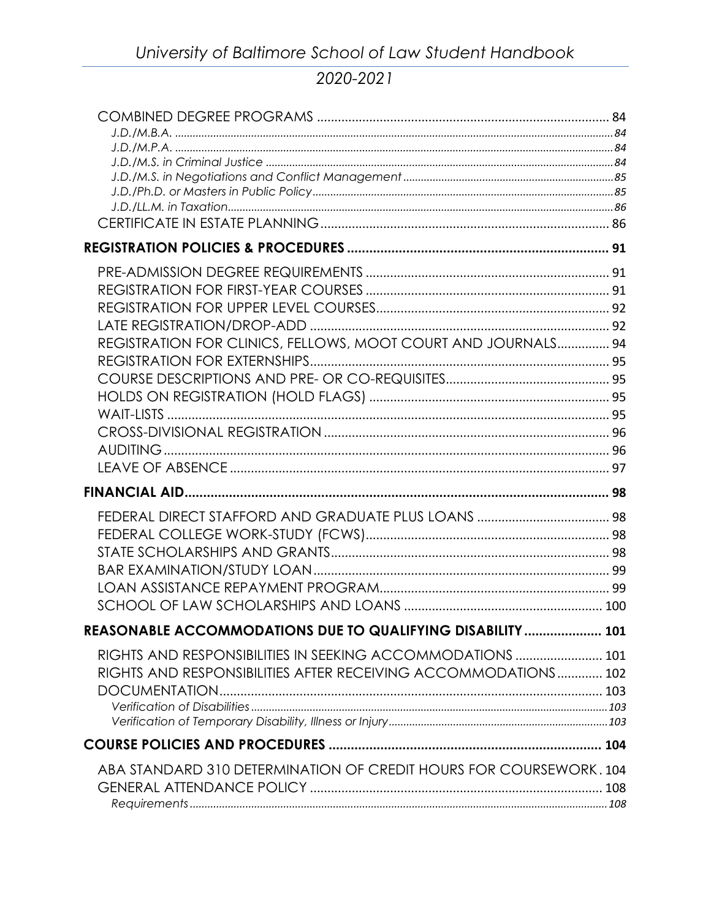COMBINED DEGREE PROGRAMS ........................................................................................ 84

*J.D./M.B.A.* ........................................................................................................................................... *84*

*J.D./M.P.A.* ........................................................................................................................................... *84*

*J.D./M.S. in Criminal Justice* ................................................................................................................ *84*

*J.D./M.S. in Negotiations and Conflict Management* ............................................................................ *85*

*J.D./Ph.D. or Masters in Public Policy* .................................................................................................. *85*

*J.D./LL.M. in Taxation* .......................................................................................................................... *86*

CERTIFICATE IN ESTATE PLANNING ......................................................................................... 86

**REGISTRATION POLICIES & PROCEDURES ........................................................................ 91**

PRE-ADMISSION DEGREE REQUIREMENTS ................................................................................ 91

REGISTRATION FOR FIRST-YEAR COURSES ................................................................................ 91

REGISTRATION FOR UPPER LEVEL COURSES .............................................................................. 92

LATE REGISTRATION/DROP-ADD ................................................................................................ 92

REGISTRATION FOR CLINICS, FELLOWS, MOOT COURT AND JOURNALS............... 94

REGISTRATION FOR EXTERNSHIPS ............................................................................................. 95

COURSE DESCRIPTIONS AND PRE- OR CO-REQUISITES .............................................................. 95

HOLDS ON REGISTRATION (HOLD FLAGS) ................................................................................. 95

WAIT-LISTS ................................................................................................................................... 95

CROSS-DIVISIONAL REGISTRATION ........................................................................................... 96

AUDITING ..................................................................................................................................... 96

LEAVE OF ABSENCE ..................................................................................................................... 97

**FINANCIAL AID ........................................................................................................................ 98**

FEDERAL DIRECT STAFFORD AND GRADUATE PLUS LOANS ..................................................... 98

FEDERAL COLLEGE WORK-STUDY (FCWS) ................................................................................. 98

STATE SCHOLARSHIPS AND GRANTS .......................................................................................... 98

BAR EXAMINATION/STUDY LOAN ............................................................................................... 99

LOAN ASSISTANCE REPAYMENT PROGRAM ............................................................................... 99

SCHOOL OF LAW SCHOLARSHIPS AND LOANS ......................................................................... 100

**REASONABLE ACCOMMODATIONS DUE TO QUALIFYING DISABILITY ..................... 101**

RIGHTS AND RESPONSIBILITIES IN SEEKING ACCOMMODATIONS ......................... 101

RIGHTS AND RESPONSIBILITIES AFTER RECEIVING ACCOMMODATIONS ............. 102

DOCUMENTATION ...................................................................................................................... 103

*Verification of Disabilities* ................................................................................................................... *103*

*Verification of Temporary Disability, Illness or Injury* ......................................................................... *103*

**COURSE POLICIES AND PROCEDURES .............................................................................. 104**

ABA STANDARD 310 DETERMINATION OF CREDIT HOURS FOR COURSEWORK . 104

GENERAL ATTENDANCE POLICY ................................................................................................ 108

*Requirements* ....................................................................................................................................... *108*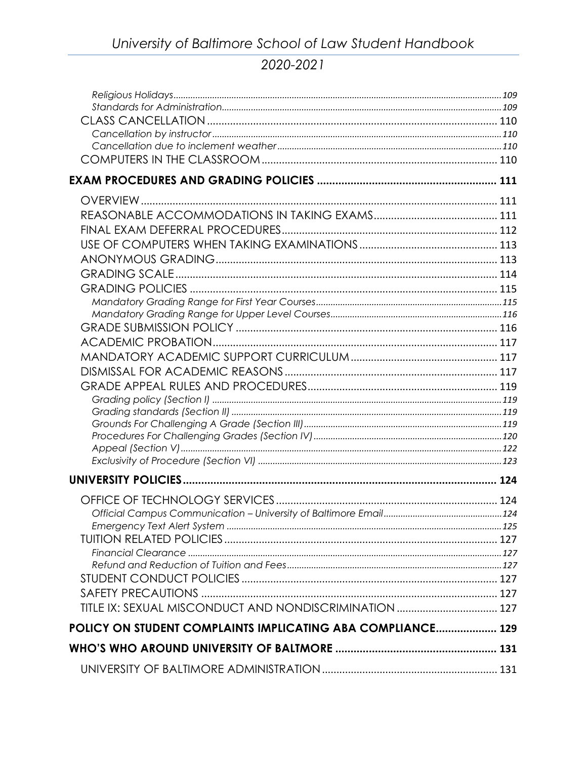*Religious Holidays* 109
*Standards for Administration* 109

CLASS CANCELLATION 110

*Cancellation by instructor* 110
*Cancellation due to inclement weather* 110

COMPUTERS IN THE CLASSROOM 110

**EXAM PROCEDURES AND GRADING POLICIES** 111

OVERVIEW 111
REASONABLE ACCOMMODATIONS IN TAKING EXAMS 111
FINAL EXAM DEFERRAL PROCEDURES 112
USE OF COMPUTERS WHEN TAKING EXAMINATIONS 113
ANONYMOUS GRADING 113
GRADING SCALE 114
GRADING POLICIES 115

*Mandatory Grading Range for First Year Courses* 115
*Mandatory Grading Range for Upper Level Courses* 116

GRADE SUBMISSION POLICY 116
ACADEMIC PROBATION 117
MANDATORY ACADEMIC SUPPORT CURRICULUM 117
DISMISSAL FOR ACADEMIC REASONS 117
GRADE APPEAL RULES AND PROCEDURES 119

*Grading policy (Section I)* 119
*Grading standards (Section II)* 119
*Grounds For Challenging A Grade (Section III)* 119
*Procedures For Challenging Grades (Section IV)* 120
*Appeal (Section V)* 122
*Exclusivity of Procedure (Section VI)* 123

**UNIVERSITY POLICIES** 124

OFFICE OF TECHNOLOGY SERVICES 124

*Official Campus Communication – University of Baltimore Email* 124
*Emergency Text Alert System* 125

TUITION RELATED POLICIES 127

*Financial Clearance* 127
*Refund and Reduction of Tuition and Fees* 127

STUDENT CONDUCT POLICIES 127
SAFETY PRECAUTIONS 127
TITLE IX: SEXUAL MISCONDUCT AND NONDISCRIMINATION 127

**POLICY ON STUDENT COMPLAINTS IMPLICATING ABA COMPLIANCE** 129

**WHO'S WHO AROUND UNIVERSITY OF BALTMORE** 131

UNIVERSITY OF BALTIMORE ADMINISTRATION 131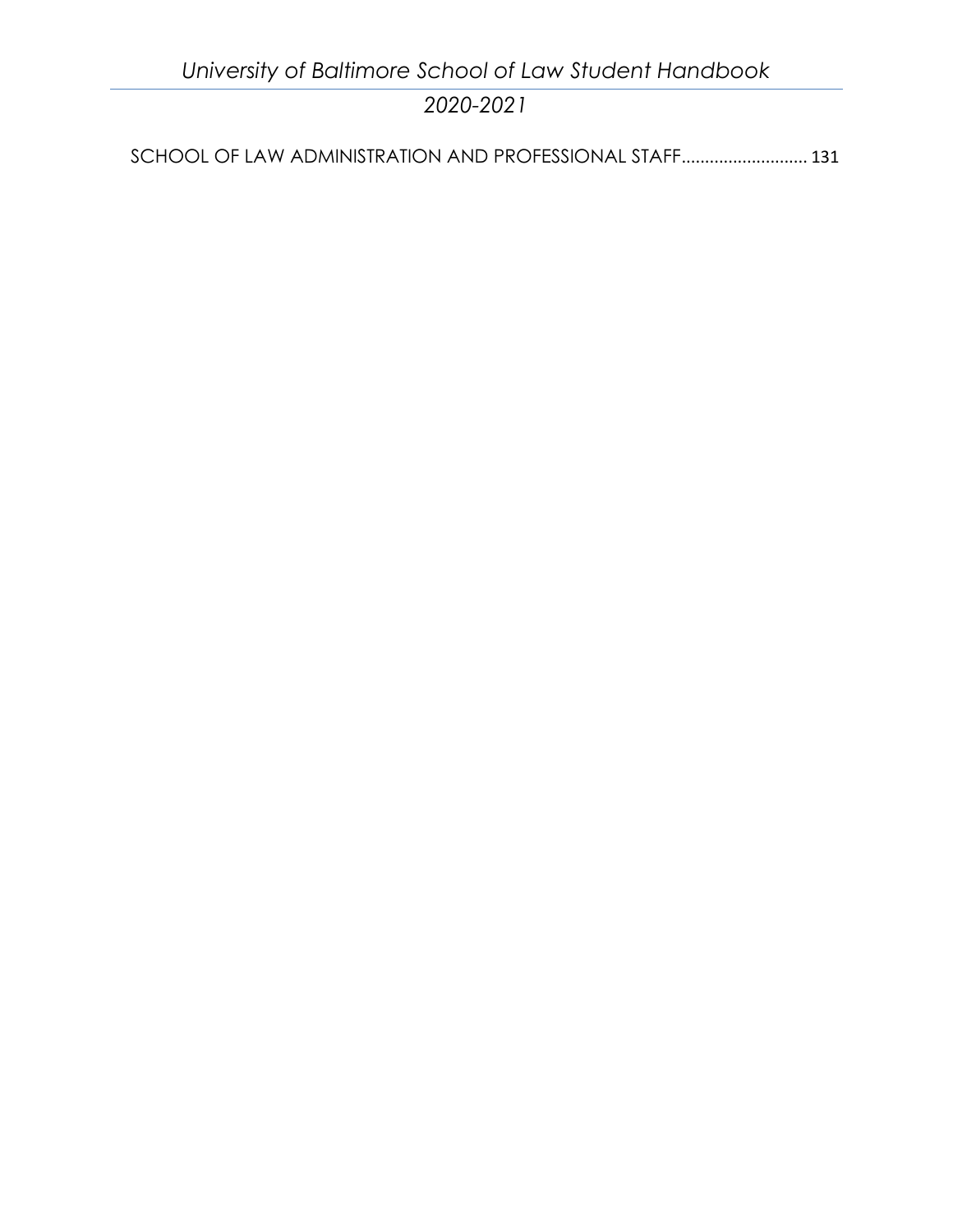SCHOOL OF LAW ADMINISTRATION AND PROFESSIONAL STAFF........................... 131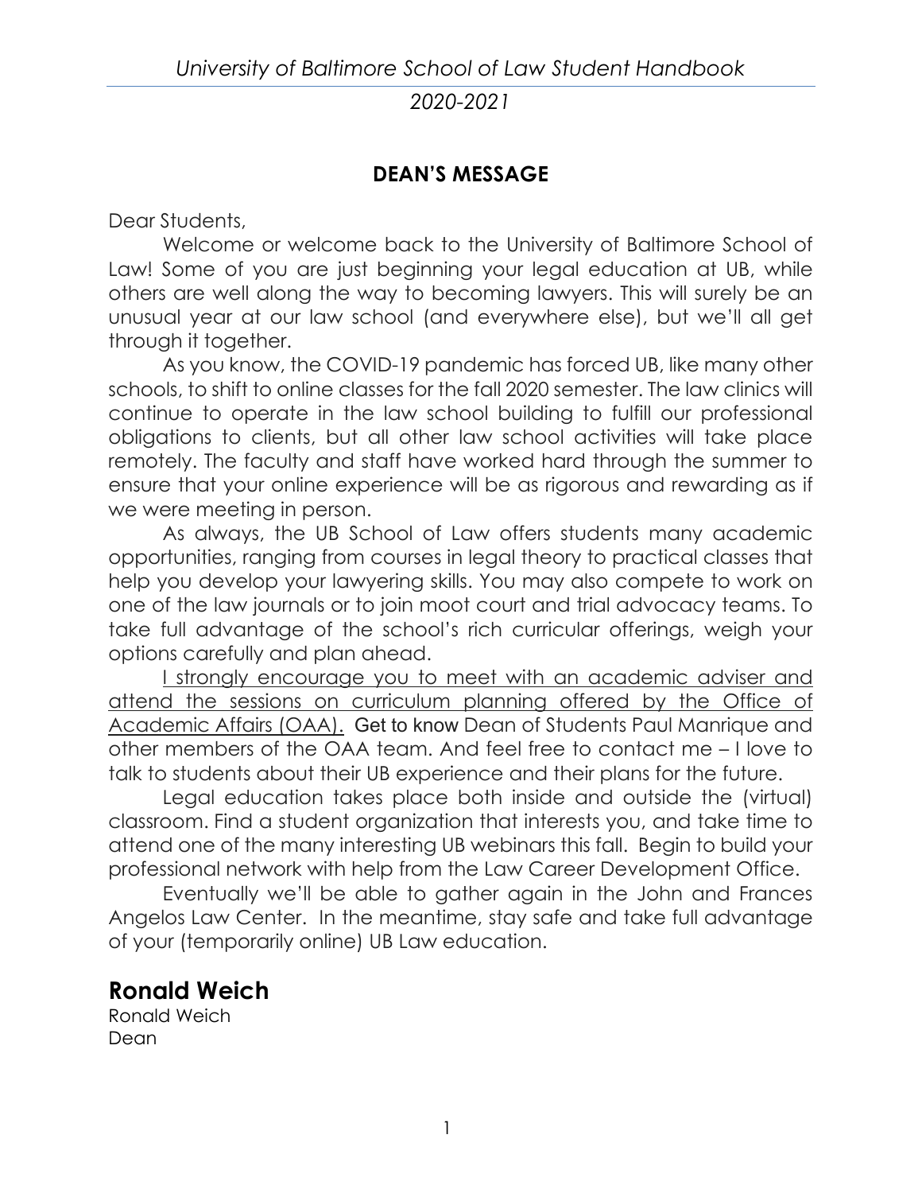## DEAN'S MESSAGE

Dear Students,

Welcome or welcome back to the University of Baltimore School of Law! Some of you are just beginning your legal education at UB, while others are well along the way to becoming lawyers. This will surely be an unusual year at our law school (and everywhere else), but we'll all get through it together.

As you know, the COVID-19 pandemic has forced UB, like many other schools, to shift to online classes for the fall 2020 semester. The law clinics will continue to operate in the law school building to fulfill our professional obligations to clients, but all other law school activities will take place remotely. The faculty and staff have worked hard through the summer to ensure that your online experience will be as rigorous and rewarding as if we were meeting in person.

As always, the UB School of Law offers students many academic opportunities, ranging from courses in legal theory to practical classes that help you develop your lawyering skills. You may also compete to work on one of the law journals or to join moot court and trial advocacy teams. To take full advantage of the school's rich curricular offerings, weigh your options carefully and plan ahead.

<u>I strongly encourage you to meet with an academic adviser and attend the sessions on curriculum planning offered by the Office of Academic Affairs (OAA).</u> Get to know Dean of Students Paul Manrique and other members of the OAA team. And feel free to contact me – I love to talk to students about their UB experience and their plans for the future.

Legal education takes place both inside and outside the (virtual) classroom. Find a student organization that interests you, and take time to attend one of the many interesting UB webinars this fall. Begin to build your professional network with help from the Law Career Development Office.

Eventually we'll be able to gather again in the John and Frances Angelos Law Center. In the meantime, stay safe and take full advantage of your (temporarily online) UB Law education.

**Ronald Weich**

Ronald Weich
Dean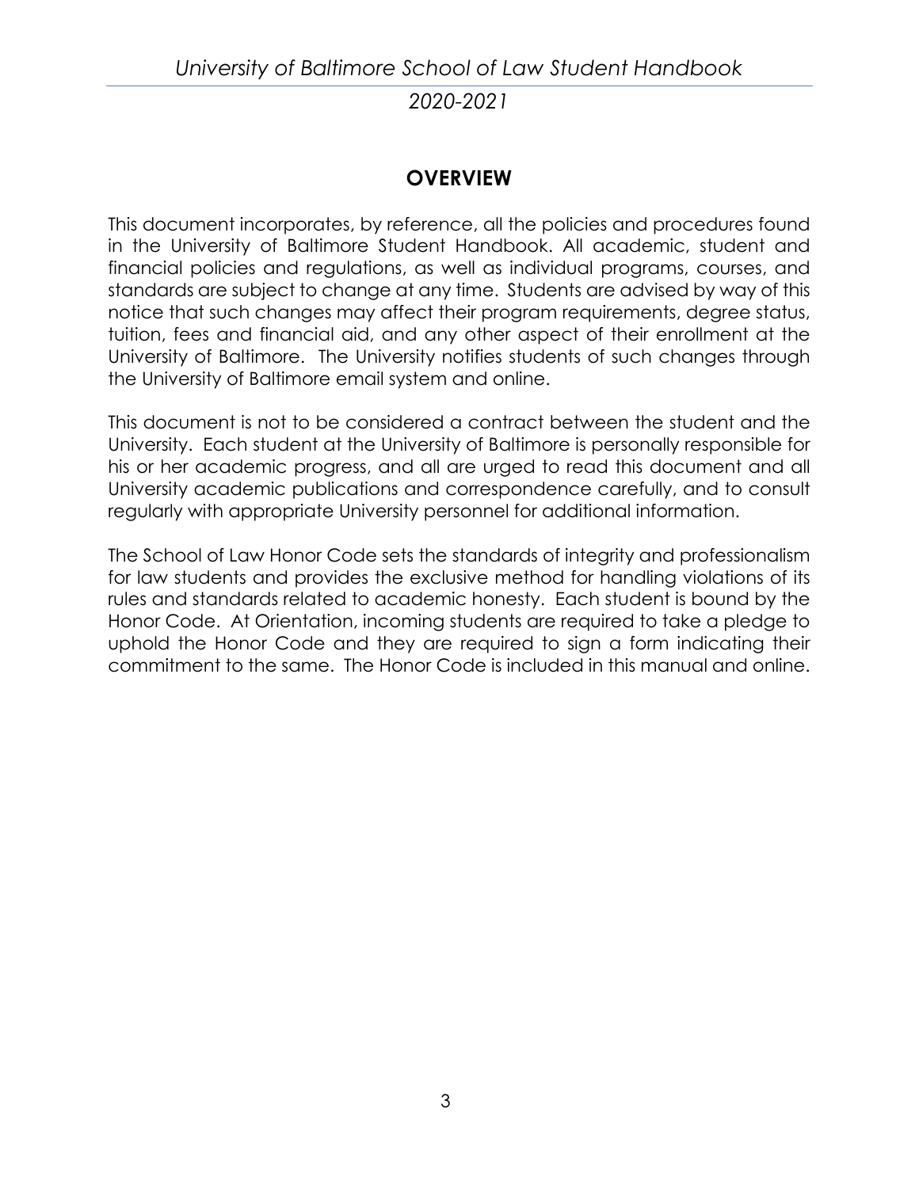# OVERVIEW

This document incorporates, by reference, all the policies and procedures found in the University of Baltimore Student Handbook. All academic, student and financial policies and regulations, as well as individual programs, courses, and standards are subject to change at any time. Students are advised by way of this notice that such changes may affect their program requirements, degree status, tuition, fees and financial aid, and any other aspect of their enrollment at the University of Baltimore. The University notifies students of such changes through the University of Baltimore email system and online.

This document is not to be considered a contract between the student and the University. Each student at the University of Baltimore is personally responsible for his or her academic progress, and all are urged to read this document and all University academic publications and correspondence carefully, and to consult regularly with appropriate University personnel for additional information.

The School of Law Honor Code sets the standards of integrity and professionalism for law students and provides the exclusive method for handling violations of its rules and standards related to academic honesty. Each student is bound by the Honor Code. At Orientation, incoming students are required to take a pledge to uphold the Honor Code and they are required to sign a form indicating their commitment to the same. The Honor Code is included in this manual and online.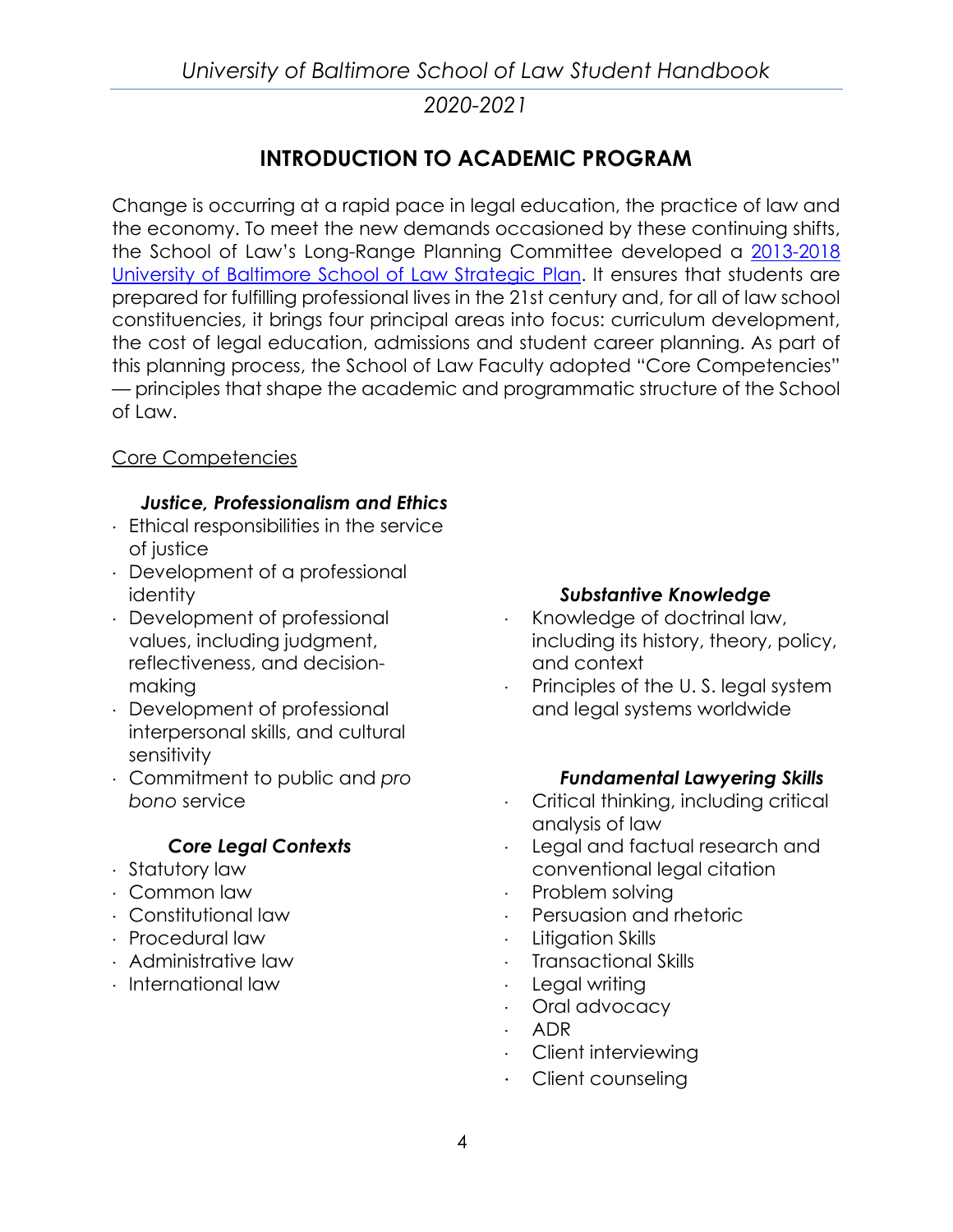## INTRODUCTION TO ACADEMIC PROGRAM

Change is occurring at a rapid pace in legal education, the practice of law and the economy. To meet the new demands occasioned by these continuing shifts, the School of Law's Long-Range Planning Committee developed a [2013-2018 University of Baltimore School of Law Strategic Plan](). It ensures that students are prepared for fulfilling professional lives in the 21st century and, for all of law school constituencies, it brings four principal areas into focus: curriculum development, the cost of legal education, admissions and student career planning. As part of this planning process, the School of Law Faculty adopted "Core Competencies" — principles that shape the academic and programmatic structure of the School of Law.

Core Competencies

***Justice, Professionalism and Ethics***

- Ethical responsibilities in the service of justice
- Development of a professional identity
- Development of professional values, including judgment, reflectiveness, and decision-making
- Development of professional interpersonal skills, and cultural sensitivity
- Commitment to public and *pro bono* service

***Core Legal Contexts***

- Statutory law
- Common law
- Constitutional law
- Procedural law
- Administrative law
- International law

***Substantive Knowledge***

- Knowledge of doctrinal law, including its history, theory, policy, and context
- Principles of the U. S. legal system and legal systems worldwide

***Fundamental Lawyering Skills***

- Critical thinking, including critical analysis of law
- Legal and factual research and conventional legal citation
- Problem solving
- Persuasion and rhetoric
- Litigation Skills
- Transactional Skills
- Legal writing
- Oral advocacy
- ADR
- Client interviewing
- Client counseling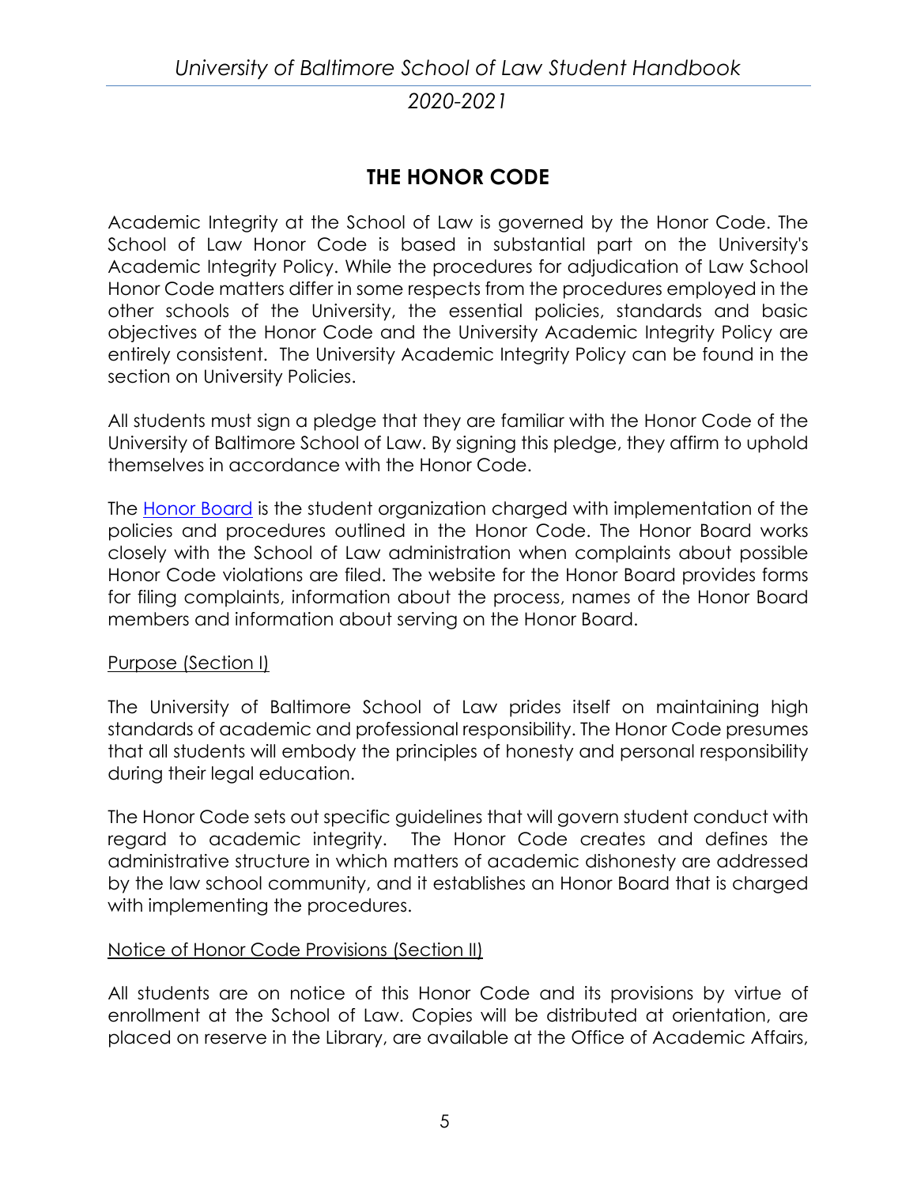# THE HONOR CODE

Academic Integrity at the School of Law is governed by the Honor Code. The School of Law Honor Code is based in substantial part on the University's Academic Integrity Policy. While the procedures for adjudication of Law School Honor Code matters differ in some respects from the procedures employed in the other schools of the University, the essential policies, standards and basic objectives of the Honor Code and the University Academic Integrity Policy are entirely consistent. The University Academic Integrity Policy can be found in the section on University Policies.

All students must sign a pledge that they are familiar with the Honor Code of the University of Baltimore School of Law. By signing this pledge, they affirm to uphold themselves in accordance with the Honor Code.

The Honor Board is the student organization charged with implementation of the policies and procedures outlined in the Honor Code. The Honor Board works closely with the School of Law administration when complaints about possible Honor Code violations are filed. The website for the Honor Board provides forms for filing complaints, information about the process, names of the Honor Board members and information about serving on the Honor Board.

## Purpose (Section I)

The University of Baltimore School of Law prides itself on maintaining high standards of academic and professional responsibility. The Honor Code presumes that all students will embody the principles of honesty and personal responsibility during their legal education.

The Honor Code sets out specific guidelines that will govern student conduct with regard to academic integrity. The Honor Code creates and defines the administrative structure in which matters of academic dishonesty are addressed by the law school community, and it establishes an Honor Board that is charged with implementing the procedures.

## Notice of Honor Code Provisions (Section II)

All students are on notice of this Honor Code and its provisions by virtue of enrollment at the School of Law. Copies will be distributed at orientation, are placed on reserve in the Library, are available at the Office of Academic Affairs,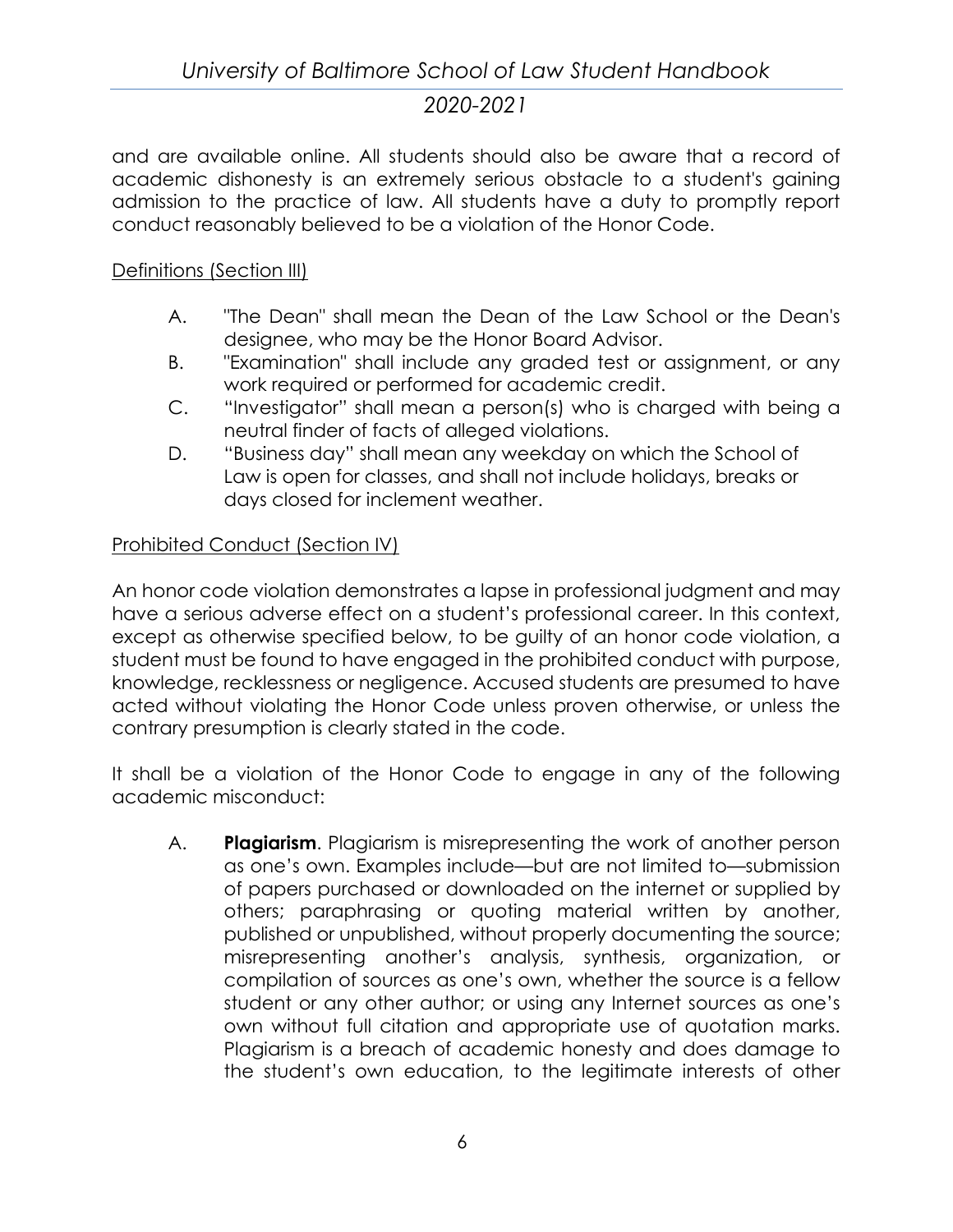and are available online. All students should also be aware that a record of academic dishonesty is an extremely serious obstacle to a student's gaining admission to the practice of law. All students have a duty to promptly report conduct reasonably believed to be a violation of the Honor Code.

Definitions (Section III)

A. "The Dean" shall mean the Dean of the Law School or the Dean's designee, who may be the Honor Board Advisor.

B. "Examination" shall include any graded test or assignment, or any work required or performed for academic credit.

C. "Investigator" shall mean a person(s) who is charged with being a neutral finder of facts of alleged violations.

D. "Business day" shall mean any weekday on which the School of Law is open for classes, and shall not include holidays, breaks or days closed for inclement weather.

Prohibited Conduct (Section IV)

An honor code violation demonstrates a lapse in professional judgment and may have a serious adverse effect on a student's professional career. In this context, except as otherwise specified below, to be guilty of an honor code violation, a student must be found to have engaged in the prohibited conduct with purpose, knowledge, recklessness or negligence. Accused students are presumed to have acted without violating the Honor Code unless proven otherwise, or unless the contrary presumption is clearly stated in the code.

It shall be a violation of the Honor Code to engage in any of the following academic misconduct:

A. **Plagiarism**. Plagiarism is misrepresenting the work of another person as one's own. Examples include—but are not limited to—submission of papers purchased or downloaded on the internet or supplied by others; paraphrasing or quoting material written by another, published or unpublished, without properly documenting the source; misrepresenting another's analysis, synthesis, organization, or compilation of sources as one's own, whether the source is a fellow student or any other author; or using any Internet sources as one's own without full citation and appropriate use of quotation marks. Plagiarism is a breach of academic honesty and does damage to the student's own education, to the legitimate interests of other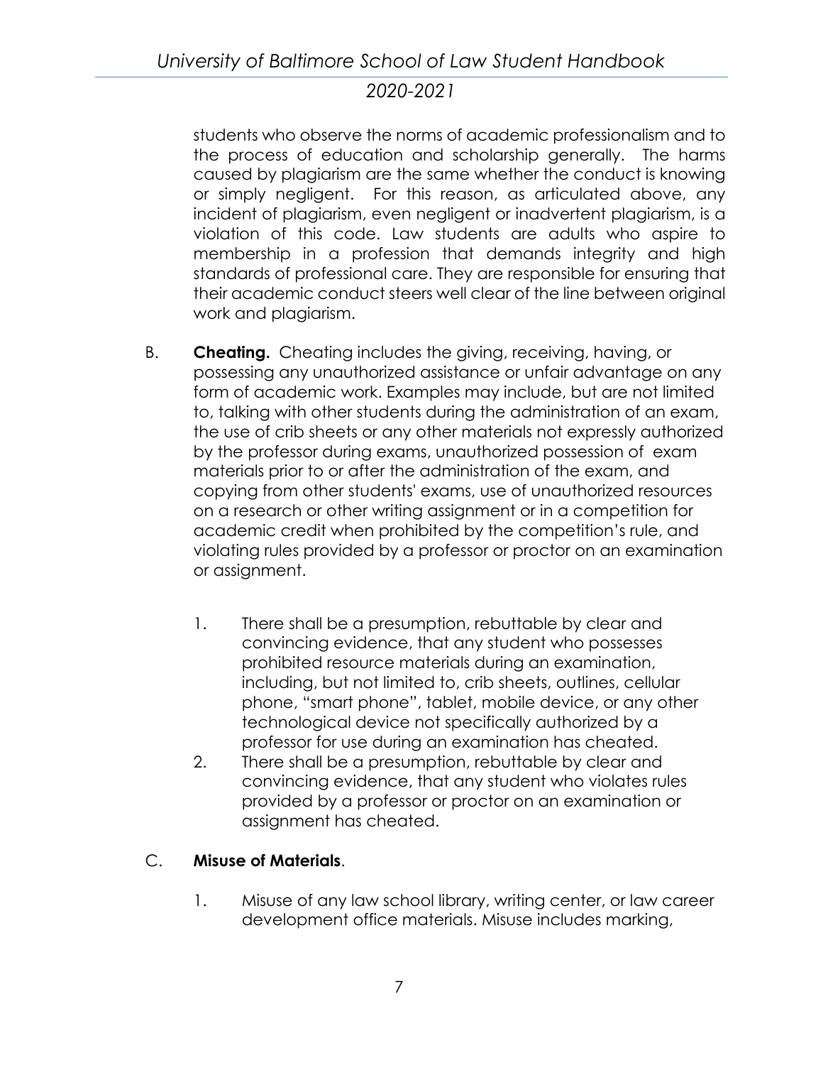students who observe the norms of academic professionalism and to the process of education and scholarship generally. The harms caused by plagiarism are the same whether the conduct is knowing or simply negligent. For this reason, as articulated above, any incident of plagiarism, even negligent or inadvertent plagiarism, is a violation of this code. Law students are adults who aspire to membership in a profession that demands integrity and high standards of professional care. They are responsible for ensuring that their academic conduct steers well clear of the line between original work and plagiarism.

B. **Cheating.** Cheating includes the giving, receiving, having, or possessing any unauthorized assistance or unfair advantage on any form of academic work. Examples may include, but are not limited to, talking with other students during the administration of an exam, the use of crib sheets or any other materials not expressly authorized by the professor during exams, unauthorized possession of exam materials prior to or after the administration of the exam, and copying from other students' exams, use of unauthorized resources on a research or other writing assignment or in a competition for academic credit when prohibited by the competition's rule, and violating rules provided by a professor or proctor on an examination or assignment.

1. There shall be a presumption, rebuttable by clear and convincing evidence, that any student who possesses prohibited resource materials during an examination, including, but not limited to, crib sheets, outlines, cellular phone, "smart phone", tablet, mobile device, or any other technological device not specifically authorized by a professor for use during an examination has cheated.
2. There shall be a presumption, rebuttable by clear and convincing evidence, that any student who violates rules provided by a professor or proctor on an examination or assignment has cheated.

C. **Misuse of Materials**.

1. Misuse of any law school library, writing center, or law career development office materials. Misuse includes marking,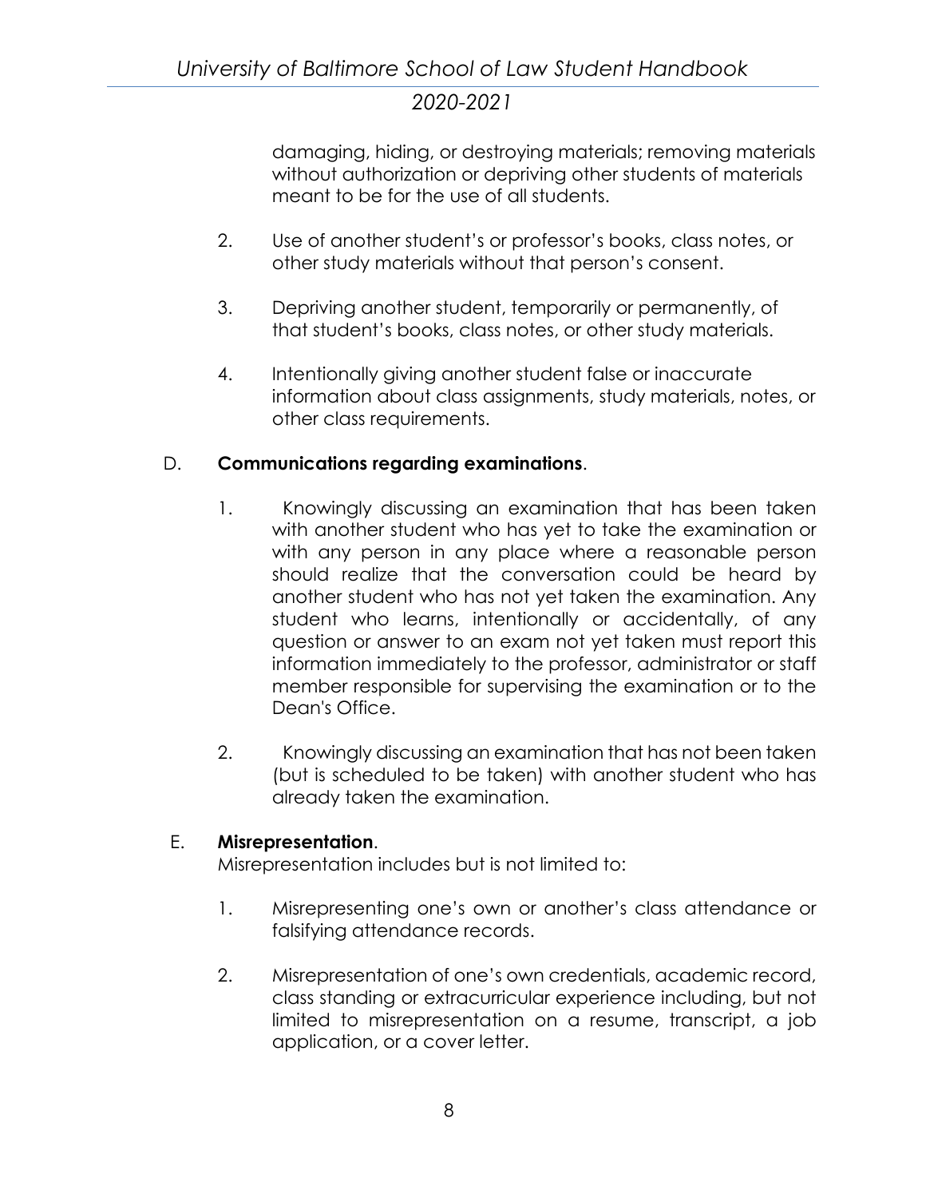damaging, hiding, or destroying materials; removing materials without authorization or depriving other students of materials meant to be for the use of all students.

2. Use of another student's or professor's books, class notes, or other study materials without that person's consent.

3. Depriving another student, temporarily or permanently, of that student's books, class notes, or other study materials.

4. Intentionally giving another student false or inaccurate information about class assignments, study materials, notes, or other class requirements.

D. **Communications regarding examinations**.

1. Knowingly discussing an examination that has been taken with another student who has yet to take the examination or with any person in any place where a reasonable person should realize that the conversation could be heard by another student who has not yet taken the examination. Any student who learns, intentionally or accidentally, of any question or answer to an exam not yet taken must report this information immediately to the professor, administrator or staff member responsible for supervising the examination or to the Dean's Office.

2. Knowingly discussing an examination that has not been taken (but is scheduled to be taken) with another student who has already taken the examination.

E. **Misrepresentation**.
Misrepresentation includes but is not limited to:

1. Misrepresenting one's own or another's class attendance or falsifying attendance records.

2. Misrepresentation of one's own credentials, academic record, class standing or extracurricular experience including, but not limited to misrepresentation on a resume, transcript, a job application, or a cover letter.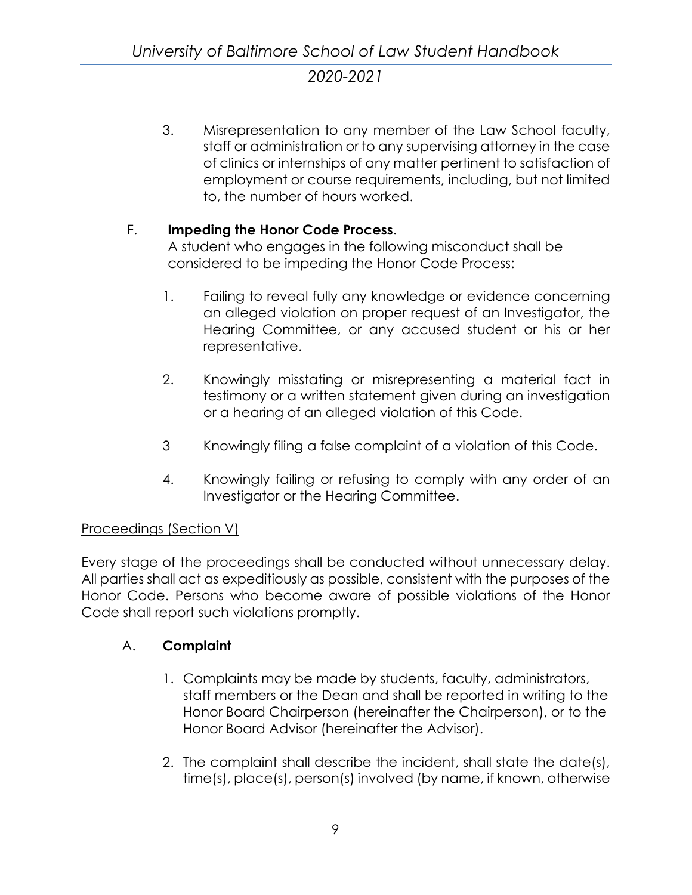3. Misrepresentation to any member of the Law School faculty, staff or administration or to any supervising attorney in the case of clinics or internships of any matter pertinent to satisfaction of employment or course requirements, including, but not limited to, the number of hours worked.

F. **Impeding the Honor Code Process**.
A student who engages in the following misconduct shall be considered to be impeding the Honor Code Process:

1. Failing to reveal fully any knowledge or evidence concerning an alleged violation on proper request of an Investigator, the Hearing Committee, or any accused student or his or her representative.

2. Knowingly misstating or misrepresenting a material fact in testimony or a written statement given during an investigation or a hearing of an alleged violation of this Code.

3 Knowingly filing a false complaint of a violation of this Code.

4. Knowingly failing or refusing to comply with any order of an Investigator or the Hearing Committee.

<u>Proceedings (Section V)</u>

Every stage of the proceedings shall be conducted without unnecessary delay. All parties shall act as expeditiously as possible, consistent with the purposes of the Honor Code. Persons who become aware of possible violations of the Honor Code shall report such violations promptly.

A. **Complaint**

1. Complaints may be made by students, faculty, administrators, staff members or the Dean and shall be reported in writing to the Honor Board Chairperson (hereinafter the Chairperson), or to the Honor Board Advisor (hereinafter the Advisor).

2. The complaint shall describe the incident, shall state the date(s), time(s), place(s), person(s) involved (by name, if known, otherwise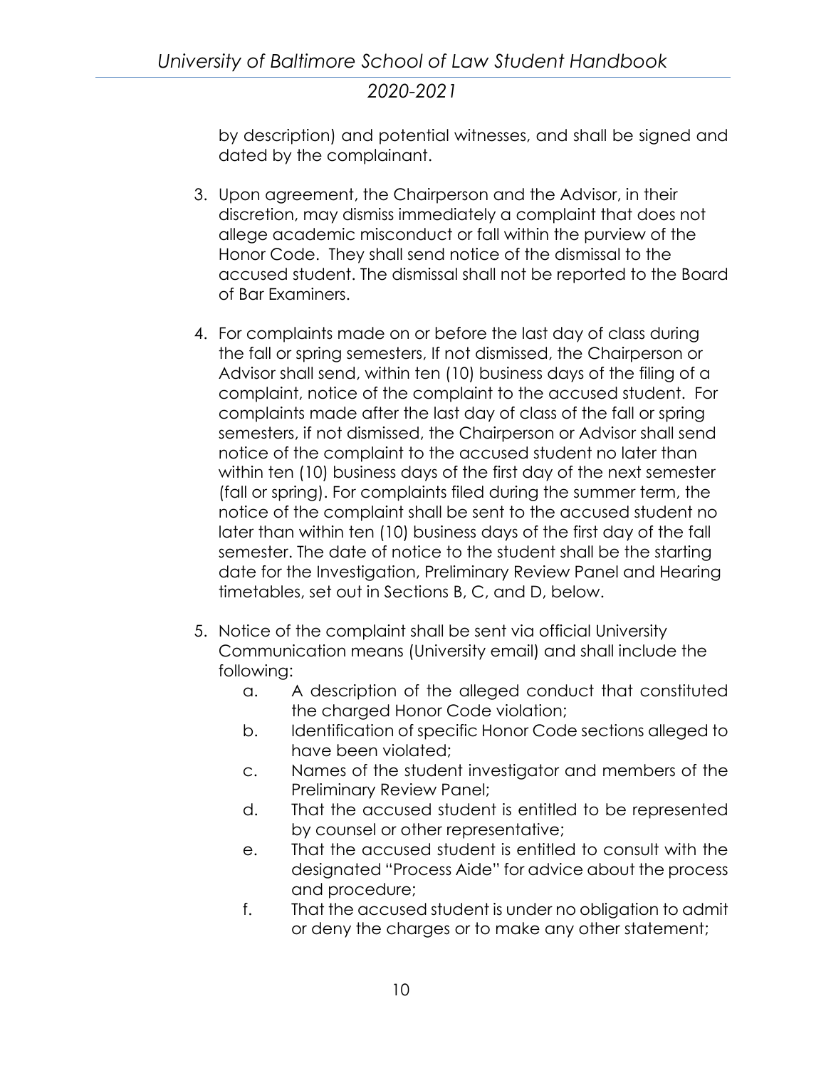by description) and potential witnesses, and shall be signed and dated by the complainant.

3. Upon agreement, the Chairperson and the Advisor, in their discretion, may dismiss immediately a complaint that does not allege academic misconduct or fall within the purview of the Honor Code. They shall send notice of the dismissal to the accused student. The dismissal shall not be reported to the Board of Bar Examiners.

4. For complaints made on or before the last day of class during the fall or spring semesters, If not dismissed, the Chairperson or Advisor shall send, within ten (10) business days of the filing of a complaint, notice of the complaint to the accused student. For complaints made after the last day of class of the fall or spring semesters, if not dismissed, the Chairperson or Advisor shall send notice of the complaint to the accused student no later than within ten (10) business days of the first day of the next semester (fall or spring). For complaints filed during the summer term, the notice of the complaint shall be sent to the accused student no later than within ten (10) business days of the first day of the fall semester. The date of notice to the student shall be the starting date for the Investigation, Preliminary Review Panel and Hearing timetables, set out in Sections B, C, and D, below.

5. Notice of the complaint shall be sent via official University Communication means (University email) and shall include the following:
   a. A description of the alleged conduct that constituted the charged Honor Code violation;
   b. Identification of specific Honor Code sections alleged to have been violated;
   c. Names of the student investigator and members of the Preliminary Review Panel;
   d. That the accused student is entitled to be represented by counsel or other representative;
   e. That the accused student is entitled to consult with the designated "Process Aide" for advice about the process and procedure;
   f. That the accused student is under no obligation to admit or deny the charges or to make any other statement;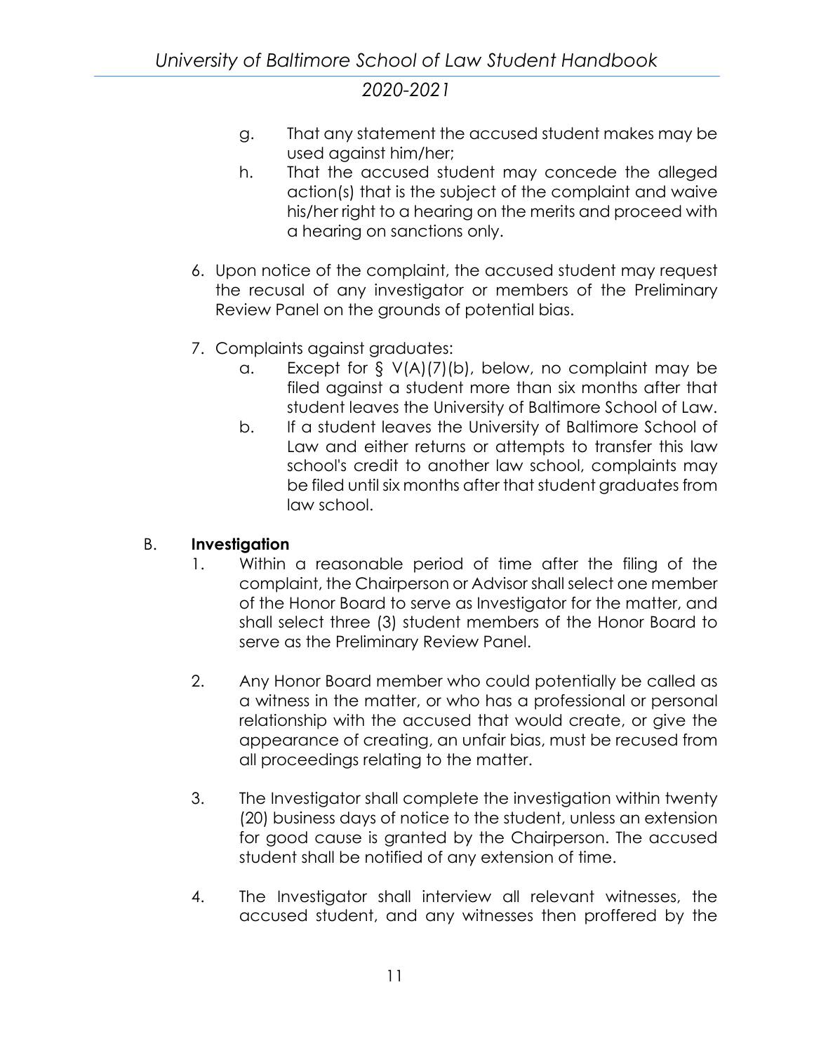g. That any statement the accused student makes may be used against him/her;

h. That the accused student may concede the alleged action(s) that is the subject of the complaint and waive his/her right to a hearing on the merits and proceed with a hearing on sanctions only.

6. Upon notice of the complaint, the accused student may request the recusal of any investigator or members of the Preliminary Review Panel on the grounds of potential bias.

7. Complaints against graduates:

   a. Except for § V(A)(7)(b), below, no complaint may be filed against a student more than six months after that student leaves the University of Baltimore School of Law.

   b. If a student leaves the University of Baltimore School of Law and either returns or attempts to transfer this law school's credit to another law school, complaints may be filed until six months after that student graduates from law school.

B. **Investigation**

1. Within a reasonable period of time after the filing of the complaint, the Chairperson or Advisor shall select one member of the Honor Board to serve as Investigator for the matter, and shall select three (3) student members of the Honor Board to serve as the Preliminary Review Panel.

2. Any Honor Board member who could potentially be called as a witness in the matter, or who has a professional or personal relationship with the accused that would create, or give the appearance of creating, an unfair bias, must be recused from all proceedings relating to the matter.

3. The Investigator shall complete the investigation within twenty (20) business days of notice to the student, unless an extension for good cause is granted by the Chairperson. The accused student shall be notified of any extension of time.

4. The Investigator shall interview all relevant witnesses, the accused student, and any witnesses then proffered by the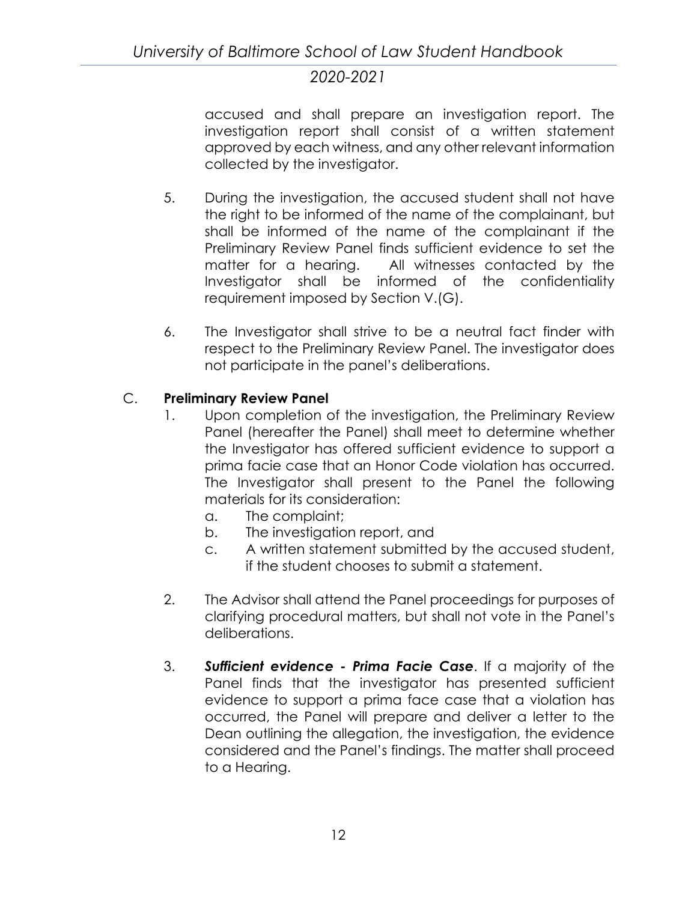accused and shall prepare an investigation report. The investigation report shall consist of a written statement approved by each witness, and any other relevant information collected by the investigator.

5. During the investigation, the accused student shall not have the right to be informed of the name of the complainant, but shall be informed of the name of the complainant if the Preliminary Review Panel finds sufficient evidence to set the matter for a hearing. All witnesses contacted by the Investigator shall be informed of the confidentiality requirement imposed by Section V.(G).

6. The Investigator shall strive to be a neutral fact finder with respect to the Preliminary Review Panel. The investigator does not participate in the panel's deliberations.

C. **Preliminary Review Panel**

1. Upon completion of the investigation, the Preliminary Review Panel (hereafter the Panel) shall meet to determine whether the Investigator has offered sufficient evidence to support a prima facie case that an Honor Code violation has occurred. The Investigator shall present to the Panel the following materials for its consideration:
   a. The complaint;
   b. The investigation report, and
   c. A written statement submitted by the accused student, if the student chooses to submit a statement.

2. The Advisor shall attend the Panel proceedings for purposes of clarifying procedural matters, but shall not vote in the Panel's deliberations.

3. ***Sufficient evidence - Prima Facie Case***. If a majority of the Panel finds that the investigator has presented sufficient evidence to support a prima face case that a violation has occurred, the Panel will prepare and deliver a letter to the Dean outlining the allegation, the investigation, the evidence considered and the Panel's findings. The matter shall proceed to a Hearing.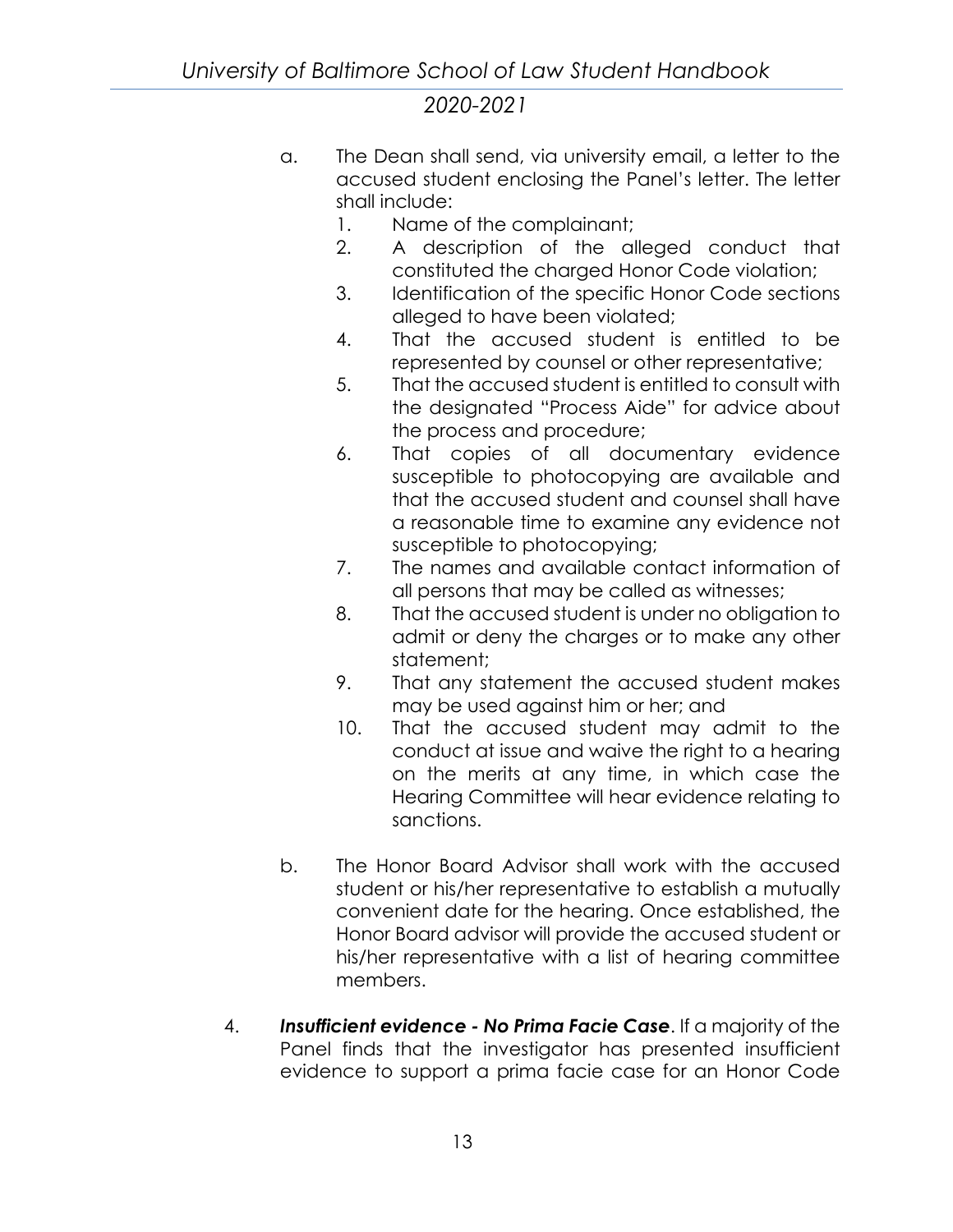a. The Dean shall send, via university email, a letter to the accused student enclosing the Panel's letter. The letter shall include:

   1. Name of the complainant;
   2. A description of the alleged conduct that constituted the charged Honor Code violation;
   3. Identification of the specific Honor Code sections alleged to have been violated;
   4. That the accused student is entitled to be represented by counsel or other representative;
   5. That the accused student is entitled to consult with the designated "Process Aide" for advice about the process and procedure;
   6. That copies of all documentary evidence susceptible to photocopying are available and that the accused student and counsel shall have a reasonable time to examine any evidence not susceptible to photocopying;
   7. The names and available contact information of all persons that may be called as witnesses;
   8. That the accused student is under no obligation to admit or deny the charges or to make any other statement;
   9. That any statement the accused student makes may be used against him or her; and
   10. That the accused student may admit to the conduct at issue and waive the right to a hearing on the merits at any time, in which case the Hearing Committee will hear evidence relating to sanctions.

b. The Honor Board Advisor shall work with the accused student or his/her representative to establish a mutually convenient date for the hearing. Once established, the Honor Board advisor will provide the accused student or his/her representative with a list of hearing committee members.

4. ***Insufficient evidence - No Prima Facie Case***. If a majority of the Panel finds that the investigator has presented insufficient evidence to support a prima facie case for an Honor Code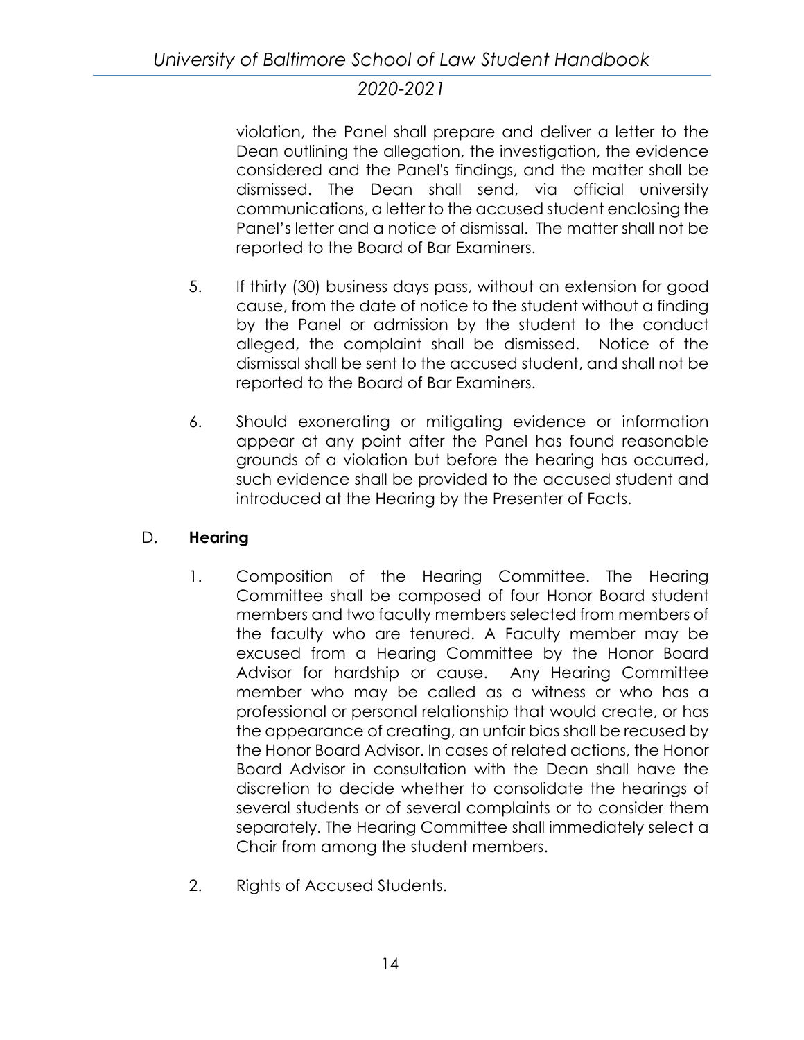violation, the Panel shall prepare and deliver a letter to the Dean outlining the allegation, the investigation, the evidence considered and the Panel's findings, and the matter shall be dismissed. The Dean shall send, via official university communications, a letter to the accused student enclosing the Panel's letter and a notice of dismissal. The matter shall not be reported to the Board of Bar Examiners.

5. If thirty (30) business days pass, without an extension for good cause, from the date of notice to the student without a finding by the Panel or admission by the student to the conduct alleged, the complaint shall be dismissed. Notice of the dismissal shall be sent to the accused student, and shall not be reported to the Board of Bar Examiners.

6. Should exonerating or mitigating evidence or information appear at any point after the Panel has found reasonable grounds of a violation but before the hearing has occurred, such evidence shall be provided to the accused student and introduced at the Hearing by the Presenter of Facts.

D. **Hearing**

1. Composition of the Hearing Committee. The Hearing Committee shall be composed of four Honor Board student members and two faculty members selected from members of the faculty who are tenured. A Faculty member may be excused from a Hearing Committee by the Honor Board Advisor for hardship or cause. Any Hearing Committee member who may be called as a witness or who has a professional or personal relationship that would create, or has the appearance of creating, an unfair bias shall be recused by the Honor Board Advisor. In cases of related actions, the Honor Board Advisor in consultation with the Dean shall have the discretion to decide whether to consolidate the hearings of several students or of several complaints or to consider them separately. The Hearing Committee shall immediately select a Chair from among the student members.

2. Rights of Accused Students.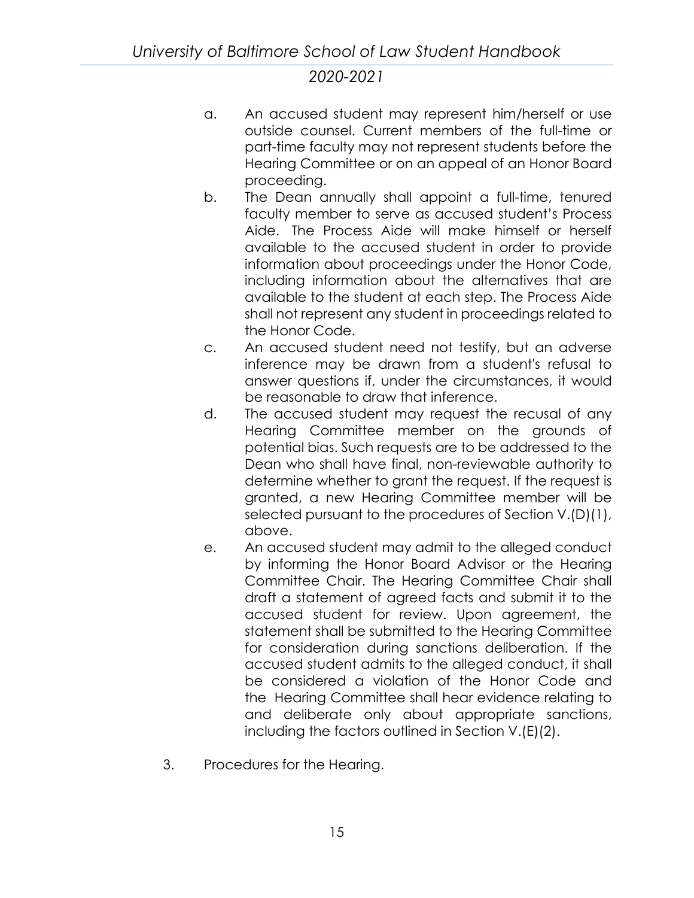a. An accused student may represent him/herself or use outside counsel. Current members of the full-time or part-time faculty may not represent students before the Hearing Committee or on an appeal of an Honor Board proceeding.

b. The Dean annually shall appoint a full-time, tenured faculty member to serve as accused student's Process Aide. The Process Aide will make himself or herself available to the accused student in order to provide information about proceedings under the Honor Code, including information about the alternatives that are available to the student at each step. The Process Aide shall not represent any student in proceedings related to the Honor Code.

c. An accused student need not testify, but an adverse inference may be drawn from a student's refusal to answer questions if, under the circumstances, it would be reasonable to draw that inference.

d. The accused student may request the recusal of any Hearing Committee member on the grounds of potential bias. Such requests are to be addressed to the Dean who shall have final, non-reviewable authority to determine whether to grant the request. If the request is granted, a new Hearing Committee member will be selected pursuant to the procedures of Section V.(D)(1), above.

e. An accused student may admit to the alleged conduct by informing the Honor Board Advisor or the Hearing Committee Chair. The Hearing Committee Chair shall draft a statement of agreed facts and submit it to the accused student for review. Upon agreement, the statement shall be submitted to the Hearing Committee for consideration during sanctions deliberation. If the accused student admits to the alleged conduct, it shall be considered a violation of the Honor Code and the Hearing Committee shall hear evidence relating to and deliberate only about appropriate sanctions, including the factors outlined in Section V.(E)(2).

3. Procedures for the Hearing.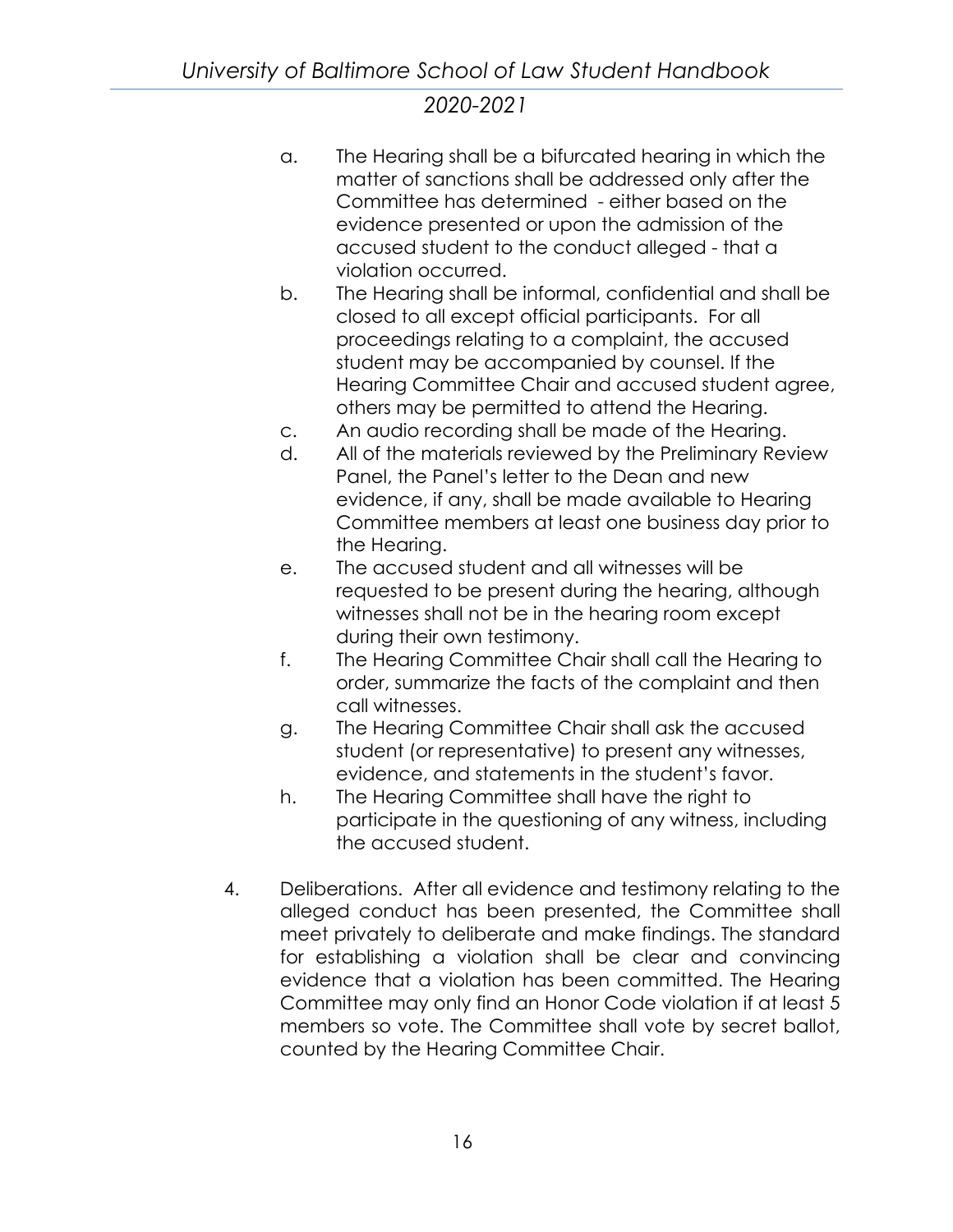a. The Hearing shall be a bifurcated hearing in which the matter of sanctions shall be addressed only after the Committee has determined - either based on the evidence presented or upon the admission of the accused student to the conduct alleged - that a violation occurred.
b. The Hearing shall be informal, confidential and shall be closed to all except official participants. For all proceedings relating to a complaint, the accused student may be accompanied by counsel. If the Hearing Committee Chair and accused student agree, others may be permitted to attend the Hearing.
c. An audio recording shall be made of the Hearing.
d. All of the materials reviewed by the Preliminary Review Panel, the Panel's letter to the Dean and new evidence, if any, shall be made available to Hearing Committee members at least one business day prior to the Hearing.
e. The accused student and all witnesses will be requested to be present during the hearing, although witnesses shall not be in the hearing room except during their own testimony.
f. The Hearing Committee Chair shall call the Hearing to order, summarize the facts of the complaint and then call witnesses.
g. The Hearing Committee Chair shall ask the accused student (or representative) to present any witnesses, evidence, and statements in the student's favor.
h. The Hearing Committee shall have the right to participate in the questioning of any witness, including the accused student.

4. Deliberations. After all evidence and testimony relating to the alleged conduct has been presented, the Committee shall meet privately to deliberate and make findings. The standard for establishing a violation shall be clear and convincing evidence that a violation has been committed. The Hearing Committee may only find an Honor Code violation if at least 5 members so vote. The Committee shall vote by secret ballot, counted by the Hearing Committee Chair.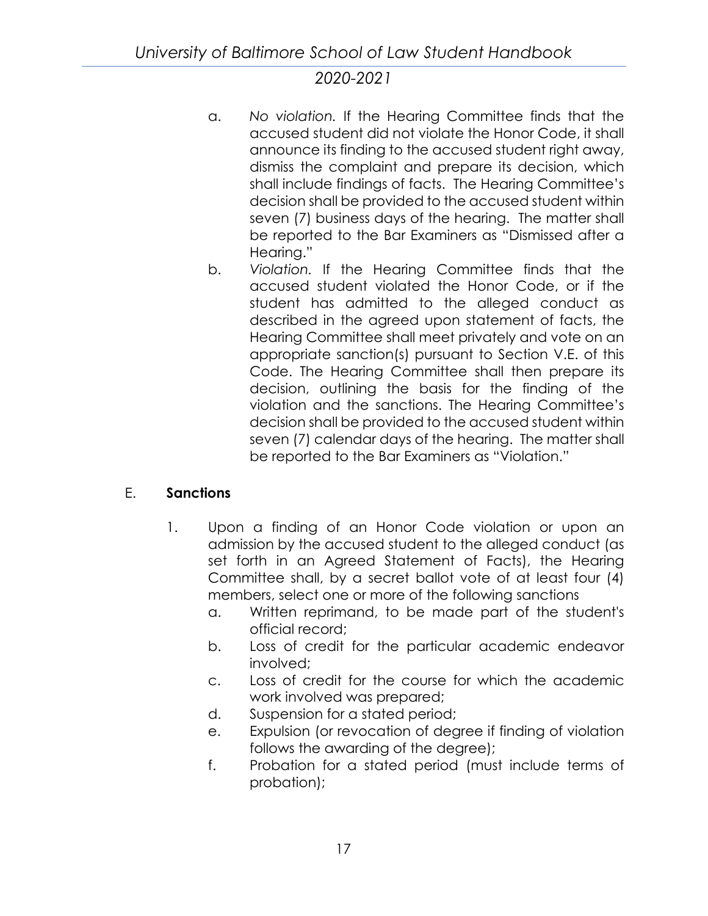a. *No violation.* If the Hearing Committee finds that the accused student did not violate the Honor Code, it shall announce its finding to the accused student right away, dismiss the complaint and prepare its decision, which shall include findings of facts. The Hearing Committee's decision shall be provided to the accused student within seven (7) business days of the hearing. The matter shall be reported to the Bar Examiners as "Dismissed after a Hearing."

b. *Violation.* If the Hearing Committee finds that the accused student violated the Honor Code, or if the student has admitted to the alleged conduct as described in the agreed upon statement of facts, the Hearing Committee shall meet privately and vote on an appropriate sanction(s) pursuant to Section V.E. of this Code. The Hearing Committee shall then prepare its decision, outlining the basis for the finding of the violation and the sanctions. The Hearing Committee's decision shall be provided to the accused student within seven (7) calendar days of the hearing. The matter shall be reported to the Bar Examiners as "Violation."

## E. **Sanctions**

1. Upon a finding of an Honor Code violation or upon an admission by the accused student to the alleged conduct (as set forth in an Agreed Statement of Facts), the Hearing Committee shall, by a secret ballot vote of at least four (4) members, select one or more of the following sanctions

   a. Written reprimand, to be made part of the student's official record;

   b. Loss of credit for the particular academic endeavor involved;

   c. Loss of credit for the course for which the academic work involved was prepared;

   d. Suspension for a stated period;

   e. Expulsion (or revocation of degree if finding of violation follows the awarding of the degree);

   f. Probation for a stated period (must include terms of probation);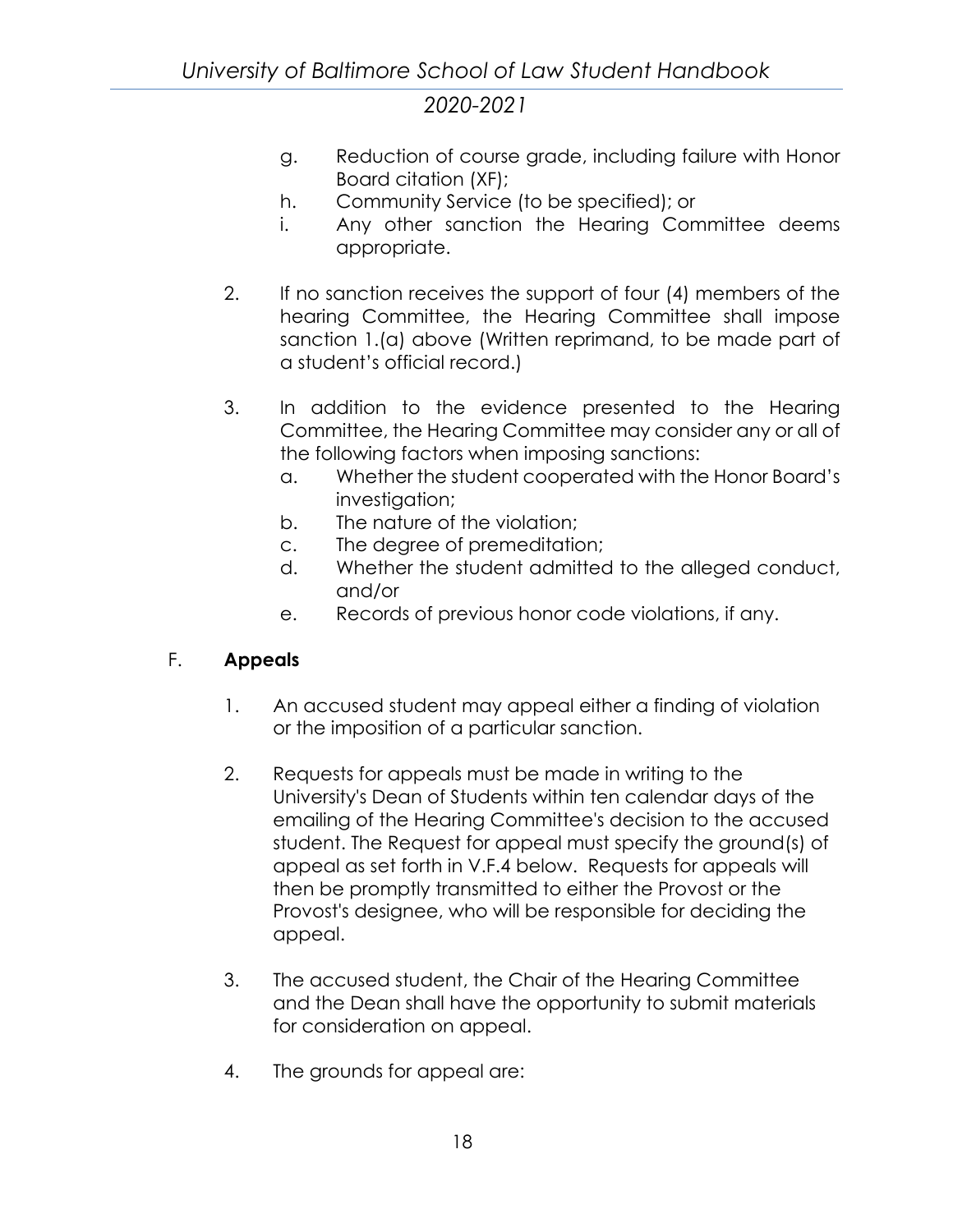g. Reduction of course grade, including failure with Honor Board citation (XF);
h. Community Service (to be specified); or
i. Any other sanction the Hearing Committee deems appropriate.

2. If no sanction receives the support of four (4) members of the hearing Committee, the Hearing Committee shall impose sanction 1.(a) above (Written reprimand, to be made part of a student's official record.)

3. In addition to the evidence presented to the Hearing Committee, the Hearing Committee may consider any or all of the following factors when imposing sanctions:
   a. Whether the student cooperated with the Honor Board's investigation;
   b. The nature of the violation;
   c. The degree of premeditation;
   d. Whether the student admitted to the alleged conduct, and/or
   e. Records of previous honor code violations, if any.

F. **Appeals**

1. An accused student may appeal either a finding of violation or the imposition of a particular sanction.

2. Requests for appeals must be made in writing to the University's Dean of Students within ten calendar days of the emailing of the Hearing Committee's decision to the accused student. The Request for appeal must specify the ground(s) of appeal as set forth in V.F.4 below. Requests for appeals will then be promptly transmitted to either the Provost or the Provost's designee, who will be responsible for deciding the appeal.

3. The accused student, the Chair of the Hearing Committee and the Dean shall have the opportunity to submit materials for consideration on appeal.

4. The grounds for appeal are: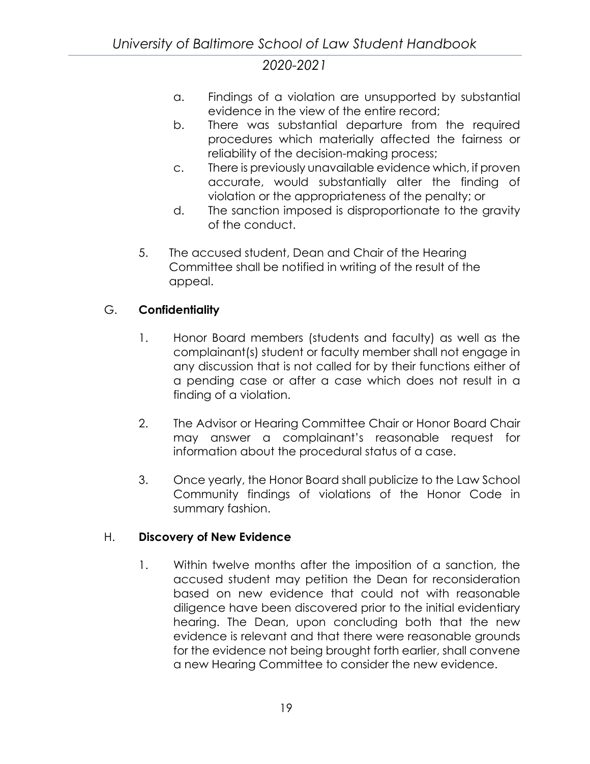a. Findings of a violation are unsupported by substantial evidence in the view of the entire record;

b. There was substantial departure from the required procedures which materially affected the fairness or reliability of the decision-making process;

c. There is previously unavailable evidence which, if proven accurate, would substantially alter the finding of violation or the appropriateness of the penalty; or

d. The sanction imposed is disproportionate to the gravity of the conduct.

5. The accused student, Dean and Chair of the Hearing Committee shall be notified in writing of the result of the appeal.

G. **Confidentiality**

1. Honor Board members (students and faculty) as well as the complainant(s) student or faculty member shall not engage in any discussion that is not called for by their functions either of a pending case or after a case which does not result in a finding of a violation.

2. The Advisor or Hearing Committee Chair or Honor Board Chair may answer a complainant's reasonable request for information about the procedural status of a case.

3. Once yearly, the Honor Board shall publicize to the Law School Community findings of violations of the Honor Code in summary fashion.

H. **Discovery of New Evidence**

1. Within twelve months after the imposition of a sanction, the accused student may petition the Dean for reconsideration based on new evidence that could not with reasonable diligence have been discovered prior to the initial evidentiary hearing. The Dean, upon concluding both that the new evidence is relevant and that there were reasonable grounds for the evidence not being brought forth earlier, shall convene a new Hearing Committee to consider the new evidence.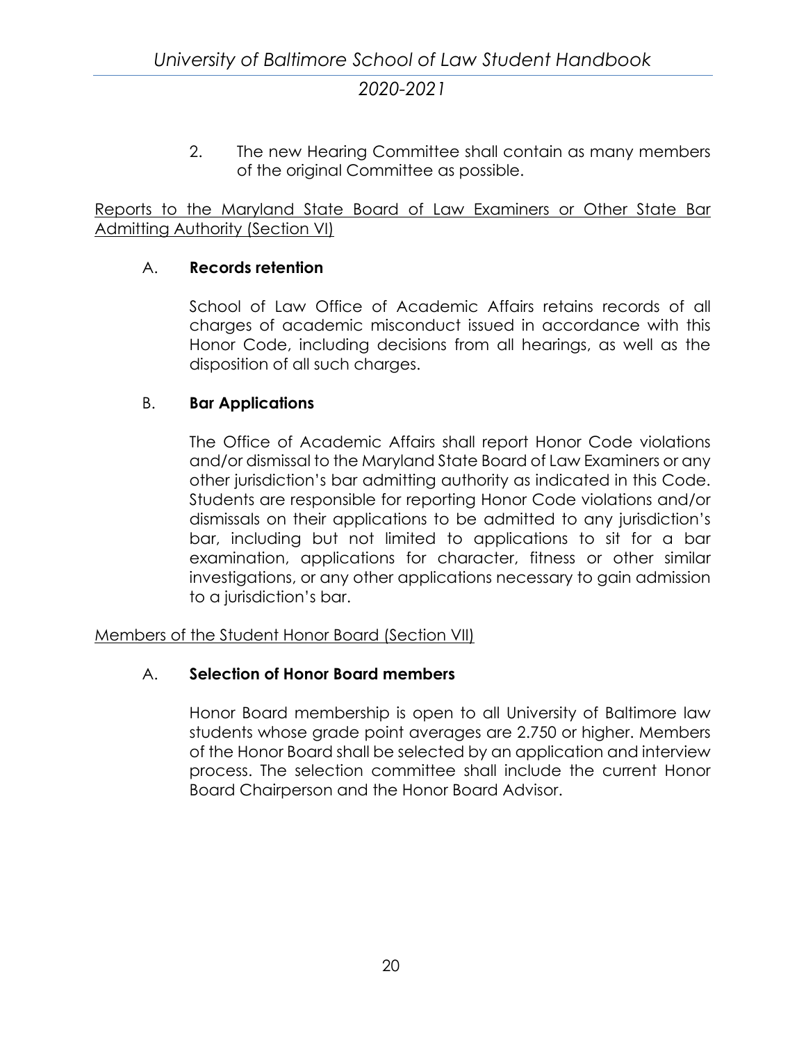2. The new Hearing Committee shall contain as many members of the original Committee as possible.

Reports to the Maryland State Board of Law Examiners or Other State Bar Admitting Authority (Section VI)

A. **Records retention**

School of Law Office of Academic Affairs retains records of all charges of academic misconduct issued in accordance with this Honor Code, including decisions from all hearings, as well as the disposition of all such charges.

B. **Bar Applications**

The Office of Academic Affairs shall report Honor Code violations and/or dismissal to the Maryland State Board of Law Examiners or any other jurisdiction's bar admitting authority as indicated in this Code. Students are responsible for reporting Honor Code violations and/or dismissals on their applications to be admitted to any jurisdiction's bar, including but not limited to applications to sit for a bar examination, applications for character, fitness or other similar investigations, or any other applications necessary to gain admission to a jurisdiction's bar.

Members of the Student Honor Board (Section VII)

A. **Selection of Honor Board members**

Honor Board membership is open to all University of Baltimore law students whose grade point averages are 2.750 or higher. Members of the Honor Board shall be selected by an application and interview process. The selection committee shall include the current Honor Board Chairperson and the Honor Board Advisor.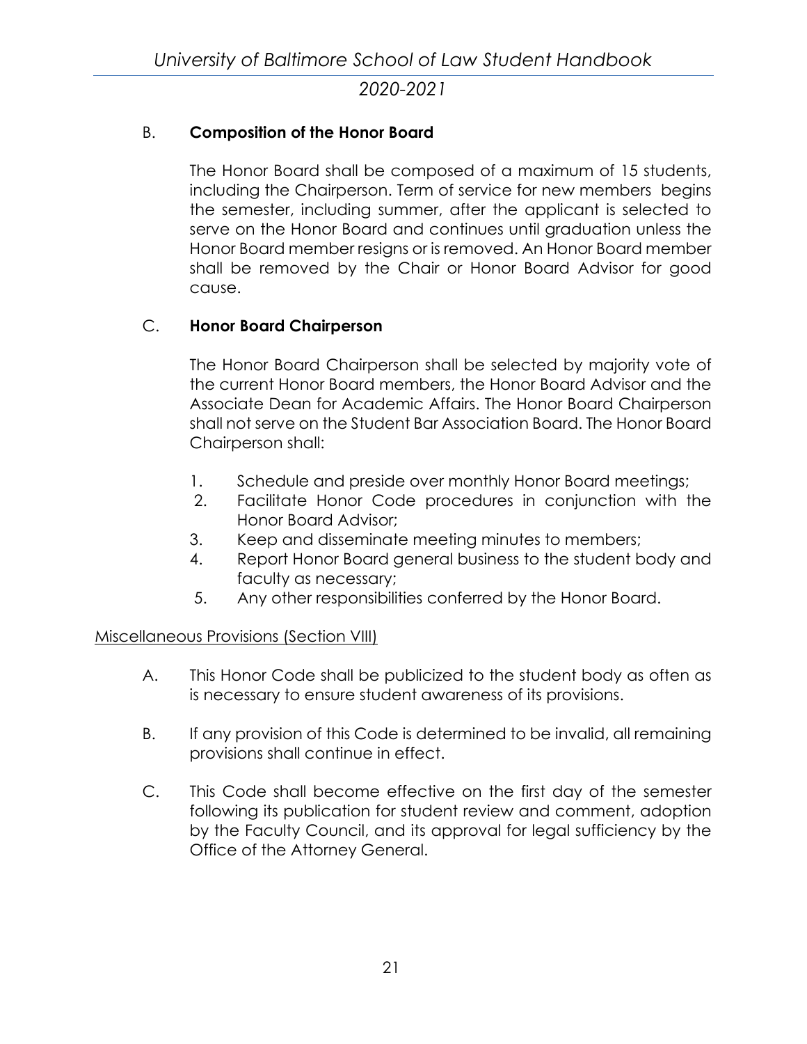B. **Composition of the Honor Board**

The Honor Board shall be composed of a maximum of 15 students, including the Chairperson. Term of service for new members begins the semester, including summer, after the applicant is selected to serve on the Honor Board and continues until graduation unless the Honor Board member resigns or is removed. An Honor Board member shall be removed by the Chair or Honor Board Advisor for good cause.

C. **Honor Board Chairperson**

The Honor Board Chairperson shall be selected by majority vote of the current Honor Board members, the Honor Board Advisor and the Associate Dean for Academic Affairs. The Honor Board Chairperson shall not serve on the Student Bar Association Board. The Honor Board Chairperson shall:

1. Schedule and preside over monthly Honor Board meetings;
2. Facilitate Honor Code procedures in conjunction with the Honor Board Advisor;
3. Keep and disseminate meeting minutes to members;
4. Report Honor Board general business to the student body and faculty as necessary;
5. Any other responsibilities conferred by the Honor Board.

<u>Miscellaneous Provisions (Section VIII)</u>

A. This Honor Code shall be publicized to the student body as often as is necessary to ensure student awareness of its provisions.

B. If any provision of this Code is determined to be invalid, all remaining provisions shall continue in effect.

C. This Code shall become effective on the first day of the semester following its publication for student review and comment, adoption by the Faculty Council, and its approval for legal sufficiency by the Office of the Attorney General.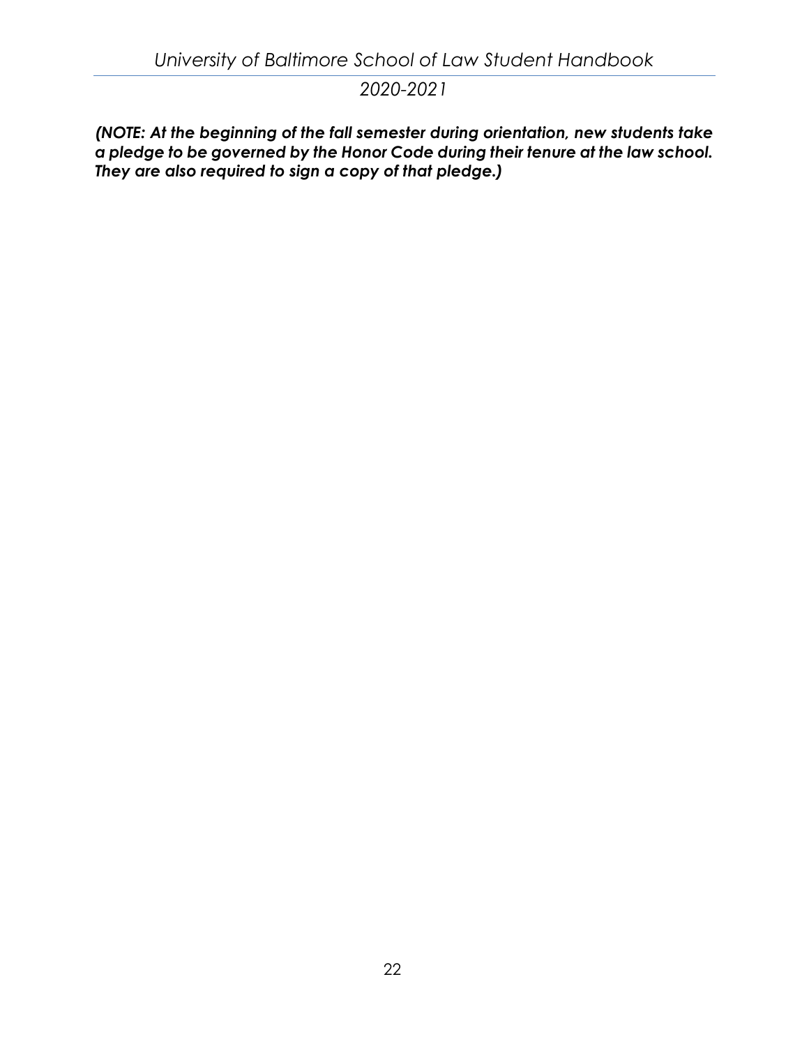***(NOTE: At the beginning of the fall semester during orientation, new students take a pledge to be governed by the Honor Code during their tenure at the law school. They are also required to sign a copy of that pledge.)***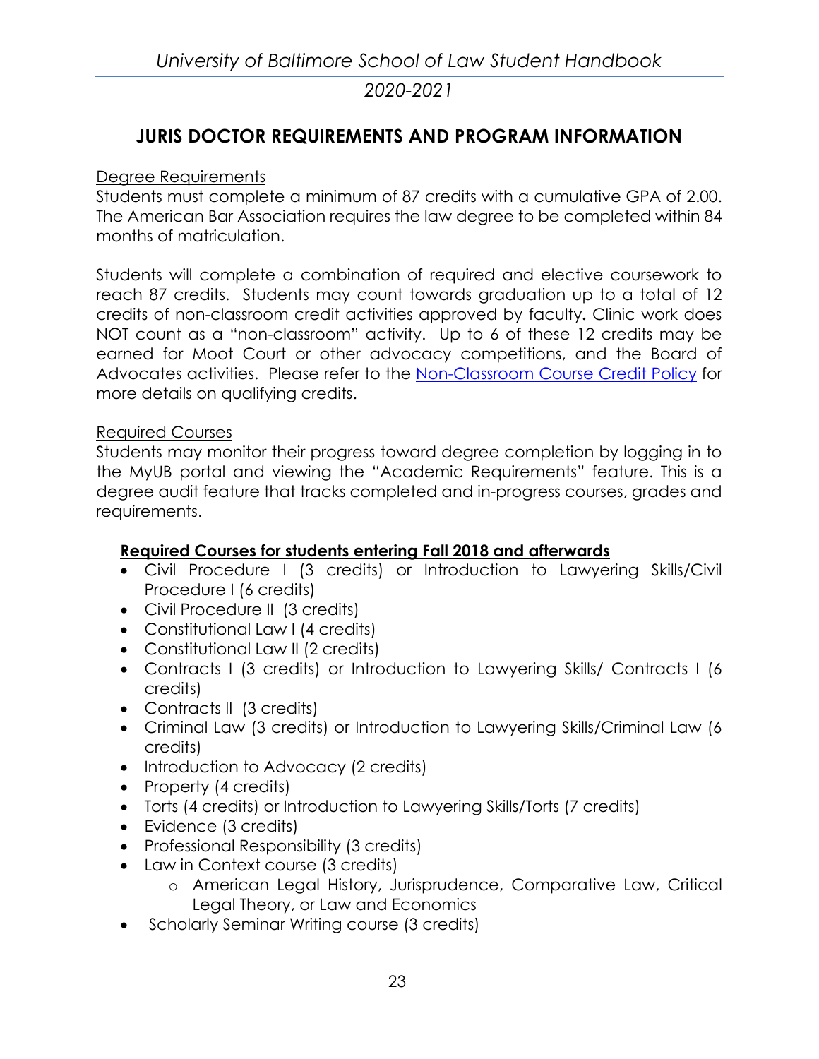# JURIS DOCTOR REQUIREMENTS AND PROGRAM INFORMATION

## Degree Requirements

Students must complete a minimum of 87 credits with a cumulative GPA of 2.00. The American Bar Association requires the law degree to be completed within 84 months of matriculation.

Students will complete a combination of required and elective coursework to reach 87 credits. Students may count towards graduation up to a total of 12 credits of non-classroom credit activities approved by faculty**.** Clinic work does NOT count as a "non-classroom" activity. Up to 6 of these 12 credits may be earned for Moot Court or other advocacy competitions, and the Board of Advocates activities. Please refer to the Non-Classroom Course Credit Policy for more details on qualifying credits.

## Required Courses

Students may monitor their progress toward degree completion by logging in to the MyUB portal and viewing the "Academic Requirements" feature. This is a degree audit feature that tracks completed and in-progress courses, grades and requirements.

### Required Courses for students entering Fall 2018 and afterwards

- Civil Procedure I (3 credits) or Introduction to Lawyering Skills/Civil Procedure I (6 credits)
- Civil Procedure II (3 credits)
- Constitutional Law I (4 credits)
- Constitutional Law II (2 credits)
- Contracts I (3 credits) or Introduction to Lawyering Skills/ Contracts I (6 credits)
- Contracts II (3 credits)
- Criminal Law (3 credits) or Introduction to Lawyering Skills/Criminal Law (6 credits)
- Introduction to Advocacy (2 credits)
- Property (4 credits)
- Torts (4 credits) or Introduction to Lawyering Skills/Torts (7 credits)
- Evidence (3 credits)
- Professional Responsibility (3 credits)
- Law in Context course (3 credits)
  - American Legal History, Jurisprudence, Comparative Law, Critical Legal Theory, or Law and Economics
- Scholarly Seminar Writing course (3 credits)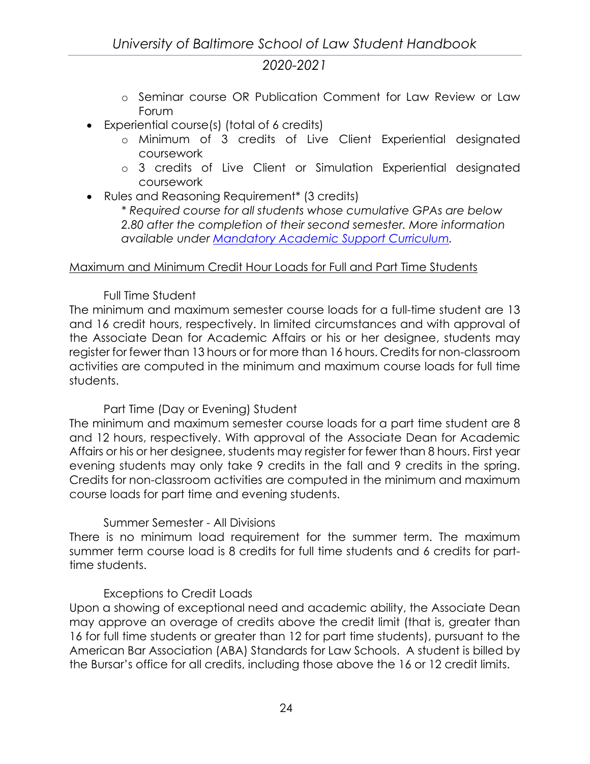- Seminar course OR Publication Comment for Law Review or Law Forum
- Experiential course(s) (total of 6 credits)
    - Minimum of 3 credits of Live Client Experiential designated coursework
    - 3 credits of Live Client or Simulation Experiential designated coursework
- Rules and Reasoning Requirement* (3 credits)

  *\* Required course for all students whose cumulative GPAs are below 2.80 after the completion of their second semester. More information available under [Mandatory Academic Support Curriculum](#).*

<u>Maximum and Minimum Credit Hour Loads for Full and Part Time Students</u>

Full Time Student

The minimum and maximum semester course loads for a full-time student are 13 and 16 credit hours, respectively. In limited circumstances and with approval of the Associate Dean for Academic Affairs or his or her designee, students may register for fewer than 13 hours or for more than 16 hours. Credits for non-classroom activities are computed in the minimum and maximum course loads for full time students.

Part Time (Day or Evening) Student

The minimum and maximum semester course loads for a part time student are 8 and 12 hours, respectively. With approval of the Associate Dean for Academic Affairs or his or her designee, students may register for fewer than 8 hours. First year evening students may only take 9 credits in the fall and 9 credits in the spring. Credits for non-classroom activities are computed in the minimum and maximum course loads for part time and evening students.

Summer Semester - All Divisions

There is no minimum load requirement for the summer term. The maximum summer term course load is 8 credits for full time students and 6 credits for part-time students.

Exceptions to Credit Loads

Upon a showing of exceptional need and academic ability, the Associate Dean may approve an overage of credits above the credit limit (that is, greater than 16 for full time students or greater than 12 for part time students), pursuant to the American Bar Association (ABA) Standards for Law Schools. A student is billed by the Bursar's office for all credits, including those above the 16 or 12 credit limits.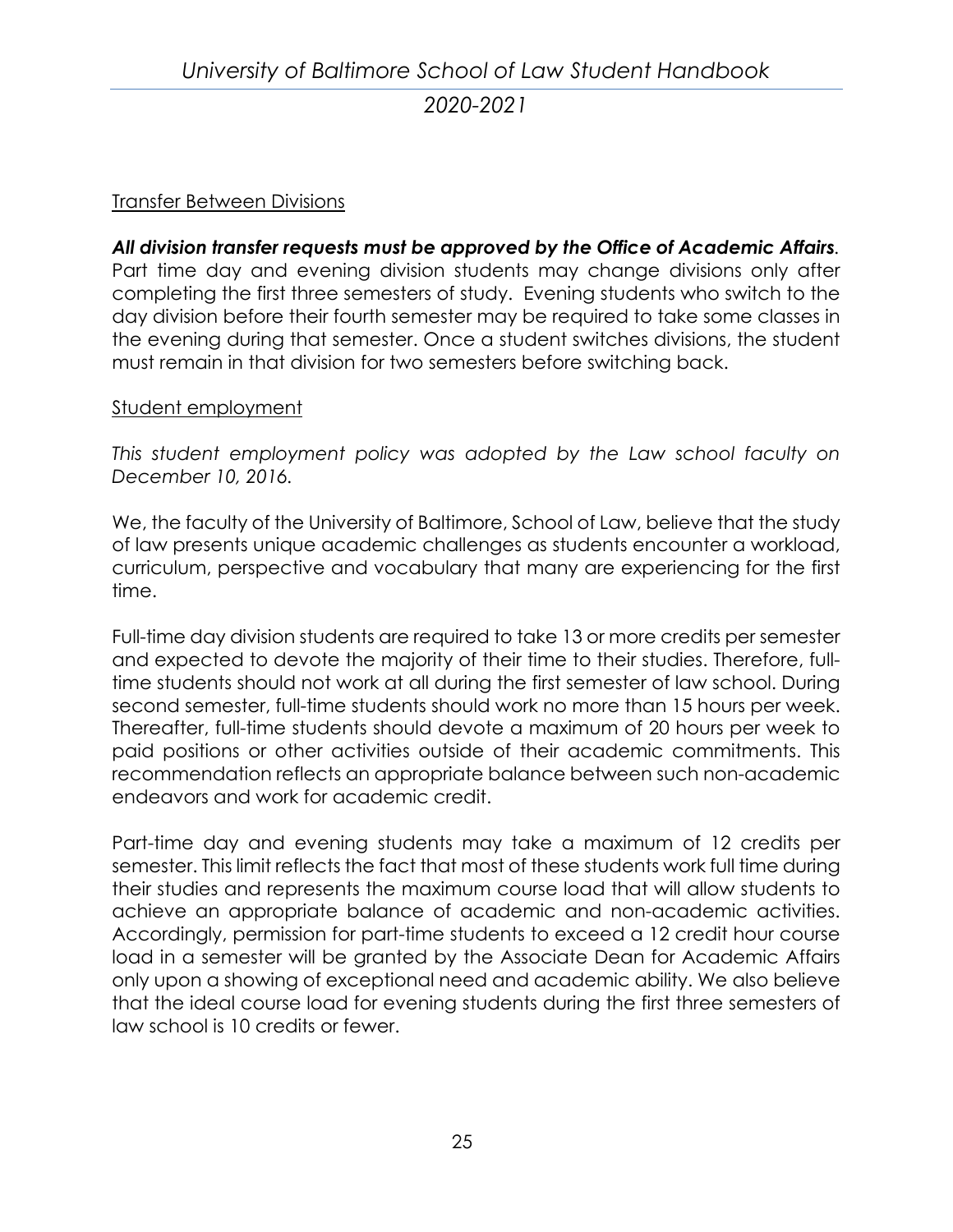## Transfer Between Divisions

***All division transfer requests must be approved by the Office of Academic Affairs*.** Part time day and evening division students may change divisions only after completing the first three semesters of study. Evening students who switch to the day division before their fourth semester may be required to take some classes in the evening during that semester. Once a student switches divisions, the student must remain in that division for two semesters before switching back.

## Student employment

*This student employment policy was adopted by the Law school faculty on December 10, 2016.*

We, the faculty of the University of Baltimore, School of Law, believe that the study of law presents unique academic challenges as students encounter a workload, curriculum, perspective and vocabulary that many are experiencing for the first time.

Full-time day division students are required to take 13 or more credits per semester and expected to devote the majority of their time to their studies. Therefore, full-time students should not work at all during the first semester of law school. During second semester, full-time students should work no more than 15 hours per week. Thereafter, full-time students should devote a maximum of 20 hours per week to paid positions or other activities outside of their academic commitments. This recommendation reflects an appropriate balance between such non-academic endeavors and work for academic credit.

Part-time day and evening students may take a maximum of 12 credits per semester. This limit reflects the fact that most of these students work full time during their studies and represents the maximum course load that will allow students to achieve an appropriate balance of academic and non-academic activities. Accordingly, permission for part-time students to exceed a 12 credit hour course load in a semester will be granted by the Associate Dean for Academic Affairs only upon a showing of exceptional need and academic ability. We also believe that the ideal course load for evening students during the first three semesters of law school is 10 credits or fewer.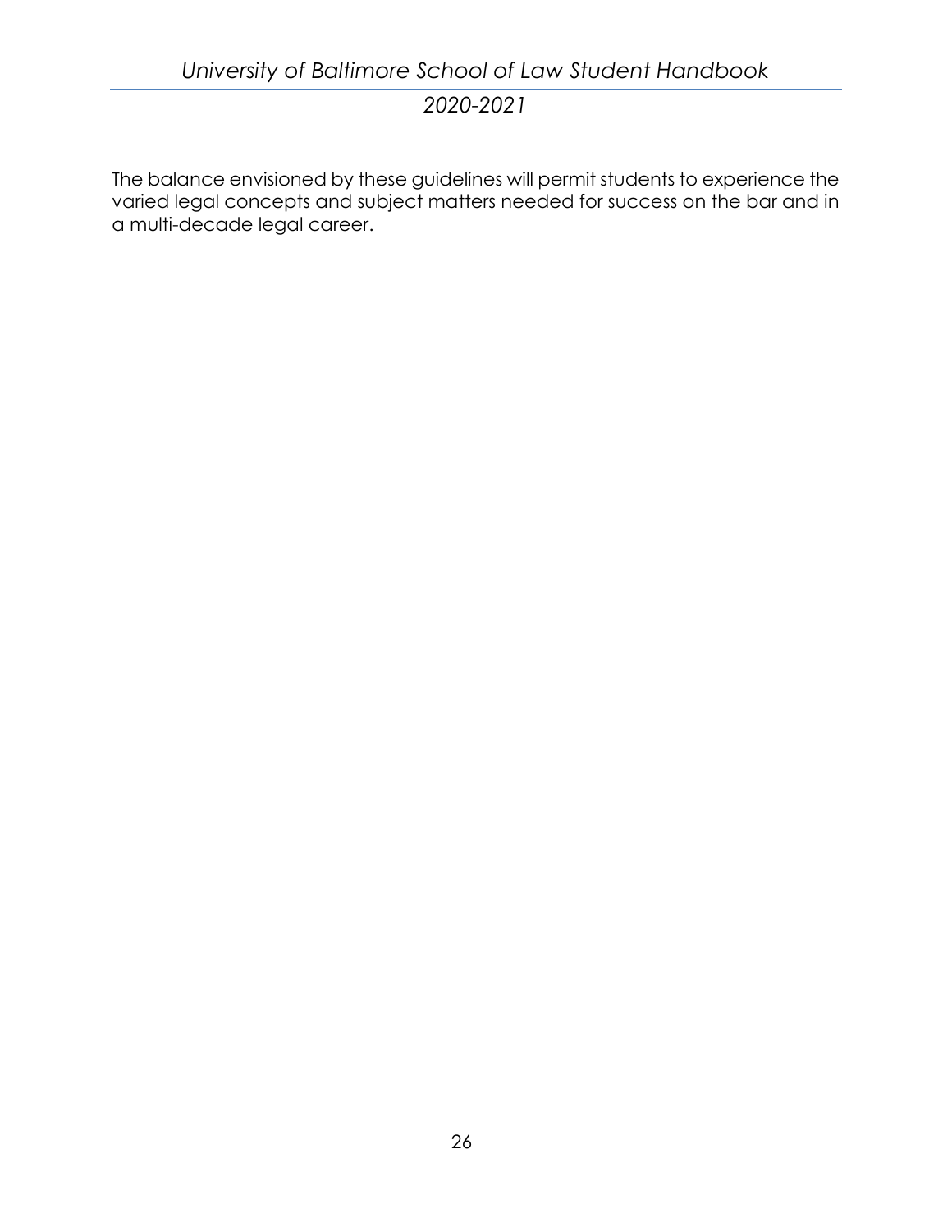The balance envisioned by these guidelines will permit students to experience the varied legal concepts and subject matters needed for success on the bar and in a multi-decade legal career.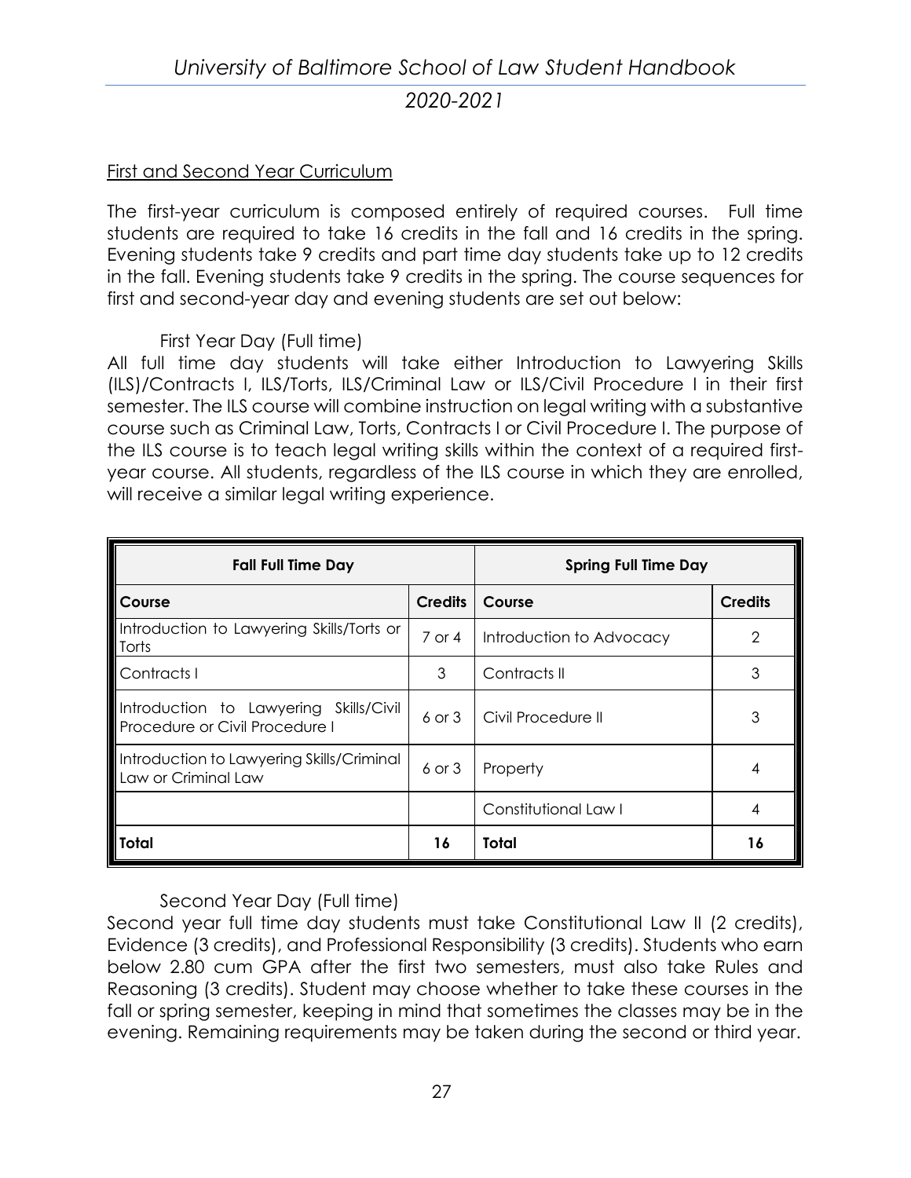## First and Second Year Curriculum

The first-year curriculum is composed entirely of required courses. Full time students are required to take 16 credits in the fall and 16 credits in the spring. Evening students take 9 credits and part time day students take up to 12 credits in the fall. Evening students take 9 credits in the spring. The course sequences for first and second-year day and evening students are set out below:

### First Year Day (Full time)

All full time day students will take either Introduction to Lawyering Skills (ILS)/Contracts I, ILS/Torts, ILS/Criminal Law or ILS/Civil Procedure I in their first semester. The ILS course will combine instruction on legal writing with a substantive course such as Criminal Law, Torts, Contracts I or Civil Procedure I. The purpose of the ILS course is to teach legal writing skills within the context of a required first-year course. All students, regardless of the ILS course in which they are enrolled, will receive a similar legal writing experience.

| **Fall Full Time Day** | | **Spring Full Time Day** | |
|---|---|---|---|
| **Course** | **Credits** | **Course** | **Credits** |
| Introduction to Lawyering Skills/Torts or Torts | 7 or 4 | Introduction to Advocacy | 2 |
| Contracts I | 3 | Contracts II | 3 |
| Introduction to Lawyering Skills/Civil Procedure or Civil Procedure I | 6 or 3 | Civil Procedure II | 3 |
| Introduction to Lawyering Skills/Criminal Law or Criminal Law | 6 or 3 | Property | 4 |
| | | Constitutional Law I | 4 |
| **Total** | **16** | **Total** | **16** |

### Second Year Day (Full time)

Second year full time day students must take Constitutional Law II (2 credits), Evidence (3 credits), and Professional Responsibility (3 credits). Students who earn below 2.80 cum GPA after the first two semesters, must also take Rules and Reasoning (3 credits). Student may choose whether to take these courses in the fall or spring semester, keeping in mind that sometimes the classes may be in the evening. Remaining requirements may be taken during the second or third year.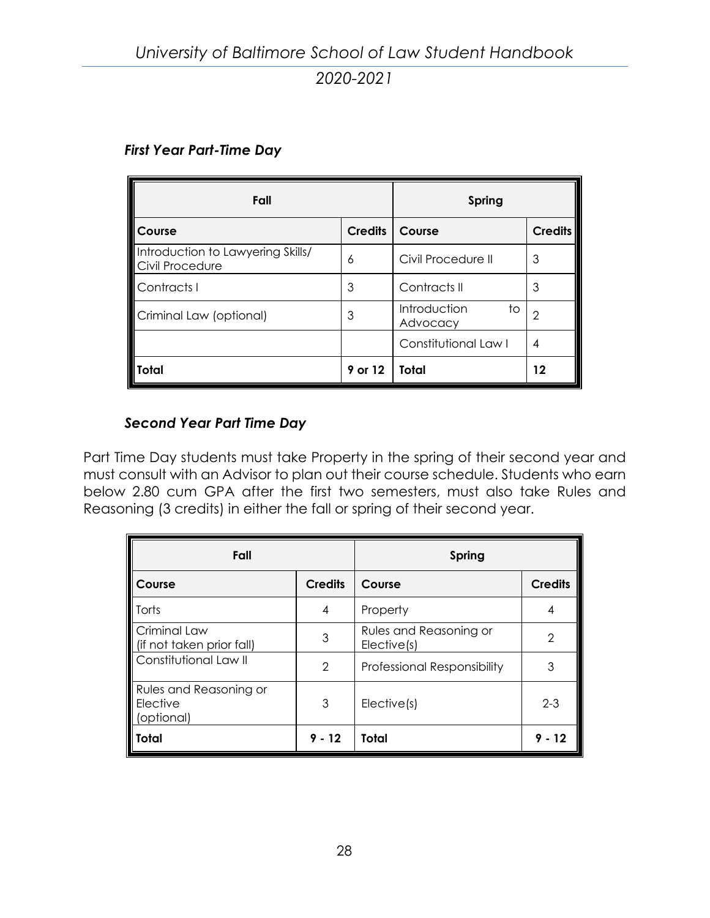### *First Year Part-Time Day*

| Fall | | Spring | |
|---|---|---|---|
| **Course** | **Credits** | **Course** | **Credits** |
| Introduction to Lawyering Skills/ Civil Procedure | 6 | Civil Procedure II | 3 |
| Contracts I | 3 | Contracts II | 3 |
| Criminal Law (optional) | 3 | Introduction to Advocacy | 2 |
| | | Constitutional Law I | 4 |
| **Total** | **9 or 12** | **Total** | **12** |

### *Second Year Part Time Day*

Part Time Day students must take Property in the spring of their second year and must consult with an Advisor to plan out their course schedule. Students who earn below 2.80 cum GPA after the first two semesters, must also take Rules and Reasoning (3 credits) in either the fall or spring of their second year.

| Fall | | Spring | |
|---|---|---|---|
| **Course** | **Credits** | **Course** | **Credits** |
| Torts | 4 | Property | 4 |
| Criminal Law (if not taken prior fall) | 3 | Rules and Reasoning or Elective(s) | 2 |
| Constitutional Law II | 2 | Professional Responsibility | 3 |
| Rules and Reasoning or Elective (optional) | 3 | Elective(s) | 2-3 |
| **Total** | **9 - 12** | **Total** | **9 - 12** |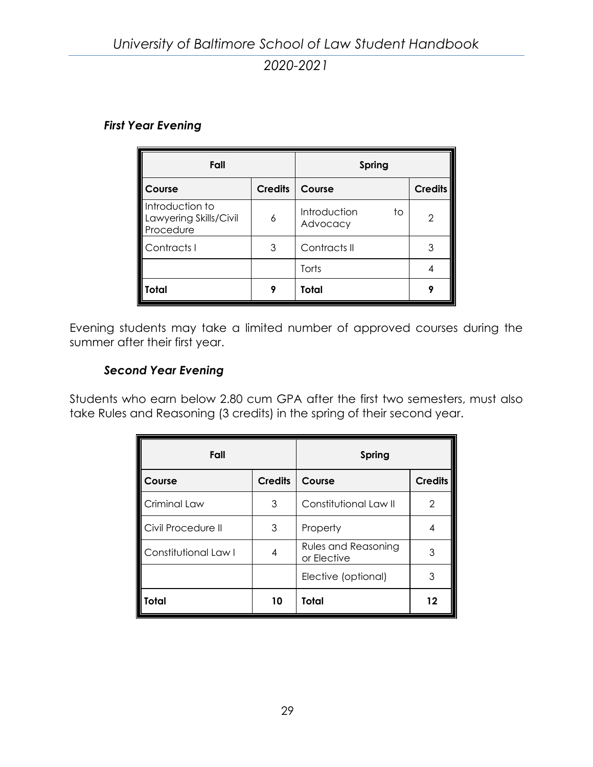### *First Year Evening*

| Fall | | Spring | |
|---|---|---|---|
| **Course** | **Credits** | **Course** | **Credits** |
| Introduction to Lawyering Skills/Civil Procedure | 6 | Introduction to Advocacy | 2 |
| Contracts I | 3 | Contracts II | 3 |
| | | Torts | 4 |
| **Total** | **9** | **Total** | **9** |

Evening students may take a limited number of approved courses during the summer after their first year.

### *Second Year Evening*

Students who earn below 2.80 cum GPA after the first two semesters, must also take Rules and Reasoning (3 credits) in the spring of their second year.

| Fall | | Spring | |
|---|---|---|---|
| **Course** | **Credits** | **Course** | **Credits** |
| Criminal Law | 3 | Constitutional Law II | 2 |
| Civil Procedure II | 3 | Property | 4 |
| Constitutional Law I | 4 | Rules and Reasoning or Elective | 3 |
| | | Elective (optional) | 3 |
| **Total** | **10** | **Total** | **12** |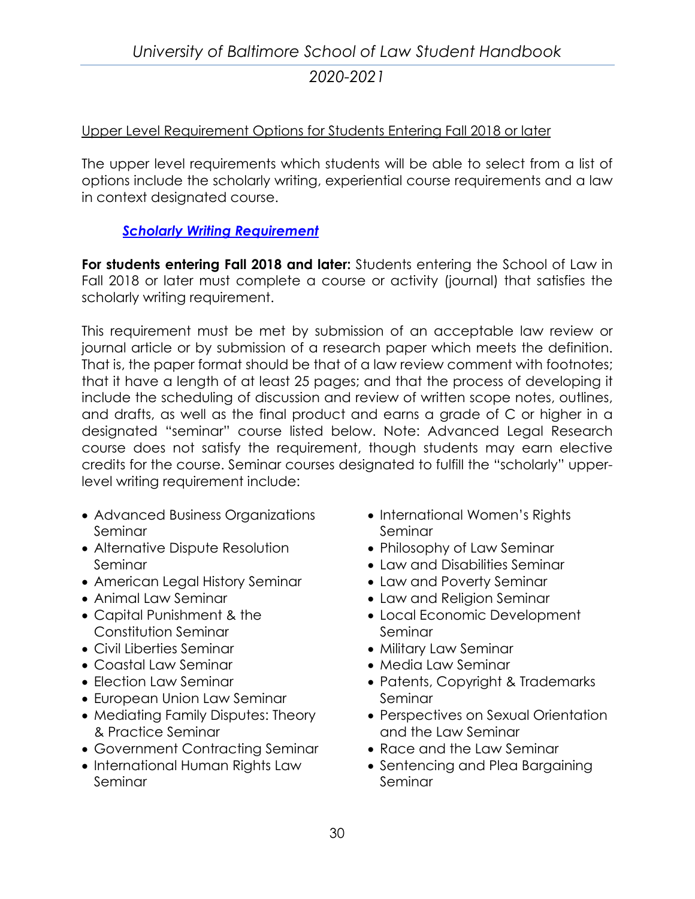Upper Level Requirement Options for Students Entering Fall 2018 or later

The upper level requirements which students will be able to select from a list of options include the scholarly writing, experiential course requirements and a law in context designated course.

***Scholarly Writing Requirement***

**For students entering Fall 2018 and later:** Students entering the School of Law in Fall 2018 or later must complete a course or activity (journal) that satisfies the scholarly writing requirement.

This requirement must be met by submission of an acceptable law review or journal article or by submission of a research paper which meets the definition. That is, the paper format should be that of a law review comment with footnotes; that it have a length of at least 25 pages; and that the process of developing it include the scheduling of discussion and review of written scope notes, outlines, and drafts, as well as the final product and earns a grade of C or higher in a designated "seminar" course listed below. Note: Advanced Legal Research course does not satisfy the requirement, though students may earn elective credits for the course. Seminar courses designated to fulfill the "scholarly" upper-level writing requirement include:

- Advanced Business Organizations Seminar
- Alternative Dispute Resolution Seminar
- American Legal History Seminar
- Animal Law Seminar
- Capital Punishment & the Constitution Seminar
- Civil Liberties Seminar
- Coastal Law Seminar
- Election Law Seminar
- European Union Law Seminar
- Mediating Family Disputes: Theory & Practice Seminar
- Government Contracting Seminar
- International Human Rights Law Seminar
- International Women's Rights Seminar
- Philosophy of Law Seminar
- Law and Disabilities Seminar
- Law and Poverty Seminar
- Law and Religion Seminar
- Local Economic Development Seminar
- Military Law Seminar
- Media Law Seminar
- Patents, Copyright & Trademarks Seminar
- Perspectives on Sexual Orientation and the Law Seminar
- Race and the Law Seminar
- Sentencing and Plea Bargaining Seminar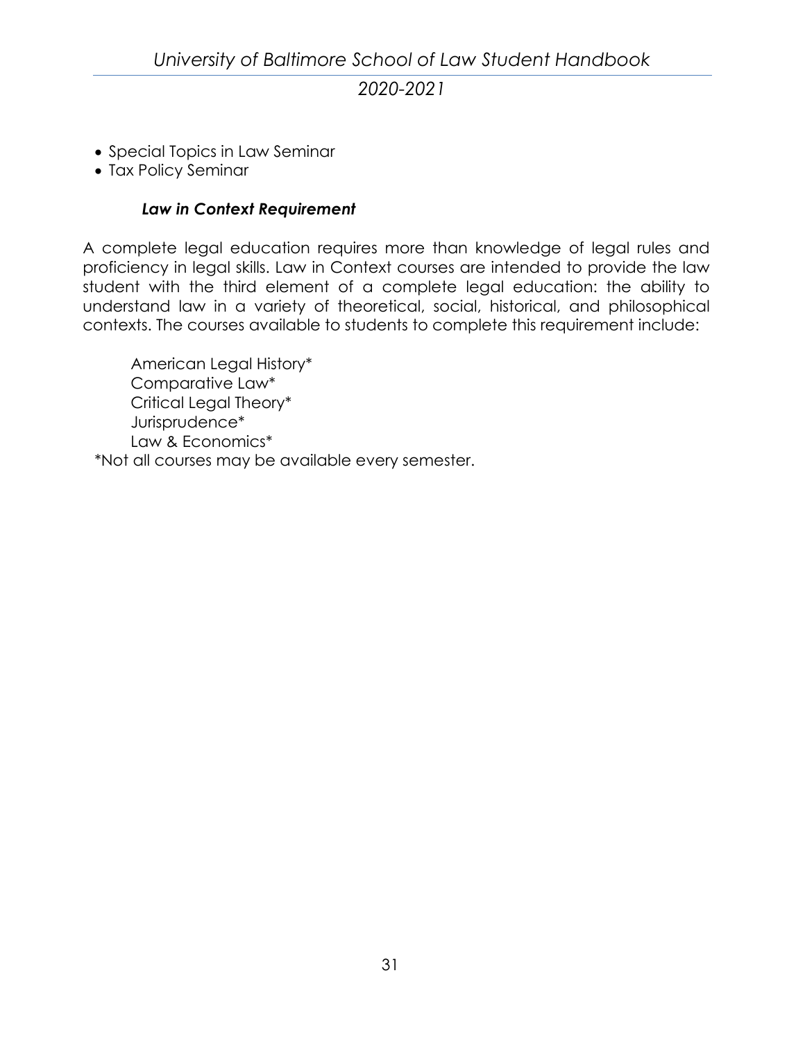- Special Topics in Law Seminar
- Tax Policy Seminar

### *Law in Context Requirement*

A complete legal education requires more than knowledge of legal rules and proficiency in legal skills. Law in Context courses are intended to provide the law student with the third element of a complete legal education: the ability to understand law in a variety of theoretical, social, historical, and philosophical contexts. The courses available to students to complete this requirement include:

American Legal History*
Comparative Law*
Critical Legal Theory*
Jurisprudence*
Law & Economics*

*Not all courses may be available every semester.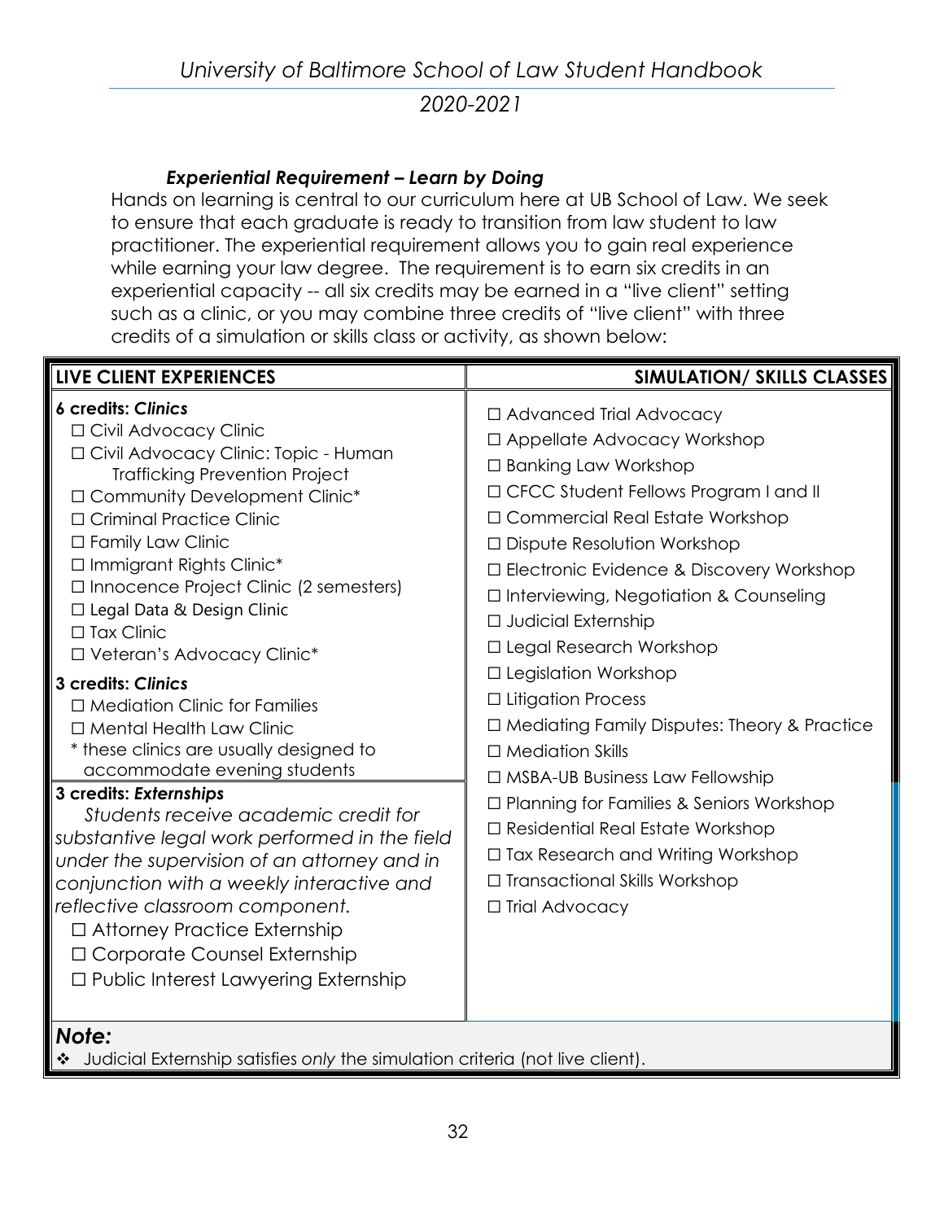### *Experiential Requirement – Learn by Doing*

Hands on learning is central to our curriculum here at UB School of Law. We seek to ensure that each graduate is ready to transition from law student to law practitioner. The experiential requirement allows you to gain real experience while earning your law degree. The requirement is to earn six credits in an experiential capacity -- all six credits may be earned in a "live client" setting such as a clinic, or you may combine three credits of "live client" with three credits of a simulation or skills class or activity, as shown below:

| LIVE CLIENT EXPERIENCES | SIMULATION/ SIMULATION/ SKILLS CLASSES |
|---|---|
| **6 credits: *Clinics***<br>☐ Civil Advocacy Clinic<br>☐ Civil Advocacy Clinic: Topic - Human Trafficking Prevention Project<br>☐ Community Development Clinic*<br>☐ Criminal Practice Clinic<br>☐ Family Law Clinic<br>☐ Immigrant Rights Clinic*<br>☐ Innocence Project Clinic (2 semesters)<br>☐ Legal Data & Design Clinic<br>☐ Tax Clinic<br>☐ Veteran's Advocacy Clinic*<br><br>**3 credits: *Clinics***<br>☐ Mediation Clinic for Families<br>☐ Mental Health Law Clinic<br>* these clinics are usually designed to accommodate evening students<br><br>**3 credits: *Externships***<br>*Students receive academic credit for substantive legal work performed in the field under the supervision of an attorney and in conjunction with a weekly interactive and reflective classroom component.*<br>☐ Attorney Practice Externship<br>☐ Corporate Counsel Externship<br>☐ Public Interest Lawyering Externship | ☐ Advanced Trial Advocacy<br>☐ Appellate Advocacy Workshop<br>☐ Banking Law Workshop<br>☐ CFCC Student Fellows Program I and II<br>☐ Commercial Real Estate Workshop<br>☐ Dispute Resolution Workshop<br>☐ Electronic Evidence & Discovery Workshop<br>☐ Interviewing, Negotiation & Counseling<br>☐ Judicial Externship<br>☐ Legal Research Workshop<br>☐ Legislation Workshop<br>☐ Litigation Process<br>☐ Mediating Family Disputes: Theory & Practice<br>☐ Mediation Skills<br>☐ MSBA-UB Business Law Fellowship<br>☐ Planning for Families & Seniors Workshop<br>☐ Residential Real Estate Workshop<br>☐ Tax Research and Writing Workshop<br>☐ Transactional Skills Workshop<br>☐ Trial Advocacy |

***Note:***

❖ Judicial Externship satisfies *only* the simulation criteria (not live client).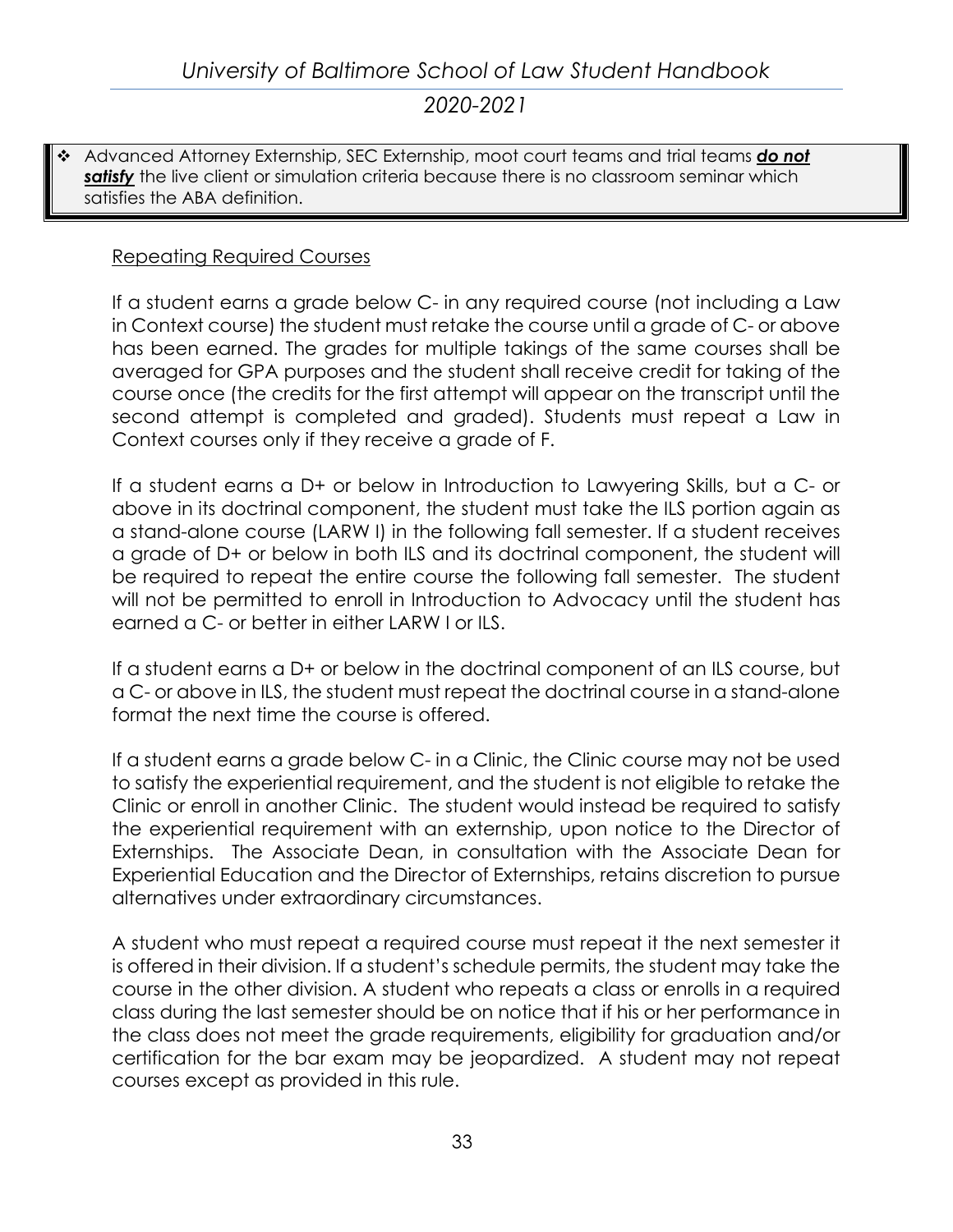- Advanced Attorney Externship, SEC Externship, moot court teams and trial teams ***do not satisfy*** the live client or simulation criteria because there is no classroom seminar which satisfies the ABA definition.

<u>Repeating Required Courses</u>

If a student earns a grade below C- in any required course (not including a Law in Context course) the student must retake the course until a grade of C- or above has been earned. The grades for multiple takings of the same courses shall be averaged for GPA purposes and the student shall receive credit for taking of the course once (the credits for the first attempt will appear on the transcript until the second attempt is completed and graded). Students must repeat a Law in Context courses only if they receive a grade of F.

If a student earns a D+ or below in Introduction to Lawyering Skills, but a C- or above in its doctrinal component, the student must take the ILS portion again as a stand-alone course (LARW I) in the following fall semester. If a student receives a grade of D+ or below in both ILS and its doctrinal component, the student will be required to repeat the entire course the following fall semester. The student will not be permitted to enroll in Introduction to Advocacy until the student has earned a C- or better in either LARW I or ILS.

If a student earns a D+ or below in the doctrinal component of an ILS course, but a C- or above in ILS, the student must repeat the doctrinal course in a stand-alone format the next time the course is offered.

If a student earns a grade below C- in a Clinic, the Clinic course may not be used to satisfy the experiential requirement, and the student is not eligible to retake the Clinic or enroll in another Clinic. The student would instead be required to satisfy the experiential requirement with an externship, upon notice to the Director of Externships. The Associate Dean, in consultation with the Associate Dean for Experiential Education and the Director of Externships, retains discretion to pursue alternatives under extraordinary circumstances.

A student who must repeat a required course must repeat it the next semester it is offered in their division. If a student's schedule permits, the student may take the course in the other division. A student who repeats a class or enrolls in a required class during the last semester should be on notice that if his or her performance in the class does not meet the grade requirements, eligibility for graduation and/or certification for the bar exam may be jeopardized. A student may not repeat courses except as provided in this rule.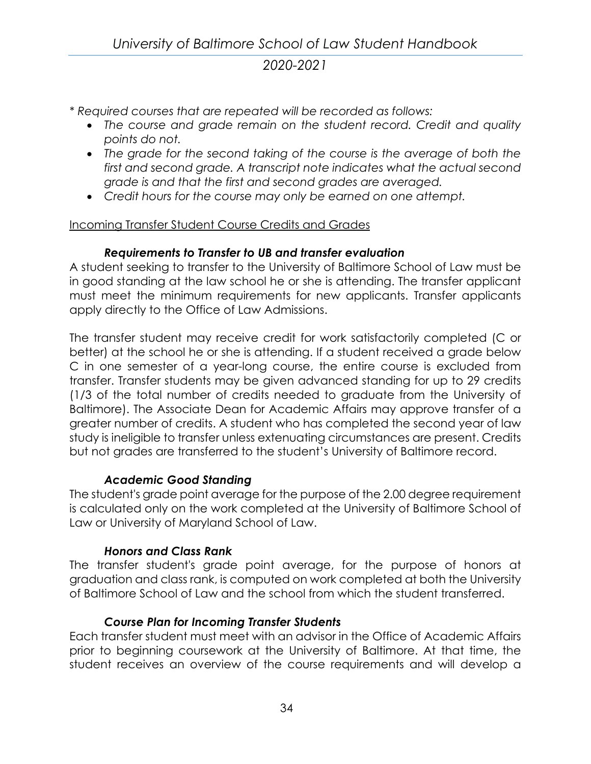*\* Required courses that are repeated will be recorded as follows:*

- *The course and grade remain on the student record. Credit and quality points do not.*
- *The grade for the second taking of the course is the average of both the first and second grade. A transcript note indicates what the actual second grade is and that the first and second grades are averaged.*
- *Credit hours for the course may only be earned on one attempt.*

<u>Incoming Transfer Student Course Credits and Grades</u>

#### *Requirements to Transfer to UB and transfer evaluation*

A student seeking to transfer to the University of Baltimore School of Law must be in good standing at the law school he or she is attending. The transfer applicant must meet the minimum requirements for new applicants. Transfer applicants apply directly to the Office of Law Admissions.

The transfer student may receive credit for work satisfactorily completed (C or better) at the school he or she is attending. If a student received a grade below C in one semester of a year-long course, the entire course is excluded from transfer. Transfer students may be given advanced standing for up to 29 credits (1/3 of the total number of credits needed to graduate from the University of Baltimore). The Associate Dean for Academic Affairs may approve transfer of a greater number of credits. A student who has completed the second year of law study is ineligible to transfer unless extenuating circumstances are present. Credits but not grades are transferred to the student's University of Baltimore record.

#### *Academic Good Standing*

The student's grade point average for the purpose of the 2.00 degree requirement is calculated only on the work completed at the University of Baltimore School of Law or University of Maryland School of Law.

#### *Honors and Class Rank*

The transfer student's grade point average, for the purpose of honors at graduation and class rank, is computed on work completed at both the University of Baltimore School of Law and the school from which the student transferred.

#### *Course Plan for Incoming Transfer Students*

Each transfer student must meet with an advisor in the Office of Academic Affairs prior to beginning coursework at the University of Baltimore. At that time, the student receives an overview of the course requirements and will develop a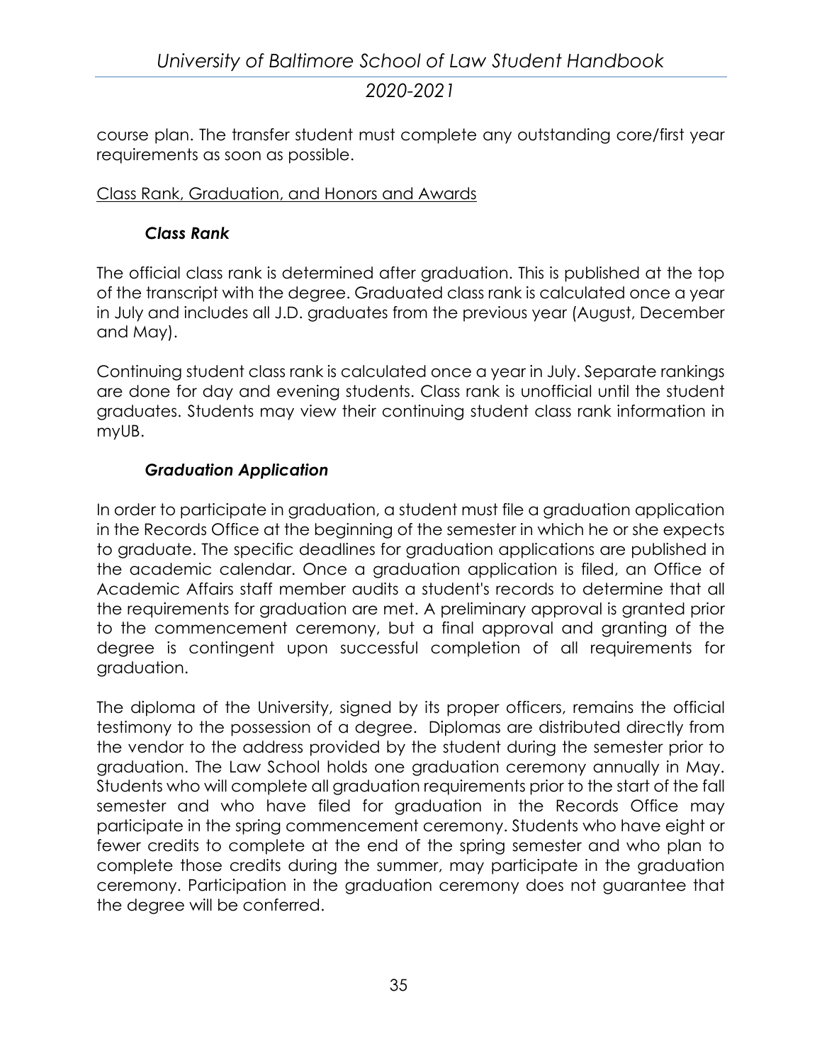course plan. The transfer student must complete any outstanding core/first year requirements as soon as possible.

## Class Rank, Graduation, and Honors and Awards

### *Class Rank*

The official class rank is determined after graduation. This is published at the top of the transcript with the degree. Graduated class rank is calculated once a year in July and includes all J.D. graduates from the previous year (August, December and May).

Continuing student class rank is calculated once a year in July. Separate rankings are done for day and evening students. Class rank is unofficial until the student graduates. Students may view their continuing student class rank information in myUB.

### *Graduation Application*

In order to participate in graduation, a student must file a graduation application in the Records Office at the beginning of the semester in which he or she expects to graduate. The specific deadlines for graduation applications are published in the academic calendar. Once a graduation application is filed, an Office of Academic Affairs staff member audits a student's records to determine that all the requirements for graduation are met. A preliminary approval is granted prior to the commencement ceremony, but a final approval and granting of the degree is contingent upon successful completion of all requirements for graduation.

The diploma of the University, signed by its proper officers, remains the official testimony to the possession of a degree. Diplomas are distributed directly from the vendor to the address provided by the student during the semester prior to graduation. The Law School holds one graduation ceremony annually in May. Students who will complete all graduation requirements prior to the start of the fall semester and who have filed for graduation in the Records Office may participate in the spring commencement ceremony. Students who have eight or fewer credits to complete at the end of the spring semester and who plan to complete those credits during the summer, may participate in the graduation ceremony. Participation in the graduation ceremony does not guarantee that the degree will be conferred.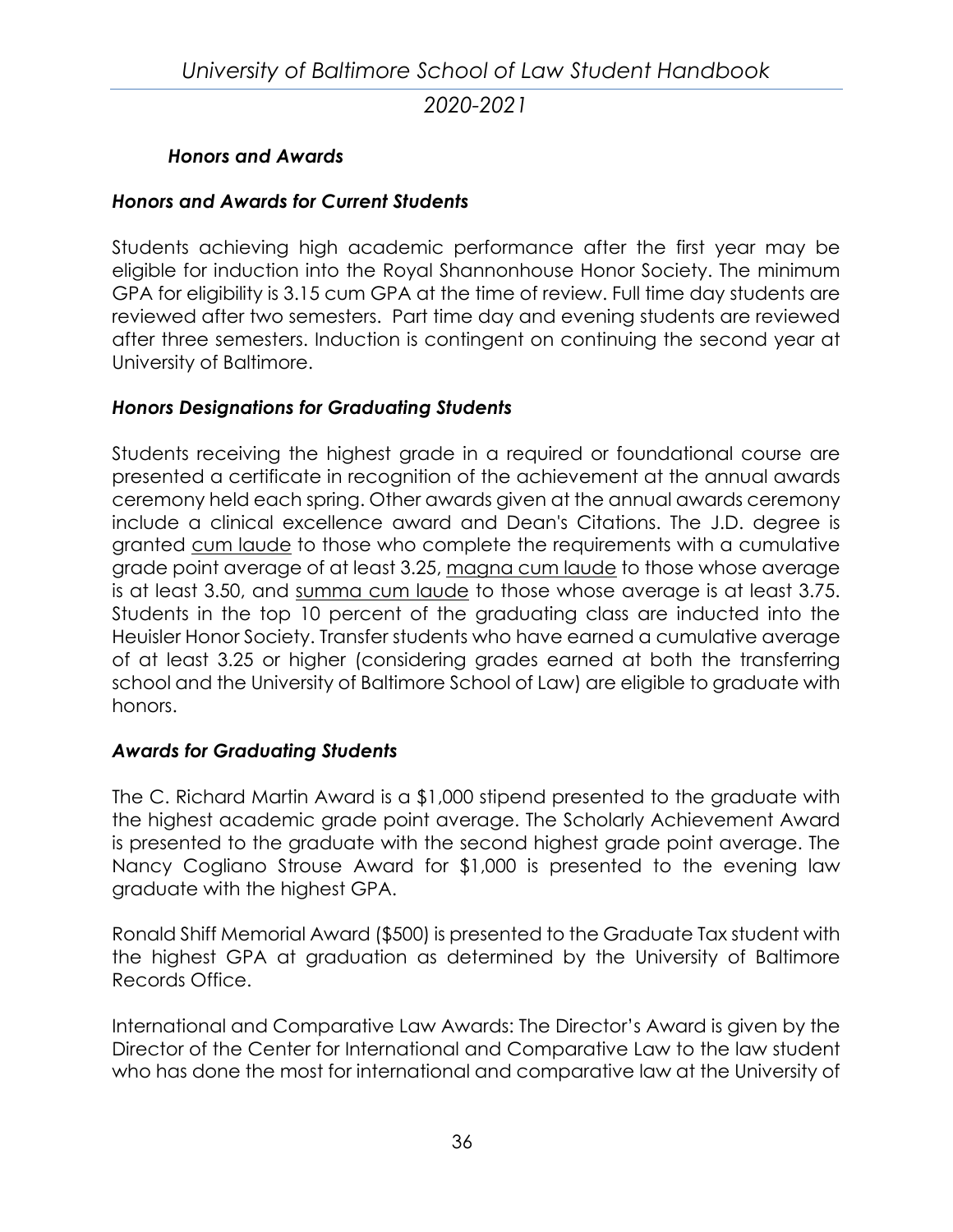### *Honors and Awards*

#### *Honors and Awards for Current Students*

Students achieving high academic performance after the first year may be eligible for induction into the Royal Shannonhouse Honor Society. The minimum GPA for eligibility is 3.15 cum GPA at the time of review. Full time day students are reviewed after two semesters. Part time day and evening students are reviewed after three semesters. Induction is contingent on continuing the second year at University of Baltimore.

#### *Honors Designations for Graduating Students*

Students receiving the highest grade in a required or foundational course are presented a certificate in recognition of the achievement at the annual awards ceremony held each spring. Other awards given at the annual awards ceremony include a clinical excellence award and Dean's Citations. The J.D. degree is granted <u>cum laude</u> to those who complete the requirements with a cumulative grade point average of at least 3.25, <u>magna cum laude</u> to those whose average is at least 3.50, and <u>summa cum laude</u> to those whose average is at least 3.75. Students in the top 10 percent of the graduating class are inducted into the Heuisler Honor Society. Transfer students who have earned a cumulative average of at least 3.25 or higher (considering grades earned at both the transferring school and the University of Baltimore School of Law) are eligible to graduate with honors.

#### *Awards for Graduating Students*

The C. Richard Martin Award is a $1,000 stipend presented to the graduate with the highest academic grade point average. The Scholarly Achievement Award is presented to the graduate with the second highest grade point average. The Nancy Cogliano Strouse Award for $1,000 is presented to the evening law graduate with the highest GPA.

Ronald Shiff Memorial Award ($500) is presented to the Graduate Tax student with the highest GPA at graduation as determined by the University of Baltimore Records Office.

International and Comparative Law Awards: The Director's Award is given by the Director of the Center for International and Comparative Law to the law student who has done the most for international and comparative law at the University of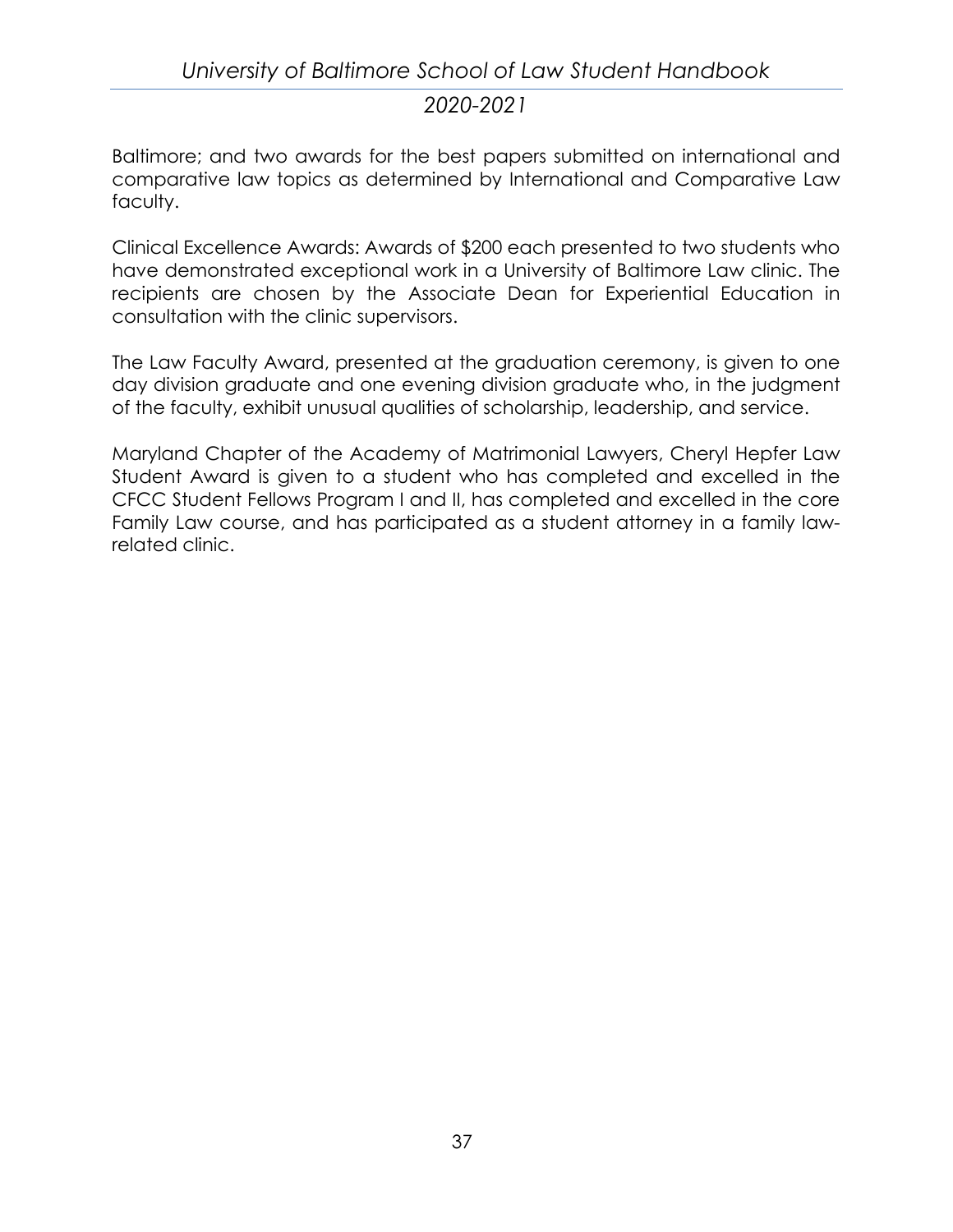Baltimore; and two awards for the best papers submitted on international and comparative law topics as determined by International and Comparative Law faculty.

Clinical Excellence Awards: Awards of $200 each presented to two students who have demonstrated exceptional work in a University of Baltimore Law clinic. The recipients are chosen by the Associate Dean for Experiential Education in consultation with the clinic supervisors.

The Law Faculty Award, presented at the graduation ceremony, is given to one day division graduate and one evening division graduate who, in the judgment of the faculty, exhibit unusual qualities of scholarship, leadership, and service.

Maryland Chapter of the Academy of Matrimonial Lawyers, Cheryl Hepfer Law Student Award is given to a student who has completed and excelled in the CFCC Student Fellows Program I and II, has completed and excelled in the core Family Law course, and has participated as a student attorney in a family law-related clinic.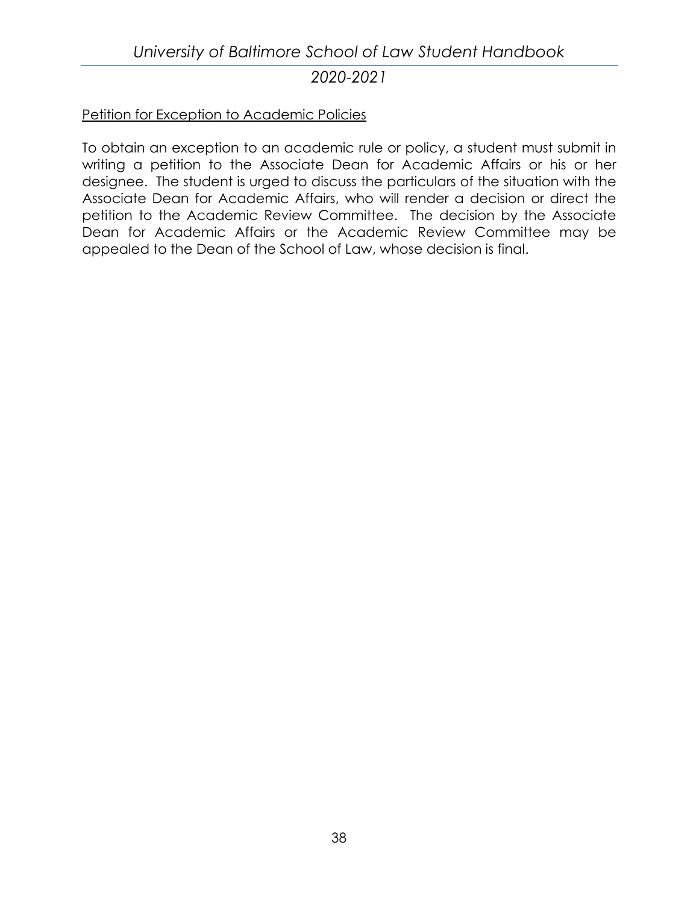Petition for Exception to Academic Policies

To obtain an exception to an academic rule or policy, a student must submit in writing a petition to the Associate Dean for Academic Affairs or his or her designee. The student is urged to discuss the particulars of the situation with the Associate Dean for Academic Affairs, who will render a decision or direct the petition to the Academic Review Committee. The decision by the Associate Dean for Academic Affairs or the Academic Review Committee may be appealed to the Dean of the School of Law, whose decision is final.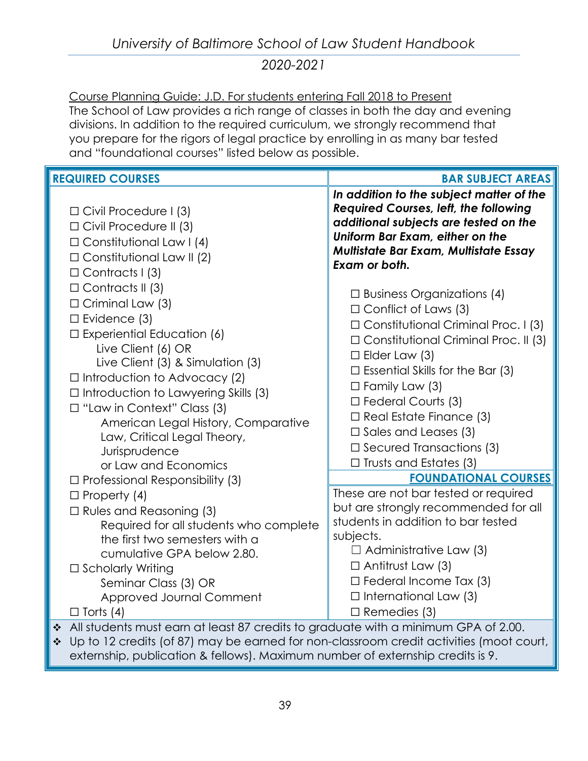Course Planning Guide: J.D. For students entering Fall 2018 to Present

The School of Law provides a rich range of classes in both the day and evening divisions. In addition to the required curriculum, we strongly recommend that you prepare for the rigors of legal practice by enrolling in as many bar tested and "foundational courses" listed below as possible.

## REQUIRED COURSES

- ☐ Civil Procedure I (3)
- ☐ Civil Procedure II (3)
- ☐ Constitutional Law I (4)
- ☐ Constitutional Law II (2)
- ☐ Contracts I (3)
- ☐ Contracts II (3)
- ☐ Criminal Law (3)
- ☐ Evidence (3)
- ☐ Experiential Education (6)
  - Live Client (6) OR
  - Live Client (3) & Simulation (3)
- ☐ Introduction to Advocacy (2)
- ☐ Introduction to Lawyering Skills (3)
- ☐ "Law in Context" Class (3)
  - American Legal History, Comparative Law, Critical Legal Theory, Jurisprudence or Law and Economics
- ☐ Professional Responsibility (3)
- ☐ Property (4)
- ☐ Rules and Reasoning (3)
  - Required for all students who complete the first two semesters with a cumulative GPA below 2.80.
- ☐ Scholarly Writing
  - Seminar Class (3) OR
  - Approved Journal Comment
- ☐ Torts (4)

## BAR SUBJECT AREAS

***In addition to the subject matter of the Required Courses, left, the following additional subjects are tested on the Uniform Bar Exam, either on the Multistate Bar Exam, Multistate Essay Exam or both.***

- ☐ Business Organizations (4)
- ☐ Conflict of Laws (3)
- ☐ Constitutional Criminal Proc. I (3)
- ☐ Constitutional Criminal Proc. II (3)
- ☐ Elder Law (3)
- ☐ Essential Skills for the Bar (3)
- ☐ Family Law (3)
- ☐ Federal Courts (3)
- ☐ Real Estate Finance (3)
- ☐ Sales and Leases (3)
- ☐ Secured Transactions (3)
- ☐ Trusts and Estates (3)

## FOUNDATIONAL COURSES

These are not bar tested or required but are strongly recommended for all students in addition to bar tested subjects.

- ☐ Administrative Law (3)
- ☐ Antitrust Law (3)
- ☐ Federal Income Tax (3)
- ☐ International Law (3)
- ☐ Remedies (3)

---

- ❖ All students must earn at least 87 credits to graduate with a minimum GPA of 2.00.
- ❖ Up to 12 credits (of 87) may be earned for non-classroom credit activities (moot court, externship, publication & fellows). Maximum number of externship credits is 9.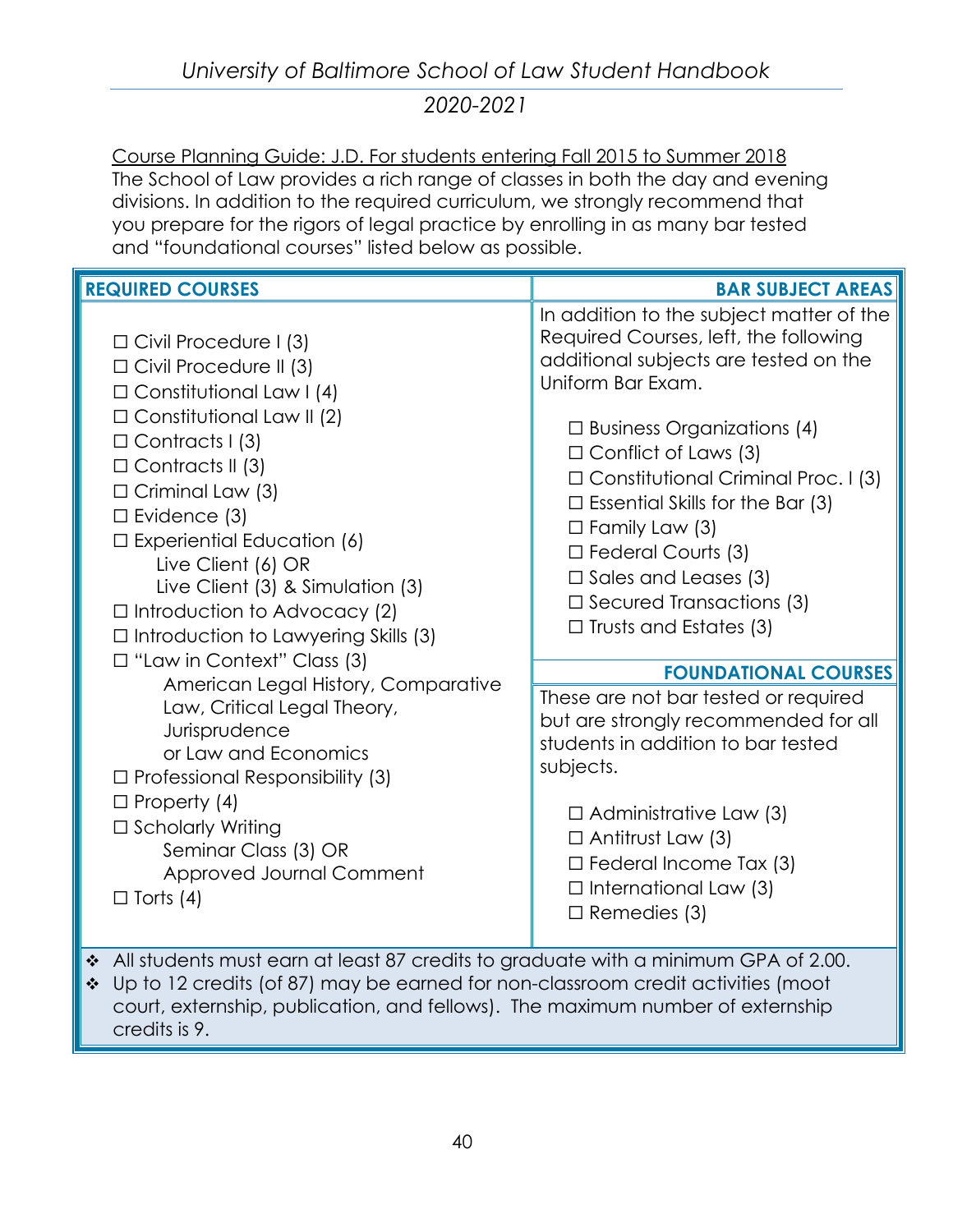Course Planning Guide: J.D. For students entering Fall 2015 to Summer 2018

The School of Law provides a rich range of classes in both the day and evening divisions. In addition to the required curriculum, we strongly recommend that you prepare for the rigors of legal practice by enrolling in as many bar tested and "foundational courses" listed below as possible.

**REQUIRED COURSES**

- ☐ Civil Procedure I (3)
- ☐ Civil Procedure II (3)
- ☐ Constitutional Law I (4)
- ☐ Constitutional Law II (2)
- ☐ Contracts I (3)
- ☐ Contracts II (3)
- ☐ Criminal Law (3)
- ☐ Evidence (3)
- ☐ Experiential Education (6)
  - Live Client (6) OR
  - Live Client (3) & Simulation (3)
- ☐ Introduction to Advocacy (2)
- ☐ Introduction to Lawyering Skills (3)
- ☐ "Law in Context" Class (3)
  - American Legal History, Comparative Law, Critical Legal Theory, Jurisprudence or Law and Economics
- ☐ Professional Responsibility (3)
- ☐ Property (4)
- ☐ Scholarly Writing
  - Seminar Class (3) OR
  - Approved Journal Comment
- ☐ Torts (4)

**BAR SUBJECT AREAS**

In addition to the subject matter of the Required Courses, left, the following additional subjects are tested on the Uniform Bar Exam.

- ☐ Business Organizations (4)
- ☐ Conflict of Laws (3)
- ☐ Constitutional Criminal Proc. I (3)
- ☐ Essential Skills for the Bar (3)
- ☐ Family Law (3)
- ☐ Federal Courts (3)
- ☐ Sales and Leases (3)
- ☐ Secured Transactions (3)
- ☐ Trusts and Estates (3)

**FOUNDATIONAL COURSES**

These are not bar tested or required but are strongly recommended for all students in addition to bar tested subjects.

- ☐ Administrative Law (3)
- ☐ Antitrust Law (3)
- ☐ Federal Income Tax (3)
- ☐ International Law (3)
- ☐ Remedies (3)

---

- ❖ All students must earn at least 87 credits to graduate with a minimum GPA of 2.00.
- ❖ Up to 12 credits (of 87) may be earned for non-classroom credit activities (moot court, externship, publication, and fellows). The maximum number of externship credits is 9.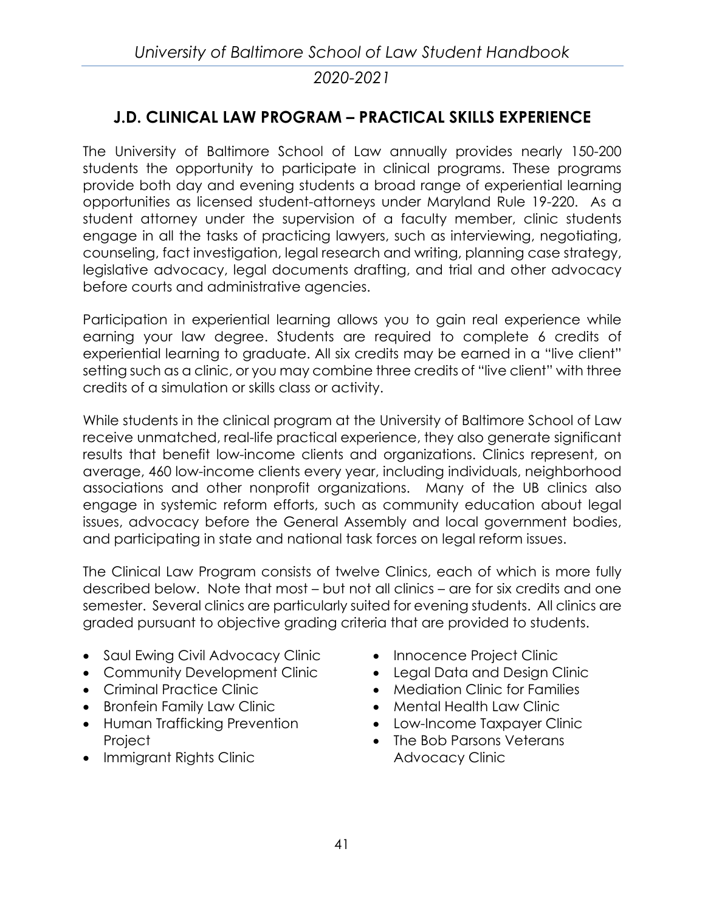## J.D. CLINICAL LAW PROGRAM – PRACTICAL SKILLS EXPERIENCE

The University of Baltimore School of Law annually provides nearly 150-200 students the opportunity to participate in clinical programs. These programs provide both day and evening students a broad range of experiential learning opportunities as licensed student-attorneys under Maryland Rule 19-220. As a student attorney under the supervision of a faculty member, clinic students engage in all the tasks of practicing lawyers, such as interviewing, negotiating, counseling, fact investigation, legal research and writing, planning case strategy, legislative advocacy, legal documents drafting, and trial and other advocacy before courts and administrative agencies.

Participation in experiential learning allows you to gain real experience while earning your law degree. Students are required to complete 6 credits of experiential learning to graduate. All six credits may be earned in a "live client" setting such as a clinic, or you may combine three credits of "live client" with three credits of a simulation or skills class or activity.

While students in the clinical program at the University of Baltimore School of Law receive unmatched, real-life practical experience, they also generate significant results that benefit low-income clients and organizations. Clinics represent, on average, 460 low-income clients every year, including individuals, neighborhood associations and other nonprofit organizations. Many of the UB clinics also engage in systemic reform efforts, such as community education about legal issues, advocacy before the General Assembly and local government bodies, and participating in state and national task forces on legal reform issues.

The Clinical Law Program consists of twelve Clinics, each of which is more fully described below. Note that most – but not all clinics – are for six credits and one semester. Several clinics are particularly suited for evening students. All clinics are graded pursuant to objective grading criteria that are provided to students.

- Saul Ewing Civil Advocacy Clinic
- Community Development Clinic
- Criminal Practice Clinic
- Bronfein Family Law Clinic
- Human Trafficking Prevention Project
- Immigrant Rights Clinic
- Innocence Project Clinic
- Legal Data and Design Clinic
- Mediation Clinic for Families
- Mental Health Law Clinic
- Low-Income Taxpayer Clinic
- The Bob Parsons Veterans Advocacy Clinic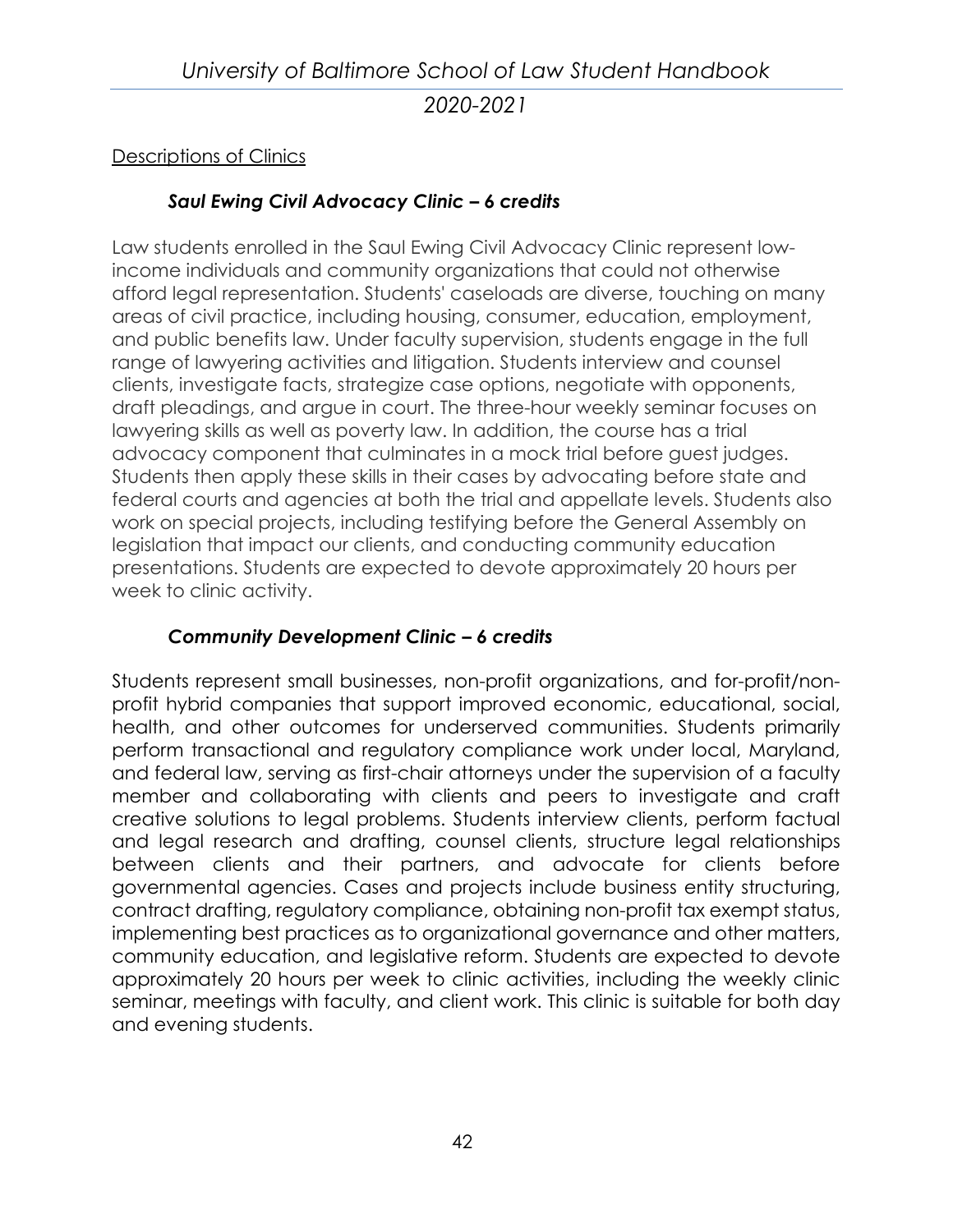Descriptions of Clinics

### *Saul Ewing Civil Advocacy Clinic – 6 credits*

Law students enrolled in the Saul Ewing Civil Advocacy Clinic represent low-income individuals and community organizations that could not otherwise afford legal representation. Students' caseloads are diverse, touching on many areas of civil practice, including housing, consumer, education, employment, and public benefits law. Under faculty supervision, students engage in the full range of lawyering activities and litigation. Students interview and counsel clients, investigate facts, strategize case options, negotiate with opponents, draft pleadings, and argue in court. The three-hour weekly seminar focuses on lawyering skills as well as poverty law. In addition, the course has a trial advocacy component that culminates in a mock trial before guest judges. Students then apply these skills in their cases by advocating before state and federal courts and agencies at both the trial and appellate levels. Students also work on special projects, including testifying before the General Assembly on legislation that impact our clients, and conducting community education presentations. Students are expected to devote approximately 20 hours per week to clinic activity.

### *Community Development Clinic – 6 credits*

Students represent small businesses, non-profit organizations, and for-profit/non-profit hybrid companies that support improved economic, educational, social, health, and other outcomes for underserved communities. Students primarily perform transactional and regulatory compliance work under local, Maryland, and federal law, serving as first-chair attorneys under the supervision of a faculty member and collaborating with clients and peers to investigate and craft creative solutions to legal problems. Students interview clients, perform factual and legal research and drafting, counsel clients, structure legal relationships between clients and their partners, and advocate for clients before governmental agencies. Cases and projects include business entity structuring, contract drafting, regulatory compliance, obtaining non-profit tax exempt status, implementing best practices as to organizational governance and other matters, community education, and legislative reform. Students are expected to devote approximately 20 hours per week to clinic activities, including the weekly clinic seminar, meetings with faculty, and client work. This clinic is suitable for both day and evening students.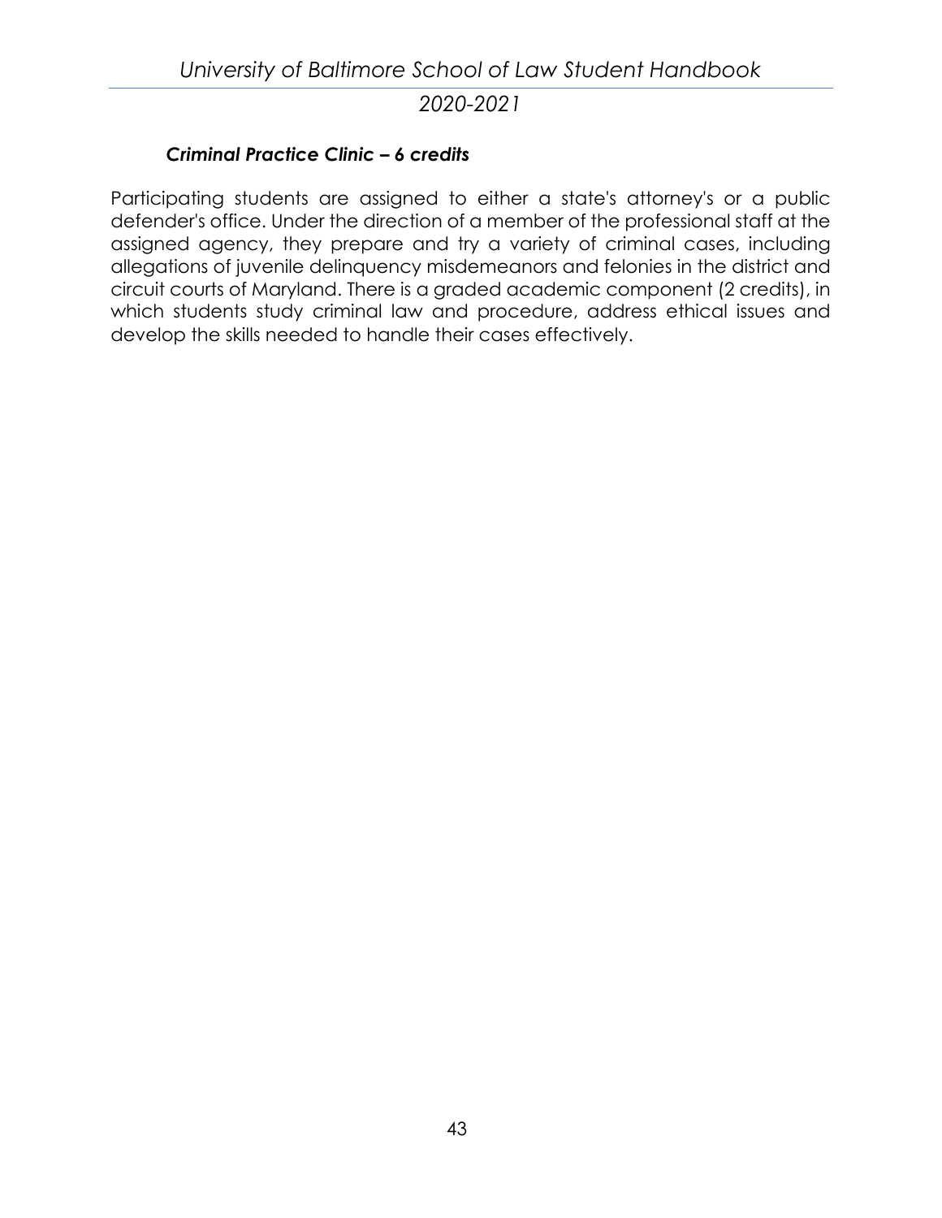### *Criminal Practice Clinic – 6 credits*

Participating students are assigned to either a state's attorney's or a public defender's office. Under the direction of a member of the professional staff at the assigned agency, they prepare and try a variety of criminal cases, including allegations of juvenile delinquency misdemeanors and felonies in the district and circuit courts of Maryland. There is a graded academic component (2 credits), in which students study criminal law and procedure, address ethical issues and develop the skills needed to handle their cases effectively.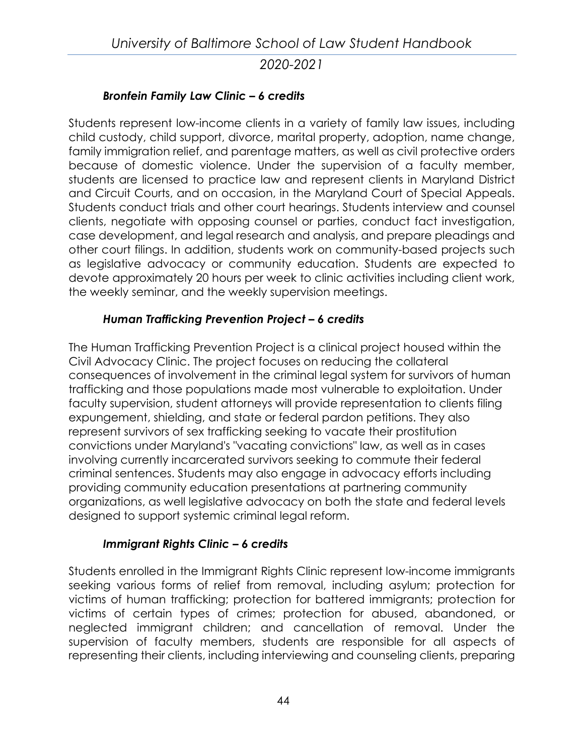### *Bronfein Family Law Clinic – 6 credits*

Students represent low-income clients in a variety of family law issues, including child custody, child support, divorce, marital property, adoption, name change, family immigration relief, and parentage matters, as well as civil protective orders because of domestic violence. Under the supervision of a faculty member, students are licensed to practice law and represent clients in Maryland District and Circuit Courts, and on occasion, in the Maryland Court of Special Appeals. Students conduct trials and other court hearings. Students interview and counsel clients, negotiate with opposing counsel or parties, conduct fact investigation, case development, and legal research and analysis, and prepare pleadings and other court filings. In addition, students work on community-based projects such as legislative advocacy or community education. Students are expected to devote approximately 20 hours per week to clinic activities including client work, the weekly seminar, and the weekly supervision meetings.

### *Human Trafficking Prevention Project – 6 credits*

The Human Trafficking Prevention Project is a clinical project housed within the Civil Advocacy Clinic. The project focuses on reducing the collateral consequences of involvement in the criminal legal system for survivors of human trafficking and those populations made most vulnerable to exploitation. Under faculty supervision, student attorneys will provide representation to clients filing expungement, shielding, and state or federal pardon petitions. They also represent survivors of sex trafficking seeking to vacate their prostitution convictions under Maryland's "vacating convictions" law, as well as in cases involving currently incarcerated survivors seeking to commute their federal criminal sentences. Students may also engage in advocacy efforts including providing community education presentations at partnering community organizations, as well legislative advocacy on both the state and federal levels designed to support systemic criminal legal reform.

### *Immigrant Rights Clinic – 6 credits*

Students enrolled in the Immigrant Rights Clinic represent low-income immigrants seeking various forms of relief from removal, including asylum; protection for victims of human trafficking; protection for battered immigrants; protection for victims of certain types of crimes; protection for abused, abandoned, or neglected immigrant children; and cancellation of removal. Under the supervision of faculty members, students are responsible for all aspects of representing their clients, including interviewing and counseling clients, preparing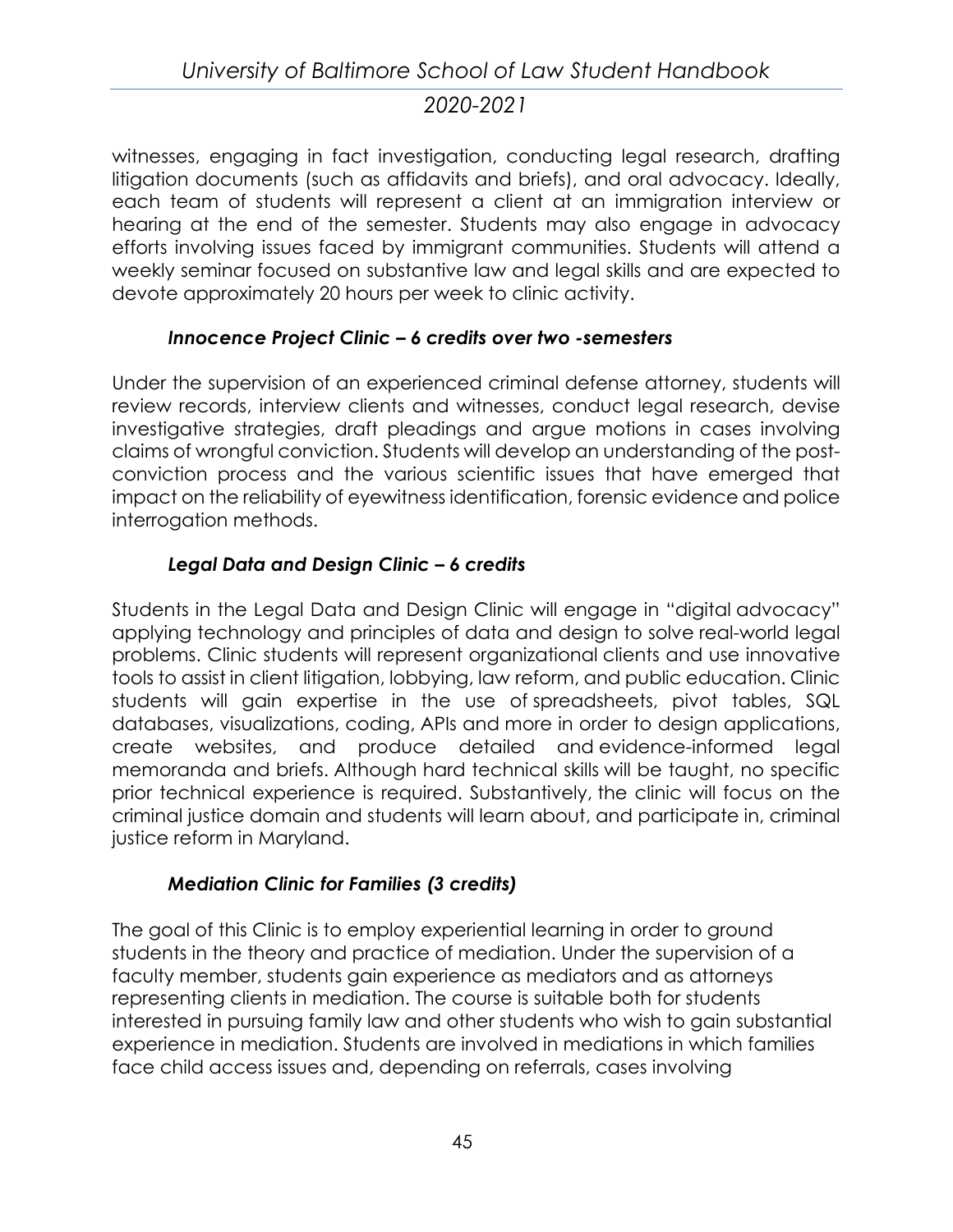witnesses, engaging in fact investigation, conducting legal research, drafting litigation documents (such as affidavits and briefs), and oral advocacy. Ideally, each team of students will represent a client at an immigration interview or hearing at the end of the semester. Students may also engage in advocacy efforts involving issues faced by immigrant communities. Students will attend a weekly seminar focused on substantive law and legal skills and are expected to devote approximately 20 hours per week to clinic activity.

### *Innocence Project Clinic – 6 credits over two -semesters*

Under the supervision of an experienced criminal defense attorney, students will review records, interview clients and witnesses, conduct legal research, devise investigative strategies, draft pleadings and argue motions in cases involving claims of wrongful conviction. Students will develop an understanding of the post-conviction process and the various scientific issues that have emerged that impact on the reliability of eyewitness identification, forensic evidence and police interrogation methods.

### *Legal Data and Design Clinic – 6 credits*

Students in the Legal Data and Design Clinic will engage in "digital advocacy" applying technology and principles of data and design to solve real-world legal problems. Clinic students will represent organizational clients and use innovative tools to assist in client litigation, lobbying, law reform, and public education. Clinic students will gain expertise in the use of spreadsheets, pivot tables, SQL databases, visualizations, coding, APIs and more in order to design applications, create websites, and produce detailed and evidence-informed legal memoranda and briefs. Although hard technical skills will be taught, no specific prior technical experience is required. Substantively, the clinic will focus on the criminal justice domain and students will learn about, and participate in, criminal justice reform in Maryland.

### *Mediation Clinic for Families (3 credits)*

The goal of this Clinic is to employ experiential learning in order to ground students in the theory and practice of mediation. Under the supervision of a faculty member, students gain experience as mediators and as attorneys representing clients in mediation. The course is suitable both for students interested in pursuing family law and other students who wish to gain substantial experience in mediation. Students are involved in mediations in which families face child access issues and, depending on referrals, cases involving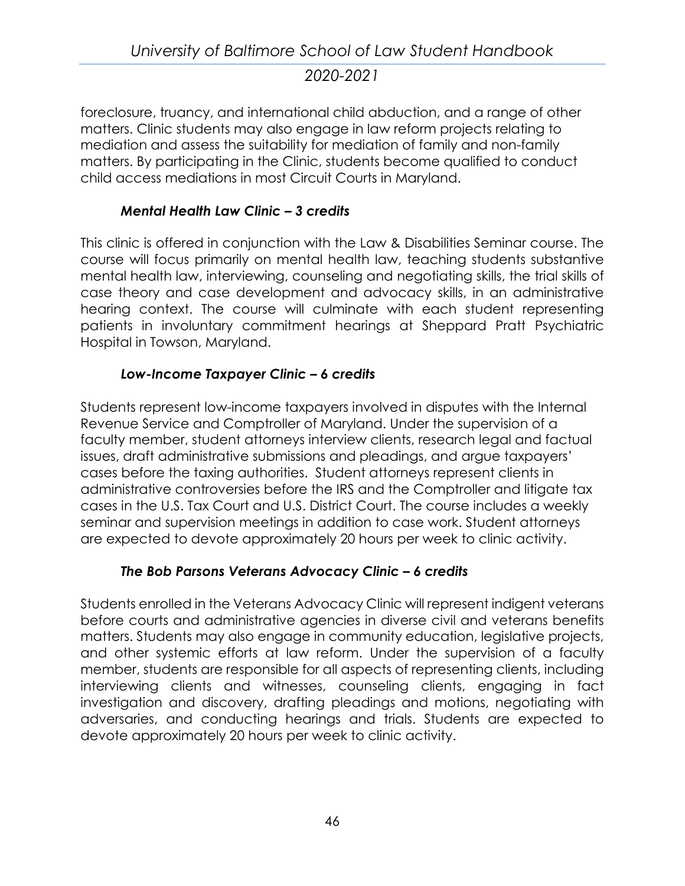foreclosure, truancy, and international child abduction, and a range of other matters. Clinic students may also engage in law reform projects relating to mediation and assess the suitability for mediation of family and non-family matters. By participating in the Clinic, students become qualified to conduct child access mediations in most Circuit Courts in Maryland.

### *Mental Health Law Clinic – 3 credits*

This clinic is offered in conjunction with the Law & Disabilities Seminar course. The course will focus primarily on mental health law, teaching students substantive mental health law, interviewing, counseling and negotiating skills, the trial skills of case theory and case development and advocacy skills, in an administrative hearing context. The course will culminate with each student representing patients in involuntary commitment hearings at Sheppard Pratt Psychiatric Hospital in Towson, Maryland.

### *Low-Income Taxpayer Clinic – 6 credits*

Students represent low-income taxpayers involved in disputes with the Internal Revenue Service and Comptroller of Maryland. Under the supervision of a faculty member, student attorneys interview clients, research legal and factual issues, draft administrative submissions and pleadings, and argue taxpayers' cases before the taxing authorities. Student attorneys represent clients in administrative controversies before the IRS and the Comptroller and litigate tax cases in the U.S. Tax Court and U.S. District Court. The course includes a weekly seminar and supervision meetings in addition to case work. Student attorneys are expected to devote approximately 20 hours per week to clinic activity.

### *The Bob Parsons Veterans Advocacy Clinic – 6 credits*

Students enrolled in the Veterans Advocacy Clinic will represent indigent veterans before courts and administrative agencies in diverse civil and veterans benefits matters. Students may also engage in community education, legislative projects, and other systemic efforts at law reform. Under the supervision of a faculty member, students are responsible for all aspects of representing clients, including interviewing clients and witnesses, counseling clients, engaging in fact investigation and discovery, drafting pleadings and motions, negotiating with adversaries, and conducting hearings and trials. Students are expected to devote approximately 20 hours per week to clinic activity.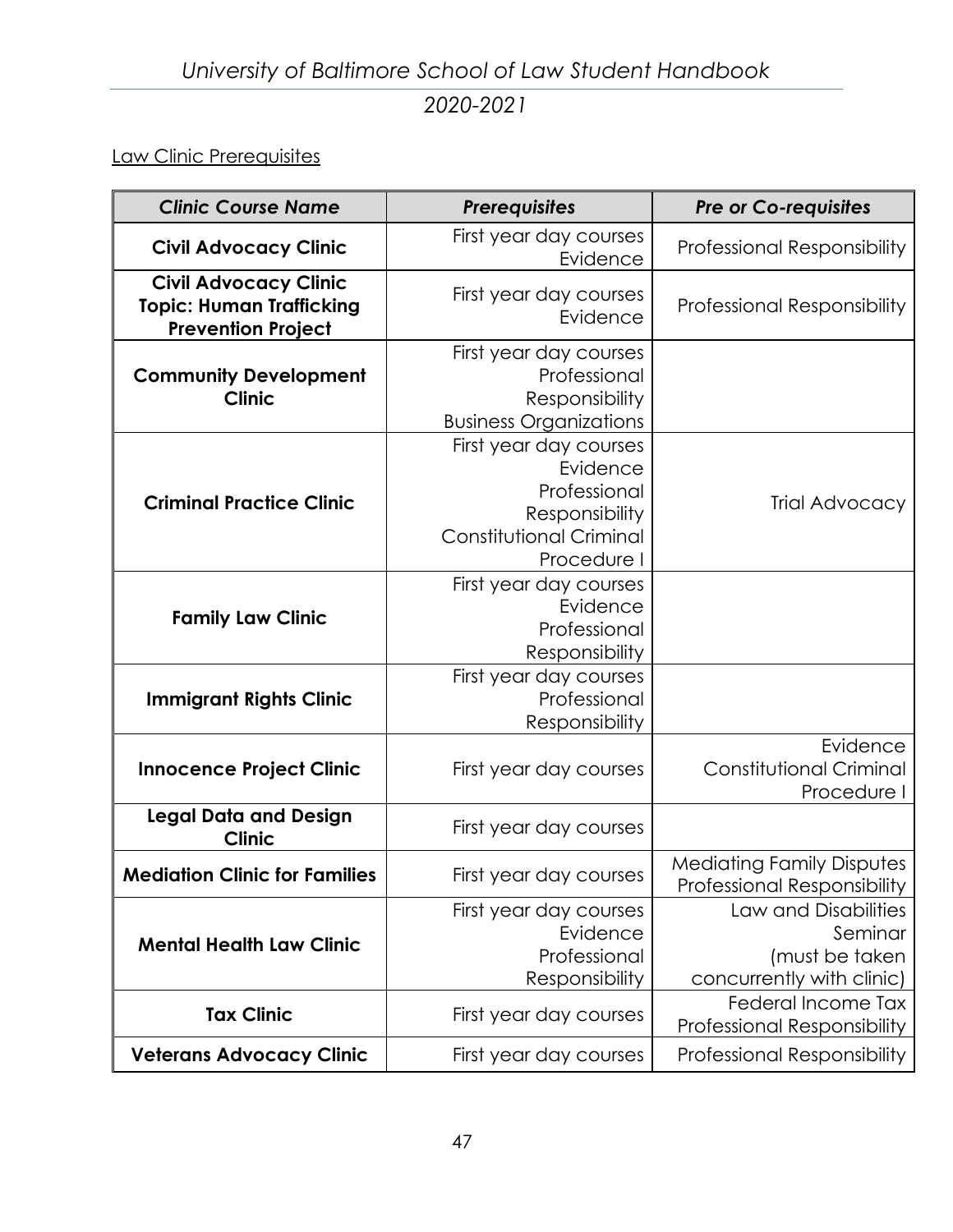Law Clinic Prerequisites

| *Clinic Course Name* | *Prerequisites* | *Pre or Co-requisites* |
|---|---|---|
| **Civil Advocacy Clinic** | First year day courses<br>Evidence | Professional Responsibility |
| **Civil Advocacy Clinic Topic: Human Trafficking Prevention Project** | First year day courses<br>Evidence | Professional Responsibility |
| **Community Development Clinic** | First year day courses<br>Professional Responsibility<br>Business Organizations | |
| **Criminal Practice Clinic** | First year day courses<br>Evidence<br>Professional Responsibility<br>Constitutional Criminal Procedure I | Trial Advocacy |
| **Family Law Clinic** | First year day courses<br>Evidence<br>Professional Responsibility | |
| **Immigrant Rights Clinic** | First year day courses<br>Professional Responsibility | |
| **Innocence Project Clinic** | First year day courses | Evidence<br>Constitutional Criminal Procedure I |
| **Legal Data and Design Clinic** | First year day courses | |
| **Mediation Clinic for Families** | First year day courses | Mediating Family Disputes<br>Professional Responsibility |
| **Mental Health Law Clinic** | First year day courses<br>Evidence<br>Professional Responsibility | Law and Disabilities Seminar (must be taken concurrently with clinic) |
| **Tax Clinic** | First year day courses | Federal Income Tax<br>Professional Responsibility |
| **Veterans Advocacy Clinic** | First year day courses | Professional Responsibility |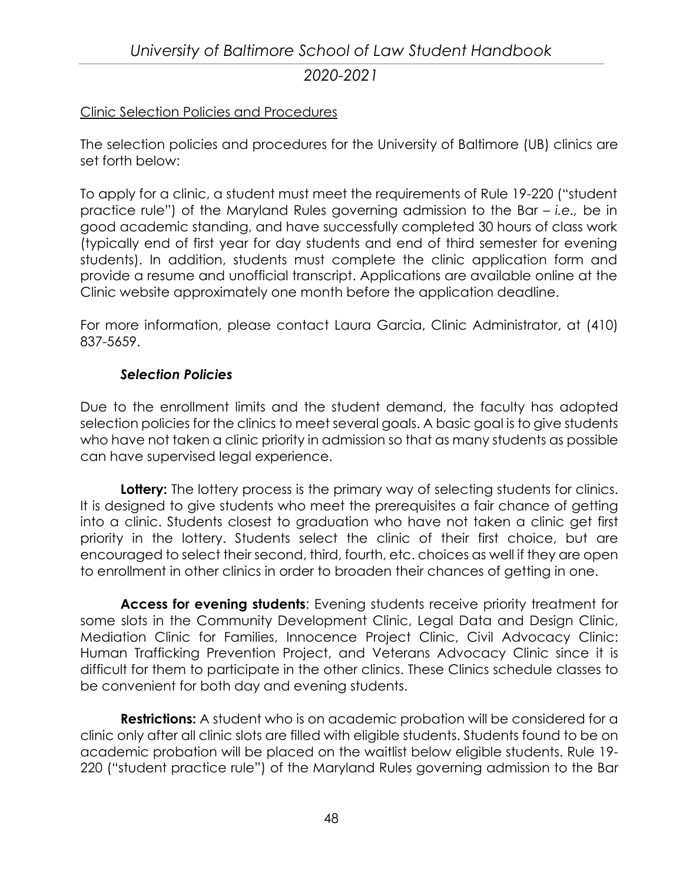Clinic Selection Policies and Procedures

The selection policies and procedures for the University of Baltimore (UB) clinics are set forth below:

To apply for a clinic, a student must meet the requirements of Rule 19-220 ("student practice rule") of the Maryland Rules governing admission to the Bar – *i.e.,* be in good academic standing, and have successfully completed 30 hours of class work (typically end of first year for day students and end of third semester for evening students). In addition, students must complete the clinic application form and provide a resume and unofficial transcript. Applications are available online at the Clinic website approximately one month before the application deadline.

For more information, please contact Laura Garcia, Clinic Administrator, at (410) 837-5659.

### *Selection Policies*

Due to the enrollment limits and the student demand, the faculty has adopted selection policies for the clinics to meet several goals. A basic goal is to give students who have not taken a clinic priority in admission so that as many students as possible can have supervised legal experience.

**Lottery:** The lottery process is the primary way of selecting students for clinics. It is designed to give students who meet the prerequisites a fair chance of getting into a clinic. Students closest to graduation who have not taken a clinic get first priority in the lottery. Students select the clinic of their first choice, but are encouraged to select their second, third, fourth, etc. choices as well if they are open to enrollment in other clinics in order to broaden their chances of getting in one.

**Access for evening students**: Evening students receive priority treatment for some slots in the Community Development Clinic, Legal Data and Design Clinic, Mediation Clinic for Families, Innocence Project Clinic, Civil Advocacy Clinic: Human Trafficking Prevention Project, and Veterans Advocacy Clinic since it is difficult for them to participate in the other clinics. These Clinics schedule classes to be convenient for both day and evening students.

**Restrictions:** A student who is on academic probation will be considered for a clinic only after all clinic slots are filled with eligible students. Students found to be on academic probation will be placed on the waitlist below eligible students. Rule 19-220 ("student practice rule") of the Maryland Rules governing admission to the Bar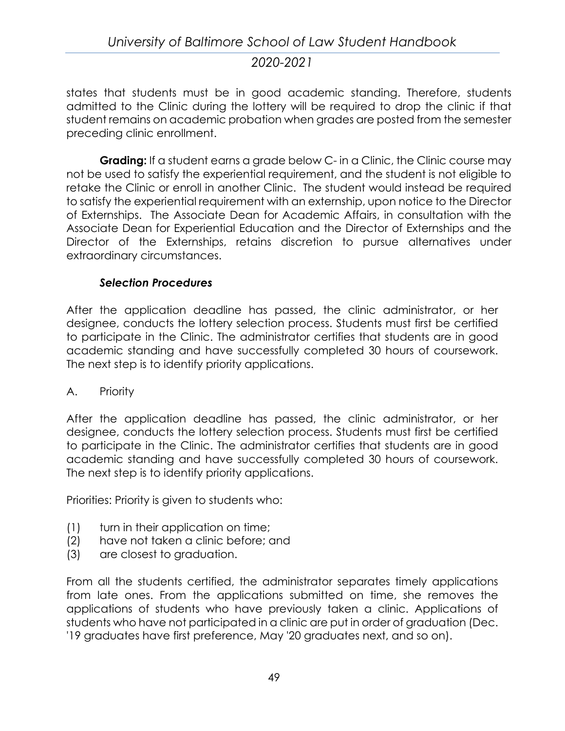states that students must be in good academic standing. Therefore, students admitted to the Clinic during the lottery will be required to drop the clinic if that student remains on academic probation when grades are posted from the semester preceding clinic enrollment.

**Grading:** If a student earns a grade below C- in a Clinic, the Clinic course may not be used to satisfy the experiential requirement, and the student is not eligible to retake the Clinic or enroll in another Clinic. The student would instead be required to satisfy the experiential requirement with an externship, upon notice to the Director of Externships. The Associate Dean for Academic Affairs, in consultation with the Associate Dean for Experiential Education and the Director of Externships and the Director of the Externships, retains discretion to pursue alternatives under extraordinary circumstances.

***Selection Procedures***

After the application deadline has passed, the clinic administrator, or her designee, conducts the lottery selection process. Students must first be certified to participate in the Clinic. The administrator certifies that students are in good academic standing and have successfully completed 30 hours of coursework. The next step is to identify priority applications.

A. Priority

After the application deadline has passed, the clinic administrator, or her designee, conducts the lottery selection process. Students must first be certified to participate in the Clinic. The administrator certifies that students are in good academic standing and have successfully completed 30 hours of coursework. The next step is to identify priority applications.

Priorities: Priority is given to students who:

(1) turn in their application on time;
(2) have not taken a clinic before; and
(3) are closest to graduation.

From all the students certified, the administrator separates timely applications from late ones. From the applications submitted on time, she removes the applications of students who have previously taken a clinic. Applications of students who have not participated in a clinic are put in order of graduation (Dec. '19 graduates have first preference, May '20 graduates next, and so on).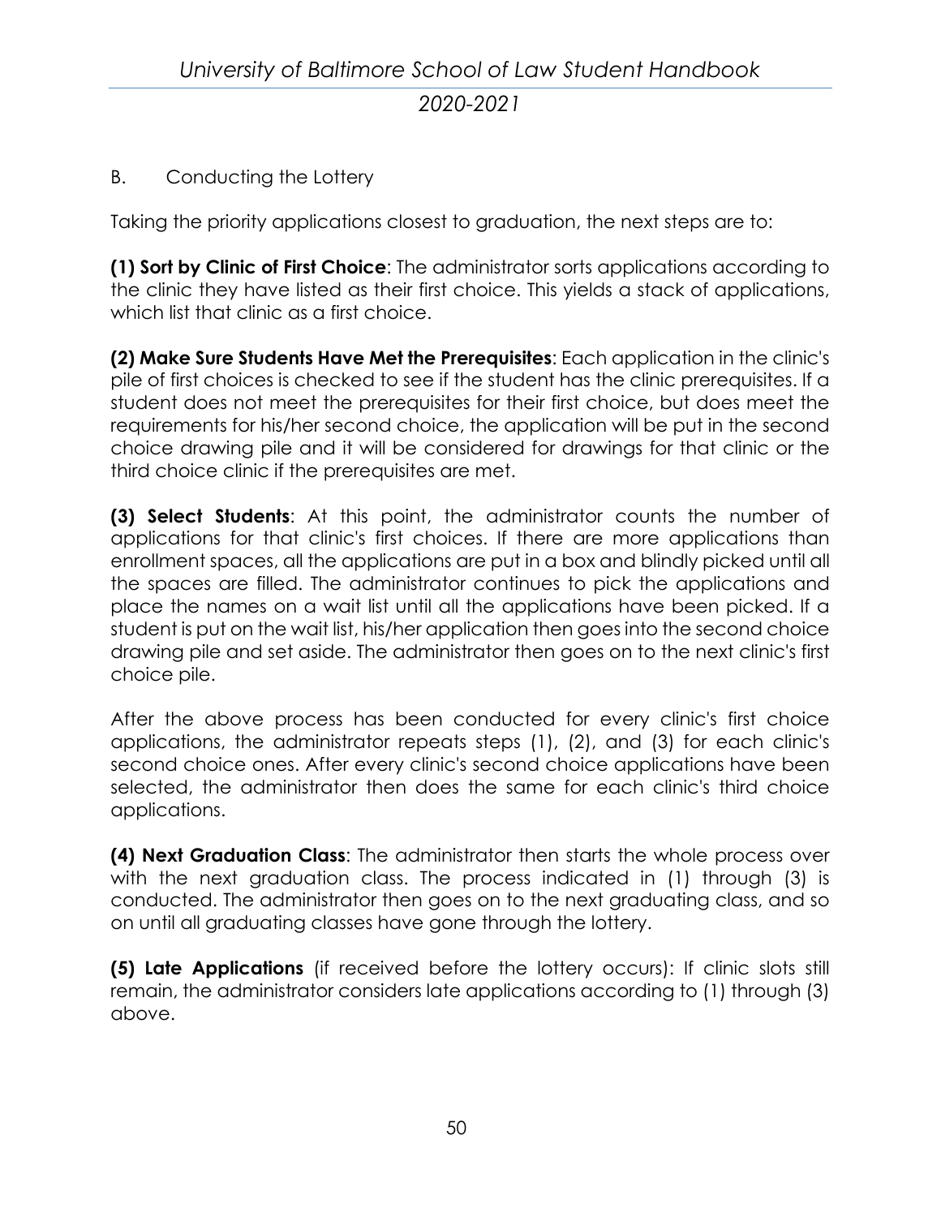B. Conducting the Lottery

Taking the priority applications closest to graduation, the next steps are to:

**(1) Sort by Clinic of First Choice**: The administrator sorts applications according to the clinic they have listed as their first choice. This yields a stack of applications, which list that clinic as a first choice.

**(2) Make Sure Students Have Met the Prerequisites**: Each application in the clinic's pile of first choices is checked to see if the student has the clinic prerequisites. If a student does not meet the prerequisites for their first choice, but does meet the requirements for his/her second choice, the application will be put in the second choice drawing pile and it will be considered for drawings for that clinic or the third choice clinic if the prerequisites are met.

**(3) Select Students**: At this point, the administrator counts the number of applications for that clinic's first choices. If there are more applications than enrollment spaces, all the applications are put in a box and blindly picked until all the spaces are filled. The administrator continues to pick the applications and place the names on a wait list until all the applications have been picked. If a student is put on the wait list, his/her application then goes into the second choice drawing pile and set aside. The administrator then goes on to the next clinic's first choice pile.

After the above process has been conducted for every clinic's first choice applications, the administrator repeats steps (1), (2), and (3) for each clinic's second choice ones. After every clinic's second choice applications have been selected, the administrator then does the same for each clinic's third choice applications.

**(4) Next Graduation Class**: The administrator then starts the whole process over with the next graduation class. The process indicated in (1) through (3) is conducted. The administrator then goes on to the next graduating class, and so on until all graduating classes have gone through the lottery.

**(5) Late Applications** (if received before the lottery occurs): If clinic slots still remain, the administrator considers late applications according to (1) through (3) above.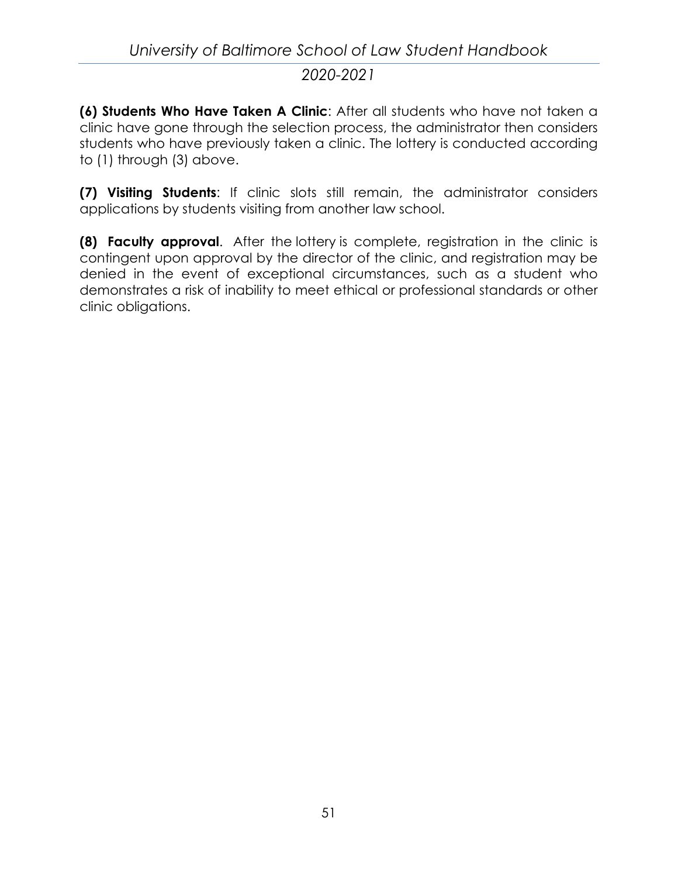**(6) Students Who Have Taken A Clinic**: After all students who have not taken a clinic have gone through the selection process, the administrator then considers students who have previously taken a clinic. The lottery is conducted according to (1) through (3) above.

**(7) Visiting Students**: If clinic slots still remain, the administrator considers applications by students visiting from another law school.

**(8) Faculty approval**. After the lottery is complete, registration in the clinic is contingent upon approval by the director of the clinic, and registration may be denied in the event of exceptional circumstances, such as a student who demonstrates a risk of inability to meet ethical or professional standards or other clinic obligations.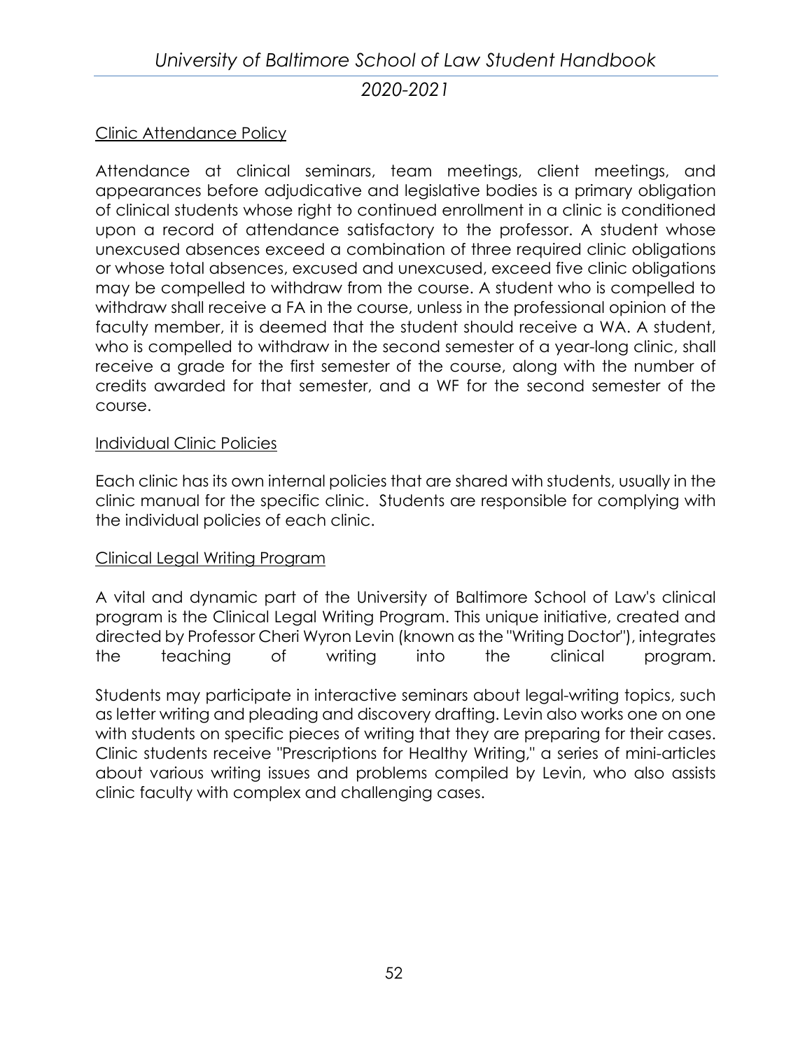## Clinic Attendance Policy

Attendance at clinical seminars, team meetings, client meetings, and appearances before adjudicative and legislative bodies is a primary obligation of clinical students whose right to continued enrollment in a clinic is conditioned upon a record of attendance satisfactory to the professor. A student whose unexcused absences exceed a combination of three required clinic obligations or whose total absences, excused and unexcused, exceed five clinic obligations may be compelled to withdraw from the course. A student who is compelled to withdraw shall receive a FA in the course, unless in the professional opinion of the faculty member, it is deemed that the student should receive a WA. A student, who is compelled to withdraw in the second semester of a year-long clinic, shall receive a grade for the first semester of the course, along with the number of credits awarded for that semester, and a WF for the second semester of the course.

## Individual Clinic Policies

Each clinic has its own internal policies that are shared with students, usually in the clinic manual for the specific clinic. Students are responsible for complying with the individual policies of each clinic.

## Clinical Legal Writing Program

A vital and dynamic part of the University of Baltimore School of Law's clinical program is the Clinical Legal Writing Program. This unique initiative, created and directed by Professor Cheri Wyron Levin (known as the "Writing Doctor"), integrates the teaching of writing into the clinical program.

Students may participate in interactive seminars about legal-writing topics, such as letter writing and pleading and discovery drafting. Levin also works one on one with students on specific pieces of writing that they are preparing for their cases. Clinic students receive "Prescriptions for Healthy Writing," a series of mini-articles about various writing issues and problems compiled by Levin, who also assists clinic faculty with complex and challenging cases.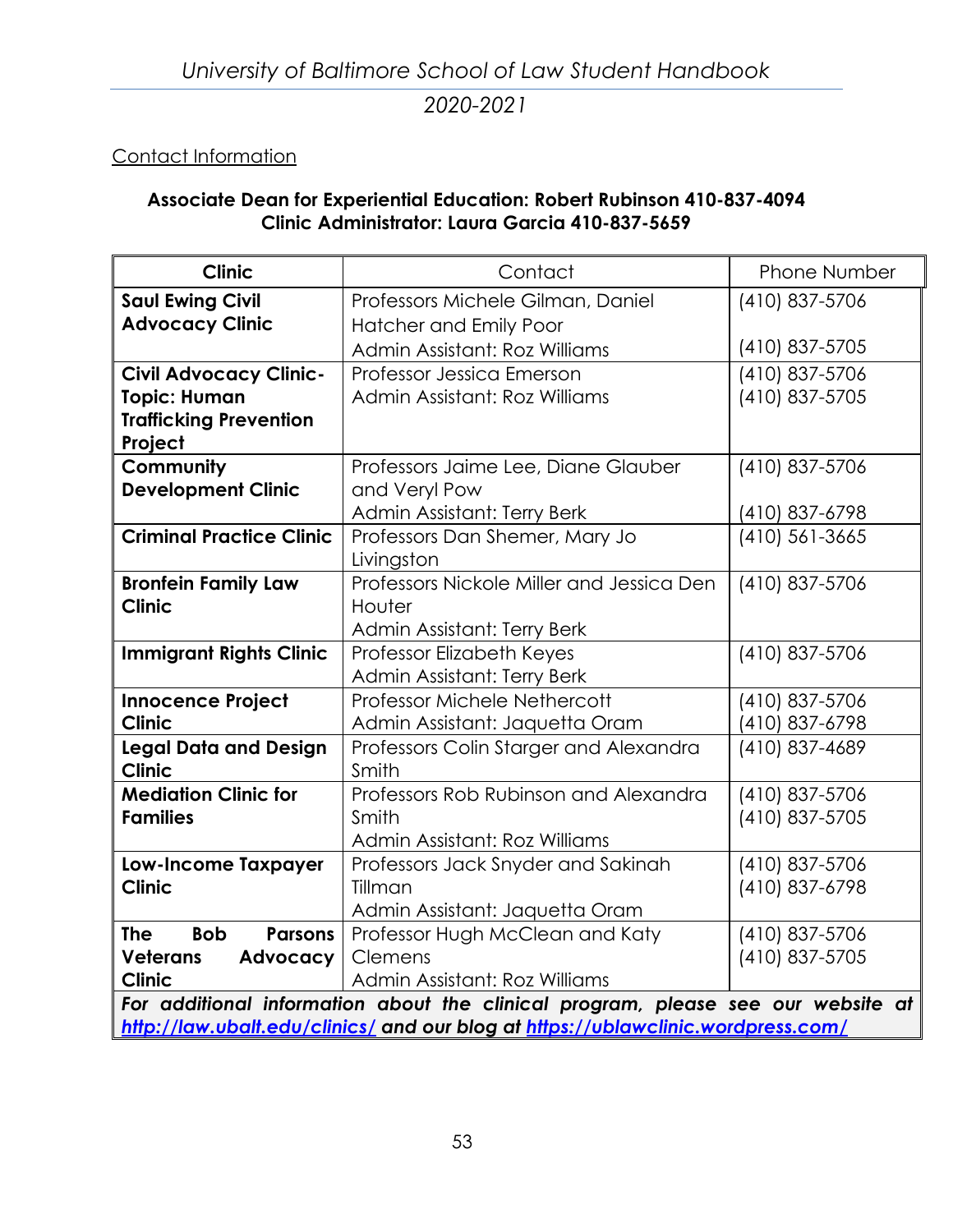Contact Information

**Associate Dean for Experiential Education: Robert Rubinson 410-837-4094**
**Clinic Administrator: Laura Garcia 410-837-5659**

| Clinic | Contact | Phone Number |
|---|---|---|
| **Saul Ewing Civil Advocacy Clinic** | Professors Michele Gilman, Daniel Hatcher and Emily Poor<br>Admin Assistant: Roz Williams | (410) 837-5706<br>(410) 837-5705 |
| **Civil Advocacy Clinic-Topic: Human Trafficking Prevention Project** | Professor Jessica Emerson<br>Admin Assistant: Roz Williams | (410) 837-5706<br>(410) 837-5705 |
| **Community Development Clinic** | Professors Jaime Lee, Diane Glauber and Veryl Pow<br>Admin Assistant: Terry Berk | (410) 837-5706<br>(410) 837-6798 |
| **Criminal Practice Clinic** | Professors Dan Shemer, Mary Jo Livingston | (410) 561-3665 |
| **Bronfein Family Law Clinic** | Professors Nickole Miller and Jessica Den Houter<br>Admin Assistant: Terry Berk | (410) 837-5706 |
| **Immigrant Rights Clinic** | Professor Elizabeth Keyes<br>Admin Assistant: Terry Berk | (410) 837-5706 |
| **Innocence Project Clinic** | Professor Michele Nethercott<br>Admin Assistant: Jaquetta Oram | (410) 837-5706<br>(410) 837-6798 |
| **Legal Data and Design Clinic** | Professors Colin Starger and Alexandra Smith | (410) 837-4689 |
| **Mediation Clinic for Families** | Professors Rob Rubinson and Alexandra Smith<br>Admin Assistant: Roz Williams | (410) 837-5706<br>(410) 837-5705 |
| **Low-Income Taxpayer Clinic** | Professors Jack Snyder and Sakinah Tillman<br>Admin Assistant: Jaquetta Oram | (410) 837-5706<br>(410) 837-6798 |
| **The Bob Parsons Veterans Advocacy Clinic** | Professor Hugh McClean and Katy Clemens<br>Admin Assistant: Roz Williams | (410) 837-5706<br>(410) 837-5705 |
| ***For additional information about the clinical program, please see our website at http://law.ubalt.edu/clinics/ and our blog at https://ublawclinic.wordpress.com/*** | | |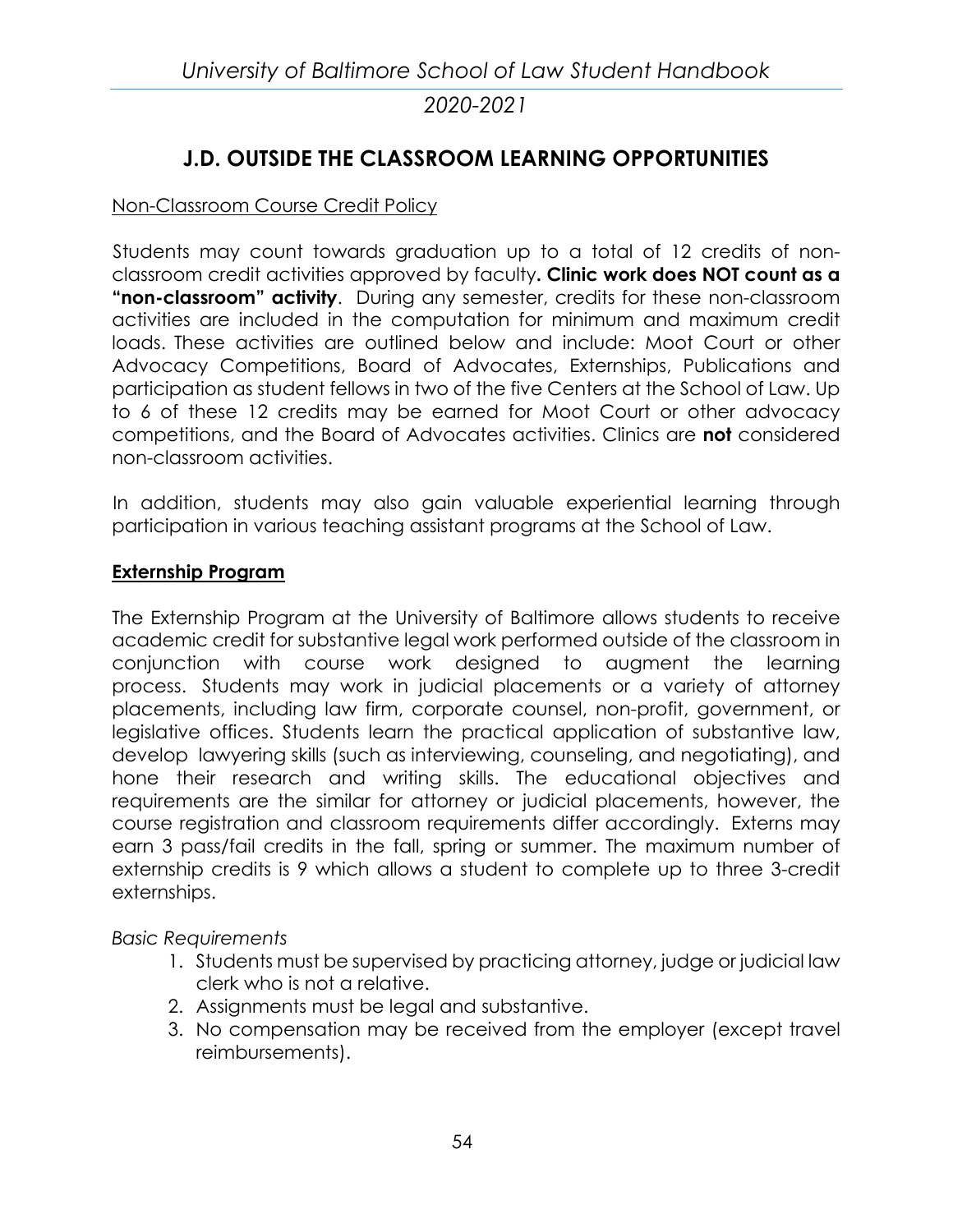## J.D. OUTSIDE THE CLASSROOM LEARNING OPPORTUNITIES

Non-Classroom Course Credit Policy

Students may count towards graduation up to a total of 12 credits of non-classroom credit activities approved by faculty**. Clinic work does NOT count as a "non-classroom" activity**. During any semester, credits for these non-classroom activities are included in the computation for minimum and maximum credit loads. These activities are outlined below and include: Moot Court or other Advocacy Competitions, Board of Advocates, Externships, Publications and participation as student fellows in two of the five Centers at the School of Law. Up to 6 of these 12 credits may be earned for Moot Court or other advocacy competitions, and the Board of Advocates activities. Clinics are **not** considered non-classroom activities.

In addition, students may also gain valuable experiential learning through participation in various teaching assistant programs at the School of Law.

### Externship Program

The Externship Program at the University of Baltimore allows students to receive academic credit for substantive legal work performed outside of the classroom in conjunction with course work designed to augment the learning process. Students may work in judicial placements or a variety of attorney placements, including law firm, corporate counsel, non-profit, government, or legislative offices. Students learn the practical application of substantive law, develop lawyering skills (such as interviewing, counseling, and negotiating), and hone their research and writing skills. The educational objectives and requirements are the similar for attorney or judicial placements, however, the course registration and classroom requirements differ accordingly. Externs may earn 3 pass/fail credits in the fall, spring or summer. The maximum number of externship credits is 9 which allows a student to complete up to three 3-credit externships.

*Basic Requirements*

1. Students must be supervised by practicing attorney, judge or judicial law clerk who is not a relative.
2. Assignments must be legal and substantive.
3. No compensation may be received from the employer (except travel reimbursements).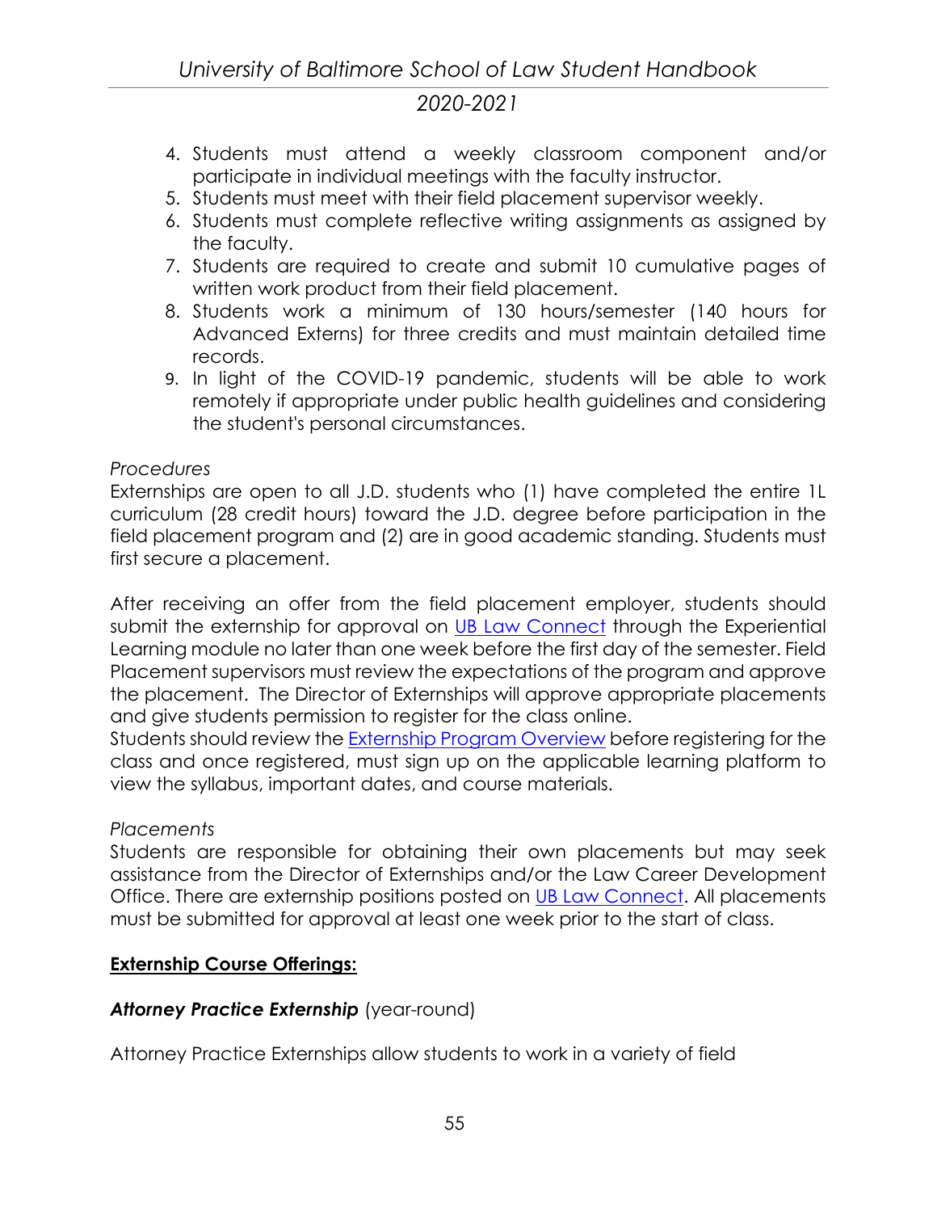4. Students must attend a weekly classroom component and/or participate in individual meetings with the faculty instructor.
5. Students must meet with their field placement supervisor weekly.
6. Students must complete reflective writing assignments as assigned by the faculty.
7. Students are required to create and submit 10 cumulative pages of written work product from their field placement.
8. Students work a minimum of 130 hours/semester (140 hours for Advanced Externs) for three credits and must maintain detailed time records.
9. In light of the COVID-19 pandemic, students will be able to work remotely if appropriate under public health guidelines and considering the student's personal circumstances.

*Procedures*

Externships are open to all J.D. students who (1) have completed the entire 1L curriculum (28 credit hours) toward the J.D. degree before participation in the field placement program and (2) are in good academic standing. Students must first secure a placement.

After receiving an offer from the field placement employer, students should submit the externship for approval on UB Law Connect through the Experiential Learning module no later than one week before the first day of the semester. Field Placement supervisors must review the expectations of the program and approve the placement. The Director of Externships will approve appropriate placements and give students permission to register for the class online.
Students should review the Externship Program Overview before registering for the class and once registered, must sign up on the applicable learning platform to view the syllabus, important dates, and course materials.

*Placements*

Students are responsible for obtaining their own placements but may seek assistance from the Director of Externships and/or the Law Career Development Office. There are externship positions posted on UB Law Connect. All placements must be submitted for approval at least one week prior to the start of class.

**Externship Course Offerings:**

***Attorney Practice Externship*** (year-round)

Attorney Practice Externships allow students to work in a variety of field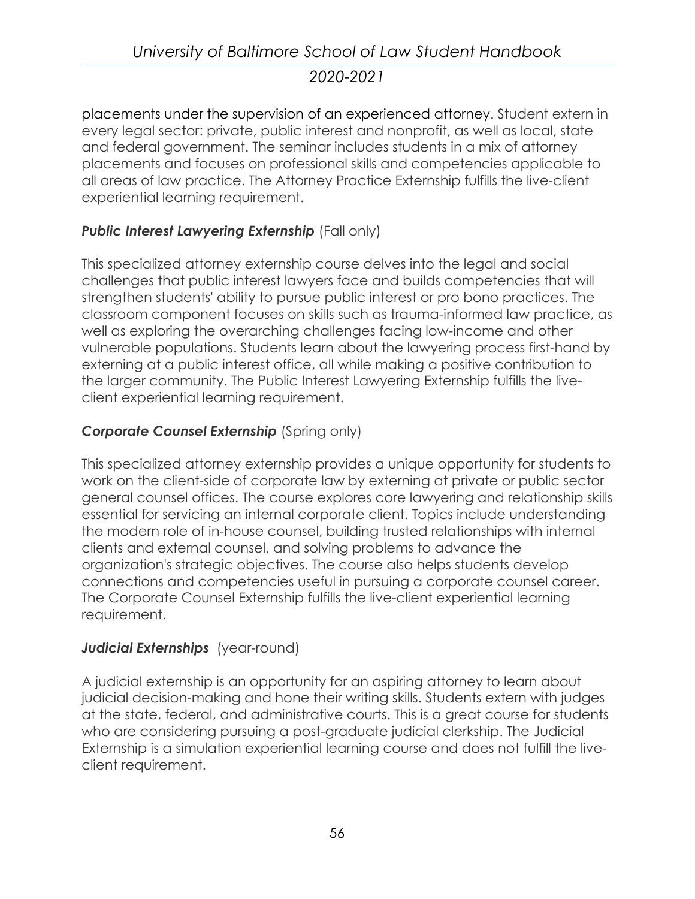placements under the supervision of an experienced attorney. Student extern in every legal sector: private, public interest and nonprofit, as well as local, state and federal government. The seminar includes students in a mix of attorney placements and focuses on professional skills and competencies applicable to all areas of law practice. The Attorney Practice Externship fulfills the live-client experiential learning requirement.

***Public Interest Lawyering Externship*** (Fall only)

This specialized attorney externship course delves into the legal and social challenges that public interest lawyers face and builds competencies that will strengthen students' ability to pursue public interest or pro bono practices. The classroom component focuses on skills such as trauma-informed law practice, as well as exploring the overarching challenges facing low-income and other vulnerable populations. Students learn about the lawyering process first-hand by externing at a public interest office, all while making a positive contribution to the larger community. The Public Interest Lawyering Externship fulfills the live-client experiential learning requirement.

***Corporate Counsel Externship*** (Spring only)

This specialized attorney externship provides a unique opportunity for students to work on the client-side of corporate law by externing at private or public sector general counsel offices. The course explores core lawyering and relationship skills essential for servicing an internal corporate client. Topics include understanding the modern role of in-house counsel, building trusted relationships with internal clients and external counsel, and solving problems to advance the organization's strategic objectives. The course also helps students develop connections and competencies useful in pursuing a corporate counsel career. The Corporate Counsel Externship fulfills the live-client experiential learning requirement.

***Judicial Externships*** (year-round)

A judicial externship is an opportunity for an aspiring attorney to learn about judicial decision-making and hone their writing skills. Students extern with judges at the state, federal, and administrative courts. This is a great course for students who are considering pursuing a post-graduate judicial clerkship. The Judicial Externship is a simulation experiential learning course and does not fulfill the live-client requirement.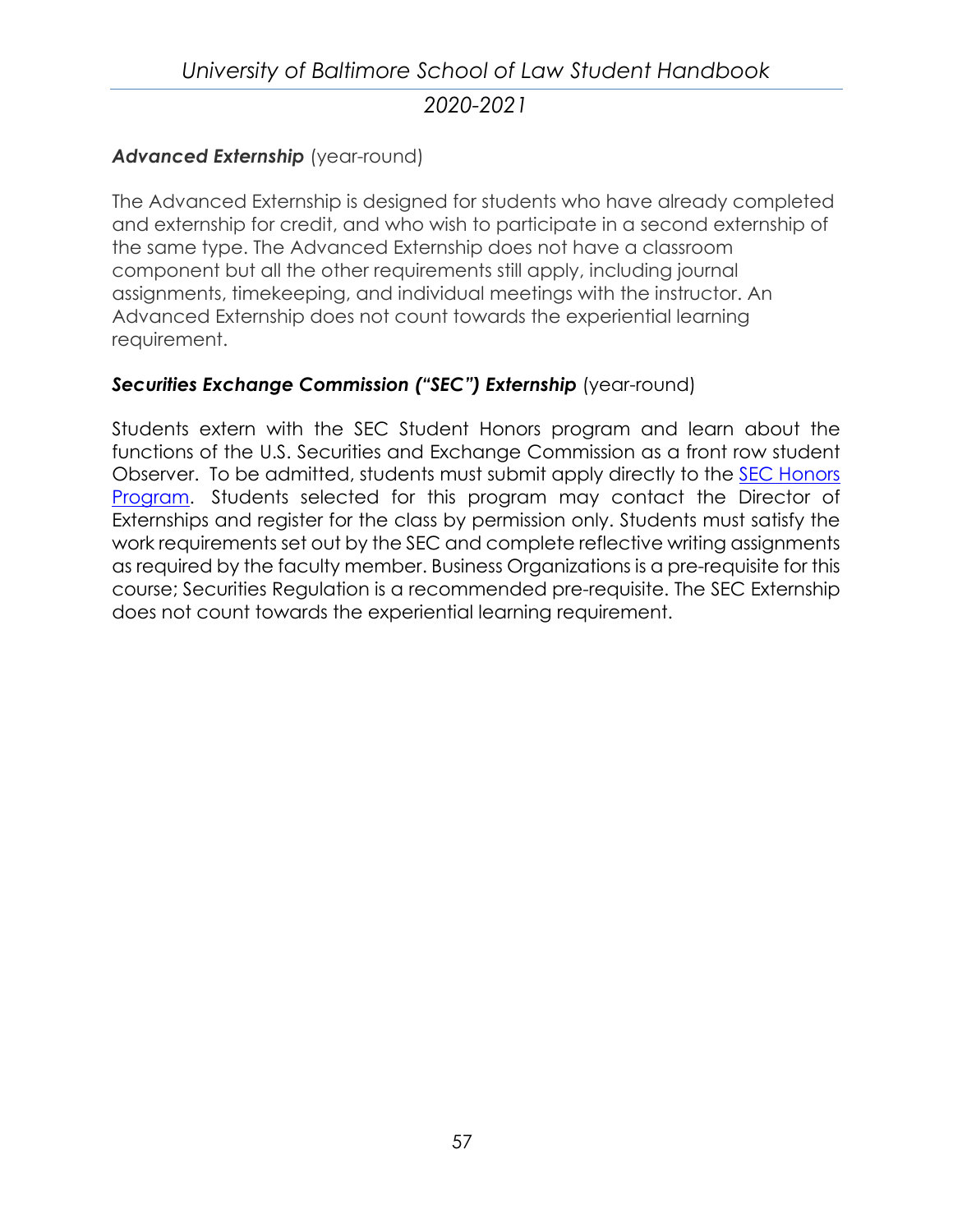***Advanced Externship*** (year-round)

The Advanced Externship is designed for students who have already completed and externship for credit, and who wish to participate in a second externship of the same type. The Advanced Externship does not have a classroom component but all the other requirements still apply, including journal assignments, timekeeping, and individual meetings with the instructor. An Advanced Externship does not count towards the experiential learning requirement.

***Securities Exchange Commission ("SEC") Externship*** (year-round)

Students extern with the SEC Student Honors program and learn about the functions of the U.S. Securities and Exchange Commission as a front row student Observer. To be admitted, students must submit apply directly to the SEC Honors Program. Students selected for this program may contact the Director of Externships and register for the class by permission only. Students must satisfy the work requirements set out by the SEC and complete reflective writing assignments as required by the faculty member. Business Organizations is a pre-requisite for this course; Securities Regulation is a recommended pre-requisite. The SEC Externship does not count towards the experiential learning requirement.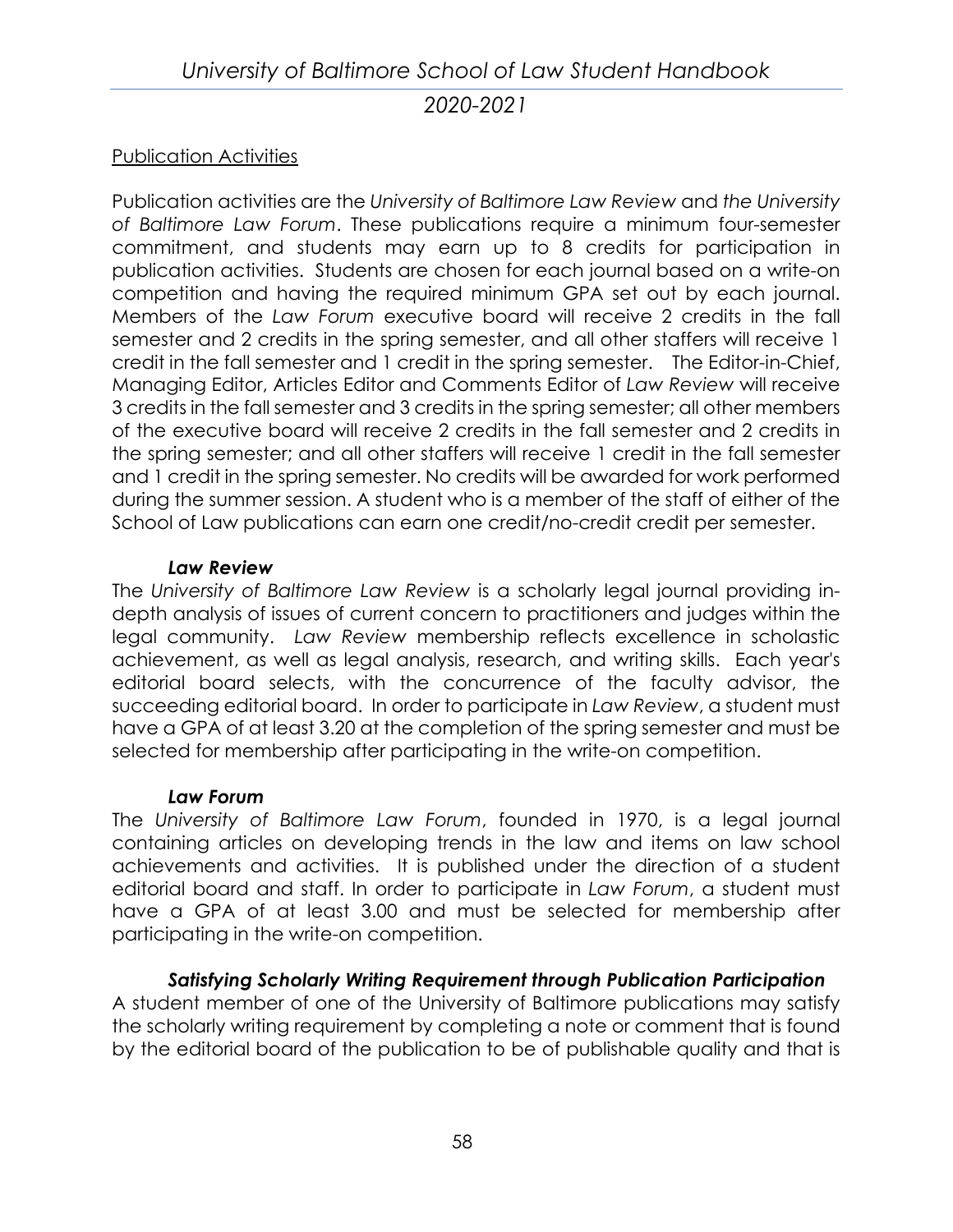<u>Publication Activities</u>

Publication activities are the *University of Baltimore Law Review* and *the University of Baltimore Law Forum*. These publications require a minimum four-semester commitment, and students may earn up to 8 credits for participation in publication activities. Students are chosen for each journal based on a write-on competition and having the required minimum GPA set out by each journal. Members of the *Law Forum* executive board will receive 2 credits in the fall semester and 2 credits in the spring semester, and all other staffers will receive 1 credit in the fall semester and 1 credit in the spring semester. The Editor-in-Chief, Managing Editor, Articles Editor and Comments Editor of *Law Review* will receive 3 credits in the fall semester and 3 credits in the spring semester; all other members of the executive board will receive 2 credits in the fall semester and 2 credits in the spring semester; and all other staffers will receive 1 credit in the fall semester and 1 credit in the spring semester. No credits will be awarded for work performed during the summer session. A student who is a member of the staff of either of the School of Law publications can earn one credit/no-credit credit per semester.

***Law Review***

The *University of Baltimore Law Review* is a scholarly legal journal providing in-depth analysis of issues of current concern to practitioners and judges within the legal community. *Law Review* membership reflects excellence in scholastic achievement, as well as legal analysis, research, and writing skills. Each year's editorial board selects, with the concurrence of the faculty advisor, the succeeding editorial board. In order to participate in *Law Review*, a student must have a GPA of at least 3.20 at the completion of the spring semester and must be selected for membership after participating in the write-on competition.

***Law Forum***

The *University of Baltimore Law Forum*, founded in 1970, is a legal journal containing articles on developing trends in the law and items on law school achievements and activities. It is published under the direction of a student editorial board and staff. In order to participate in *Law Forum*, a student must have a GPA of at least 3.00 and must be selected for membership after participating in the write-on competition.

***Satisfying Scholarly Writing Requirement through Publication Participation***

A student member of one of the University of Baltimore publications may satisfy the scholarly writing requirement by completing a note or comment that is found by the editorial board of the publication to be of publishable quality and that is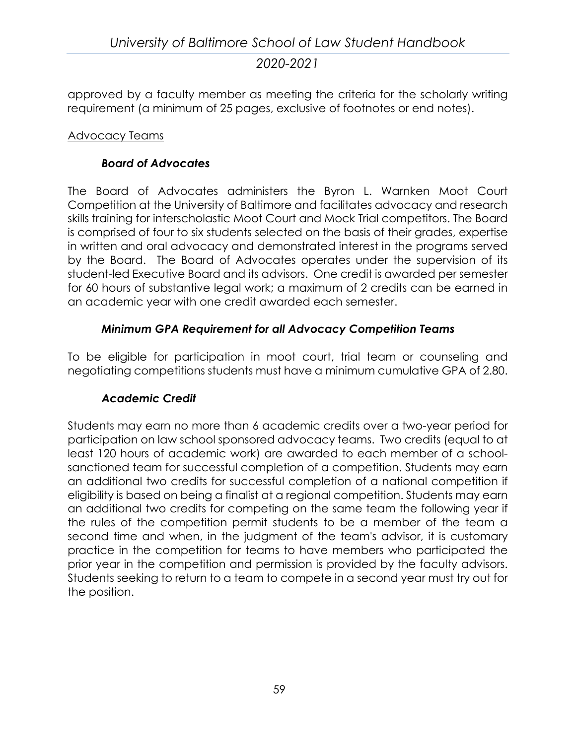approved by a faculty member as meeting the criteria for the scholarly writing requirement (a minimum of 25 pages, exclusive of footnotes or end notes).

<u>Advocacy Teams</u>

### *Board of Advocates*

The Board of Advocates administers the Byron L. Warnken Moot Court Competition at the University of Baltimore and facilitates advocacy and research skills training for interscholastic Moot Court and Mock Trial competitors. The Board is comprised of four to six students selected on the basis of their grades, expertise in written and oral advocacy and demonstrated interest in the programs served by the Board. The Board of Advocates operates under the supervision of its student-led Executive Board and its advisors. One credit is awarded per semester for 60 hours of substantive legal work; a maximum of 2 credits can be earned in an academic year with one credit awarded each semester.

### *Minimum GPA Requirement for all Advocacy Competition Teams*

To be eligible for participation in moot court, trial team or counseling and negotiating competitions students must have a minimum cumulative GPA of 2.80.

### *Academic Credit*

Students may earn no more than 6 academic credits over a two-year period for participation on law school sponsored advocacy teams. Two credits (equal to at least 120 hours of academic work) are awarded to each member of a school-sanctioned team for successful completion of a competition. Students may earn an additional two credits for successful completion of a national competition if eligibility is based on being a finalist at a regional competition. Students may earn an additional two credits for competing on the same team the following year if the rules of the competition permit students to be a member of the team a second time and when, in the judgment of the team's advisor, it is customary practice in the competition for teams to have members who participated the prior year in the competition and permission is provided by the faculty advisors. Students seeking to return to a team to compete in a second year must try out for the position.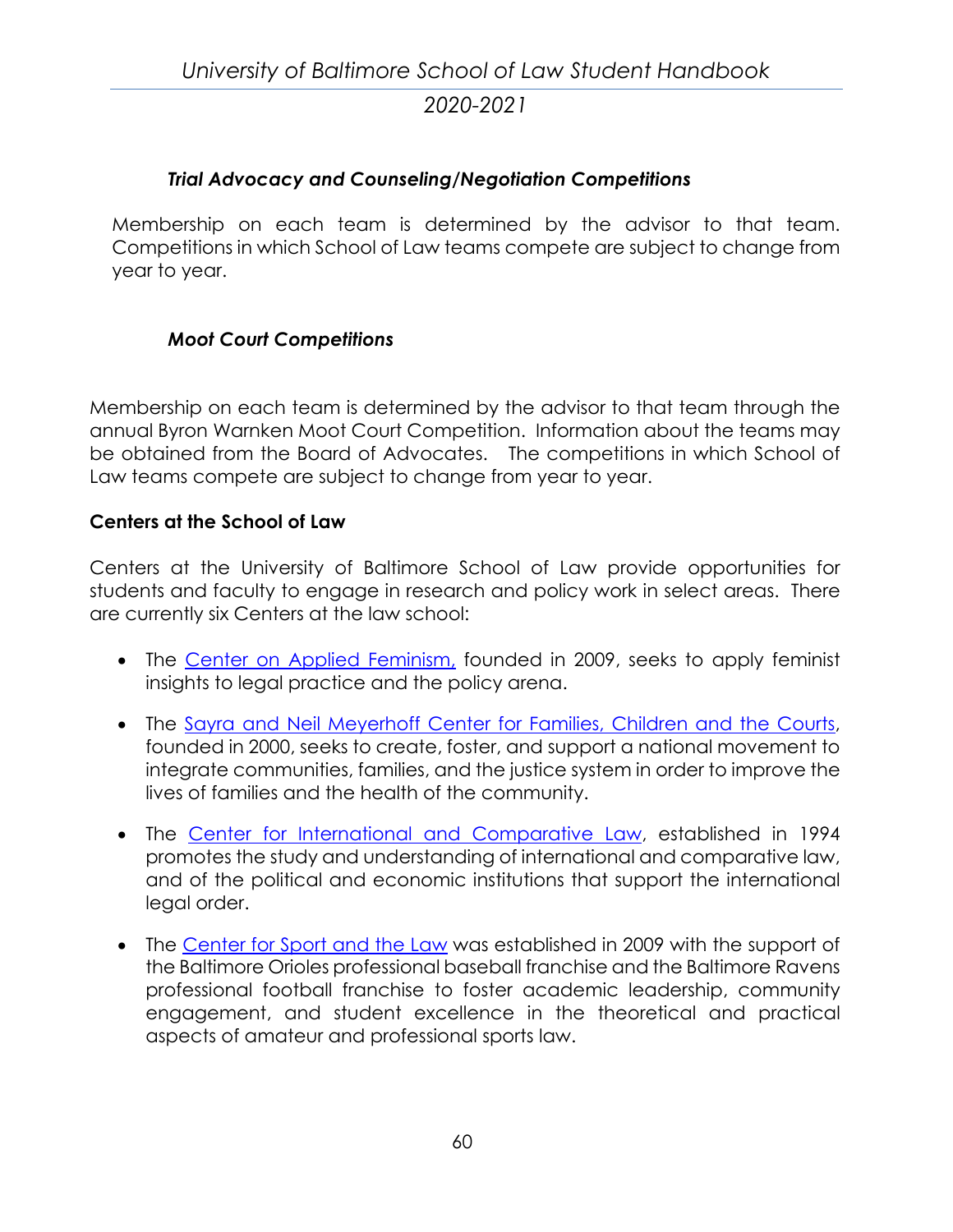### *Trial Advocacy and Counseling/Negotiation Competitions*

Membership on each team is determined by the advisor to that team. Competitions in which School of Law teams compete are subject to change from year to year.

### *Moot Court Competitions*

Membership on each team is determined by the advisor to that team through the annual Byron Warnken Moot Court Competition. Information about the teams may be obtained from the Board of Advocates. The competitions in which School of Law teams compete are subject to change from year to year.

## Centers at the School of Law

Centers at the University of Baltimore School of Law provide opportunities for students and faculty to engage in research and policy work in select areas. There are currently six Centers at the law school:

- The Center on Applied Feminism, founded in 2009, seeks to apply feminist insights to legal practice and the policy arena.
- The Sayra and Neil Meyerhoff Center for Families, Children and the Courts, founded in 2000, seeks to create, foster, and support a national movement to integrate communities, families, and the justice system in order to improve the lives of families and the health of the community.
- The Center for International and Comparative Law, established in 1994 promotes the study and understanding of international and comparative law, and of the political and economic institutions that support the international legal order.
- The Center for Sport and the Law was established in 2009 with the support of the Baltimore Orioles professional baseball franchise and the Baltimore Ravens professional football franchise to foster academic leadership, community engagement, and student excellence in the theoretical and practical aspects of amateur and professional sports law.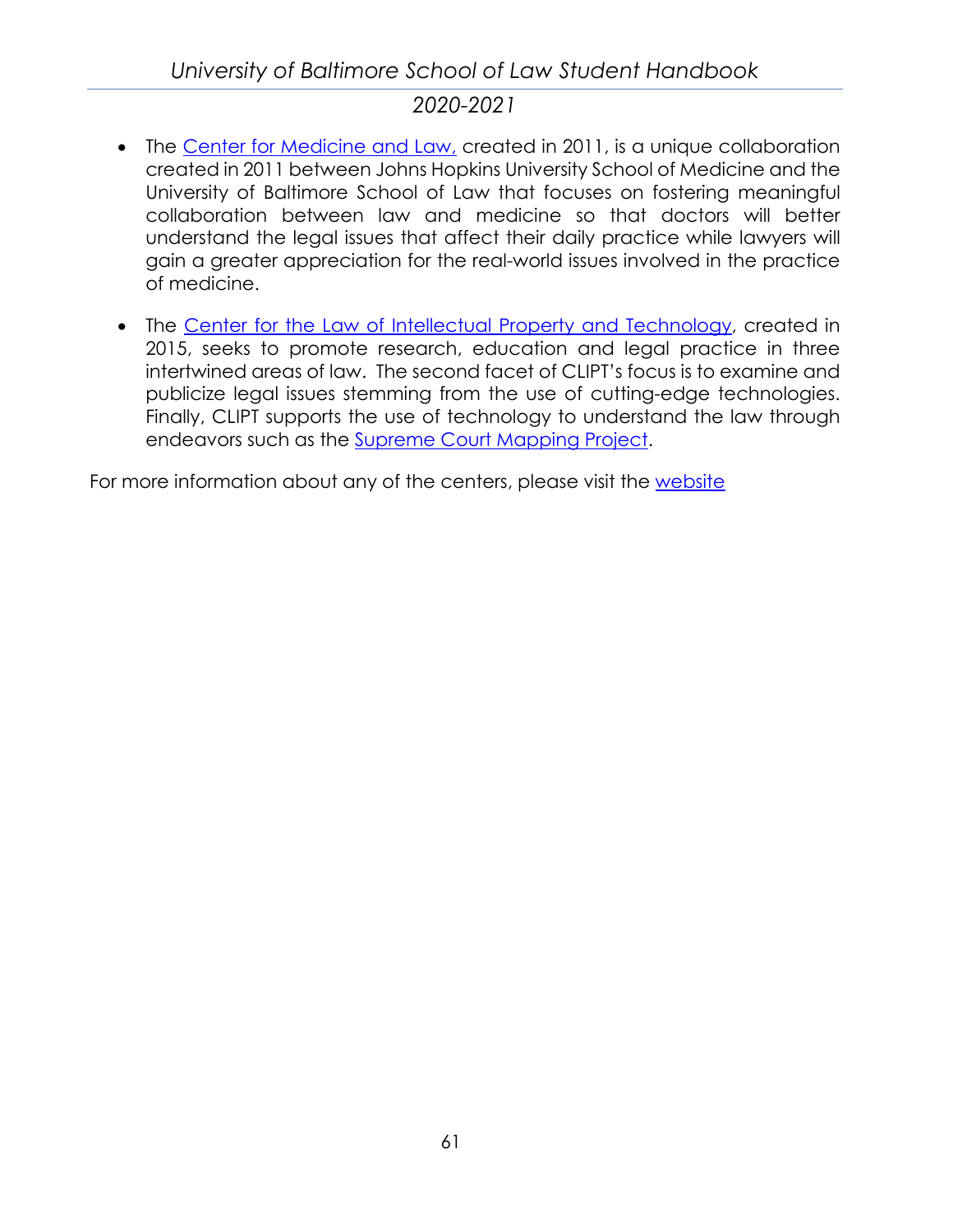- The Center for Medicine and Law, created in 2011, is a unique collaboration created in 2011 between Johns Hopkins University School of Medicine and the University of Baltimore School of Law that focuses on fostering meaningful collaboration between law and medicine so that doctors will better understand the legal issues that affect their daily practice while lawyers will gain a greater appreciation for the real-world issues involved in the practice of medicine.

- The Center for the Law of Intellectual Property and Technology, created in 2015, seeks to promote research, education and legal practice in three intertwined areas of law. The second facet of CLIPT's focus is to examine and publicize legal issues stemming from the use of cutting-edge technologies. Finally, CLIPT supports the use of technology to understand the law through endeavors such as the Supreme Court Mapping Project.

For more information about any of the centers, please visit the website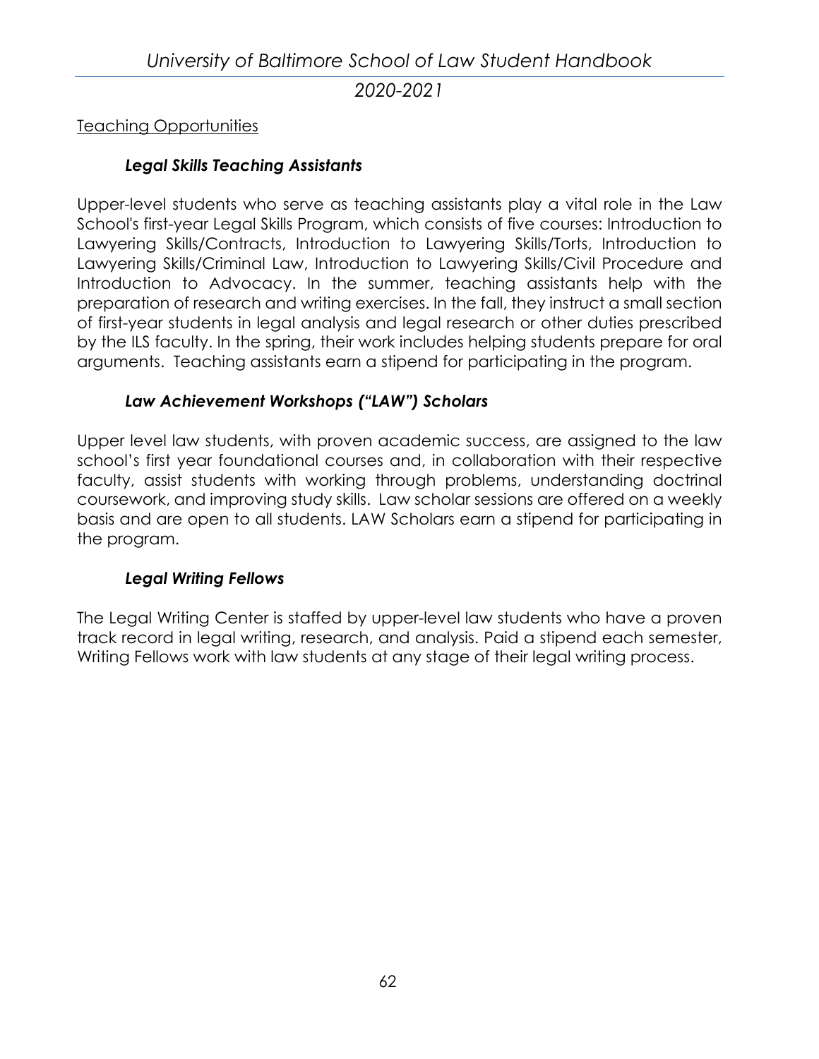## Teaching Opportunities

### *Legal Skills Teaching Assistants*

Upper-level students who serve as teaching assistants play a vital role in the Law School's first-year Legal Skills Program, which consists of five courses: Introduction to Lawyering Skills/Contracts, Introduction to Lawyering Skills/Torts, Introduction to Lawyering Skills/Criminal Law, Introduction to Lawyering Skills/Civil Procedure and Introduction to Advocacy. In the summer, teaching assistants help with the preparation of research and writing exercises. In the fall, they instruct a small section of first-year students in legal analysis and legal research or other duties prescribed by the ILS faculty. In the spring, their work includes helping students prepare for oral arguments. Teaching assistants earn a stipend for participating in the program.

### *Law Achievement Workshops ("LAW") Scholars*

Upper level law students, with proven academic success, are assigned to the law school's first year foundational courses and, in collaboration with their respective faculty, assist students with working through problems, understanding doctrinal coursework, and improving study skills. Law scholar sessions are offered on a weekly basis and are open to all students. LAW Scholars earn a stipend for participating in the program.

### *Legal Writing Fellows*

The Legal Writing Center is staffed by upper-level law students who have a proven track record in legal writing, research, and analysis. Paid a stipend each semester, Writing Fellows work with law students at any stage of their legal writing process.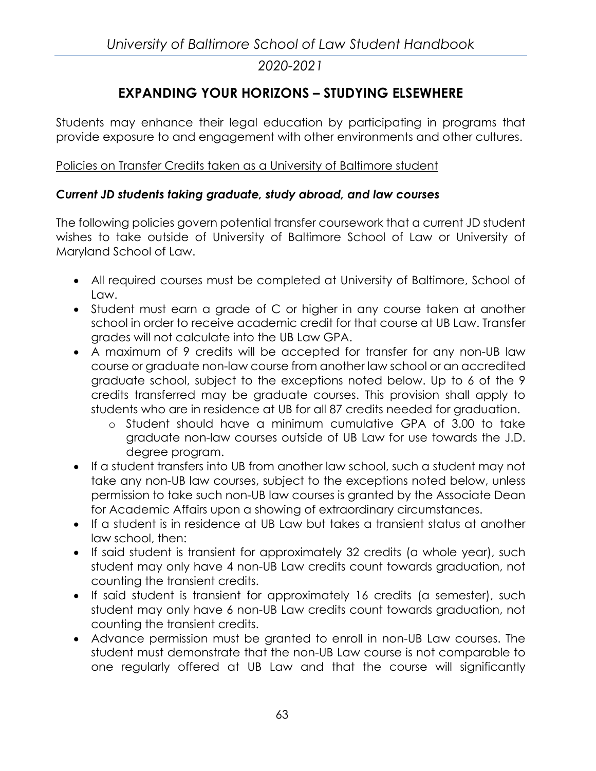## EXPANDING YOUR HORIZONS – STUDYING ELSEWHERE

Students may enhance their legal education by participating in programs that provide exposure to and engagement with other environments and other cultures.

<u>Policies on Transfer Credits taken as a University of Baltimore student</u>

### *Current JD students taking graduate, study abroad, and law courses*

The following policies govern potential transfer coursework that a current JD student wishes to take outside of University of Baltimore School of Law or University of Maryland School of Law.

- All required courses must be completed at University of Baltimore, School of Law.
- Student must earn a grade of C or higher in any course taken at another school in order to receive academic credit for that course at UB Law. Transfer grades will not calculate into the UB Law GPA.
- A maximum of 9 credits will be accepted for transfer for any non-UB law course or graduate non-law course from another law school or an accredited graduate school, subject to the exceptions noted below. Up to 6 of the 9 credits transferred may be graduate courses. This provision shall apply to students who are in residence at UB for all 87 credits needed for graduation.
  - Student should have a minimum cumulative GPA of 3.00 to take graduate non-law courses outside of UB Law for use towards the J.D. degree program.
- If a student transfers into UB from another law school, such a student may not take any non-UB law courses, subject to the exceptions noted below, unless permission to take such non-UB law courses is granted by the Associate Dean for Academic Affairs upon a showing of extraordinary circumstances.
- If a student is in residence at UB Law but takes a transient status at another law school, then:
- If said student is transient for approximately 32 credits (a whole year), such student may only have 4 non-UB Law credits count towards graduation, not counting the transient credits.
- If said student is transient for approximately 16 credits (a semester), such student may only have 6 non-UB Law credits count towards graduation, not counting the transient credits.
- Advance permission must be granted to enroll in non-UB Law courses. The student must demonstrate that the non-UB Law course is not comparable to one regularly offered at UB Law and that the course will significantly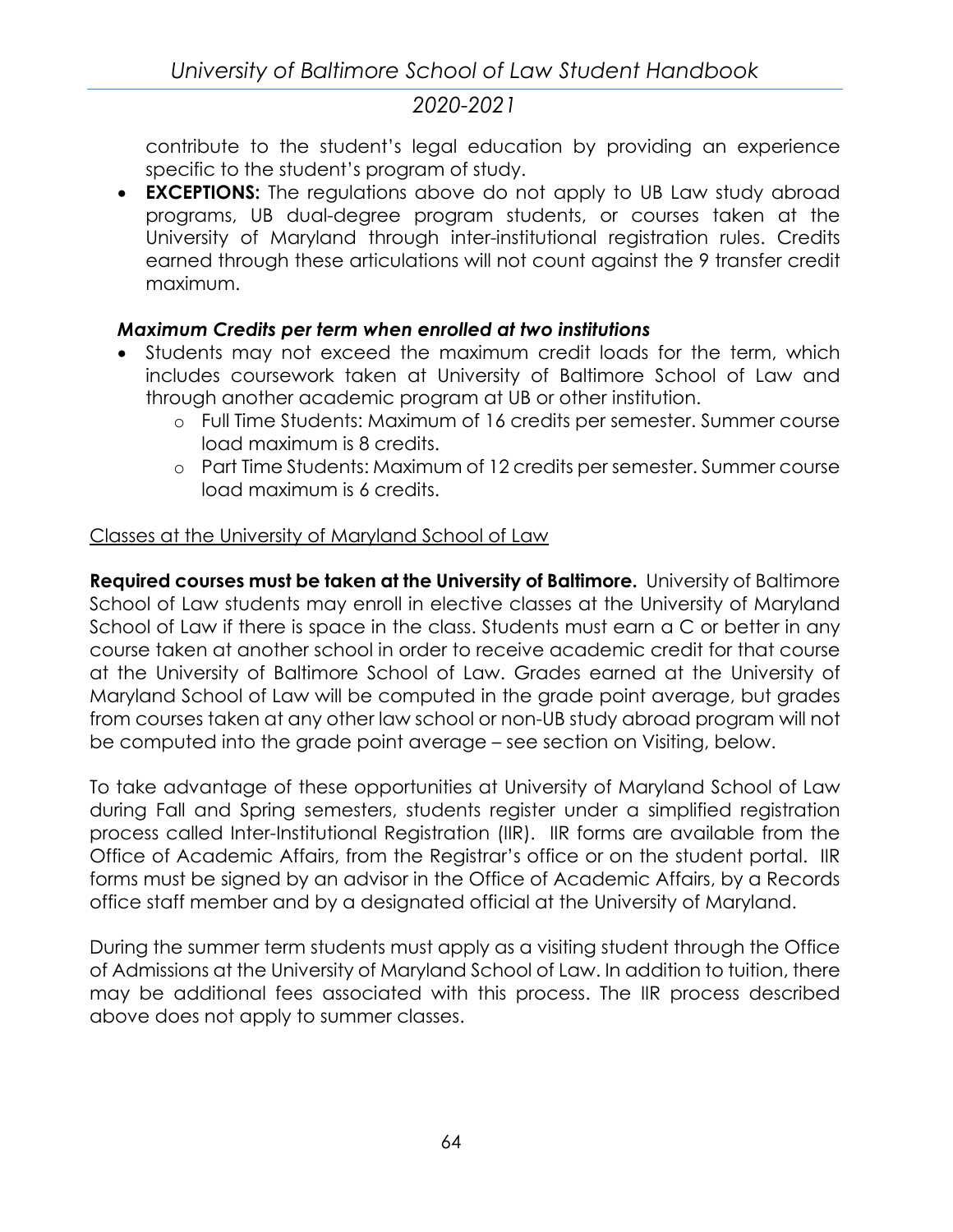contribute to the student's legal education by providing an experience specific to the student's program of study.

- **EXCEPTIONS:** The regulations above do not apply to UB Law study abroad programs, UB dual-degree program students, or courses taken at the University of Maryland through inter-institutional registration rules. Credits earned through these articulations will not count against the 9 transfer credit maximum.

### *Maximum Credits per term when enrolled at two institutions*

- Students may not exceed the maximum credit loads for the term, which includes coursework taken at University of Baltimore School of Law and through another academic program at UB or other institution.
  - Full Time Students: Maximum of 16 credits per semester. Summer course load maximum is 8 credits.
  - Part Time Students: Maximum of 12 credits per semester. Summer course load maximum is 6 credits.

Classes at the University of Maryland School of Law

**Required courses must be taken at the University of Baltimore.** University of Baltimore School of Law students may enroll in elective classes at the University of Maryland School of Law if there is space in the class. Students must earn a C or better in any course taken at another school in order to receive academic credit for that course at the University of Baltimore School of Law. Grades earned at the University of Maryland School of Law will be computed in the grade point average, but grades from courses taken at any other law school or non-UB study abroad program will not be computed into the grade point average – see section on Visiting, below.

To take advantage of these opportunities at University of Maryland School of Law during Fall and Spring semesters, students register under a simplified registration process called Inter-Institutional Registration (IIR). IIR forms are available from the Office of Academic Affairs, from the Registrar's office or on the student portal. IIR forms must be signed by an advisor in the Office of Academic Affairs, by a Records office staff member and by a designated official at the University of Maryland.

During the summer term students must apply as a visiting student through the Office of Admissions at the University of Maryland School of Law. In addition to tuition, there may be additional fees associated with this process. The IIR process described above does not apply to summer classes.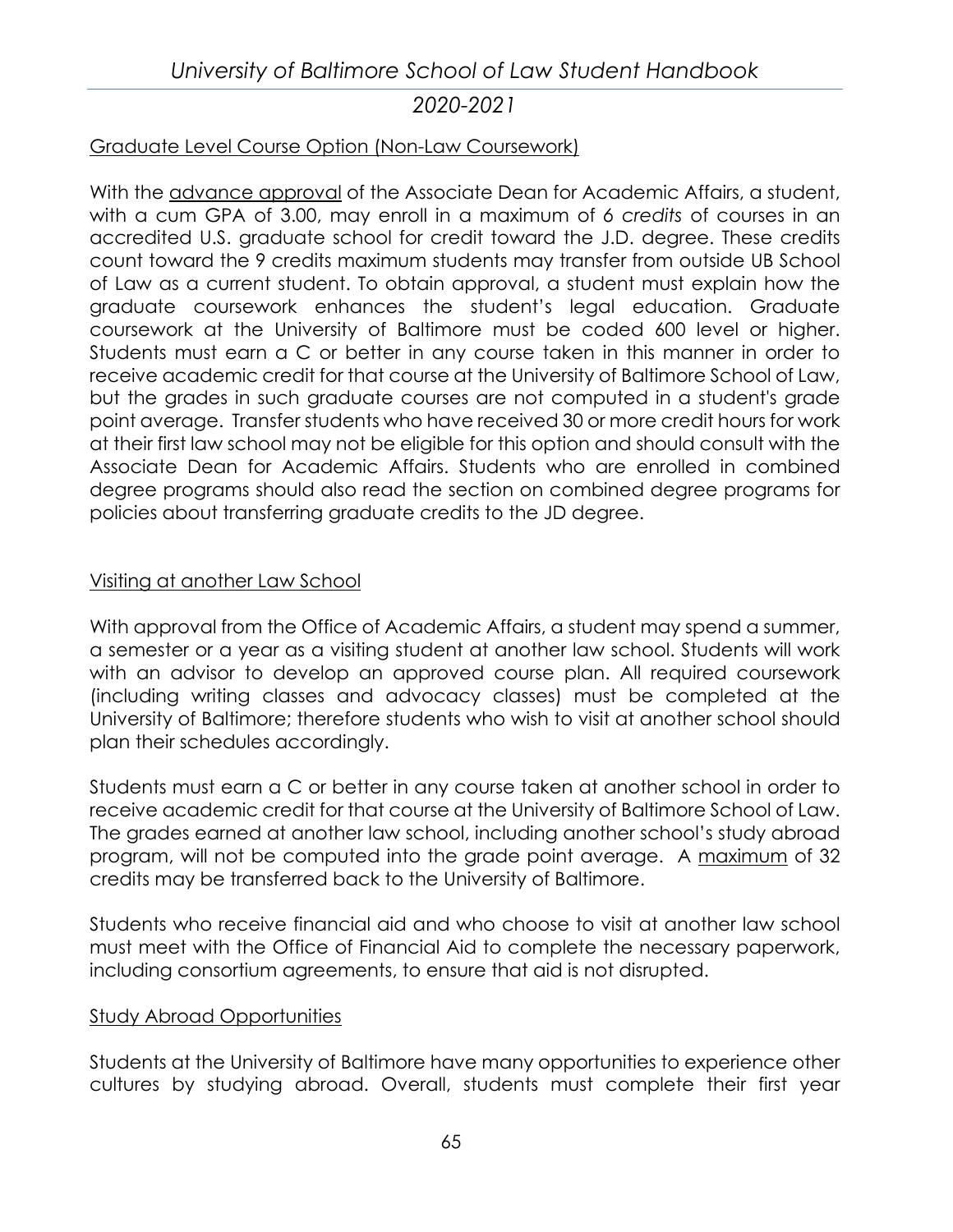Graduate Level Course Option (Non-Law Coursework)

With the advance approval of the Associate Dean for Academic Affairs, a student, with a cum GPA of 3.00, may enroll in a maximum of 6 *credits* of courses in an accredited U.S. graduate school for credit toward the J.D. degree. These credits count toward the 9 credits maximum students may transfer from outside UB School of Law as a current student. To obtain approval, a student must explain how the graduate coursework enhances the student's legal education. Graduate coursework at the University of Baltimore must be coded 600 level or higher. Students must earn a C or better in any course taken in this manner in order to receive academic credit for that course at the University of Baltimore School of Law, but the grades in such graduate courses are not computed in a student's grade point average. Transfer students who have received 30 or more credit hours for work at their first law school may not be eligible for this option and should consult with the Associate Dean for Academic Affairs. Students who are enrolled in combined degree programs should also read the section on combined degree programs for policies about transferring graduate credits to the JD degree.

Visiting at another Law School

With approval from the Office of Academic Affairs, a student may spend a summer, a semester or a year as a visiting student at another law school. Students will work with an advisor to develop an approved course plan. All required coursework (including writing classes and advocacy classes) must be completed at the University of Baltimore; therefore students who wish to visit at another school should plan their schedules accordingly.

Students must earn a C or better in any course taken at another school in order to receive academic credit for that course at the University of Baltimore School of Law. The grades earned at another law school, including another school's study abroad program, will not be computed into the grade point average. A maximum of 32 credits may be transferred back to the University of Baltimore.

Students who receive financial aid and who choose to visit at another law school must meet with the Office of Financial Aid to complete the necessary paperwork, including consortium agreements, to ensure that aid is not disrupted.

Study Abroad Opportunities

Students at the University of Baltimore have many opportunities to experience other cultures by studying abroad. Overall, students must complete their first year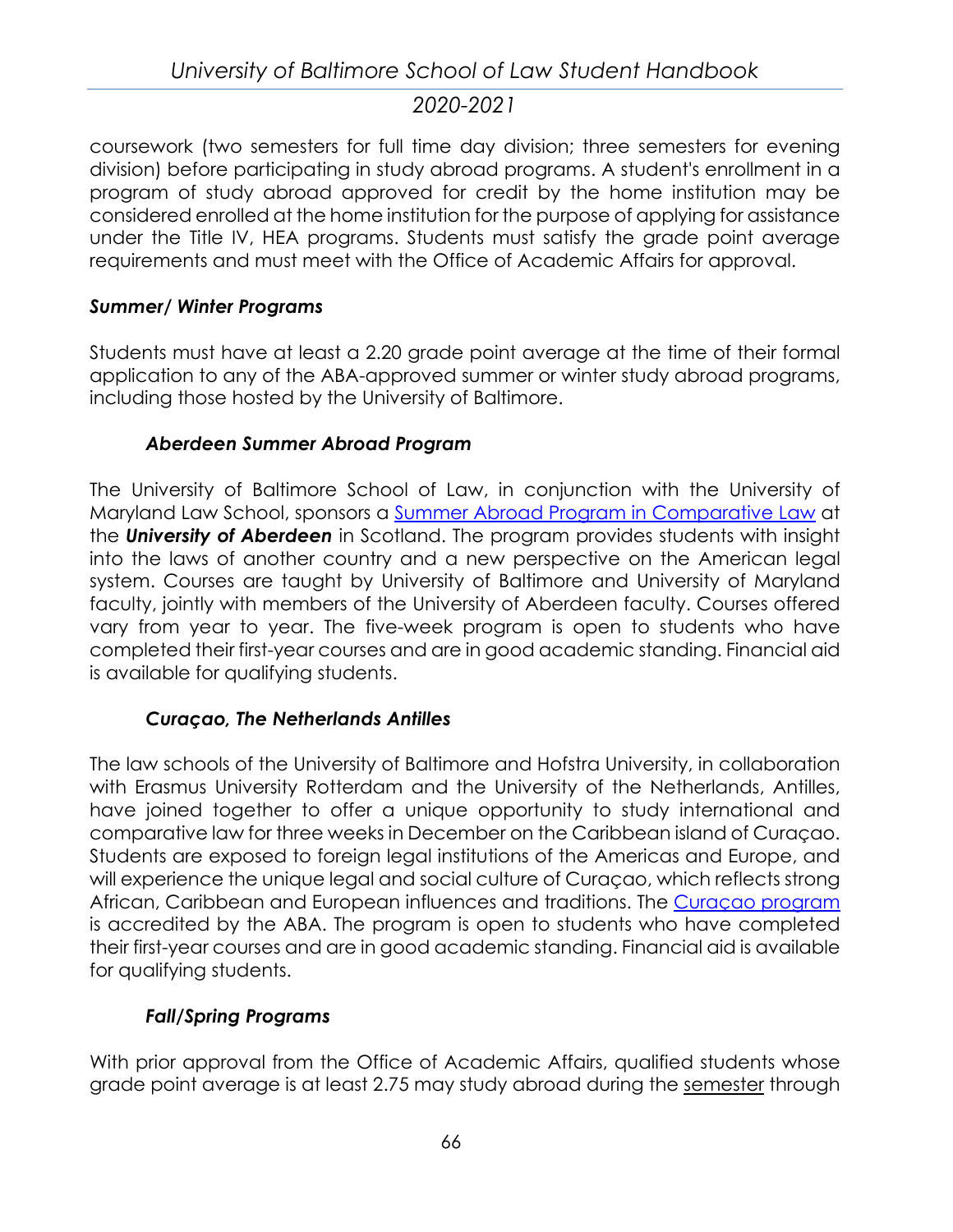coursework (two semesters for full time day division; three semesters for evening division) before participating in study abroad programs. A student's enrollment in a program of study abroad approved for credit by the home institution may be considered enrolled at the home institution for the purpose of applying for assistance under the Title IV, HEA programs. Students must satisfy the grade point average requirements and must meet with the Office of Academic Affairs for approval.

***Summer/ Winter Programs***

Students must have at least a 2.20 grade point average at the time of their formal application to any of the ABA-approved summer or winter study abroad programs, including those hosted by the University of Baltimore.

***Aberdeen Summer Abroad Program***

The University of Baltimore School of Law, in conjunction with the University of Maryland Law School, sponsors a Summer Abroad Program in Comparative Law at the ***University of Aberdeen*** in Scotland. The program provides students with insight into the laws of another country and a new perspective on the American legal system. Courses are taught by University of Baltimore and University of Maryland faculty, jointly with members of the University of Aberdeen faculty. Courses offered vary from year to year. The five-week program is open to students who have completed their first-year courses and are in good academic standing. Financial aid is available for qualifying students.

***Curaçao, The Netherlands Antilles***

The law schools of the University of Baltimore and Hofstra University, in collaboration with Erasmus University Rotterdam and the University of the Netherlands, Antilles, have joined together to offer a unique opportunity to study international and comparative law for three weeks in December on the Caribbean island of Curaçao. Students are exposed to foreign legal institutions of the Americas and Europe, and will experience the unique legal and social culture of Curaçao, which reflects strong African, Caribbean and European influences and traditions. The Curaçao program is accredited by the ABA. The program is open to students who have completed their first-year courses and are in good academic standing. Financial aid is available for qualifying students.

***Fall/Spring Programs***

With prior approval from the Office of Academic Affairs, qualified students whose grade point average is at least 2.75 may study abroad during the semester through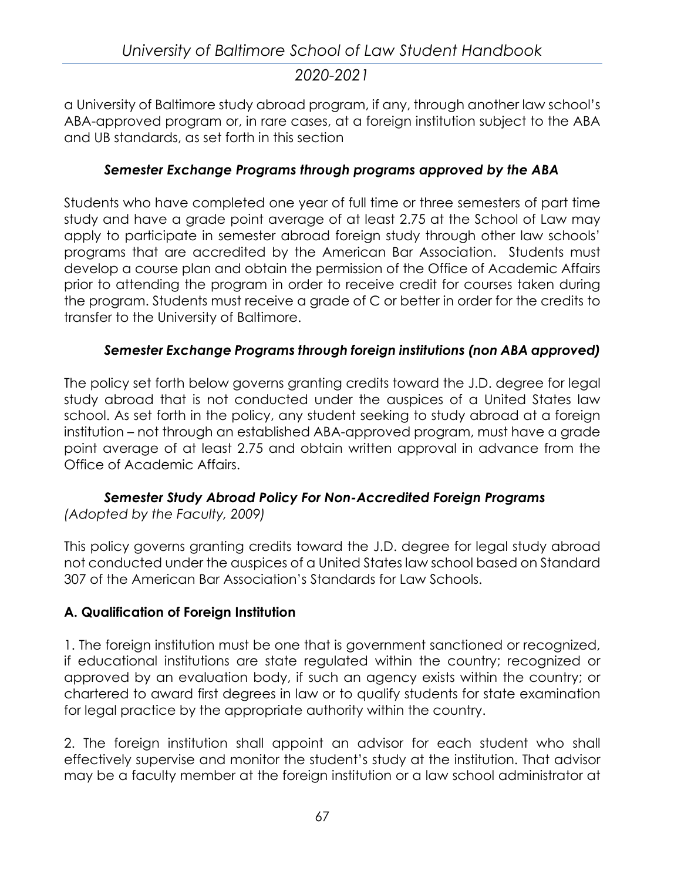a University of Baltimore study abroad program, if any, through another law school's ABA-approved program or, in rare cases, at a foreign institution subject to the ABA and UB standards, as set forth in this section

### *Semester Exchange Programs through programs approved by the ABA*

Students who have completed one year of full time or three semesters of part time study and have a grade point average of at least 2.75 at the School of Law may apply to participate in semester abroad foreign study through other law schools' programs that are accredited by the American Bar Association. Students must develop a course plan and obtain the permission of the Office of Academic Affairs prior to attending the program in order to receive credit for courses taken during the program. Students must receive a grade of C or better in order for the credits to transfer to the University of Baltimore.

### *Semester Exchange Programs through foreign institutions (non ABA approved)*

The policy set forth below governs granting credits toward the J.D. degree for legal study abroad that is not conducted under the auspices of a United States law school. As set forth in the policy, any student seeking to study abroad at a foreign institution – not through an established ABA-approved program, must have a grade point average of at least 2.75 and obtain written approval in advance from the Office of Academic Affairs.

### *Semester Study Abroad Policy For Non-Accredited Foreign Programs*

*(Adopted by the Faculty, 2009)*

This policy governs granting credits toward the J.D. degree for legal study abroad not conducted under the auspices of a United States law school based on Standard 307 of the American Bar Association's Standards for Law Schools.

**A. Qualification of Foreign Institution**

1. The foreign institution must be one that is government sanctioned or recognized, if educational institutions are state regulated within the country; recognized or approved by an evaluation body, if such an agency exists within the country; or chartered to award first degrees in law or to qualify students for state examination for legal practice by the appropriate authority within the country.

2. The foreign institution shall appoint an advisor for each student who shall effectively supervise and monitor the student's study at the institution. That advisor may be a faculty member at the foreign institution or a law school administrator at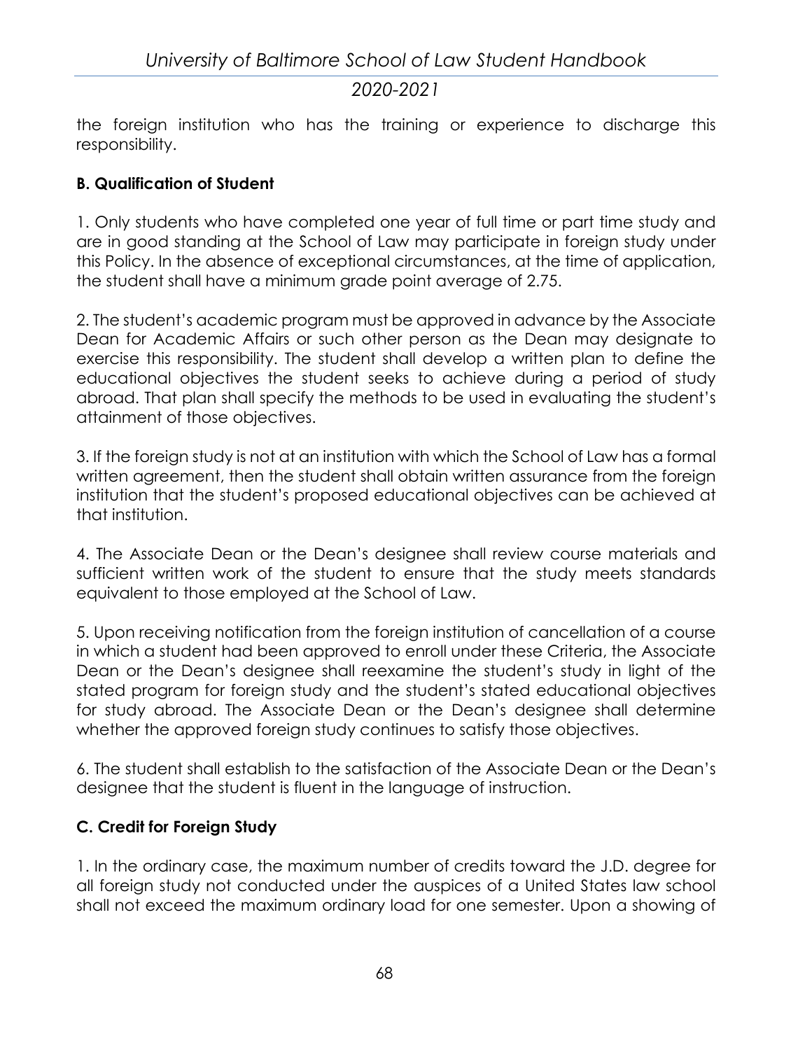the foreign institution who has the training or experience to discharge this responsibility.

**B. Qualification of Student**

1. Only students who have completed one year of full time or part time study and are in good standing at the School of Law may participate in foreign study under this Policy. In the absence of exceptional circumstances, at the time of application, the student shall have a minimum grade point average of 2.75.

2. The student's academic program must be approved in advance by the Associate Dean for Academic Affairs or such other person as the Dean may designate to exercise this responsibility. The student shall develop a written plan to define the educational objectives the student seeks to achieve during a period of study abroad. That plan shall specify the methods to be used in evaluating the student's attainment of those objectives.

3. If the foreign study is not at an institution with which the School of Law has a formal written agreement, then the student shall obtain written assurance from the foreign institution that the student's proposed educational objectives can be achieved at that institution.

4. The Associate Dean or the Dean's designee shall review course materials and sufficient written work of the student to ensure that the study meets standards equivalent to those employed at the School of Law.

5. Upon receiving notification from the foreign institution of cancellation of a course in which a student had been approved to enroll under these Criteria, the Associate Dean or the Dean's designee shall reexamine the student's study in light of the stated program for foreign study and the student's stated educational objectives for study abroad. The Associate Dean or the Dean's designee shall determine whether the approved foreign study continues to satisfy those objectives.

6. The student shall establish to the satisfaction of the Associate Dean or the Dean's designee that the student is fluent in the language of instruction.

**C. Credit for Foreign Study**

1. In the ordinary case, the maximum number of credits toward the J.D. degree for all foreign study not conducted under the auspices of a United States law school shall not exceed the maximum ordinary load for one semester. Upon a showing of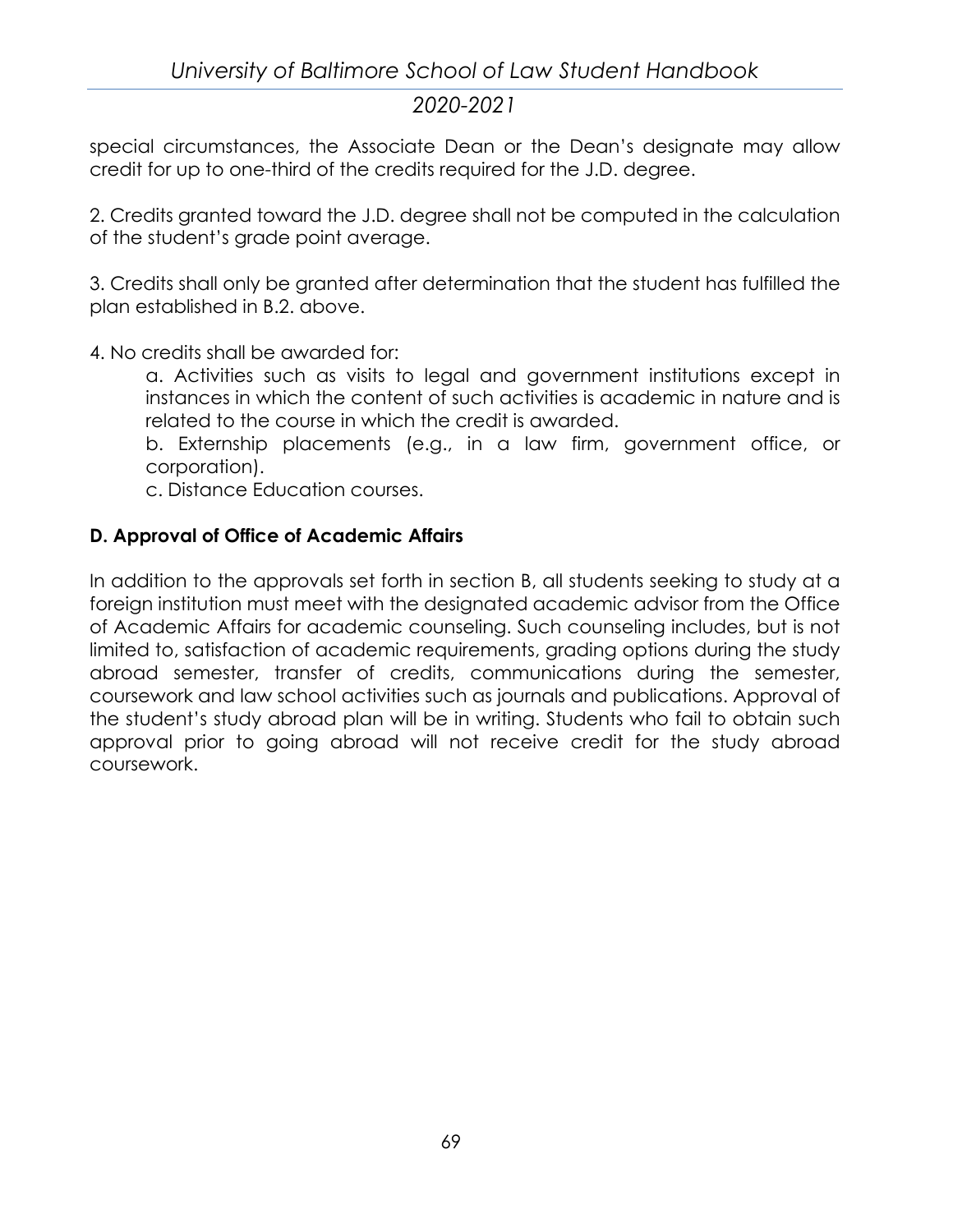special circumstances, the Associate Dean or the Dean's designate may allow credit for up to one-third of the credits required for the J.D. degree.

2. Credits granted toward the J.D. degree shall not be computed in the calculation of the student's grade point average.

3. Credits shall only be granted after determination that the student has fulfilled the plan established in B.2. above.

4. No credits shall be awarded for:

   a. Activities such as visits to legal and government institutions except in instances in which the content of such activities is academic in nature and is related to the course in which the credit is awarded.

   b. Externship placements (e.g., in a law firm, government office, or corporation).

   c. Distance Education courses.

**D. Approval of Office of Academic Affairs**

In addition to the approvals set forth in section B, all students seeking to study at a foreign institution must meet with the designated academic advisor from the Office of Academic Affairs for academic counseling. Such counseling includes, but is not limited to, satisfaction of academic requirements, grading options during the study abroad semester, transfer of credits, communications during the semester, coursework and law school activities such as journals and publications. Approval of the student's study abroad plan will be in writing. Students who fail to obtain such approval prior to going abroad will not receive credit for the study abroad coursework.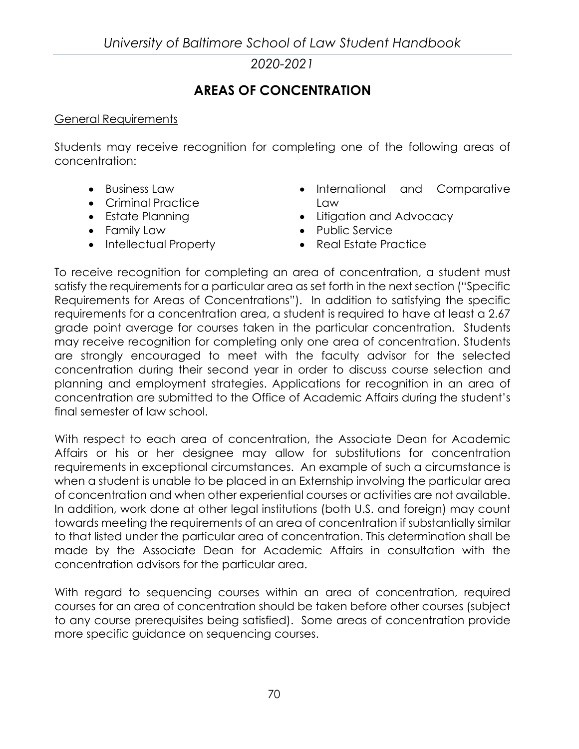# AREAS OF CONCENTRATION

General Requirements

Students may receive recognition for completing one of the following areas of concentration:

- Business Law
- Criminal Practice
- Estate Planning
- Family Law
- Intellectual Property
- International and Comparative Law
- Litigation and Advocacy
- Public Service
- Real Estate Practice

To receive recognition for completing an area of concentration, a student must satisfy the requirements for a particular area as set forth in the next section ("Specific Requirements for Areas of Concentrations"). In addition to satisfying the specific requirements for a concentration area, a student is required to have at least a 2.67 grade point average for courses taken in the particular concentration. Students may receive recognition for completing only one area of concentration. Students are strongly encouraged to meet with the faculty advisor for the selected concentration during their second year in order to discuss course selection and planning and employment strategies. Applications for recognition in an area of concentration are submitted to the Office of Academic Affairs during the student's final semester of law school.

With respect to each area of concentration, the Associate Dean for Academic Affairs or his or her designee may allow for substitutions for concentration requirements in exceptional circumstances. An example of such a circumstance is when a student is unable to be placed in an Externship involving the particular area of concentration and when other experiential courses or activities are not available. In addition, work done at other legal institutions (both U.S. and foreign) may count towards meeting the requirements of an area of concentration if substantially similar to that listed under the particular area of concentration. This determination shall be made by the Associate Dean for Academic Affairs in consultation with the concentration advisors for the particular area.

With regard to sequencing courses within an area of concentration, required courses for an area of concentration should be taken before other courses (subject to any course prerequisites being satisfied). Some areas of concentration provide more specific guidance on sequencing courses.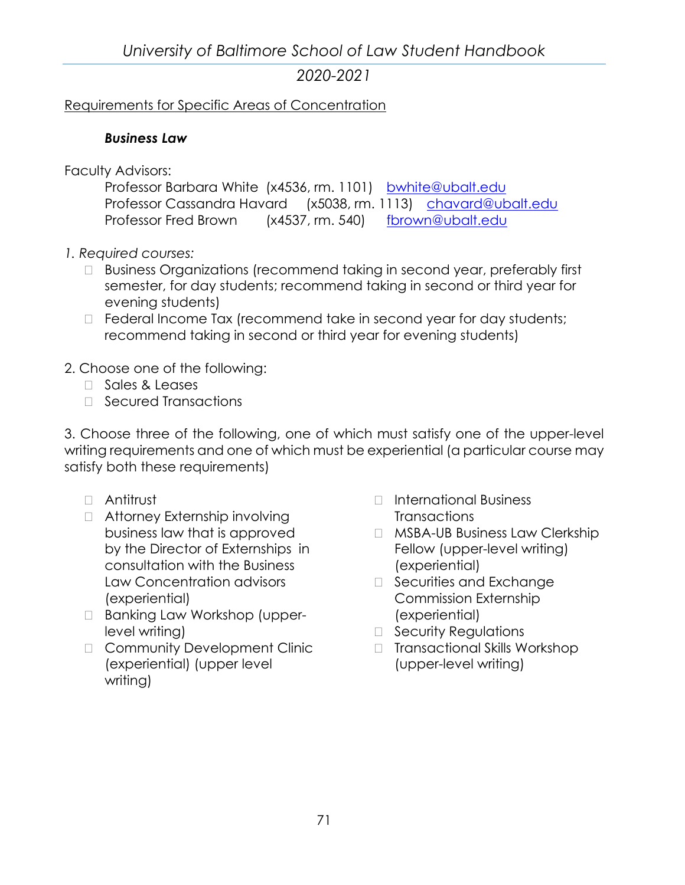Requirements for Specific Areas of Concentration

### *Business Law*

Faculty Advisors:

Professor Barbara White (x4536, rm. 1101) bwhite@ubalt.edu
Professor Cassandra Havard (x5038, rm. 1113) chavard@ubalt.edu
Professor Fred Brown (x4537, rm. 540) fbrown@ubalt.edu

*1. Required courses:*

- Business Organizations (recommend taking in second year, preferably first semester, for day students; recommend taking in second or third year for evening students)
- Federal Income Tax (recommend take in second year for day students; recommend taking in second or third year for evening students)

2. Choose one of the following:

- Sales & Leases
- Secured Transactions

3. Choose three of the following, one of which must satisfy one of the upper-level writing requirements and one of which must be experiential (a particular course may satisfy both these requirements)

- Antitrust
- Attorney Externship involving business law that is approved by the Director of Externships in consultation with the Business Law Concentration advisors (experiential)
- Banking Law Workshop (upper-level writing)
- Community Development Clinic (experiential) (upper level writing)
- International Business Transactions
- MSBA-UB Business Law Clerkship Fellow (upper-level writing) (experiential)
- Securities and Exchange Commission Externship (experiential)
- Security Regulations
- Transactional Skills Workshop (upper-level writing)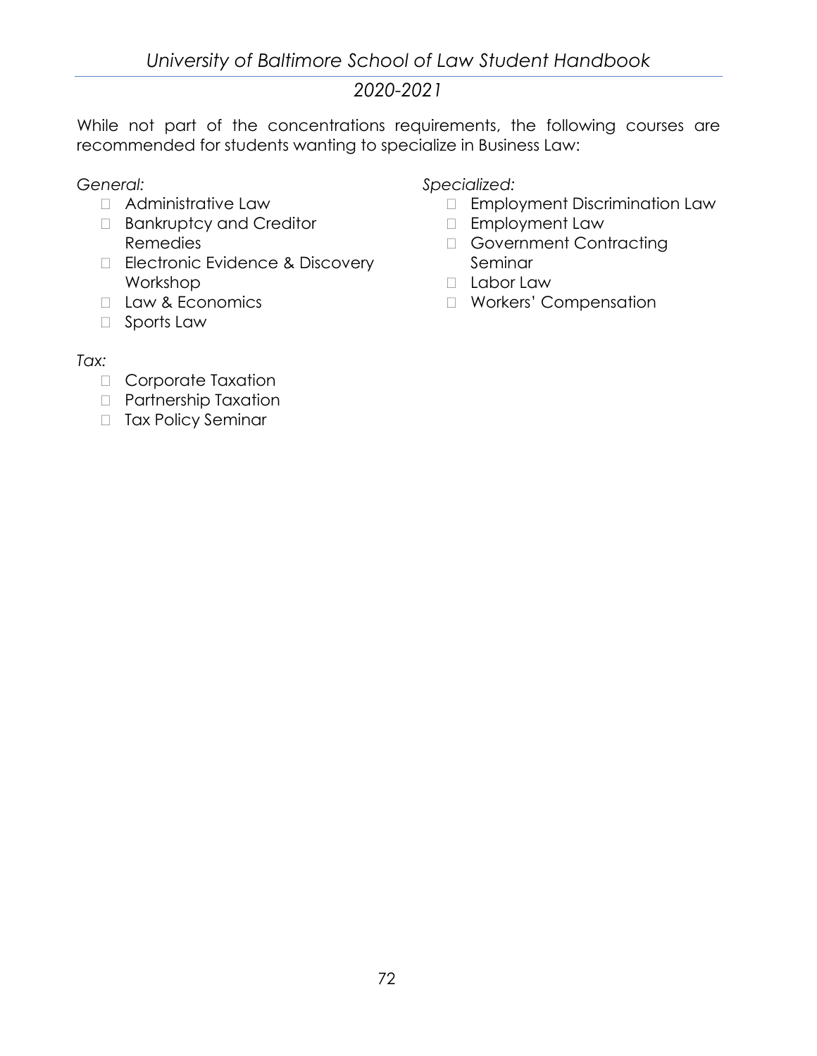While not part of the concentrations requirements, the following courses are recommended for students wanting to specialize in Business Law:

*General:*

- Administrative Law
- Bankruptcy and Creditor Remedies
- Electronic Evidence & Discovery Workshop
- Law & Economics
- Sports Law

*Specialized:*

- Employment Discrimination Law
- Employment Law
- Government Contracting Seminar
- Labor Law
- Workers' Compensation

*Tax:*

- Corporate Taxation
- Partnership Taxation
- Tax Policy Seminar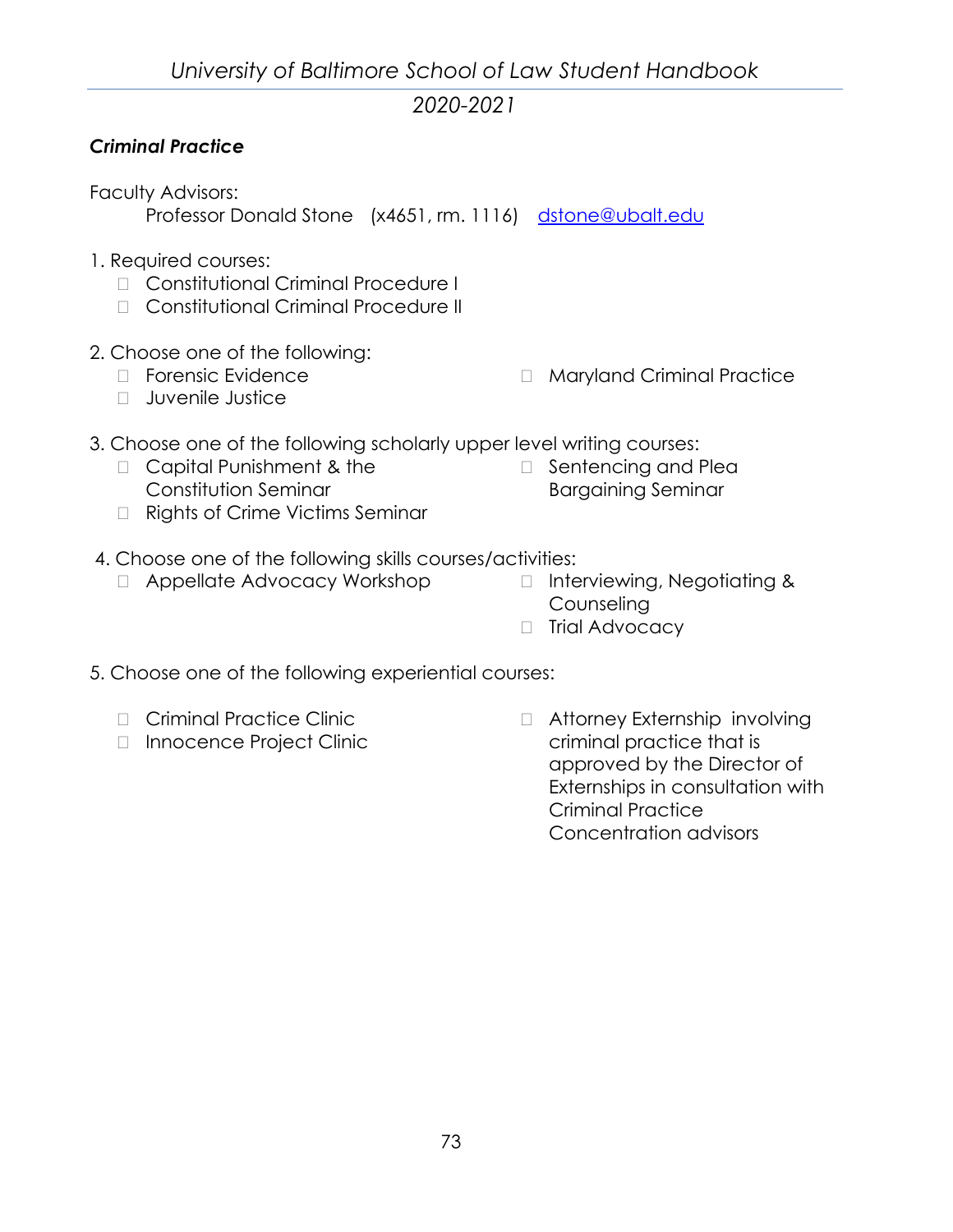### *Criminal Practice*

Faculty Advisors:

Professor Donald Stone (x4651, rm. 1116) dstone@ubalt.edu

1. Required courses:
   - Constitutional Criminal Procedure I
   - Constitutional Criminal Procedure II

2. Choose one of the following:
   - Forensic Evidence
   - Juvenile Justice
   - Maryland Criminal Practice

3. Choose one of the following scholarly upper level writing courses:
   - Capital Punishment & the Constitution Seminar
   - Rights of Crime Victims Seminar
   - Sentencing and Plea Bargaining Seminar

4. Choose one of the following skills courses/activities:
   - Appellate Advocacy Workshop
   - Interviewing, Negotiating & Counseling
   - Trial Advocacy

5. Choose one of the following experiential courses:
   - Criminal Practice Clinic
   - Innocence Project Clinic
   - Attorney Externship involving criminal practice that is approved by the Director of Externships in consultation with Criminal Practice Concentration advisors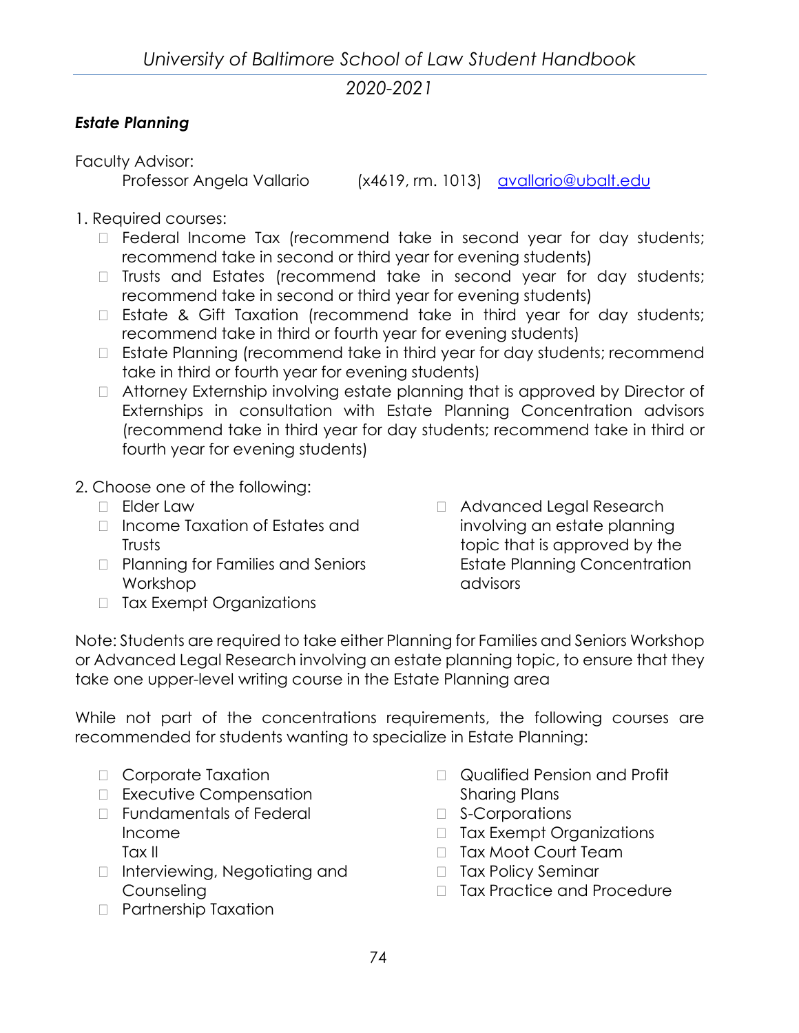### *Estate Planning*

Faculty Advisor:

Professor Angela Vallario (x4619, rm. 1013) avallario@ubalt.edu

1. Required courses:
   - Federal Income Tax (recommend take in second year for day students; recommend take in second or third year for evening students)
   - Trusts and Estates (recommend take in second year for day students; recommend take in second or third year for evening students)
   - Estate & Gift Taxation (recommend take in third year for day students; recommend take in third or fourth year for evening students)
   - Estate Planning (recommend take in third year for day students; recommend take in third or fourth year for evening students)
   - Attorney Externship involving estate planning that is approved by Director of Externships in consultation with Estate Planning Concentration advisors (recommend take in third year for day students; recommend take in third or fourth year for evening students)

2. Choose one of the following:
   - Elder Law
   - Income Taxation of Estates and Trusts
   - Planning for Families and Seniors Workshop
   - Tax Exempt Organizations
   - Advanced Legal Research involving an estate planning topic that is approved by the Estate Planning Concentration advisors

Note: Students are required to take either Planning for Families and Seniors Workshop or Advanced Legal Research involving an estate planning topic, to ensure that they take one upper-level writing course in the Estate Planning area

While not part of the concentrations requirements, the following courses are recommended for students wanting to specialize in Estate Planning:

- Corporate Taxation
- Executive Compensation
- Fundamentals of Federal Income Tax II
- Interviewing, Negotiating and Counseling
- Partnership Taxation
- Qualified Pension and Profit Sharing Plans
- S-Corporations
- Tax Exempt Organizations
- Tax Moot Court Team
- Tax Policy Seminar
- Tax Practice and Procedure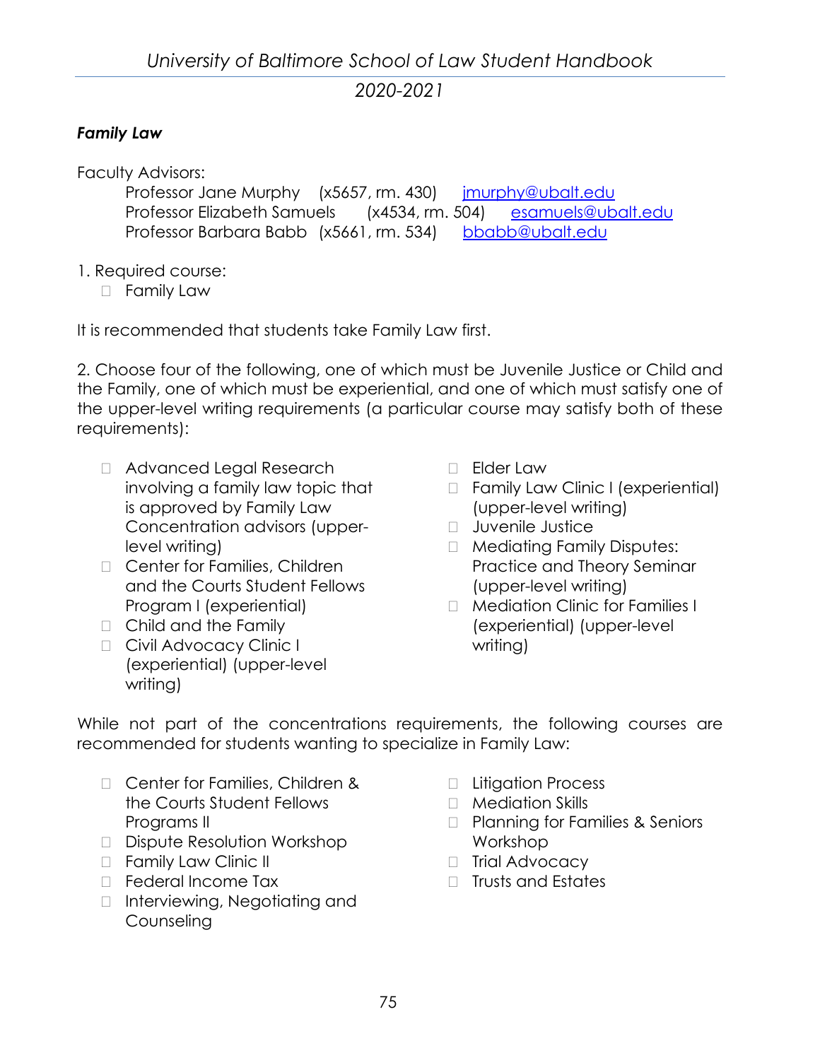### *Family Law*

Faculty Advisors:

Professor Jane Murphy (x5657, rm. 430) jmurphy@ubalt.edu
Professor Elizabeth Samuels (x4534, rm. 504) esamuels@ubalt.edu
Professor Barbara Babb (x5661, rm. 534) bbabb@ubalt.edu

1. Required course:
   - Family Law

It is recommended that students take Family Law first.

2. Choose four of the following, one of which must be Juvenile Justice or Child and the Family, one of which must be experiential, and one of which must satisfy one of the upper-level writing requirements (a particular course may satisfy both of these requirements):

- Advanced Legal Research involving a family law topic that is approved by Family Law Concentration advisors (upper-level writing)
- Center for Families, Children and the Courts Student Fellows Program I (experiential)
- Child and the Family
- Civil Advocacy Clinic I (experiential) (upper-level writing)
- Elder Law
- Family Law Clinic I (experiential) (upper-level writing)
- Juvenile Justice
- Mediating Family Disputes: Practice and Theory Seminar (upper-level writing)
- Mediation Clinic for Families I (experiential) (upper-level writing)

While not part of the concentrations requirements, the following courses are recommended for students wanting to specialize in Family Law:

- Center for Families, Children & the Courts Student Fellows Programs II
- Dispute Resolution Workshop
- Family Law Clinic II
- Federal Income Tax
- Interviewing, Negotiating and Counseling
- Litigation Process
- Mediation Skills
- Planning for Families & Seniors Workshop
- Trial Advocacy
- Trusts and Estates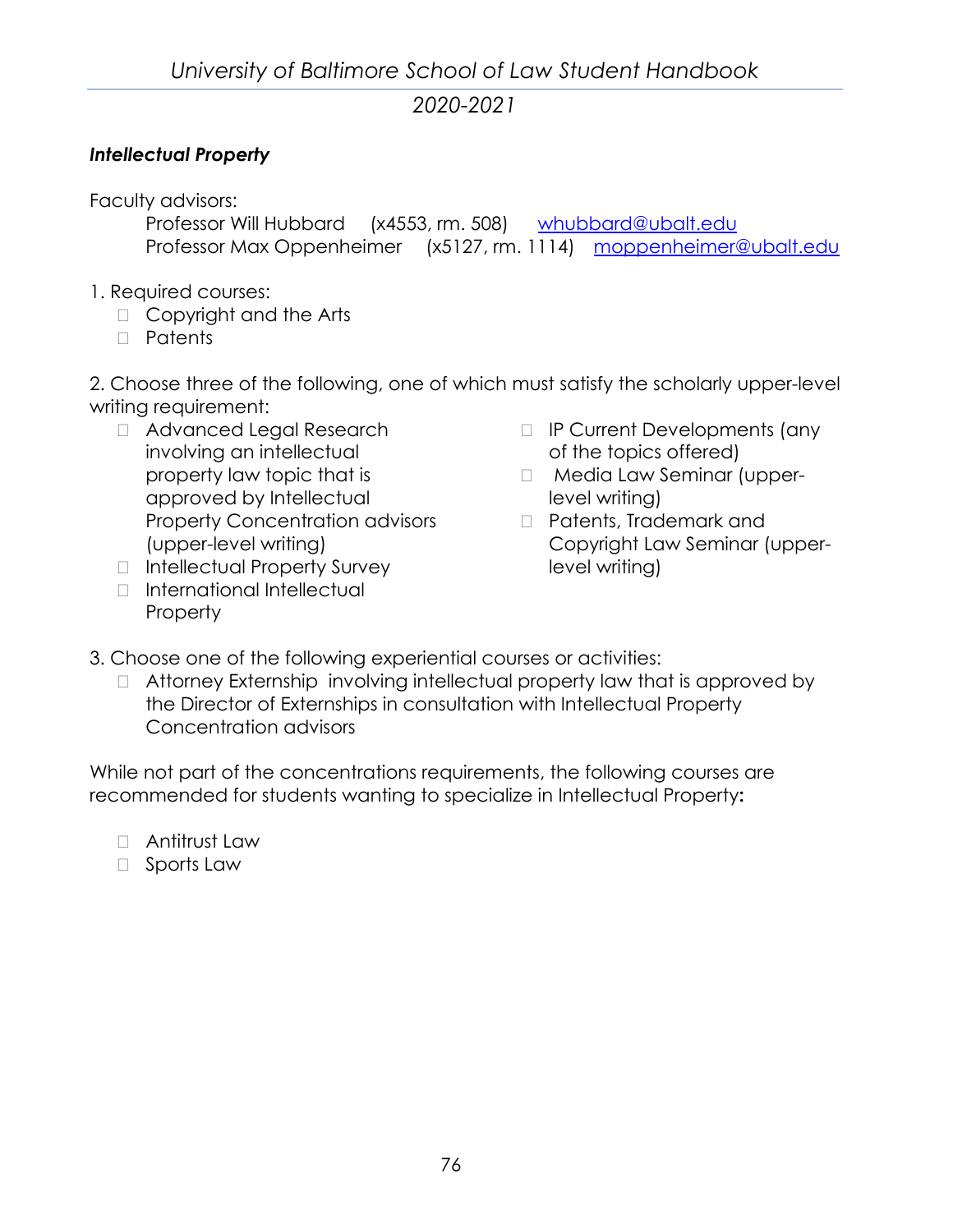### *Intellectual Property*

Faculty advisors:

Professor Will Hubbard (x4553, rm. 508) whubbard@ubalt.edu
Professor Max Oppenheimer (x5127, rm. 1114) moppenheimer@ubalt.edu

1. Required courses:
   - Copyright and the Arts
   - Patents

2. Choose three of the following, one of which must satisfy the scholarly upper-level writing requirement:
   - Advanced Legal Research involving an intellectual property law topic that is approved by Intellectual Property Concentration advisors (upper-level writing)
   - Intellectual Property Survey
   - International Intellectual Property
   - IP Current Developments (any of the topics offered)
   - Media Law Seminar (upper-level writing)
   - Patents, Trademark and Copyright Law Seminar (upper-level writing)

3. Choose one of the following experiential courses or activities:
   - Attorney Externship involving intellectual property law that is approved by the Director of Externships in consultation with Intellectual Property Concentration advisors

While not part of the concentrations requirements, the following courses are recommended for students wanting to specialize in Intellectual Property**:**

- Antitrust Law
- Sports Law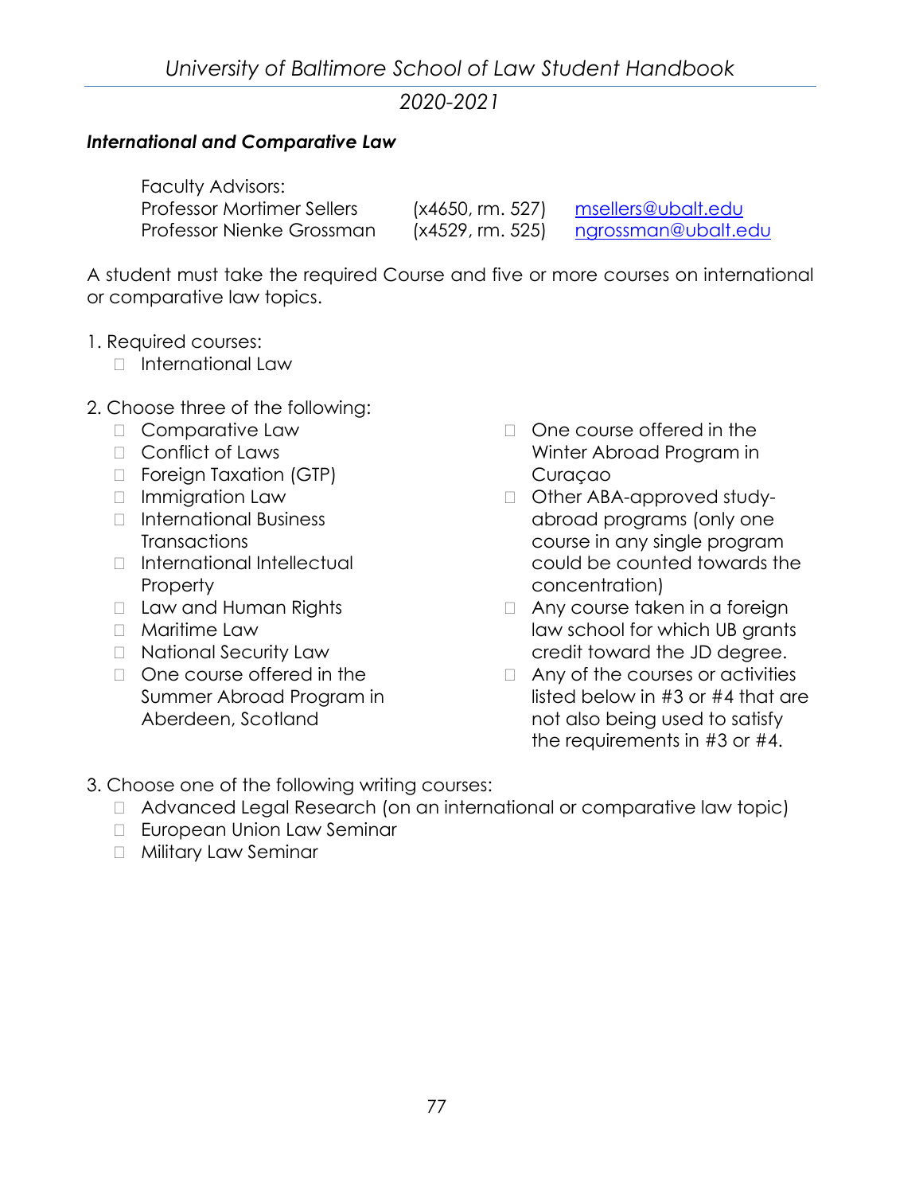### *International and Comparative Law*

Faculty Advisors:

| | | |
|---|---|---|
| Professor Mortimer Sellers | (x4650, rm. 527) | msellers@ubalt.edu |
| Professor Nienke Grossman | (x4529, rm. 525) | ngrossman@ubalt.edu |

A student must take the required Course and five or more courses on international or comparative law topics.

1. Required courses:
   - International Law

2. Choose three of the following:
   - Comparative Law
   - Conflict of Laws
   - Foreign Taxation (GTP)
   - Immigration Law
   - International Business Transactions
   - International Intellectual Property
   - Law and Human Rights
   - Maritime Law
   - National Security Law
   - One course offered in the Summer Abroad Program in Aberdeen, Scotland
   - One course offered in the Winter Abroad Program in Curaçao
   - Other ABA-approved study-abroad programs (only one course in any single program could be counted towards the concentration)
   - Any course taken in a foreign law school for which UB grants credit toward the JD degree.
   - Any of the courses or activities listed below in #3 or #4 that are not also being used to satisfy the requirements in #3 or #4.

3. Choose one of the following writing courses:
   - Advanced Legal Research (on an international or comparative law topic)
   - European Union Law Seminar
   - Military Law Seminar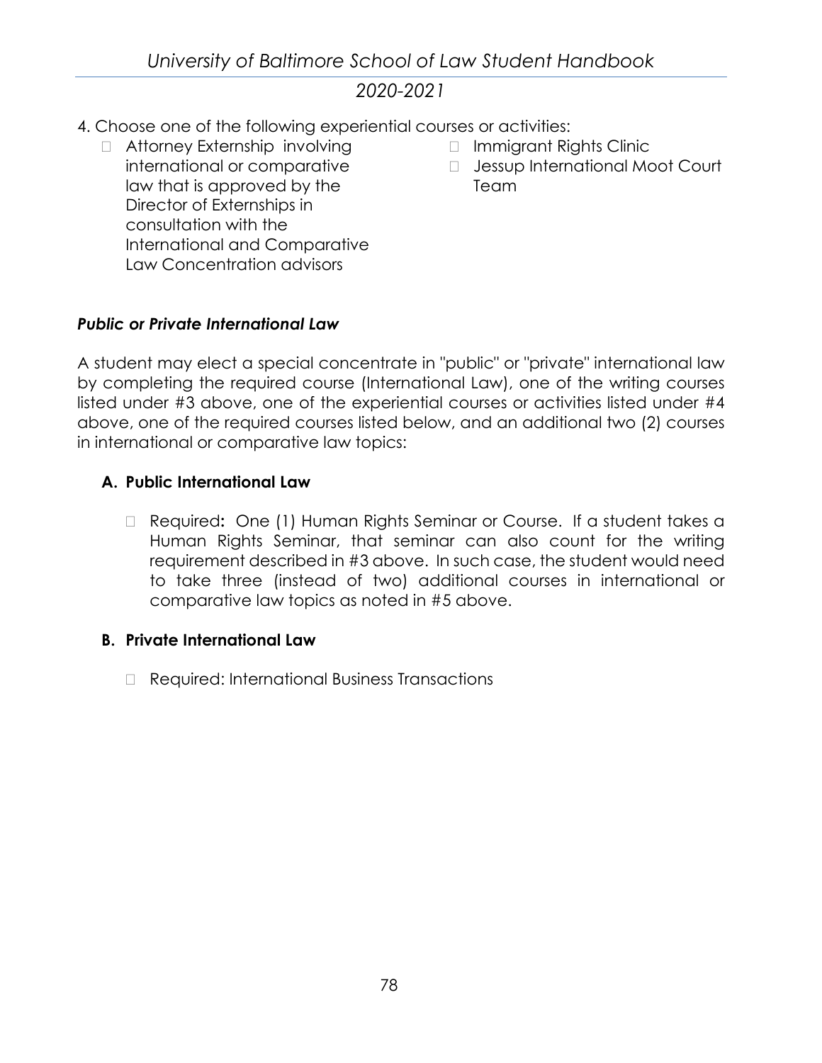4. Choose one of the following experiential courses or activities:
   - Attorney Externship involving international or comparative law that is approved by the Director of Externships in consultation with the International and Comparative Law Concentration advisors
   - Immigrant Rights Clinic
   - Jessup International Moot Court Team

***Public or Private International Law***

A student may elect a special concentrate in "public" or "private" international law by completing the required course (International Law), one of the writing courses listed under #3 above, one of the experiential courses or activities listed under #4 above, one of the required courses listed below, and an additional two (2) courses in international or comparative law topics:

**A. Public International Law**

- Required**:** One (1) Human Rights Seminar or Course. If a student takes a Human Rights Seminar, that seminar can also count for the writing requirement described in #3 above. In such case, the student would need to take three (instead of two) additional courses in international or comparative law topics as noted in #5 above.

**B. Private International Law**

- Required: International Business Transactions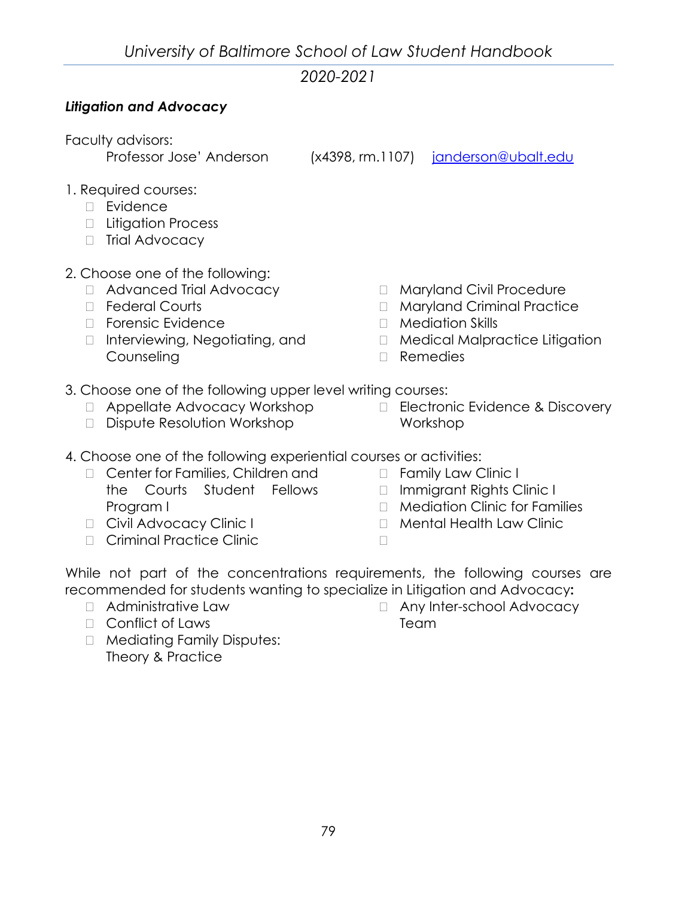***Litigation and Advocacy***

Faculty advisors:

Professor Jose' Anderson (x4398, rm.1107) janderson@ubalt.edu

1. Required courses:
   - Evidence
   - Litigation Process
   - Trial Advocacy

2. Choose one of the following:
   - Advanced Trial Advocacy
   - Federal Courts
   - Forensic Evidence
   - Interviewing, Negotiating, and Counseling
   - Maryland Civil Procedure
   - Maryland Criminal Practice
   - Mediation Skills
   - Medical Malpractice Litigation
   - Remedies

3. Choose one of the following upper level writing courses:
   - Appellate Advocacy Workshop
   - Dispute Resolution Workshop
   - Electronic Evidence & Discovery Workshop

4. Choose one of the following experiential courses or activities:
   - Center for Families, Children and the Courts Student Fellows Program I
   - Civil Advocacy Clinic I
   - Criminal Practice Clinic
   - Family Law Clinic I
   - Immigrant Rights Clinic I
   - Mediation Clinic for Families
   - Mental Health Law Clinic

While not part of the concentrations requirements, the following courses are recommended for students wanting to specialize in Litigation and Advocacy**:**

- Administrative Law
- Conflict of Laws
- Mediating Family Disputes: Theory & Practice
- Any Inter-school Advocacy Team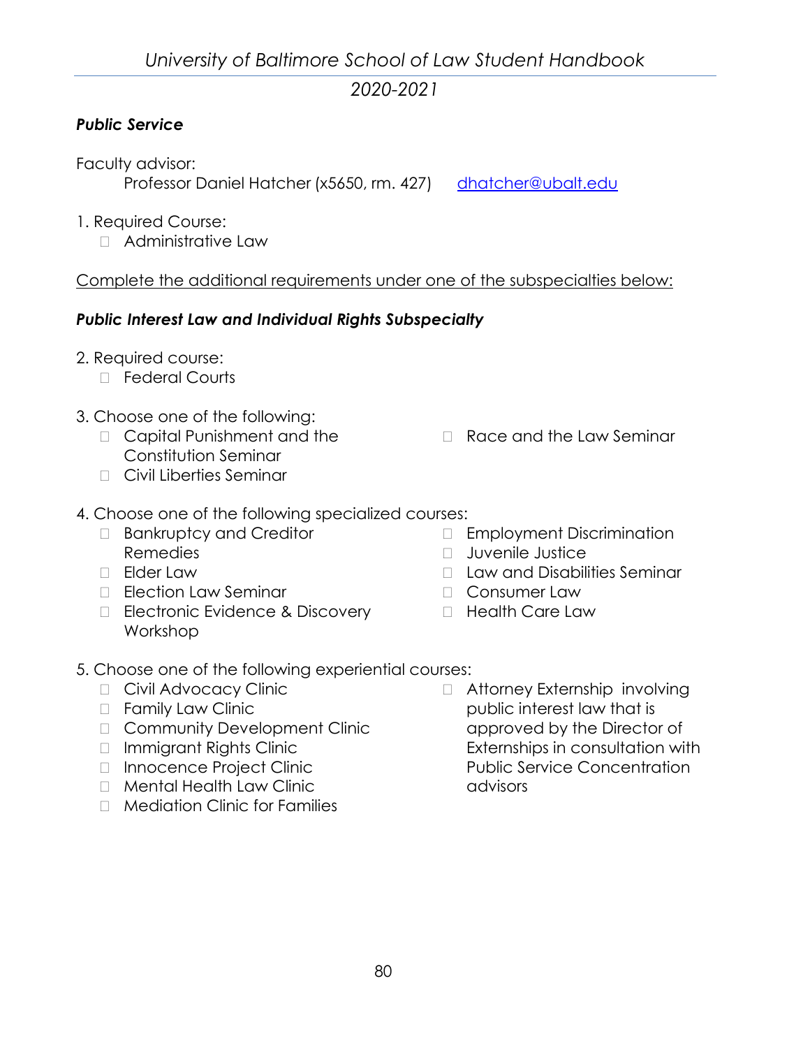### *Public Service*

Faculty advisor:

Professor Daniel Hatcher (x5650, rm. 427) [dhatcher@ubalt.edu](mailto:dhatcher@ubalt.edu)

1. Required Course:
   - Administrative Law

Complete the additional requirements under one of the subspecialties below:

#### *Public Interest Law and Individual Rights Subspecialty*

2. Required course:
   - Federal Courts

3. Choose one of the following:
   - Capital Punishment and the Constitution Seminar
   - Civil Liberties Seminar
   - Race and the Law Seminar

4. Choose one of the following specialized courses:
   - Bankruptcy and Creditor Remedies
   - Elder Law
   - Election Law Seminar
   - Electronic Evidence & Discovery Workshop
   - Employment Discrimination
   - Juvenile Justice
   - Law and Disabilities Seminar
   - Consumer Law
   - Health Care Law

5. Choose one of the following experiential courses:
   - Civil Advocacy Clinic
   - Family Law Clinic
   - Community Development Clinic
   - Immigrant Rights Clinic
   - Innocence Project Clinic
   - Mental Health Law Clinic
   - Mediation Clinic for Families
   - Attorney Externship involving public interest law that is approved by the Director of Externships in consultation with Public Service Concentration advisors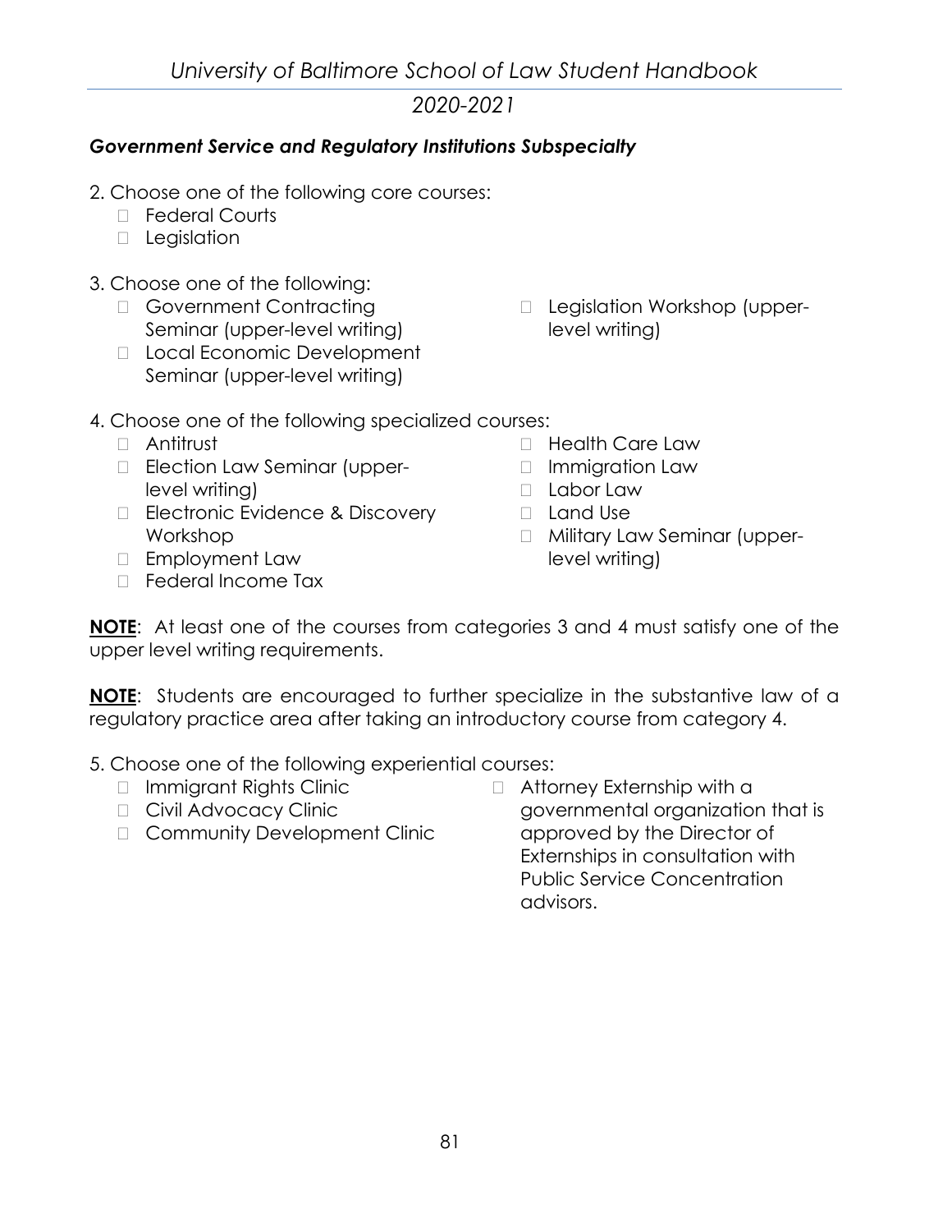### *Government Service and Regulatory Institutions Subspecialty*

2. Choose one of the following core courses:
   - Federal Courts
   - Legislation

3. Choose one of the following:
   - Government Contracting Seminar (upper-level writing)
   - Local Economic Development Seminar (upper-level writing)
   - Legislation Workshop (upper-level writing)

4. Choose one of the following specialized courses:
   - Antitrust
   - Election Law Seminar (upper-level writing)
   - Electronic Evidence & Discovery Workshop
   - Employment Law
   - Federal Income Tax
   - Health Care Law
   - Immigration Law
   - Labor Law
   - Land Use
   - Military Law Seminar (upper-level writing)

**NOTE**: At least one of the courses from categories 3 and 4 must satisfy one of the upper level writing requirements.

**NOTE**: Students are encouraged to further specialize in the substantive law of a regulatory practice area after taking an introductory course from category 4.

5. Choose one of the following experiential courses:
   - Immigrant Rights Clinic
   - Civil Advocacy Clinic
   - Community Development Clinic
   - Attorney Externship with a governmental organization that is approved by the Director of Externships in consultation with Public Service Concentration advisors.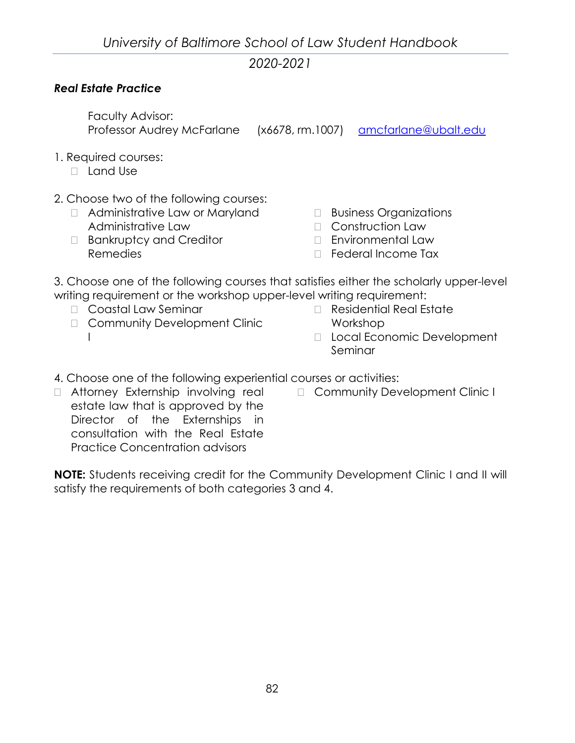### *Real Estate Practice*

Faculty Advisor:
Professor Audrey McFarlane (x6678, rm.1007) amcfarlane@ubalt.edu

1. Required courses:
   - Land Use

2. Choose two of the following courses:
   - Administrative Law or Maryland Administrative Law
   - Bankruptcy and Creditor Remedies
   - Business Organizations
   - Construction Law
   - Environmental Law
   - Federal Income Tax

3. Choose one of the following courses that satisfies either the scholarly upper-level writing requirement or the workshop upper-level writing requirement:
   - Coastal Law Seminar
   - Community Development Clinic I
   - Residential Real Estate Workshop
   - Local Economic Development Seminar

4. Choose one of the following experiential courses or activities:
   - Attorney Externship involving real estate law that is approved by the Director of the Externships in consultation with the Real Estate Practice Concentration advisors
   - Community Development Clinic I

**NOTE:** Students receiving credit for the Community Development Clinic I and II will satisfy the requirements of both categories 3 and 4.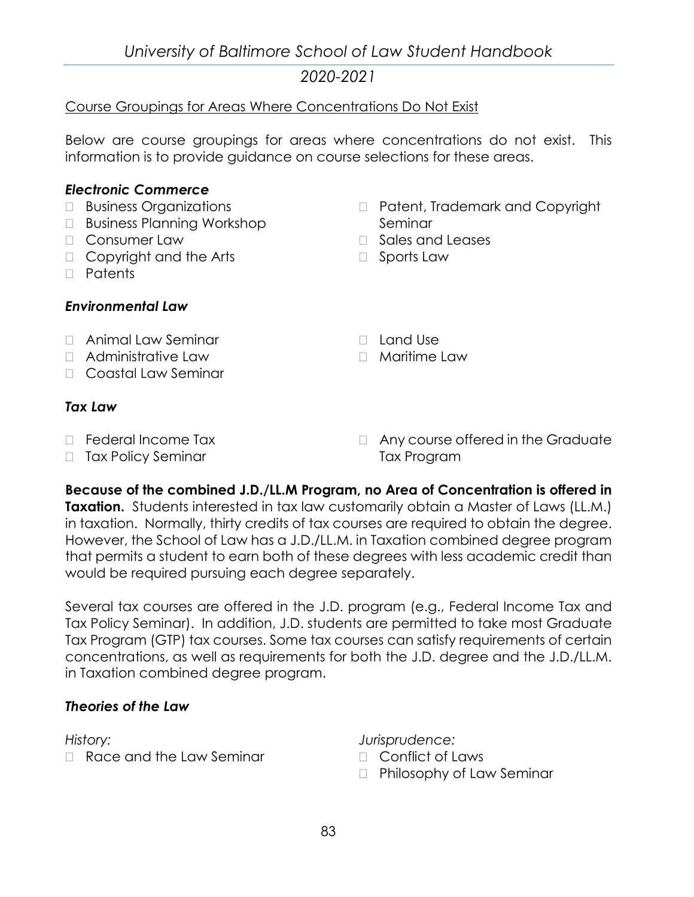Course Groupings for Areas Where Concentrations Do Not Exist

Below are course groupings for areas where concentrations do not exist. This information is to provide guidance on course selections for these areas.

***Electronic Commerce***

- Business Organizations
- Business Planning Workshop
- Consumer Law
- Copyright and the Arts
- Patents
- Patent, Trademark and Copyright Seminar
- Sales and Leases
- Sports Law

***Environmental Law***

- Animal Law Seminar
- Administrative Law
- Coastal Law Seminar
- Land Use
- Maritime Law

***Tax Law***

- Federal Income Tax
- Tax Policy Seminar
- Any course offered in the Graduate Tax Program

**Because of the combined J.D./LL.M Program, no Area of Concentration is offered in Taxation.** Students interested in tax law customarily obtain a Master of Laws (LL.M.) in taxation. Normally, thirty credits of tax courses are required to obtain the degree. However, the School of Law has a J.D./LL.M. in Taxation combined degree program that permits a student to earn both of these degrees with less academic credit than would be required pursuing each degree separately.

Several tax courses are offered in the J.D. program (e.g., Federal Income Tax and Tax Policy Seminar). In addition, J.D. students are permitted to take most Graduate Tax Program (GTP) tax courses. Some tax courses can satisfy requirements of certain concentrations, as well as requirements for both the J.D. degree and the J.D./LL.M. in Taxation combined degree program.

***Theories of the Law***

*History:*

- Race and the Law Seminar

*Jurisprudence:*

- Conflict of Laws
- Philosophy of Law Seminar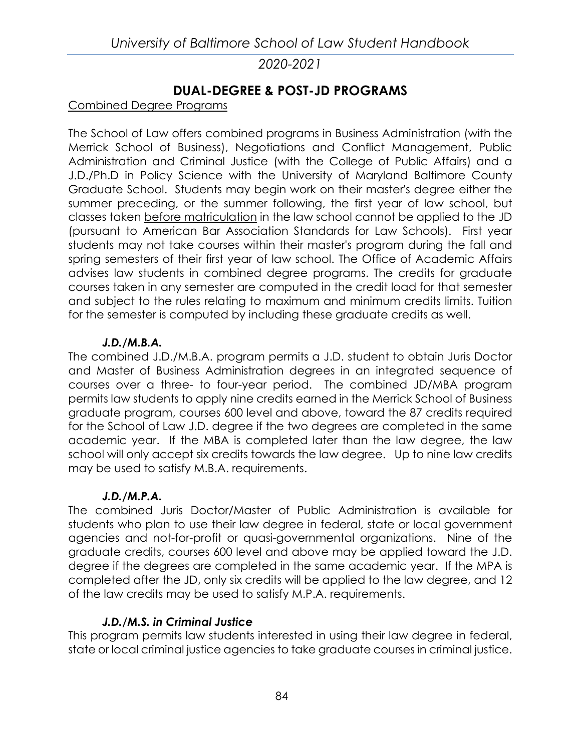## DUAL-DEGREE & POST-JD PROGRAMS

Combined Degree Programs

The School of Law offers combined programs in Business Administration (with the Merrick School of Business), Negotiations and Conflict Management, Public Administration and Criminal Justice (with the College of Public Affairs) and a J.D./Ph.D in Policy Science with the University of Maryland Baltimore County Graduate School. Students may begin work on their master's degree either the summer preceding, or the summer following, the first year of law school, but classes taken before matriculation in the law school cannot be applied to the JD (pursuant to American Bar Association Standards for Law Schools). First year students may not take courses within their master's program during the fall and spring semesters of their first year of law school. The Office of Academic Affairs advises law students in combined degree programs. The credits for graduate courses taken in any semester are computed in the credit load for that semester and subject to the rules relating to maximum and minimum credits limits. Tuition for the semester is computed by including these graduate credits as well.

### *J.D./M.B.A.*

The combined J.D./M.B.A. program permits a J.D. student to obtain Juris Doctor and Master of Business Administration degrees in an integrated sequence of courses over a three- to four-year period. The combined JD/MBA program permits law students to apply nine credits earned in the Merrick School of Business graduate program, courses 600 level and above, toward the 87 credits required for the School of Law J.D. degree if the two degrees are completed in the same academic year. If the MBA is completed later than the law degree, the law school will only accept six credits towards the law degree. Up to nine law credits may be used to satisfy M.B.A. requirements.

### *J.D./M.P.A.*

The combined Juris Doctor/Master of Public Administration is available for students who plan to use their law degree in federal, state or local government agencies and not-for-profit or quasi-governmental organizations. Nine of the graduate credits, courses 600 level and above may be applied toward the J.D. degree if the degrees are completed in the same academic year. If the MPA is completed after the JD, only six credits will be applied to the law degree, and 12 of the law credits may be used to satisfy M.P.A. requirements.

### *J.D./M.S. in Criminal Justice*

This program permits law students interested in using their law degree in federal, state or local criminal justice agencies to take graduate courses in criminal justice.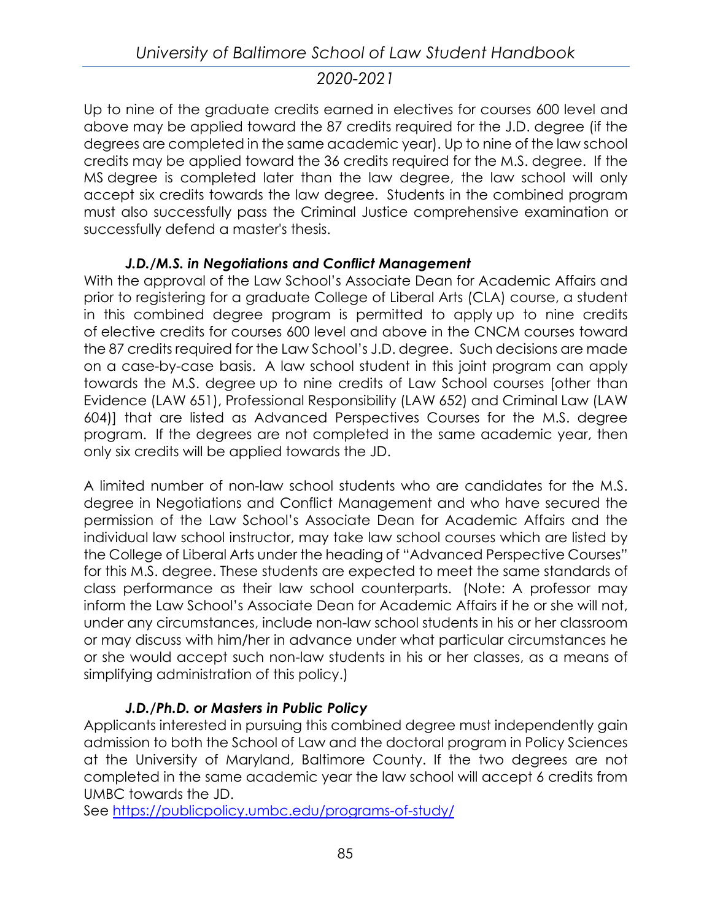Up to nine of the graduate credits earned in electives for courses 600 level and above may be applied toward the 87 credits required for the J.D. degree (if the degrees are completed in the same academic year). Up to nine of the law school credits may be applied toward the 36 credits required for the M.S. degree. If the MS degree is completed later than the law degree, the law school will only accept six credits towards the law degree. Students in the combined program must also successfully pass the Criminal Justice comprehensive examination or successfully defend a master's thesis.

***J.D./M.S. in Negotiations and Conflict Management***

With the approval of the Law School's Associate Dean for Academic Affairs and prior to registering for a graduate College of Liberal Arts (CLA) course, a student in this combined degree program is permitted to apply up to nine credits of elective credits for courses 600 level and above in the CNCM courses toward the 87 credits required for the Law School's J.D. degree. Such decisions are made on a case-by-case basis. A law school student in this joint program can apply towards the M.S. degree up to nine credits of Law School courses [other than Evidence (LAW 651), Professional Responsibility (LAW 652) and Criminal Law (LAW 604)] that are listed as Advanced Perspectives Courses for the M.S. degree program. If the degrees are not completed in the same academic year, then only six credits will be applied towards the JD.

A limited number of non-law school students who are candidates for the M.S. degree in Negotiations and Conflict Management and who have secured the permission of the Law School's Associate Dean for Academic Affairs and the individual law school instructor, may take law school courses which are listed by the College of Liberal Arts under the heading of "Advanced Perspective Courses" for this M.S. degree. These students are expected to meet the same standards of class performance as their law school counterparts. (Note: A professor may inform the Law School's Associate Dean for Academic Affairs if he or she will not, under any circumstances, include non-law school students in his or her classroom or may discuss with him/her in advance under what particular circumstances he or she would accept such non-law students in his or her classes, as a means of simplifying administration of this policy.)

***J.D./Ph.D. or Masters in Public Policy***

Applicants interested in pursuing this combined degree must independently gain admission to both the School of Law and the doctoral program in Policy Sciences at the University of Maryland, Baltimore County. If the two degrees are not completed in the same academic year the law school will accept 6 credits from UMBC towards the JD.
See https://publicpolicy.umbc.edu/programs-of-study/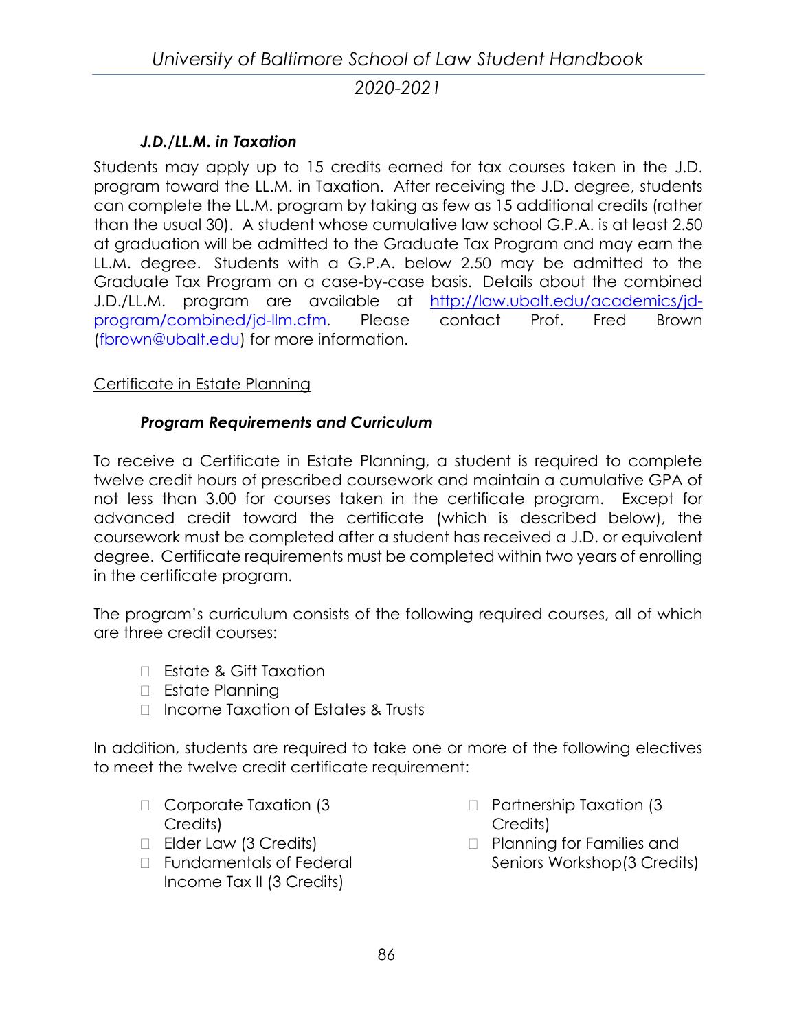***J.D./LL.M. in Taxation***

Students may apply up to 15 credits earned for tax courses taken in the J.D. program toward the LL.M. in Taxation. After receiving the J.D. degree, students can complete the LL.M. program by taking as few as 15 additional credits (rather than the usual 30). A student whose cumulative law school G.P.A. is at least 2.50 at graduation will be admitted to the Graduate Tax Program and may earn the LL.M. degree. Students with a G.P.A. below 2.50 may be admitted to the Graduate Tax Program on a case-by-case basis. Details about the combined J.D./LL.M. program are available at [http://law.ubalt.edu/academics/jd-program/combined/jd-llm.cfm](http://law.ubalt.edu/academics/jd-program/combined/jd-llm.cfm). Please contact Prof. Fred Brown ([fbrown@ubalt.edu](mailto:fbrown@ubalt.edu)) for more information.

<u>Certificate in Estate Planning</u>

***Program Requirements and Curriculum***

To receive a Certificate in Estate Planning, a student is required to complete twelve credit hours of prescribed coursework and maintain a cumulative GPA of not less than 3.00 for courses taken in the certificate program. Except for advanced credit toward the certificate (which is described below), the coursework must be completed after a student has received a J.D. or equivalent degree. Certificate requirements must be completed within two years of enrolling in the certificate program.

The program's curriculum consists of the following required courses, all of which are three credit courses:

- Estate & Gift Taxation
- Estate Planning
- Income Taxation of Estates & Trusts

In addition, students are required to take one or more of the following electives to meet the twelve credit certificate requirement:

- Corporate Taxation (3 Credits)
- Elder Law (3 Credits)
- Fundamentals of Federal Income Tax II (3 Credits)
- Partnership Taxation (3 Credits)
- Planning for Families and Seniors Workshop(3 Credits)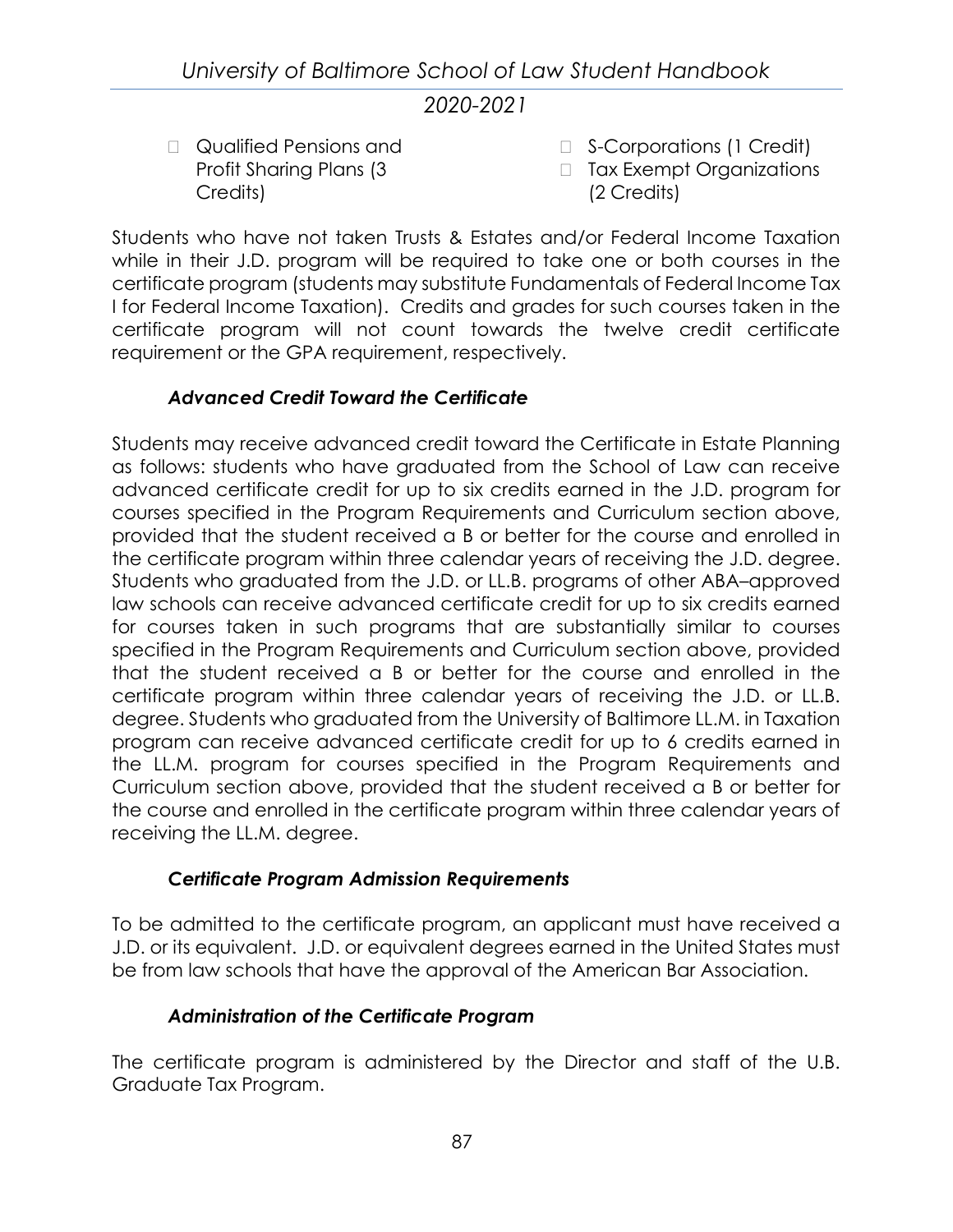- Qualified Pensions and Profit Sharing Plans (3 Credits)
- S-Corporations (1 Credit)
- Tax Exempt Organizations (2 Credits)

Students who have not taken Trusts & Estates and/or Federal Income Taxation while in their J.D. program will be required to take one or both courses in the certificate program (students may substitute Fundamentals of Federal Income Tax I for Federal Income Taxation). Credits and grades for such courses taken in the certificate program will not count towards the twelve credit certificate requirement or the GPA requirement, respectively.

### *Advanced Credit Toward the Certificate*

Students may receive advanced credit toward the Certificate in Estate Planning as follows: students who have graduated from the School of Law can receive advanced certificate credit for up to six credits earned in the J.D. program for courses specified in the Program Requirements and Curriculum section above, provided that the student received a B or better for the course and enrolled in the certificate program within three calendar years of receiving the J.D. degree. Students who graduated from the J.D. or LL.B. programs of other ABA–approved law schools can receive advanced certificate credit for up to six credits earned for courses taken in such programs that are substantially similar to courses specified in the Program Requirements and Curriculum section above, provided that the student received a B or better for the course and enrolled in the certificate program within three calendar years of receiving the J.D. or LL.B. degree. Students who graduated from the University of Baltimore LL.M. in Taxation program can receive advanced certificate credit for up to 6 credits earned in the LL.M. program for courses specified in the Program Requirements and Curriculum section above, provided that the student received a B or better for the course and enrolled in the certificate program within three calendar years of receiving the LL.M. degree.

### *Certificate Program Admission Requirements*

To be admitted to the certificate program, an applicant must have received a J.D. or its equivalent. J.D. or equivalent degrees earned in the United States must be from law schools that have the approval of the American Bar Association.

### *Administration of the Certificate Program*

The certificate program is administered by the Director and staff of the U.B. Graduate Tax Program.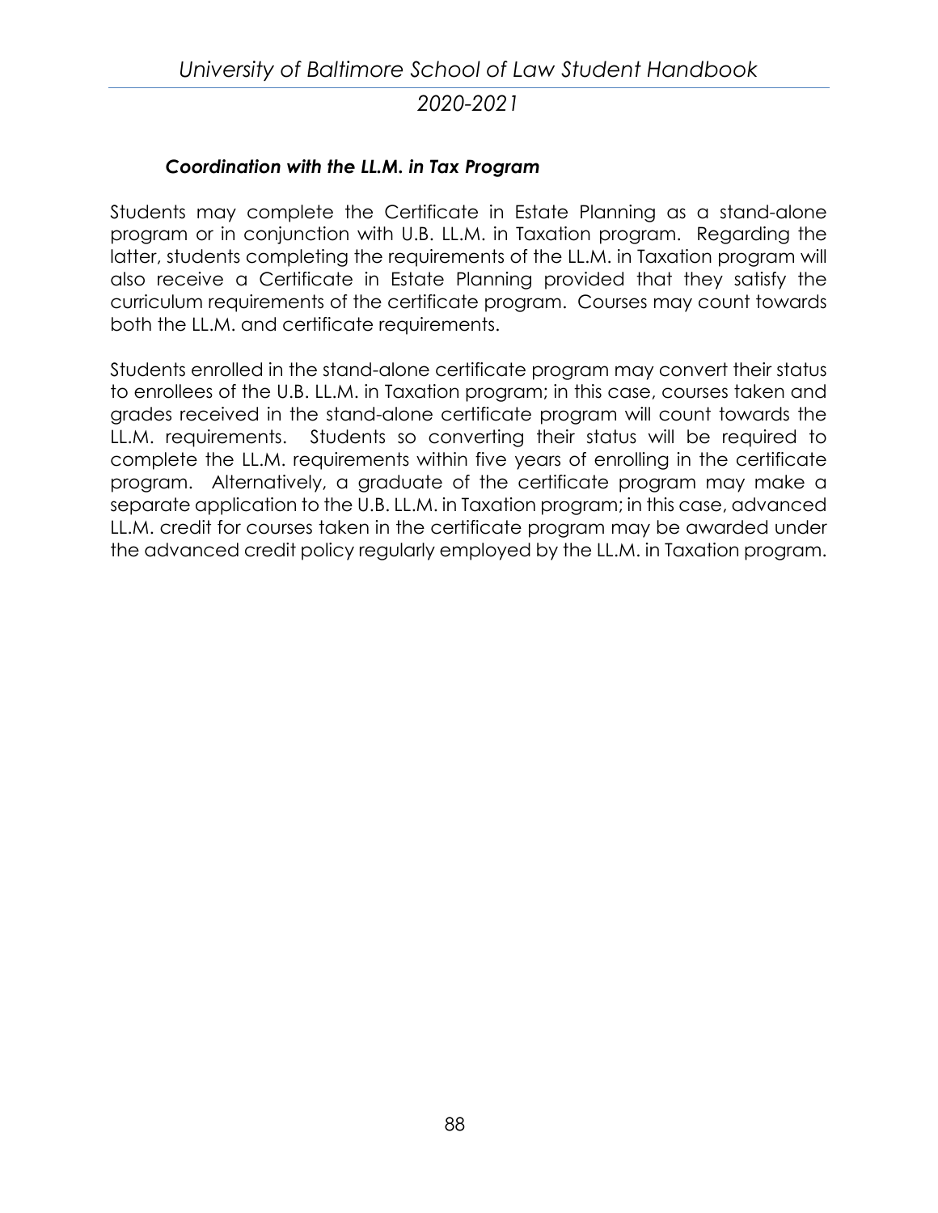### *Coordination with the LL.M. in Tax Program*

Students may complete the Certificate in Estate Planning as a stand-alone program or in conjunction with U.B. LL.M. in Taxation program. Regarding the latter, students completing the requirements of the LL.M. in Taxation program will also receive a Certificate in Estate Planning provided that they satisfy the curriculum requirements of the certificate program. Courses may count towards both the LL.M. and certificate requirements.

Students enrolled in the stand-alone certificate program may convert their status to enrollees of the U.B. LL.M. in Taxation program; in this case, courses taken and grades received in the stand-alone certificate program will count towards the LL.M. requirements. Students so converting their status will be required to complete the LL.M. requirements within five years of enrolling in the certificate program. Alternatively, a graduate of the certificate program may make a separate application to the U.B. LL.M. in Taxation program; in this case, advanced LL.M. credit for courses taken in the certificate program may be awarded under the advanced credit policy regularly employed by the LL.M. in Taxation program.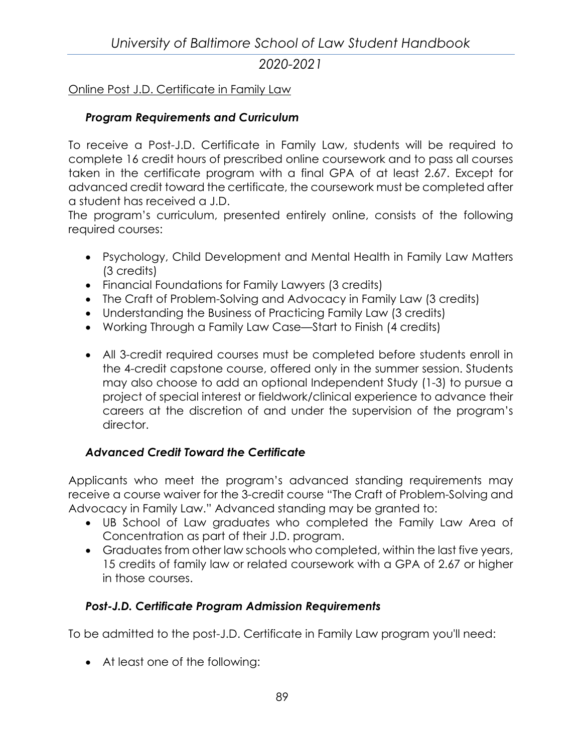Online Post J.D. Certificate in Family Law

### *Program Requirements and Curriculum*

To receive a Post-J.D. Certificate in Family Law, students will be required to complete 16 credit hours of prescribed online coursework and to pass all courses taken in the certificate program with a final GPA of at least 2.67. Except for advanced credit toward the certificate, the coursework must be completed after a student has received a J.D.

The program's curriculum, presented entirely online, consists of the following required courses:

- Psychology, Child Development and Mental Health in Family Law Matters (3 credits)
- Financial Foundations for Family Lawyers (3 credits)
- The Craft of Problem-Solving and Advocacy in Family Law (3 credits)
- Understanding the Business of Practicing Family Law (3 credits)
- Working Through a Family Law Case—Start to Finish (4 credits)

- All 3-credit required courses must be completed before students enroll in the 4-credit capstone course, offered only in the summer session. Students may also choose to add an optional Independent Study (1-3) to pursue a project of special interest or fieldwork/clinical experience to advance their careers at the discretion of and under the supervision of the program's director.

### *Advanced Credit Toward the Certificate*

Applicants who meet the program's advanced standing requirements may receive a course waiver for the 3-credit course "The Craft of Problem-Solving and Advocacy in Family Law." Advanced standing may be granted to:

- UB School of Law graduates who completed the Family Law Area of Concentration as part of their J.D. program.
- Graduates from other law schools who completed, within the last five years, 15 credits of family law or related coursework with a GPA of 2.67 or higher in those courses.

### *Post-J.D. Certificate Program Admission Requirements*

To be admitted to the post-J.D. Certificate in Family Law program you'll need:

- At least one of the following: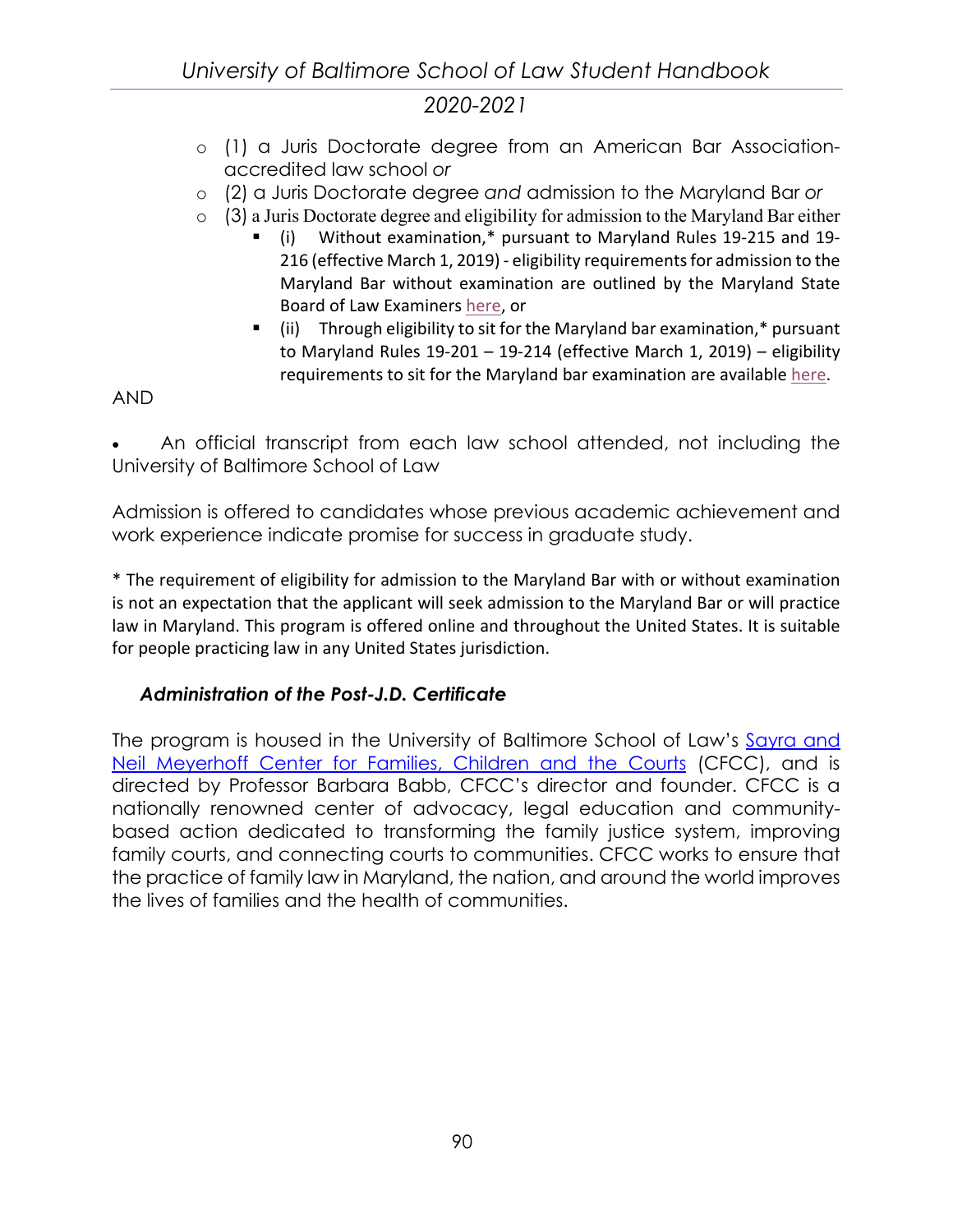- (1) a Juris Doctorate degree from an American Bar Association-accredited law school *or*
- (2) a Juris Doctorate degree *and* admission to the Maryland Bar *or*
- (3) a Juris Doctorate degree and eligibility for admission to the Maryland Bar either
    - (i) Without examination,* pursuant to Maryland Rules 19-215 and 19-216 (effective March 1, 2019) - eligibility requirements for admission to the Maryland Bar without examination are outlined by the Maryland State Board of Law Examiners here, or
    - (ii) Through eligibility to sit for the Maryland bar examination,* pursuant to Maryland Rules 19-201 – 19-214 (effective March 1, 2019) – eligibility requirements to sit for the Maryland bar examination are available here.

AND

- An official transcript from each law school attended, not including the University of Baltimore School of Law

Admission is offered to candidates whose previous academic achievement and work experience indicate promise for success in graduate study.

* The requirement of eligibility for admission to the Maryland Bar with or without examination is not an expectation that the applicant will seek admission to the Maryland Bar or will practice law in Maryland. This program is offered online and throughout the United States. It is suitable for people practicing law in any United States jurisdiction.

### *Administration of the Post-J.D. Certificate*

The program is housed in the University of Baltimore School of Law's Sayra and Neil Meyerhoff Center for Families, Children and the Courts (CFCC), and is directed by Professor Barbara Babb, CFCC's director and founder. CFCC is a nationally renowned center of advocacy, legal education and community-based action dedicated to transforming the family justice system, improving family courts, and connecting courts to communities. CFCC works to ensure that the practice of family law in Maryland, the nation, and around the world improves the lives of families and the health of communities.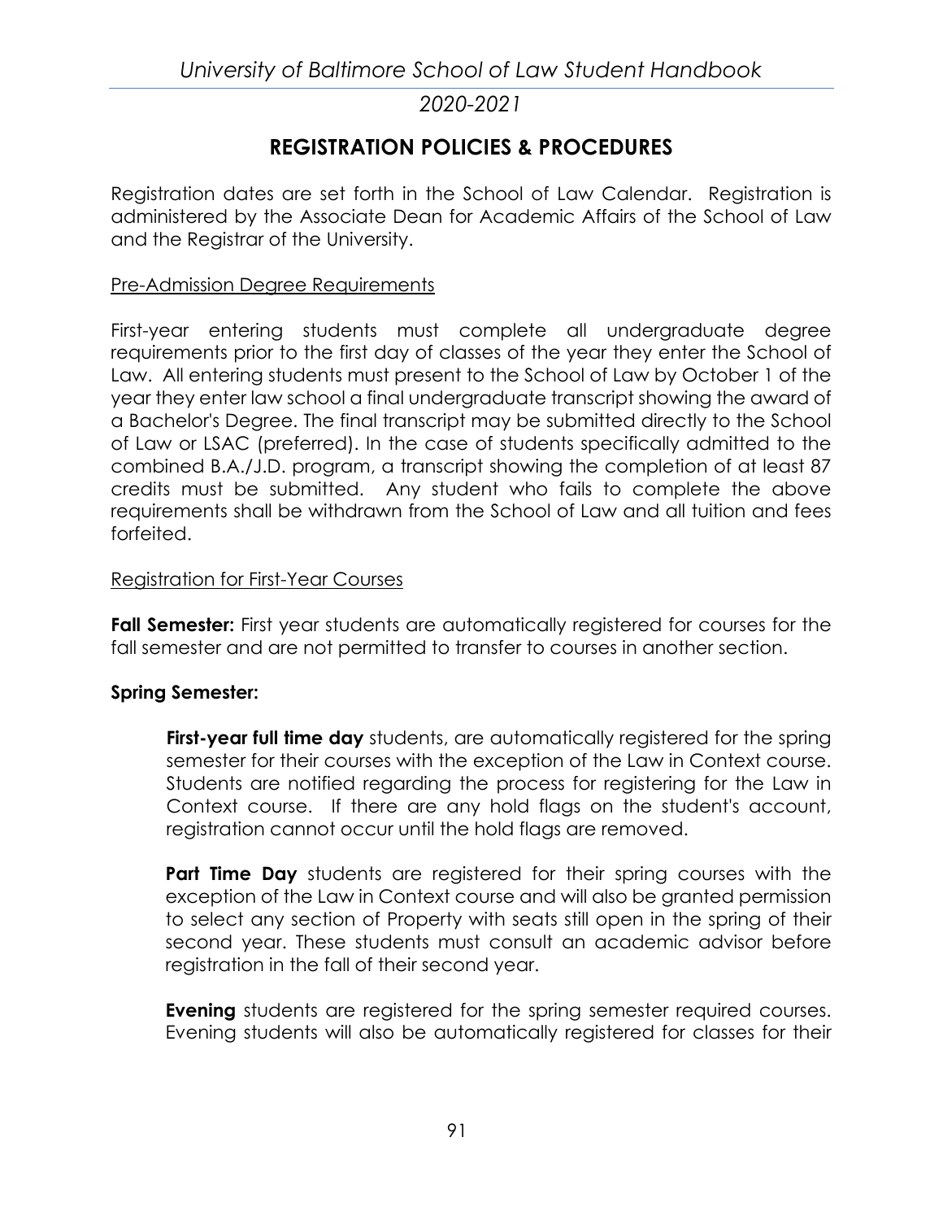## REGISTRATION POLICIES & PROCEDURES

Registration dates are set forth in the School of Law Calendar. Registration is administered by the Associate Dean for Academic Affairs of the School of Law and the Registrar of the University.

### Pre-Admission Degree Requirements

First-year entering students must complete all undergraduate degree requirements prior to the first day of classes of the year they enter the School of Law. All entering students must present to the School of Law by October 1 of the year they enter law school a final undergraduate transcript showing the award of a Bachelor's Degree. The final transcript may be submitted directly to the School of Law or LSAC (preferred). In the case of students specifically admitted to the combined B.A./J.D. program, a transcript showing the completion of at least 87 credits must be submitted. Any student who fails to complete the above requirements shall be withdrawn from the School of Law and all tuition and fees forfeited.

### Registration for First-Year Courses

**Fall Semester:** First year students are automatically registered for courses for the fall semester and are not permitted to transfer to courses in another section.

**Spring Semester:**

**First-year full time day** students, are automatically registered for the spring semester for their courses with the exception of the Law in Context course. Students are notified regarding the process for registering for the Law in Context course. If there are any hold flags on the student's account, registration cannot occur until the hold flags are removed.

**Part Time Day** students are registered for their spring courses with the exception of the Law in Context course and will also be granted permission to select any section of Property with seats still open in the spring of their second year. These students must consult an academic advisor before registration in the fall of their second year.

**Evening** students are registered for the spring semester required courses. Evening students will also be automatically registered for classes for their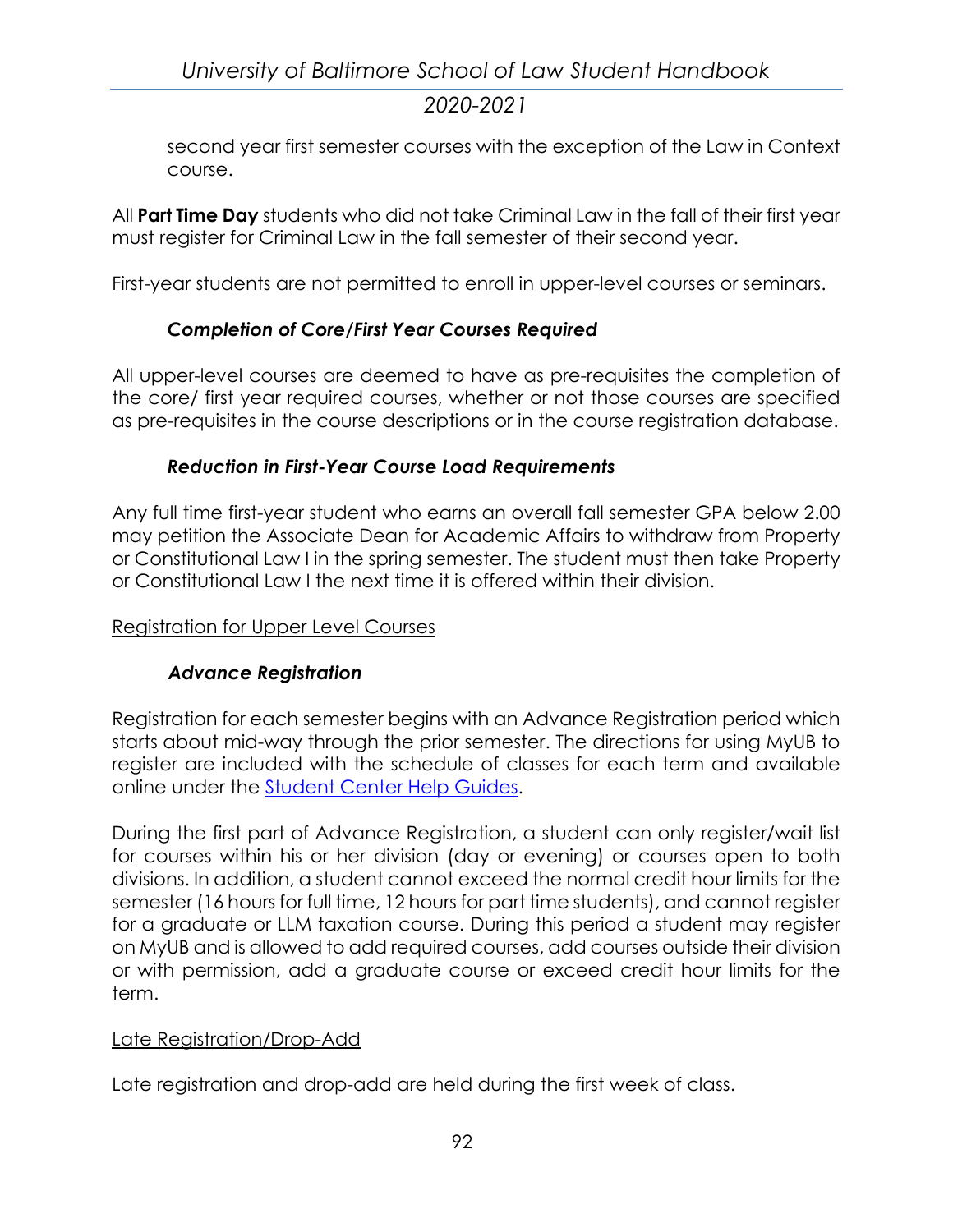second year first semester courses with the exception of the Law in Context course.

All **Part Time Day** students who did not take Criminal Law in the fall of their first year must register for Criminal Law in the fall semester of their second year.

First-year students are not permitted to enroll in upper-level courses or seminars.

### *Completion of Core/First Year Courses Required*

All upper-level courses are deemed to have as pre-requisites the completion of the core/ first year required courses, whether or not those courses are specified as pre-requisites in the course descriptions or in the course registration database.

### *Reduction in First-Year Course Load Requirements*

Any full time first-year student who earns an overall fall semester GPA below 2.00 may petition the Associate Dean for Academic Affairs to withdraw from Property or Constitutional Law I in the spring semester. The student must then take Property or Constitutional Law I the next time it is offered within their division.

## Registration for Upper Level Courses

### *Advance Registration*

Registration for each semester begins with an Advance Registration period which starts about mid-way through the prior semester. The directions for using MyUB to register are included with the schedule of classes for each term and available online under the Student Center Help Guides.

During the first part of Advance Registration, a student can only register/wait list for courses within his or her division (day or evening) or courses open to both divisions. In addition, a student cannot exceed the normal credit hour limits for the semester (16 hours for full time, 12 hours for part time students), and cannot register for a graduate or LLM taxation course. During this period a student may register on MyUB and is allowed to add required courses, add courses outside their division or with permission, add a graduate course or exceed credit hour limits for the term.

## Late Registration/Drop-Add

Late registration and drop-add are held during the first week of class.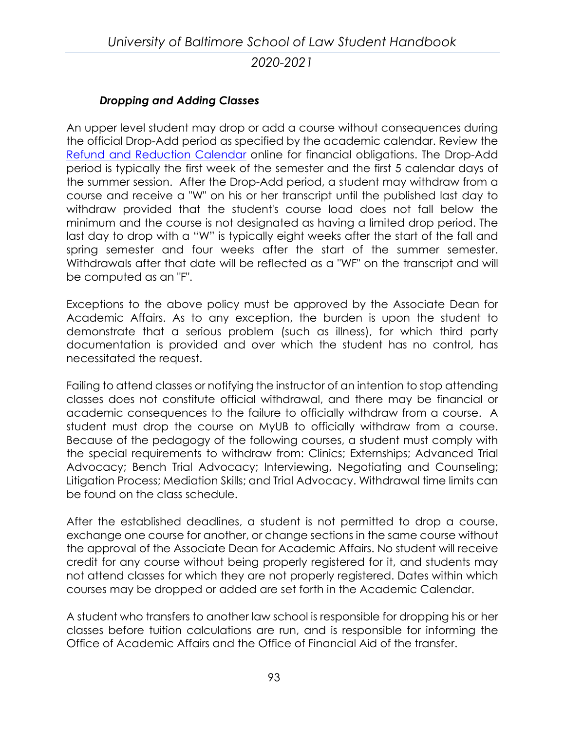### *Dropping and Adding Classes*

An upper level student may drop or add a course without consequences during the official Drop-Add period as specified by the academic calendar. Review the [Refund and Reduction Calendar]() online for financial obligations. The Drop-Add period is typically the first week of the semester and the first 5 calendar days of the summer session. After the Drop-Add period, a student may withdraw from a course and receive a "W" on his or her transcript until the published last day to withdraw provided that the student's course load does not fall below the minimum and the course is not designated as having a limited drop period. The last day to drop with a "W" is typically eight weeks after the start of the fall and spring semester and four weeks after the start of the summer semester. Withdrawals after that date will be reflected as a "WF" on the transcript and will be computed as an "F".

Exceptions to the above policy must be approved by the Associate Dean for Academic Affairs. As to any exception, the burden is upon the student to demonstrate that a serious problem (such as illness), for which third party documentation is provided and over which the student has no control, has necessitated the request.

Failing to attend classes or notifying the instructor of an intention to stop attending classes does not constitute official withdrawal, and there may be financial or academic consequences to the failure to officially withdraw from a course. A student must drop the course on MyUB to officially withdraw from a course. Because of the pedagogy of the following courses, a student must comply with the special requirements to withdraw from: Clinics; Externships; Advanced Trial Advocacy; Bench Trial Advocacy; Interviewing, Negotiating and Counseling; Litigation Process; Mediation Skills; and Trial Advocacy. Withdrawal time limits can be found on the class schedule.

After the established deadlines, a student is not permitted to drop a course, exchange one course for another, or change sections in the same course without the approval of the Associate Dean for Academic Affairs. No student will receive credit for any course without being properly registered for it, and students may not attend classes for which they are not properly registered. Dates within which courses may be dropped or added are set forth in the Academic Calendar.

A student who transfers to another law school is responsible for dropping his or her classes before tuition calculations are run, and is responsible for informing the Office of Academic Affairs and the Office of Financial Aid of the transfer.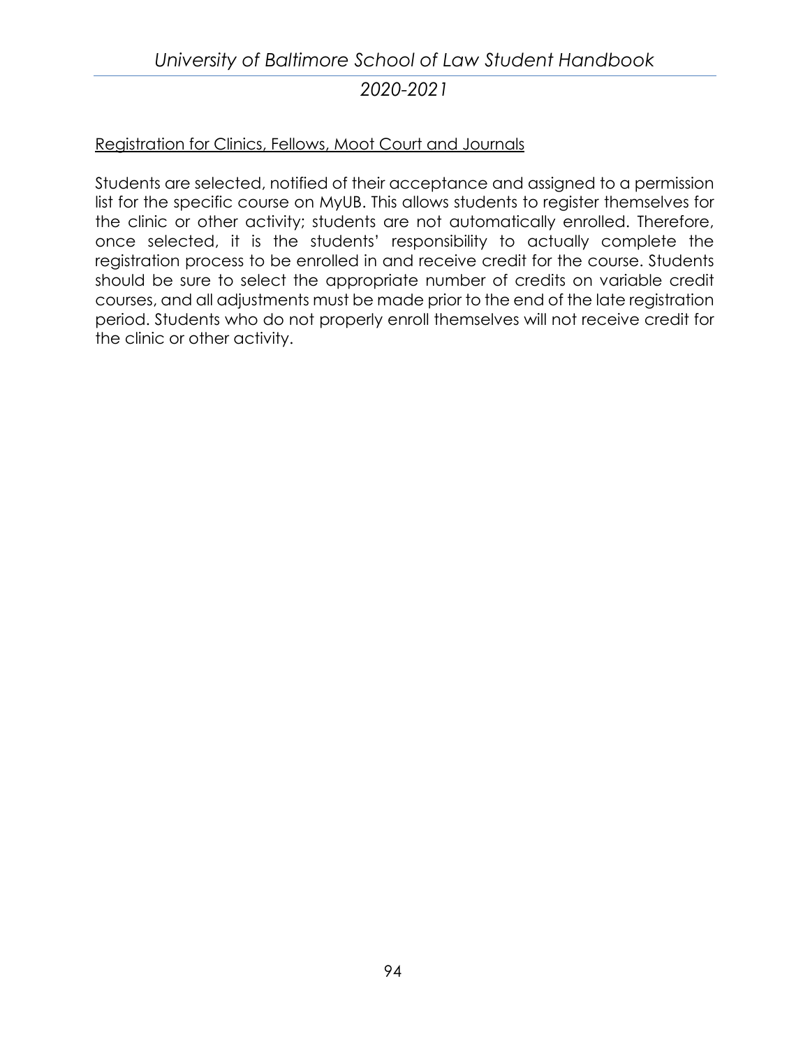Registration for Clinics, Fellows, Moot Court and Journals

Students are selected, notified of their acceptance and assigned to a permission list for the specific course on MyUB. This allows students to register themselves for the clinic or other activity; students are not automatically enrolled. Therefore, once selected, it is the students' responsibility to actually complete the registration process to be enrolled in and receive credit for the course. Students should be sure to select the appropriate number of credits on variable credit courses, and all adjustments must be made prior to the end of the late registration period. Students who do not properly enroll themselves will not receive credit for the clinic or other activity.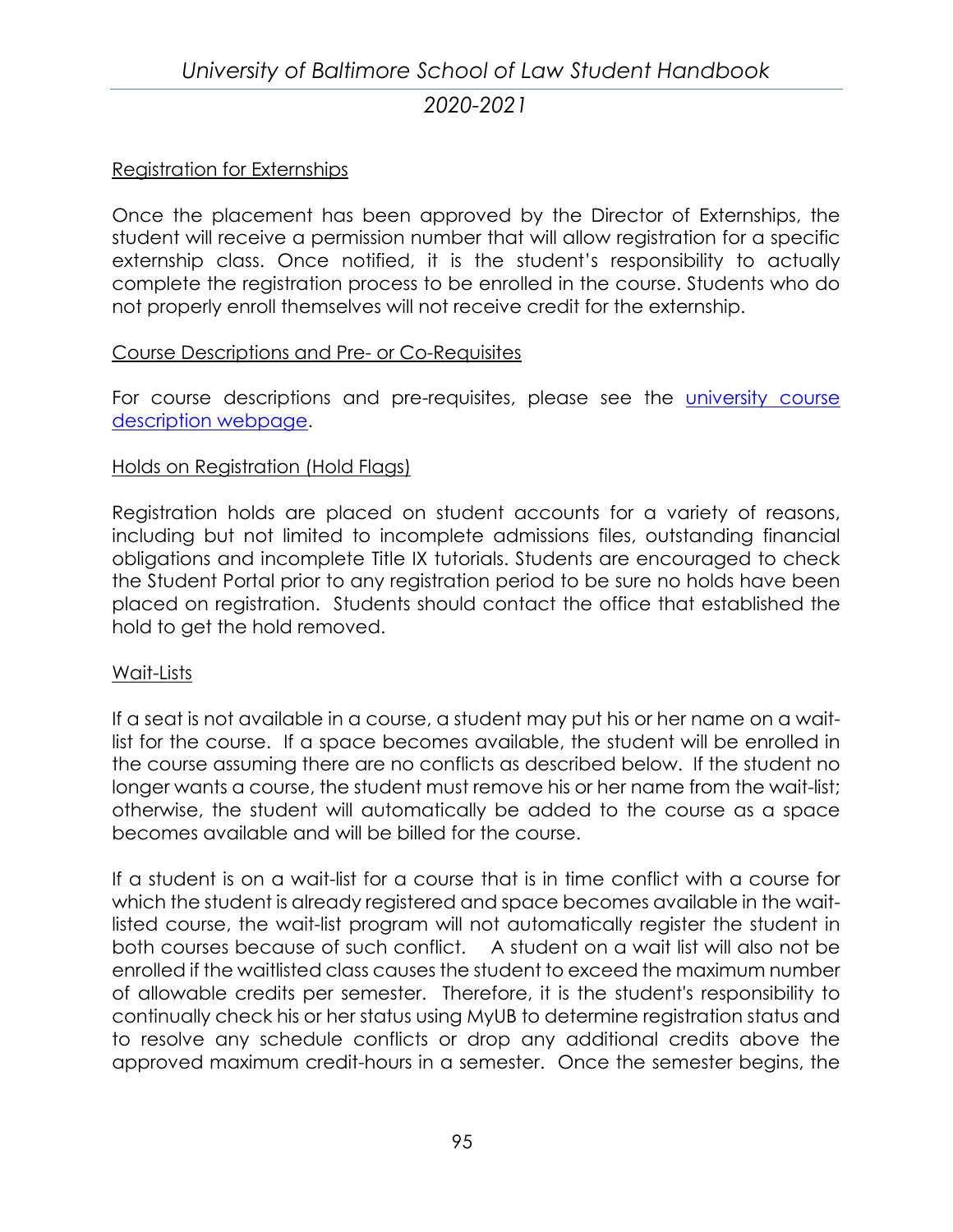Registration for Externships

Once the placement has been approved by the Director of Externships, the student will receive a permission number that will allow registration for a specific externship class. Once notified, it is the student's responsibility to actually complete the registration process to be enrolled in the course. Students who do not properly enroll themselves will not receive credit for the externship.

Course Descriptions and Pre- or Co-Requisites

For course descriptions and pre-requisites, please see the [university course description webpage](#).

Holds on Registration (Hold Flags)

Registration holds are placed on student accounts for a variety of reasons, including but not limited to incomplete admissions files, outstanding financial obligations and incomplete Title IX tutorials. Students are encouraged to check the Student Portal prior to any registration period to be sure no holds have been placed on registration. Students should contact the office that established the hold to get the hold removed.

Wait-Lists

If a seat is not available in a course, a student may put his or her name on a wait-list for the course. If a space becomes available, the student will be enrolled in the course assuming there are no conflicts as described below. If the student no longer wants a course, the student must remove his or her name from the wait-list; otherwise, the student will automatically be added to the course as a space becomes available and will be billed for the course.

If a student is on a wait-list for a course that is in time conflict with a course for which the student is already registered and space becomes available in the wait-listed course, the wait-list program will not automatically register the student in both courses because of such conflict. A student on a wait list will also not be enrolled if the waitlisted class causes the student to exceed the maximum number of allowable credits per semester. Therefore, it is the student's responsibility to continually check his or her status using MyUB to determine registration status and to resolve any schedule conflicts or drop any additional credits above the approved maximum credit-hours in a semester. Once the semester begins, the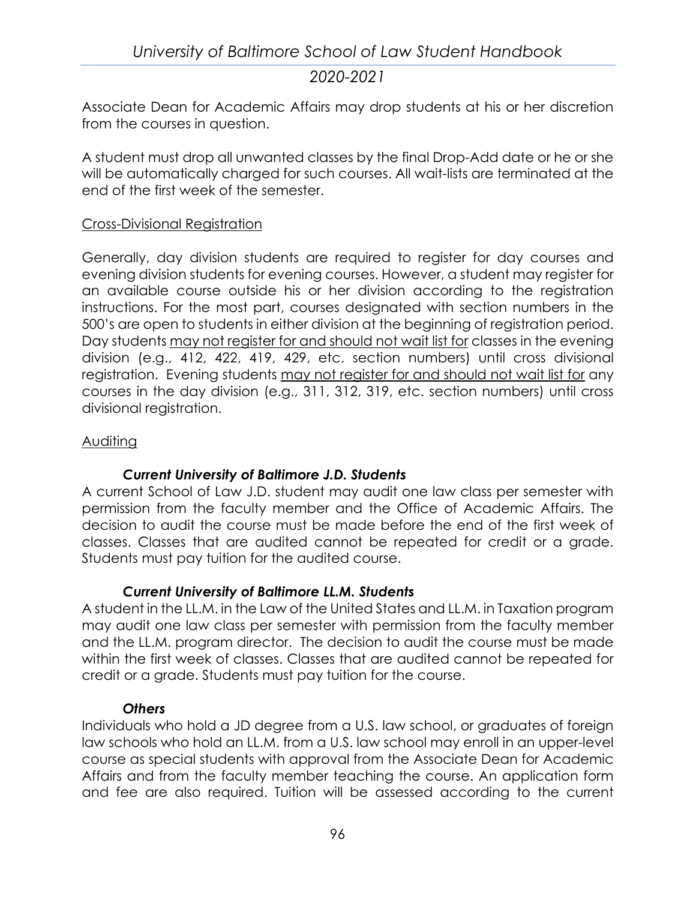Associate Dean for Academic Affairs may drop students at his or her discretion from the courses in question.

A student must drop all unwanted classes by the final Drop-Add date or he or she will be automatically charged for such courses. All wait-lists are terminated at the end of the first week of the semester.

<u>Cross-Divisional Registration</u>

Generally, day division students are required to register for day courses and evening division students for evening courses. However, a student may register for an available course outside his or her division according to the registration instructions. For the most part, courses designated with section numbers in the 500's are open to students in either division at the beginning of registration period. Day students <u>may not register for and should not wait list for</u> classes in the evening division (e.g., 412, 422, 419, 429, etc. section numbers) until cross divisional registration. Evening students <u>may not register for and should not wait list for</u> any courses in the day division (e.g., 311, 312, 319, etc. section numbers) until cross divisional registration.

<u>Auditing</u>

***Current University of Baltimore J.D. Students***

A current School of Law J.D. student may audit one law class per semester with permission from the faculty member and the Office of Academic Affairs. The decision to audit the course must be made before the end of the first week of classes. Classes that are audited cannot be repeated for credit or a grade. Students must pay tuition for the audited course.

***Current University of Baltimore LL.M. Students***

A student in the LL.M. in the Law of the United States and LL.M. in Taxation program may audit one law class per semester with permission from the faculty member and the LL.M. program director. The decision to audit the course must be made within the first week of classes. Classes that are audited cannot be repeated for credit or a grade. Students must pay tuition for the course.

***Others***

Individuals who hold a JD degree from a U.S. law school, or graduates of foreign law schools who hold an LL.M. from a U.S. law school may enroll in an upper-level course as special students with approval from the Associate Dean for Academic Affairs and from the faculty member teaching the course. An application form and fee are also required. Tuition will be assessed according to the current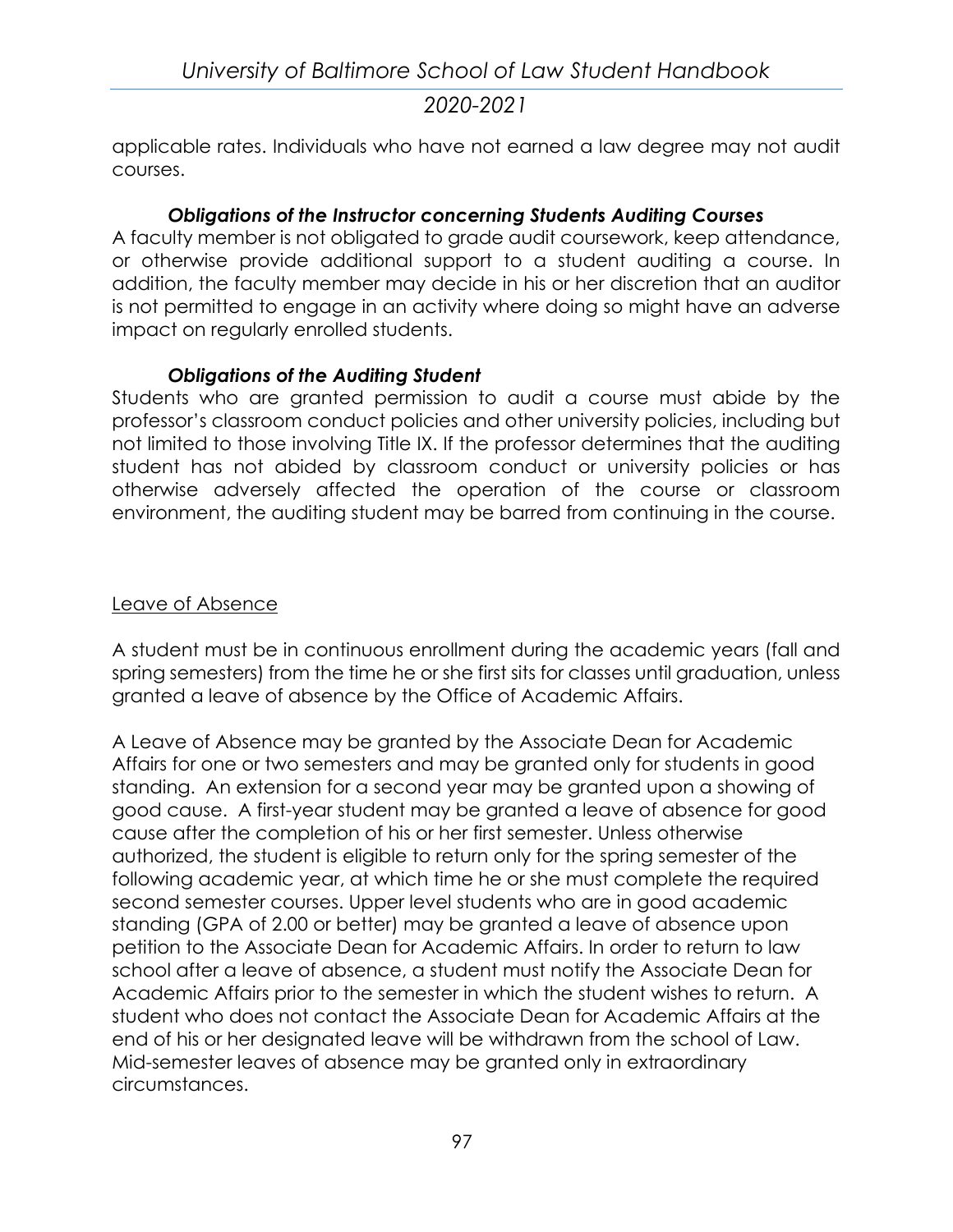applicable rates. Individuals who have not earned a law degree may not audit courses.

### *Obligations of the Instructor concerning Students Auditing Courses*

A faculty member is not obligated to grade audit coursework, keep attendance, or otherwise provide additional support to a student auditing a course. In addition, the faculty member may decide in his or her discretion that an auditor is not permitted to engage in an activity where doing so might have an adverse impact on regularly enrolled students.

### *Obligations of the Auditing Student*

Students who are granted permission to audit a course must abide by the professor's classroom conduct policies and other university policies, including but not limited to those involving Title IX. If the professor determines that the auditing student has not abided by classroom conduct or university policies or has otherwise adversely affected the operation of the course or classroom environment, the auditing student may be barred from continuing in the course.

## Leave of Absence

A student must be in continuous enrollment during the academic years (fall and spring semesters) from the time he or she first sits for classes until graduation, unless granted a leave of absence by the Office of Academic Affairs.

A Leave of Absence may be granted by the Associate Dean for Academic Affairs for one or two semesters and may be granted only for students in good standing. An extension for a second year may be granted upon a showing of good cause. A first-year student may be granted a leave of absence for good cause after the completion of his or her first semester. Unless otherwise authorized, the student is eligible to return only for the spring semester of the following academic year, at which time he or she must complete the required second semester courses. Upper level students who are in good academic standing (GPA of 2.00 or better) may be granted a leave of absence upon petition to the Associate Dean for Academic Affairs. In order to return to law school after a leave of absence, a student must notify the Associate Dean for Academic Affairs prior to the semester in which the student wishes to return. A student who does not contact the Associate Dean for Academic Affairs at the end of his or her designated leave will be withdrawn from the school of Law. Mid-semester leaves of absence may be granted only in extraordinary circumstances.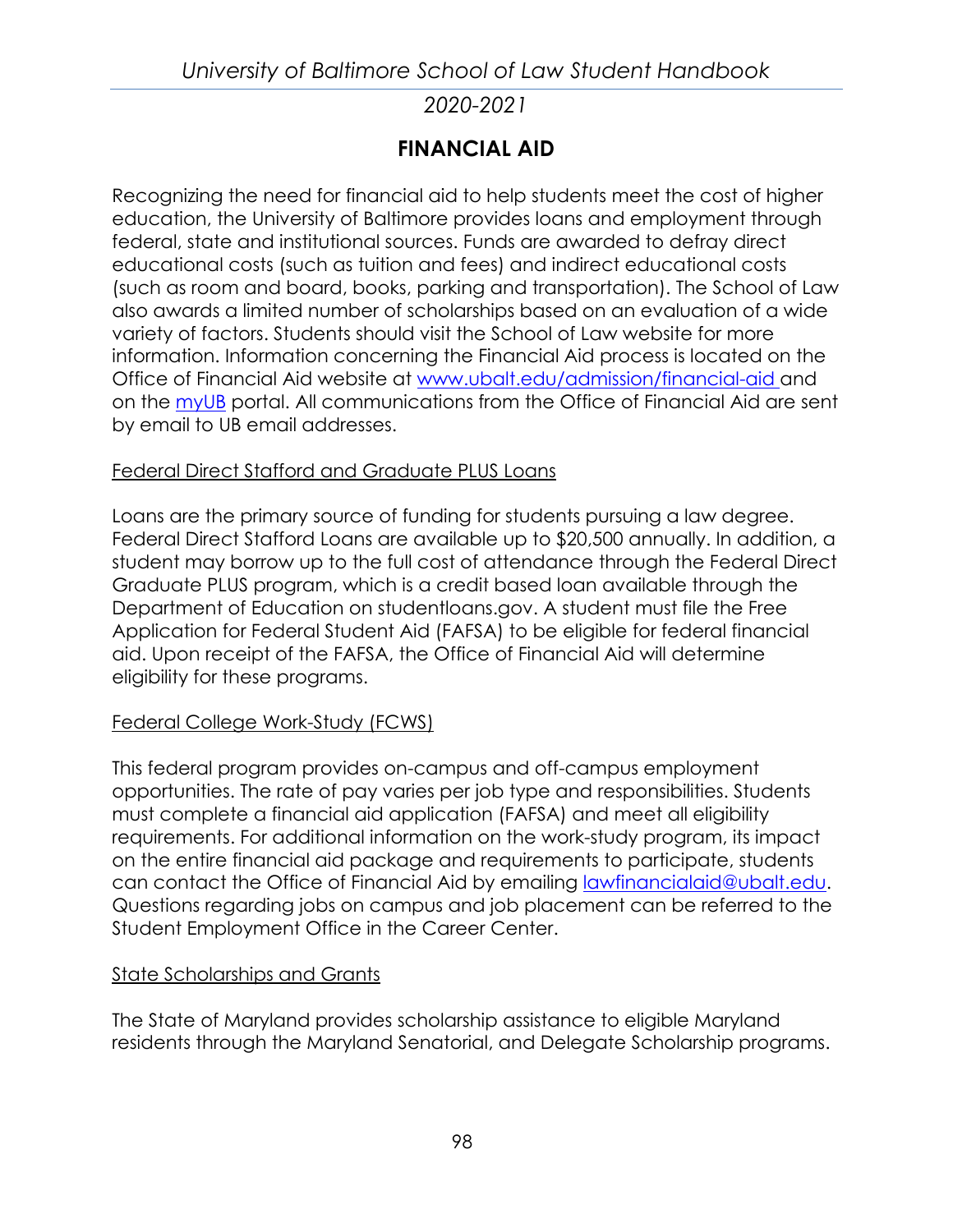## FINANCIAL AID

Recognizing the need for financial aid to help students meet the cost of higher education, the University of Baltimore provides loans and employment through federal, state and institutional sources. Funds are awarded to defray direct educational costs (such as tuition and fees) and indirect educational costs (such as room and board, books, parking and transportation). The School of Law also awards a limited number of scholarships based on an evaluation of a wide variety of factors. Students should visit the School of Law website for more information. Information concerning the Financial Aid process is located on the Office of Financial Aid website at [www.ubalt.edu/admission/financial-aid](www.ubalt.edu/admission/financial-aid) and on the myUB portal. All communications from the Office of Financial Aid are sent by email to UB email addresses.

### Federal Direct Stafford and Graduate PLUS Loans

Loans are the primary source of funding for students pursuing a law degree. Federal Direct Stafford Loans are available up to $20,500 annually. In addition, a student may borrow up to the full cost of attendance through the Federal Direct Graduate PLUS program, which is a credit based loan available through the Department of Education on studentloans.gov. A student must file the Free Application for Federal Student Aid (FAFSA) to be eligible for federal financial aid. Upon receipt of the FAFSA, the Office of Financial Aid will determine eligibility for these programs.

### Federal College Work-Study (FCWS)

This federal program provides on-campus and off-campus employment opportunities. The rate of pay varies per job type and responsibilities. Students must complete a financial aid application (FAFSA) and meet all eligibility requirements. For additional information on the work-study program, its impact on the entire financial aid package and requirements to participate, students can contact the Office of Financial Aid by emailing [lawfinancialaid@ubalt.edu](mailto:lawfinancialaid@ubalt.edu). Questions regarding jobs on campus and job placement can be referred to the Student Employment Office in the Career Center.

### State Scholarships and Grants

The State of Maryland provides scholarship assistance to eligible Maryland residents through the Maryland Senatorial, and Delegate Scholarship programs.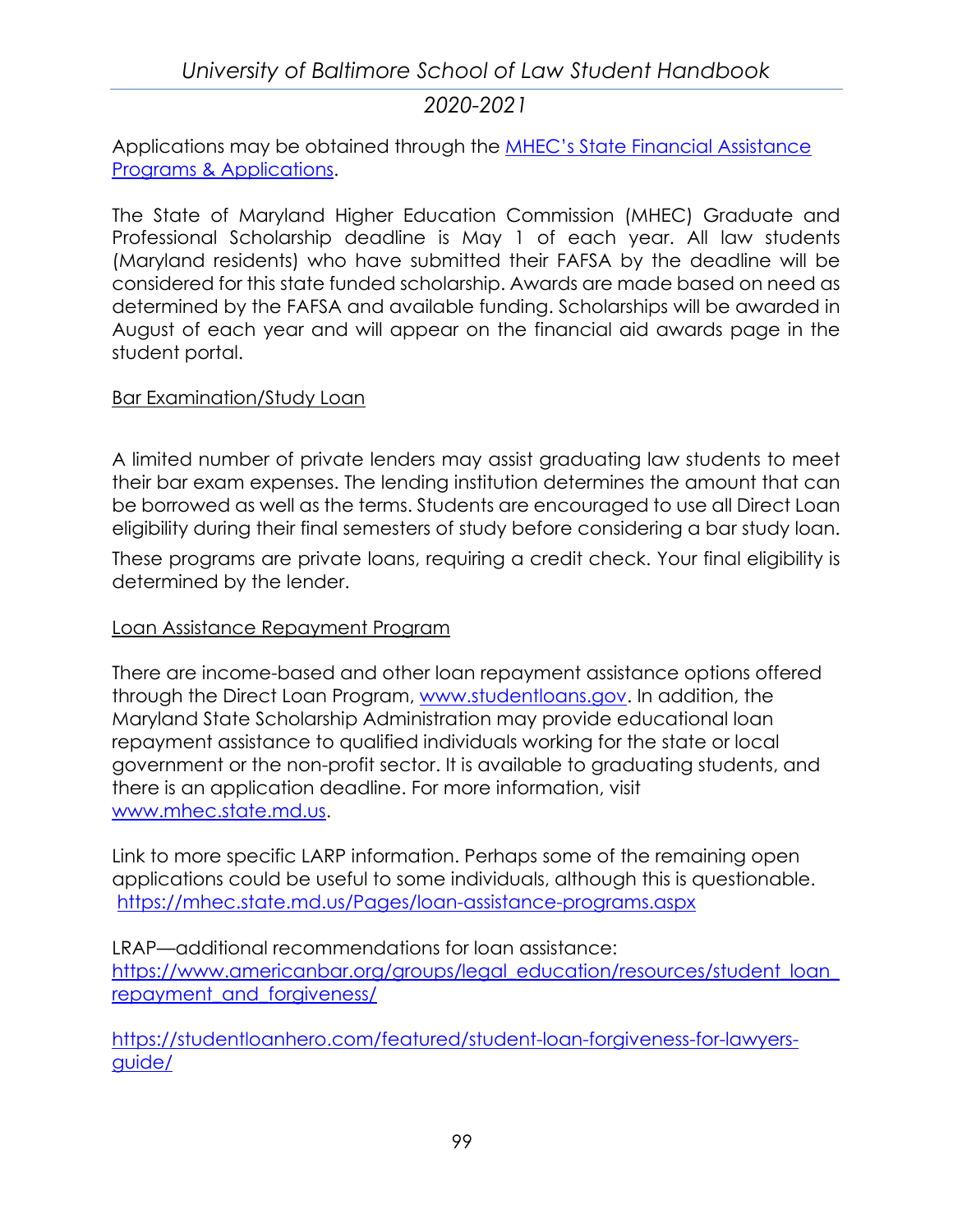Applications may be obtained through the [MHEC's State Financial Assistance Programs & Applications](#).

The State of Maryland Higher Education Commission (MHEC) Graduate and Professional Scholarship deadline is May 1 of each year. All law students (Maryland residents) who have submitted their FAFSA by the deadline will be considered for this state funded scholarship. Awards are made based on need as determined by the FAFSA and available funding. Scholarships will be awarded in August of each year and will appear on the financial aid awards page in the student portal.

<u>Bar Examination/Study Loan</u>

A limited number of private lenders may assist graduating law students to meet their bar exam expenses. The lending institution determines the amount that can be borrowed as well as the terms. Students are encouraged to use all Direct Loan eligibility during their final semesters of study before considering a bar study loan.

These programs are private loans, requiring a credit check. Your final eligibility is determined by the lender.

<u>Loan Assistance Repayment Program</u>

There are income-based and other loan repayment assistance options offered through the Direct Loan Program, www.studentloans.gov. In addition, the Maryland State Scholarship Administration may provide educational loan repayment assistance to qualified individuals working for the state or local government or the non-profit sector. It is available to graduating students, and there is an application deadline. For more information, visit www.mhec.state.md.us.

Link to more specific LARP information. Perhaps some of the remaining open applications could be useful to some individuals, although this is questionable. https://mhec.state.md.us/Pages/loan-assistance-programs.aspx

LRAP—additional recommendations for loan assistance: https://www.americanbar.org/groups/legal_education/resources/student_loan_repayment_and_forgiveness/

https://studentloanhero.com/featured/student-loan-forgiveness-for-lawyers-guide/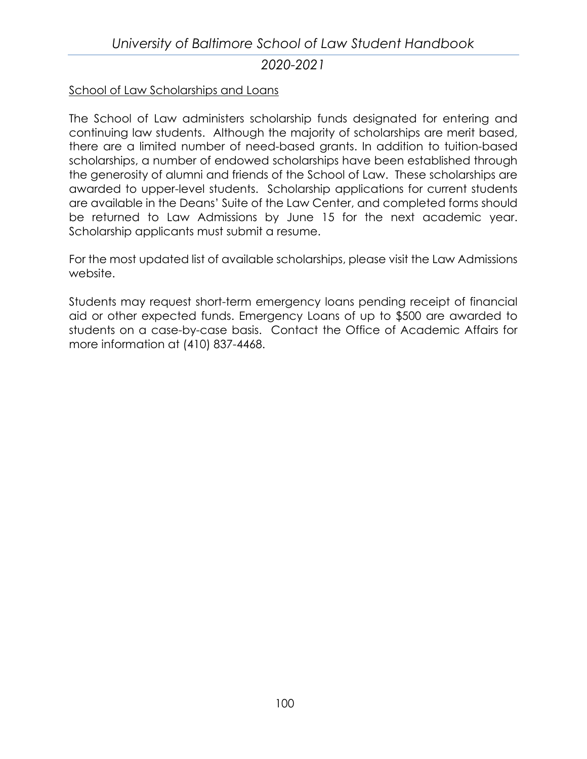School of Law Scholarships and Loans

The School of Law administers scholarship funds designated for entering and continuing law students. Although the majority of scholarships are merit based, there are a limited number of need-based grants. In addition to tuition-based scholarships, a number of endowed scholarships have been established through the generosity of alumni and friends of the School of Law. These scholarships are awarded to upper-level students. Scholarship applications for current students are available in the Deans' Suite of the Law Center, and completed forms should be returned to Law Admissions by June 15 for the next academic year. Scholarship applicants must submit a resume.

For the most updated list of available scholarships, please visit the Law Admissions website.

Students may request short-term emergency loans pending receipt of financial aid or other expected funds. Emergency Loans of up to $500 are awarded to students on a case-by-case basis. Contact the Office of Academic Affairs for more information at (410) 837-4468.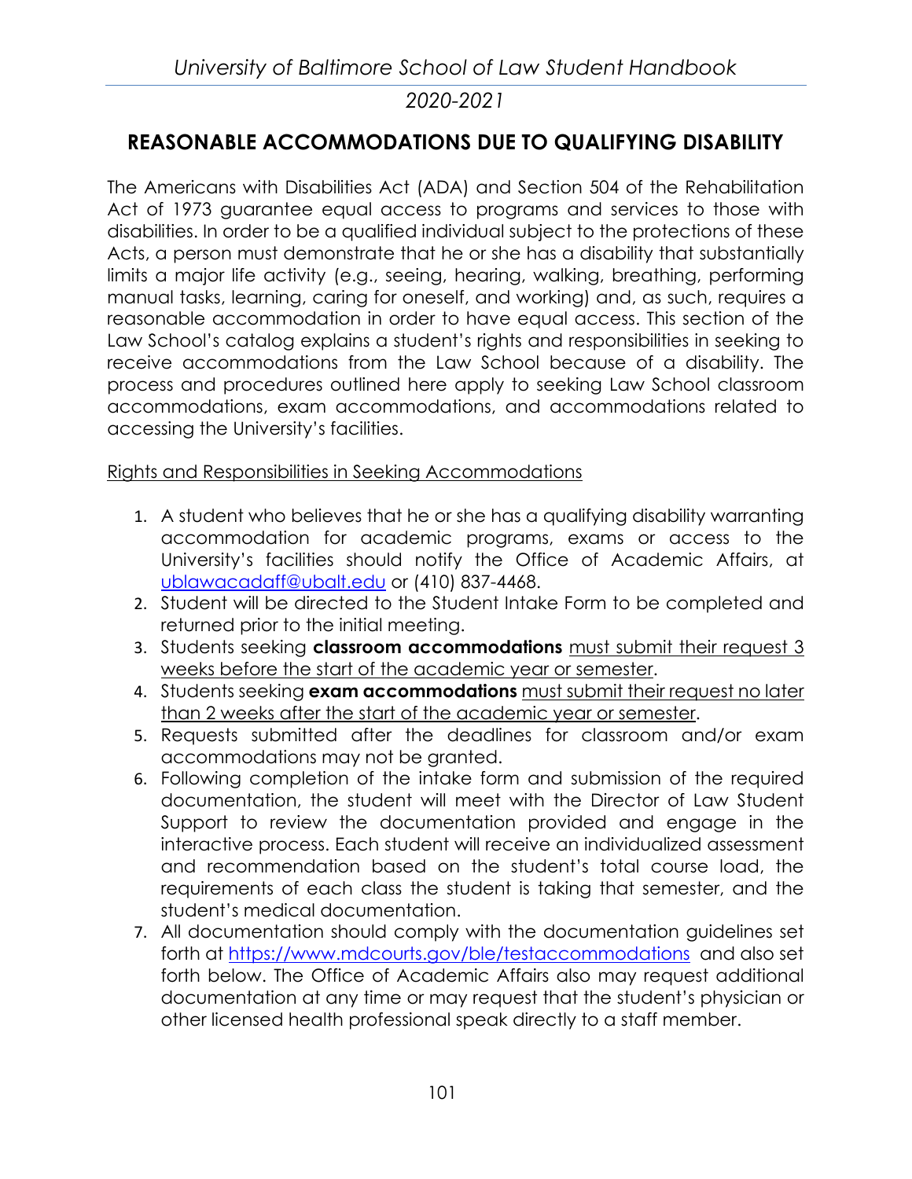## REASONABLE ACCOMMODATIONS DUE TO QUALIFYING DISABILITY

The Americans with Disabilities Act (ADA) and Section 504 of the Rehabilitation Act of 1973 guarantee equal access to programs and services to those with disabilities. In order to be a qualified individual subject to the protections of these Acts, a person must demonstrate that he or she has a disability that substantially limits a major life activity (e.g., seeing, hearing, walking, breathing, performing manual tasks, learning, caring for oneself, and working) and, as such, requires a reasonable accommodation in order to have equal access. This section of the Law School's catalog explains a student's rights and responsibilities in seeking to receive accommodations from the Law School because of a disability. The process and procedures outlined here apply to seeking Law School classroom accommodations, exam accommodations, and accommodations related to accessing the University's facilities.

<u>Rights and Responsibilities in Seeking Accommodations</u>

1. A student who believes that he or she has a qualifying disability warranting accommodation for academic programs, exams or access to the University's facilities should notify the Office of Academic Affairs, at [ublawacadaff@ubalt.edu](mailto:ublawacadaff@ubalt.edu) or (410) 837-4468.
2. Student will be directed to the Student Intake Form to be completed and returned prior to the initial meeting.
3. Students seeking **classroom accommodations** <u>must submit their request 3 weeks before the start of the academic year or semester</u>.
4. Students seeking **exam accommodations** <u>must submit their request no later than 2 weeks after the start of the academic year or semester</u>.
5. Requests submitted after the deadlines for classroom and/or exam accommodations may not be granted.
6. Following completion of the intake form and submission of the required documentation, the student will meet with the Director of Law Student Support to review the documentation provided and engage in the interactive process. Each student will receive an individualized assessment and recommendation based on the student's total course load, the requirements of each class the student is taking that semester, and the student's medical documentation.
7. All documentation should comply with the documentation guidelines set forth at [https://www.mdcourts.gov/ble/testaccommodations](https://www.mdcourts.gov/ble/testaccommodations) and also set forth below. The Office of Academic Affairs also may request additional documentation at any time or may request that the student's physician or other licensed health professional speak directly to a staff member.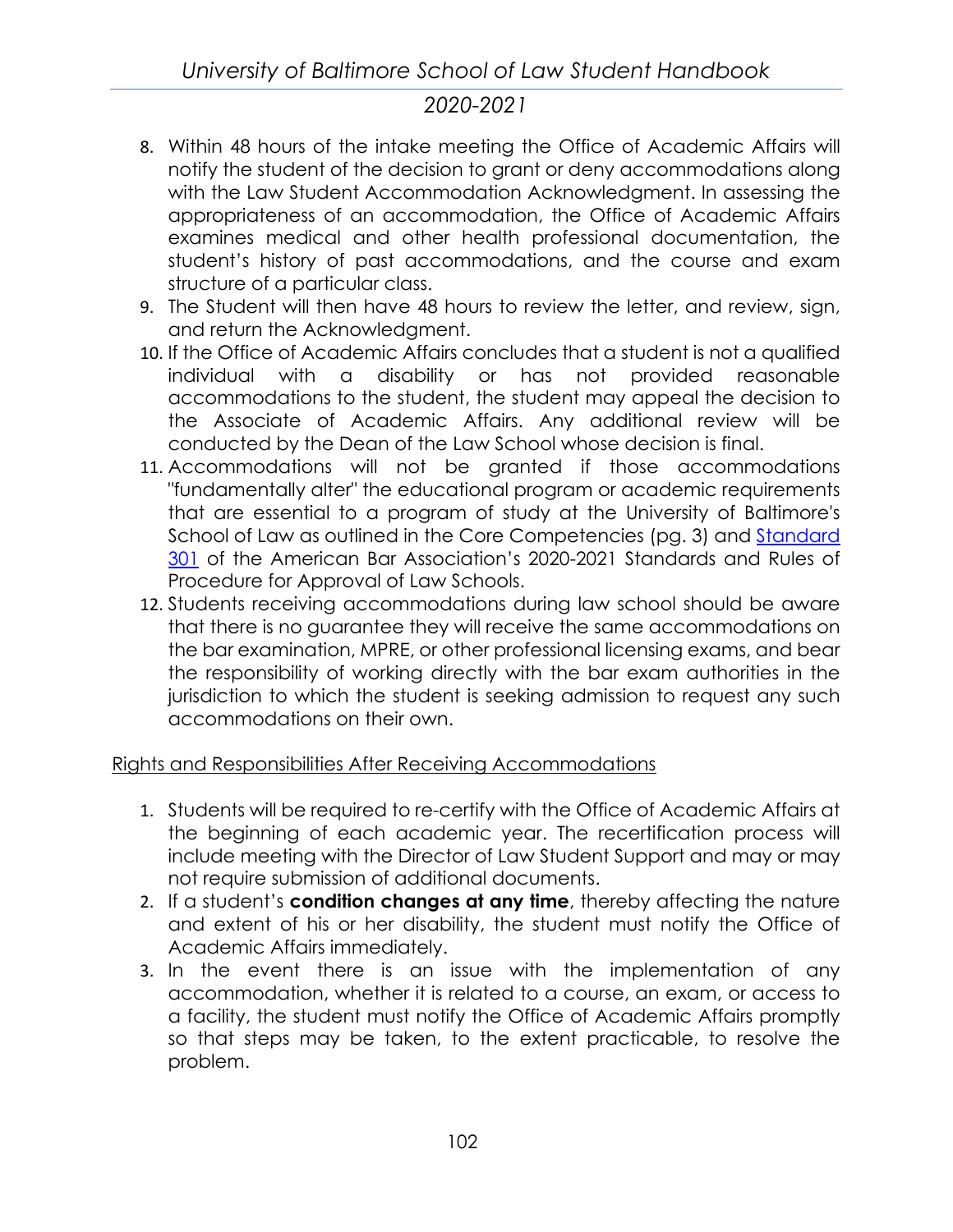8. Within 48 hours of the intake meeting the Office of Academic Affairs will notify the student of the decision to grant or deny accommodations along with the Law Student Accommodation Acknowledgment. In assessing the appropriateness of an accommodation, the Office of Academic Affairs examines medical and other health professional documentation, the student's history of past accommodations, and the course and exam structure of a particular class.
9. The Student will then have 48 hours to review the letter, and review, sign, and return the Acknowledgment.
10. If the Office of Academic Affairs concludes that a student is not a qualified individual with a disability or has not provided reasonable accommodations to the student, the student may appeal the decision to the Associate of Academic Affairs. Any additional review will be conducted by the Dean of the Law School whose decision is final.
11. Accommodations will not be granted if those accommodations "fundamentally alter" the educational program or academic requirements that are essential to a program of study at the University of Baltimore's School of Law as outlined in the Core Competencies (pg. 3) and Standard 301 of the American Bar Association's 2020-2021 Standards and Rules of Procedure for Approval of Law Schools.
12. Students receiving accommodations during law school should be aware that there is no guarantee they will receive the same accommodations on the bar examination, MPRE, or other professional licensing exams, and bear the responsibility of working directly with the bar exam authorities in the jurisdiction to which the student is seeking admission to request any such accommodations on their own.

Rights and Responsibilities After Receiving Accommodations

1. Students will be required to re-certify with the Office of Academic Affairs at the beginning of each academic year. The recertification process will include meeting with the Director of Law Student Support and may or may not require submission of additional documents.
2. If a student's **condition changes at any time**, thereby affecting the nature and extent of his or her disability, the student must notify the Office of Academic Affairs immediately.
3. In the event there is an issue with the implementation of any accommodation, whether it is related to a course, an exam, or access to a facility, the student must notify the Office of Academic Affairs promptly so that steps may be taken, to the extent practicable, to resolve the problem.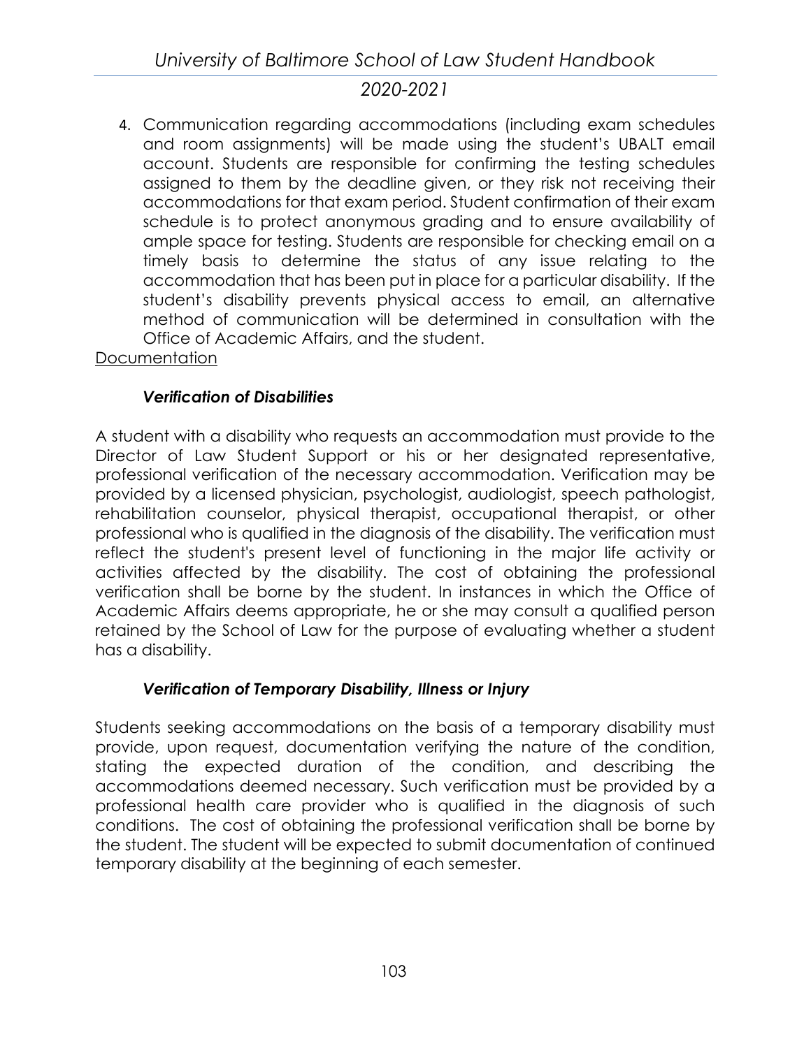4. Communication regarding accommodations (including exam schedules and room assignments) will be made using the student's UBALT email account. Students are responsible for confirming the testing schedules assigned to them by the deadline given, or they risk not receiving their accommodations for that exam period. Student confirmation of their exam schedule is to protect anonymous grading and to ensure availability of ample space for testing. Students are responsible for checking email on a timely basis to determine the status of any issue relating to the accommodation that has been put in place for a particular disability. If the student's disability prevents physical access to email, an alternative method of communication will be determined in consultation with the Office of Academic Affairs, and the student.

<u>Documentation</u>

### *Verification of Disabilities*

A student with a disability who requests an accommodation must provide to the Director of Law Student Support or his or her designated representative, professional verification of the necessary accommodation. Verification may be provided by a licensed physician, psychologist, audiologist, speech pathologist, rehabilitation counselor, physical therapist, occupational therapist, or other professional who is qualified in the diagnosis of the disability. The verification must reflect the student's present level of functioning in the major life activity or activities affected by the disability. The cost of obtaining the professional verification shall be borne by the student. In instances in which the Office of Academic Affairs deems appropriate, he or she may consult a qualified person retained by the School of Law for the purpose of evaluating whether a student has a disability.

### *Verification of Temporary Disability, Illness or Injury*

Students seeking accommodations on the basis of a temporary disability must provide, upon request, documentation verifying the nature of the condition, stating the expected duration of the condition, and describing the accommodations deemed necessary. Such verification must be provided by a professional health care provider who is qualified in the diagnosis of such conditions. The cost of obtaining the professional verification shall be borne by the student. The student will be expected to submit documentation of continued temporary disability at the beginning of each semester.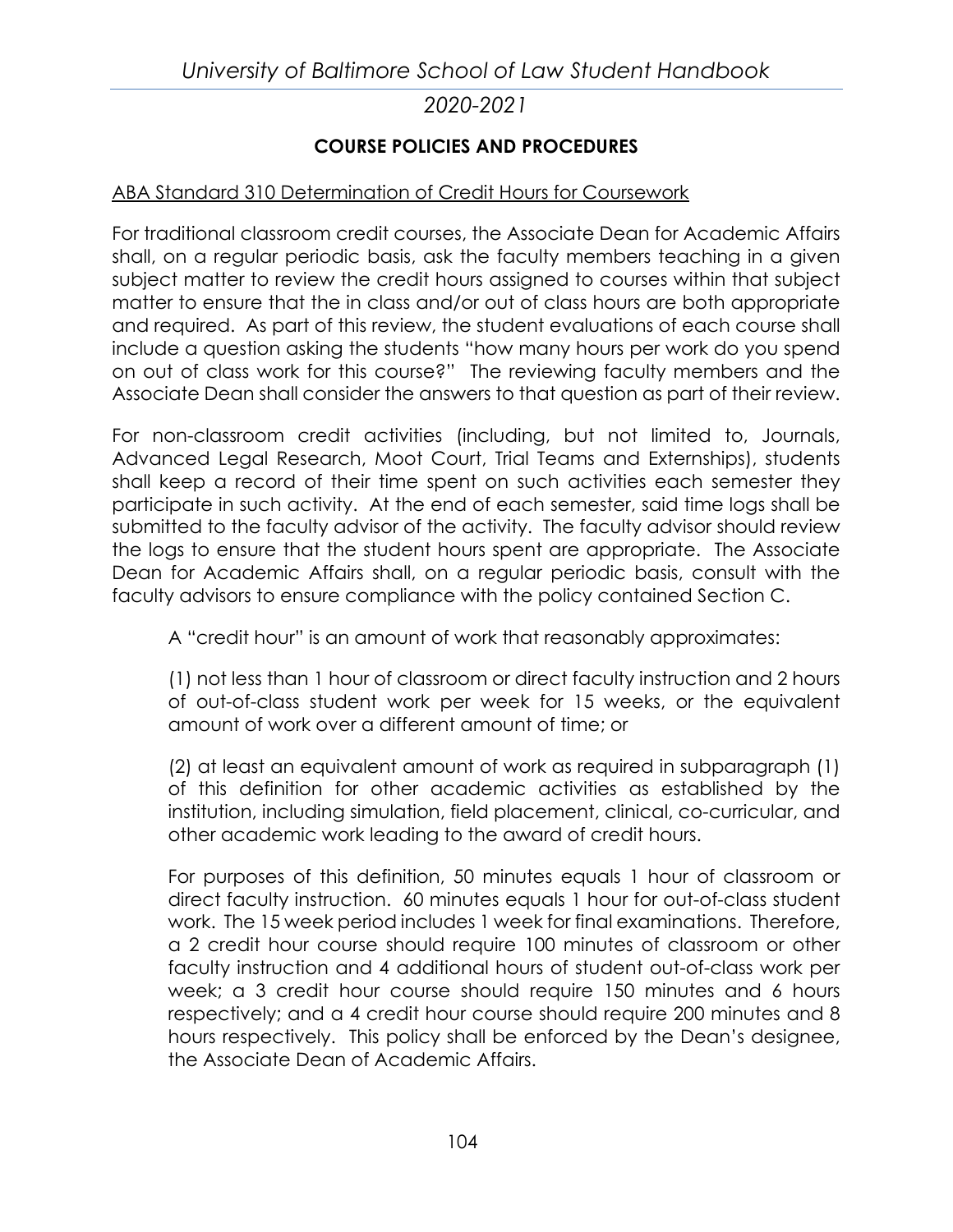## COURSE POLICIES AND PROCEDURES

ABA Standard 310 Determination of Credit Hours for Coursework

For traditional classroom credit courses, the Associate Dean for Academic Affairs shall, on a regular periodic basis, ask the faculty members teaching in a given subject matter to review the credit hours assigned to courses within that subject matter to ensure that the in class and/or out of class hours are both appropriate and required. As part of this review, the student evaluations of each course shall include a question asking the students "how many hours per work do you spend on out of class work for this course?" The reviewing faculty members and the Associate Dean shall consider the answers to that question as part of their review.

For non-classroom credit activities (including, but not limited to, Journals, Advanced Legal Research, Moot Court, Trial Teams and Externships), students shall keep a record of their time spent on such activities each semester they participate in such activity. At the end of each semester, said time logs shall be submitted to the faculty advisor of the activity. The faculty advisor should review the logs to ensure that the student hours spent are appropriate. The Associate Dean for Academic Affairs shall, on a regular periodic basis, consult with the faculty advisors to ensure compliance with the policy contained Section C.

> A "credit hour" is an amount of work that reasonably approximates:
>
> (1) not less than 1 hour of classroom or direct faculty instruction and 2 hours of out-of-class student work per week for 15 weeks, or the equivalent amount of work over a different amount of time; or
>
> (2) at least an equivalent amount of work as required in subparagraph (1) of this definition for other academic activities as established by the institution, including simulation, field placement, clinical, co-curricular, and other academic work leading to the award of credit hours.
>
> For purposes of this definition, 50 minutes equals 1 hour of classroom or direct faculty instruction. 60 minutes equals 1 hour for out-of-class student work. The 15 week period includes 1 week for final examinations. Therefore, a 2 credit hour course should require 100 minutes of classroom or other faculty instruction and 4 additional hours of student out-of-class work per week; a 3 credit hour course should require 150 minutes and 6 hours respectively; and a 4 credit hour course should require 200 minutes and 8 hours respectively. This policy shall be enforced by the Dean's designee, the Associate Dean of Academic Affairs.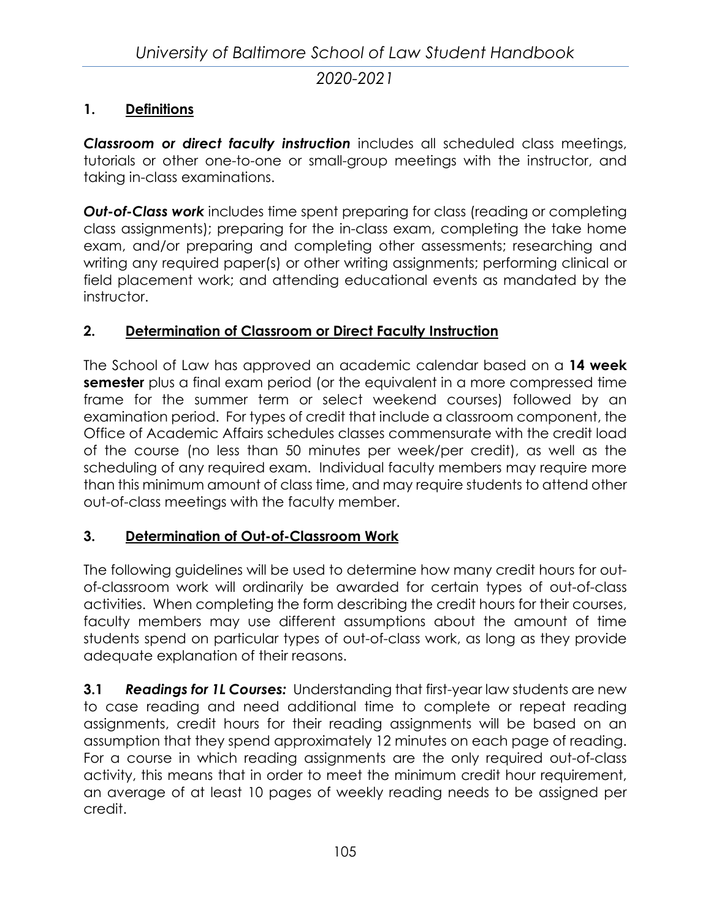## 1. Definitions

***Classroom or direct faculty instruction*** includes all scheduled class meetings, tutorials or other one-to-one or small-group meetings with the instructor, and taking in-class examinations.

***Out-of-Class work*** includes time spent preparing for class (reading or completing class assignments); preparing for the in-class exam, completing the take home exam, and/or preparing and completing other assessments; researching and writing any required paper(s) or other writing assignments; performing clinical or field placement work; and attending educational events as mandated by the instructor.

## 2. Determination of Classroom or Direct Faculty Instruction

The School of Law has approved an academic calendar based on a **14 week semester** plus a final exam period (or the equivalent in a more compressed time frame for the summer term or select weekend courses) followed by an examination period. For types of credit that include a classroom component, the Office of Academic Affairs schedules classes commensurate with the credit load of the course (no less than 50 minutes per week/per credit), as well as the scheduling of any required exam. Individual faculty members may require more than this minimum amount of class time, and may require students to attend other out-of-class meetings with the faculty member.

## 3. Determination of Out-of-Classroom Work

The following guidelines will be used to determine how many credit hours for out-of-classroom work will ordinarily be awarded for certain types of out-of-class activities. When completing the form describing the credit hours for their courses, faculty members may use different assumptions about the amount of time students spend on particular types of out-of-class work, as long as they provide adequate explanation of their reasons.

**3.1** ***Readings for 1L Courses:*** Understanding that first-year law students are new to case reading and need additional time to complete or repeat reading assignments, credit hours for their reading assignments will be based on an assumption that they spend approximately 12 minutes on each page of reading. For a course in which reading assignments are the only required out-of-class activity, this means that in order to meet the minimum credit hour requirement, an average of at least 10 pages of weekly reading needs to be assigned per credit.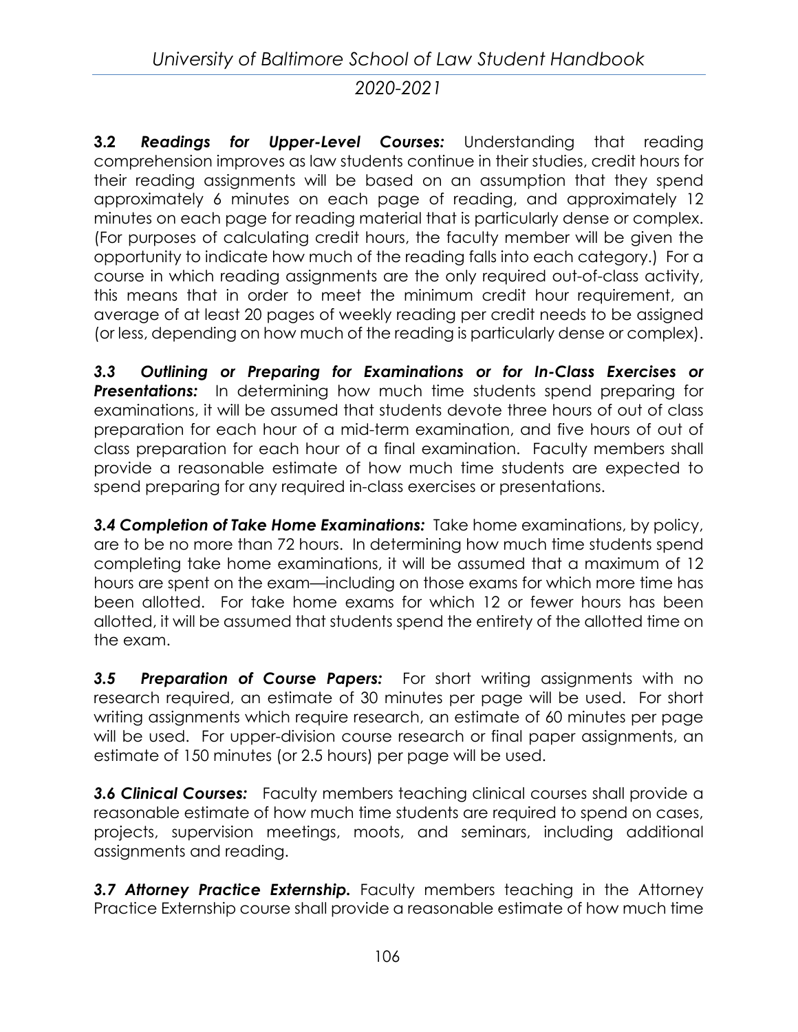**3.2** ***Readings for Upper-Level Courses:*** Understanding that reading comprehension improves as law students continue in their studies, credit hours for their reading assignments will be based on an assumption that they spend approximately 6 minutes on each page of reading, and approximately 12 minutes on each page for reading material that is particularly dense or complex. (For purposes of calculating credit hours, the faculty member will be given the opportunity to indicate how much of the reading falls into each category.) For a course in which reading assignments are the only required out-of-class activity, this means that in order to meet the minimum credit hour requirement, an average of at least 20 pages of weekly reading per credit needs to be assigned (or less, depending on how much of the reading is particularly dense or complex).

***3.3 Outlining or Preparing for Examinations or for In-Class Exercises or Presentations:*** In determining how much time students spend preparing for examinations, it will be assumed that students devote three hours of out of class preparation for each hour of a mid-term examination, and five hours of out of class preparation for each hour of a final examination. Faculty members shall provide a reasonable estimate of how much time students are expected to spend preparing for any required in-class exercises or presentations.

***3.4 Completion of Take Home Examinations:*** Take home examinations, by policy, are to be no more than 72 hours. In determining how much time students spend completing take home examinations, it will be assumed that a maximum of 12 hours are spent on the exam—including on those exams for which more time has been allotted. For take home exams for which 12 or fewer hours has been allotted, it will be assumed that students spend the entirety of the allotted time on the exam.

***3.5 Preparation of Course Papers:*** For short writing assignments with no research required, an estimate of 30 minutes per page will be used. For short writing assignments which require research, an estimate of 60 minutes per page will be used. For upper-division course research or final paper assignments, an estimate of 150 minutes (or 2.5 hours) per page will be used.

***3.6 Clinical Courses:*** Faculty members teaching clinical courses shall provide a reasonable estimate of how much time students are required to spend on cases, projects, supervision meetings, moots, and seminars, including additional assignments and reading.

***3.7 Attorney Practice Externship.*** Faculty members teaching in the Attorney Practice Externship course shall provide a reasonable estimate of how much time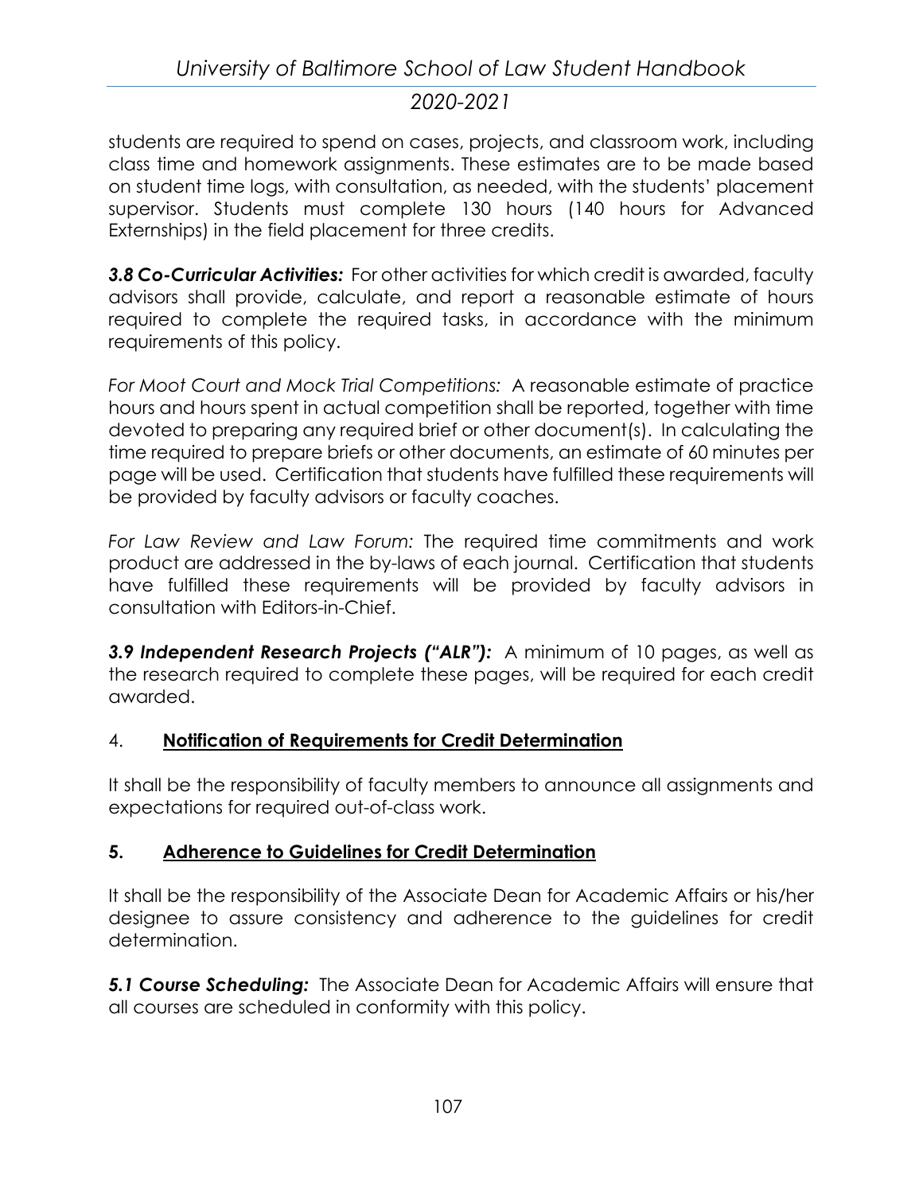students are required to spend on cases, projects, and classroom work, including class time and homework assignments. These estimates are to be made based on student time logs, with consultation, as needed, with the students' placement supervisor. Students must complete 130 hours (140 hours for Advanced Externships) in the field placement for three credits.

***3.8 Co-Curricular Activities:*** For other activities for which credit is awarded, faculty advisors shall provide, calculate, and report a reasonable estimate of hours required to complete the required tasks, in accordance with the minimum requirements of this policy.

*For Moot Court and Mock Trial Competitions:* A reasonable estimate of practice hours and hours spent in actual competition shall be reported, together with time devoted to preparing any required brief or other document(s). In calculating the time required to prepare briefs or other documents, an estimate of 60 minutes per page will be used. Certification that students have fulfilled these requirements will be provided by faculty advisors or faculty coaches.

*For Law Review and Law Forum:* The required time commitments and work product are addressed in the by-laws of each journal. Certification that students have fulfilled these requirements will be provided by faculty advisors in consultation with Editors-in-Chief.

***3.9 Independent Research Projects ("ALR"):*** A minimum of 10 pages, as well as the research required to complete these pages, will be required for each credit awarded.

## 4. Notification of Requirements for Credit Determination

It shall be the responsibility of faculty members to announce all assignments and expectations for required out-of-class work.

## 5. Adherence to Guidelines for Credit Determination

It shall be the responsibility of the Associate Dean for Academic Affairs or his/her designee to assure consistency and adherence to the guidelines for credit determination.

***5.1 Course Scheduling:*** The Associate Dean for Academic Affairs will ensure that all courses are scheduled in conformity with this policy.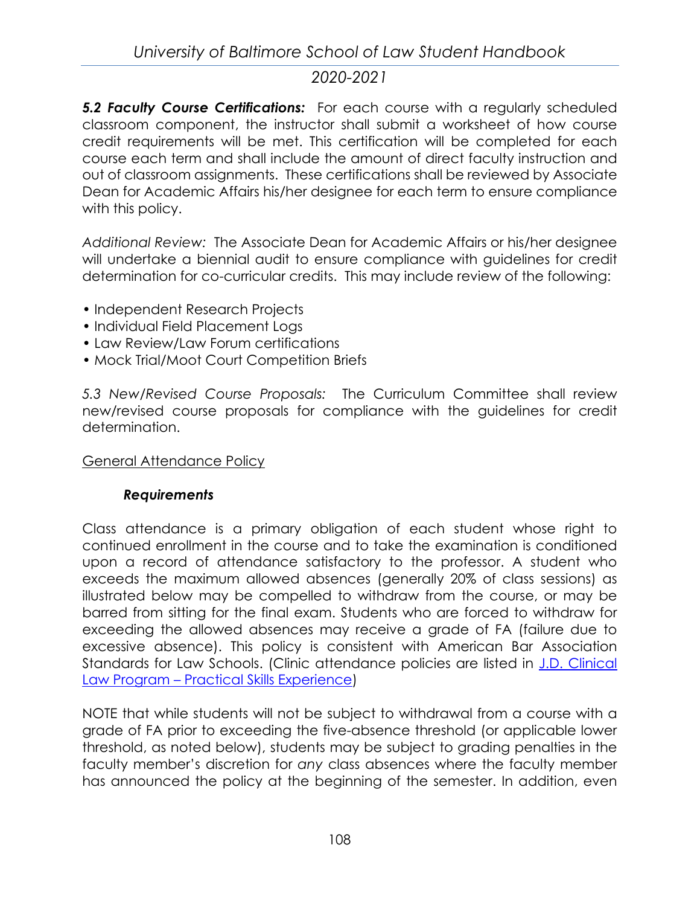***5.2 Faculty Course Certifications:*** For each course with a regularly scheduled classroom component, the instructor shall submit a worksheet of how course credit requirements will be met. This certification will be completed for each course each term and shall include the amount of direct faculty instruction and out of classroom assignments. These certifications shall be reviewed by Associate Dean for Academic Affairs his/her designee for each term to ensure compliance with this policy.

*Additional Review:* The Associate Dean for Academic Affairs or his/her designee will undertake a biennial audit to ensure compliance with guidelines for credit determination for co-curricular credits. This may include review of the following:

- Independent Research Projects
- Individual Field Placement Logs
- Law Review/Law Forum certifications
- Mock Trial/Moot Court Competition Briefs

*5.3 New/Revised Course Proposals:* The Curriculum Committee shall review new/revised course proposals for compliance with the guidelines for credit determination.

## General Attendance Policy

### *Requirements*

Class attendance is a primary obligation of each student whose right to continued enrollment in the course and to take the examination is conditioned upon a record of attendance satisfactory to the professor. A student who exceeds the maximum allowed absences (generally 20% of class sessions) as illustrated below may be compelled to withdraw from the course, or may be barred from sitting for the final exam. Students who are forced to withdraw for exceeding the allowed absences may receive a grade of FA (failure due to excessive absence). This policy is consistent with American Bar Association Standards for Law Schools. (Clinic attendance policies are listed in [J.D. Clinical Law Program – Practical Skills Experience])

NOTE that while students will not be subject to withdrawal from a course with a grade of FA prior to exceeding the five-absence threshold (or applicable lower threshold, as noted below), students may be subject to grading penalties in the faculty member's discretion for *any* class absences where the faculty member has announced the policy at the beginning of the semester. In addition, even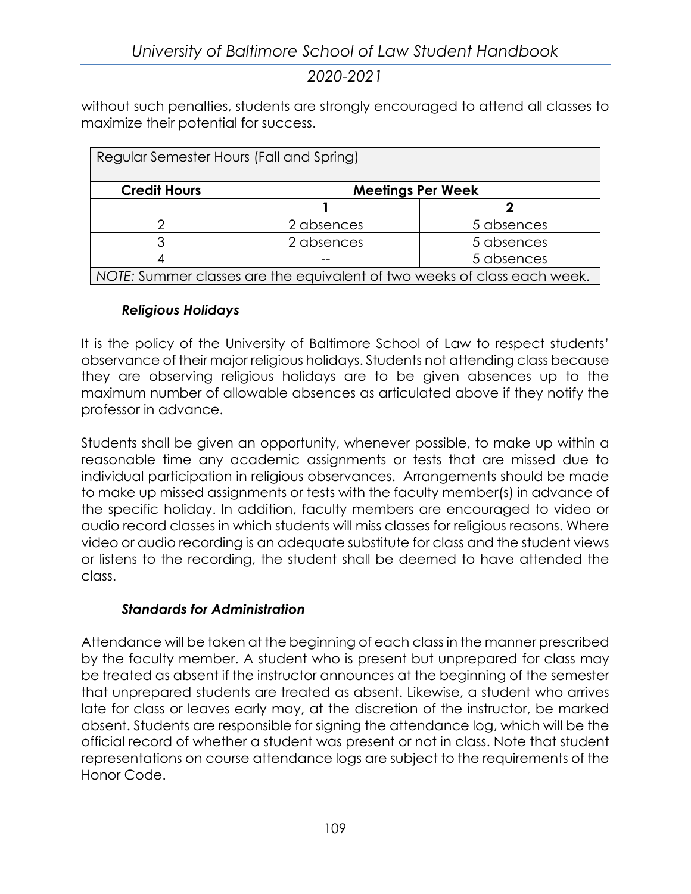without such penalties, students are strongly encouraged to attend all classes to maximize their potential for success.

| Regular Semester Hours (Fall and Spring) | | |
|---|---|---|
| **Credit Hours** | **Meetings Per Week** | |
| | **1** | **2** |
| 2 | 2 absences | 5 absences |
| 3 | 2 absences | 5 absences |
| 4 | -- | 5 absences |
| *NOTE:* Summer classes are the equivalent of two weeks of class each week. | | |

### *Religious Holidays*

It is the policy of the University of Baltimore School of Law to respect students' observance of their major religious holidays. Students not attending class because they are observing religious holidays are to be given absences up to the maximum number of allowable absences as articulated above if they notify the professor in advance.

Students shall be given an opportunity, whenever possible, to make up within a reasonable time any academic assignments or tests that are missed due to individual participation in religious observances. Arrangements should be made to make up missed assignments or tests with the faculty member(s) in advance of the specific holiday. In addition, faculty members are encouraged to video or audio record classes in which students will miss classes for religious reasons. Where video or audio recording is an adequate substitute for class and the student views or listens to the recording, the student shall be deemed to have attended the class.

### *Standards for Administration*

Attendance will be taken at the beginning of each class in the manner prescribed by the faculty member. A student who is present but unprepared for class may be treated as absent if the instructor announces at the beginning of the semester that unprepared students are treated as absent. Likewise, a student who arrives late for class or leaves early may, at the discretion of the instructor, be marked absent. Students are responsible for signing the attendance log, which will be the official record of whether a student was present or not in class. Note that student representations on course attendance logs are subject to the requirements of the Honor Code.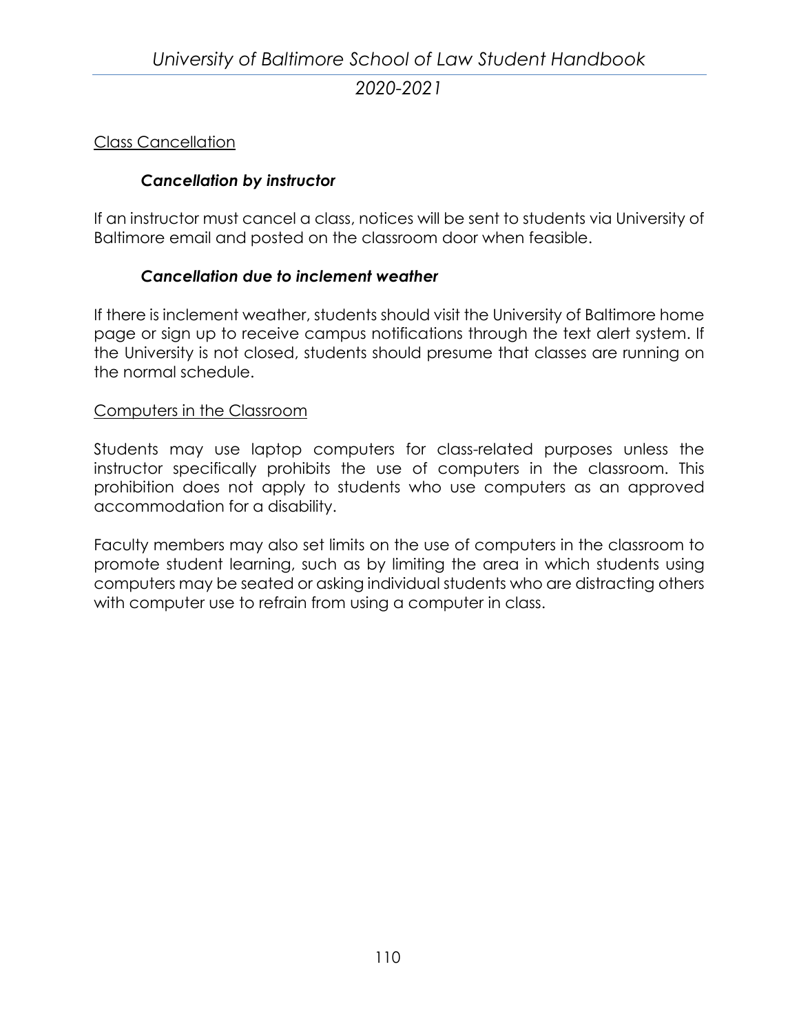## Class Cancellation

### *Cancellation by instructor*

If an instructor must cancel a class, notices will be sent to students via University of Baltimore email and posted on the classroom door when feasible.

### *Cancellation due to inclement weather*

If there is inclement weather, students should visit the University of Baltimore home page or sign up to receive campus notifications through the text alert system. If the University is not closed, students should presume that classes are running on the normal schedule.

## Computers in the Classroom

Students may use laptop computers for class-related purposes unless the instructor specifically prohibits the use of computers in the classroom. This prohibition does not apply to students who use computers as an approved accommodation for a disability.

Faculty members may also set limits on the use of computers in the classroom to promote student learning, such as by limiting the area in which students using computers may be seated or asking individual students who are distracting others with computer use to refrain from using a computer in class.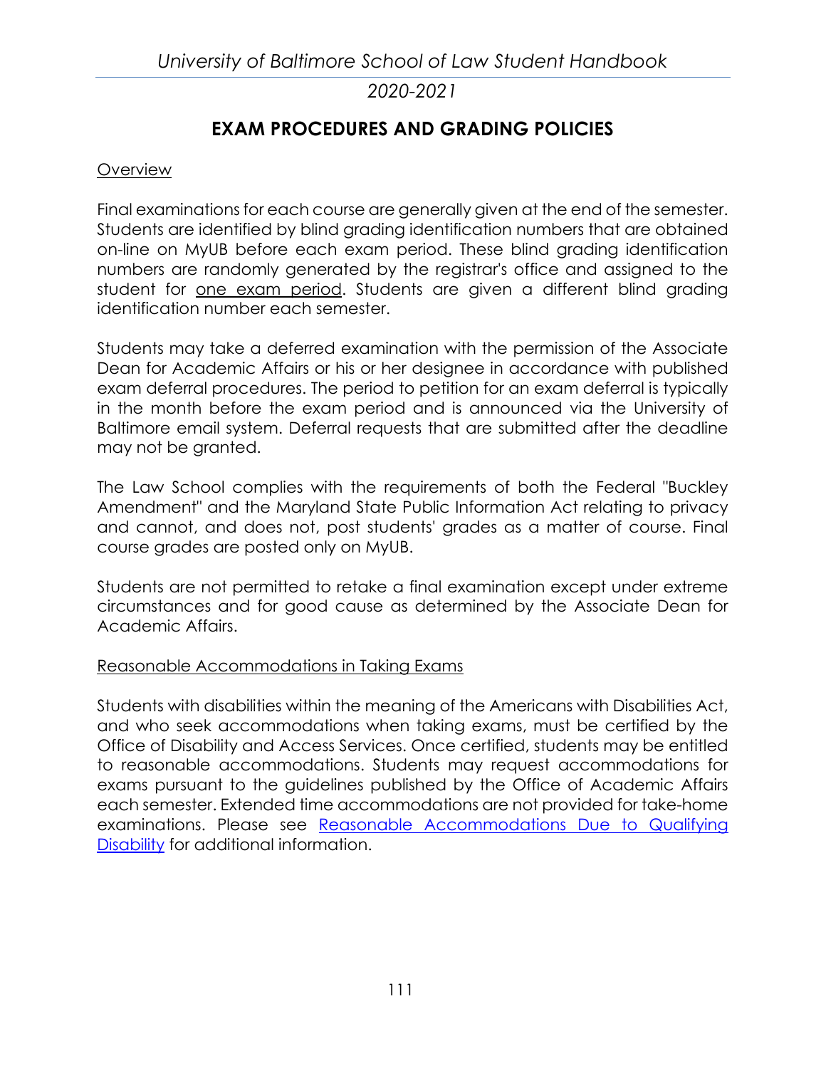## EXAM PROCEDURES AND GRADING POLICIES

Overview

Final examinations for each course are generally given at the end of the semester. Students are identified by blind grading identification numbers that are obtained on-line on MyUB before each exam period. These blind grading identification numbers are randomly generated by the registrar's office and assigned to the student for one exam period. Students are given a different blind grading identification number each semester.

Students may take a deferred examination with the permission of the Associate Dean for Academic Affairs or his or her designee in accordance with published exam deferral procedures. The period to petition for an exam deferral is typically in the month before the exam period and is announced via the University of Baltimore email system. Deferral requests that are submitted after the deadline may not be granted.

The Law School complies with the requirements of both the Federal "Buckley Amendment" and the Maryland State Public Information Act relating to privacy and cannot, and does not, post students' grades as a matter of course. Final course grades are posted only on MyUB.

Students are not permitted to retake a final examination except under extreme circumstances and for good cause as determined by the Associate Dean for Academic Affairs.

Reasonable Accommodations in Taking Exams

Students with disabilities within the meaning of the Americans with Disabilities Act, and who seek accommodations when taking exams, must be certified by the Office of Disability and Access Services. Once certified, students may be entitled to reasonable accommodations. Students may request accommodations for exams pursuant to the guidelines published by the Office of Academic Affairs each semester. Extended time accommodations are not provided for take-home examinations. Please see Reasonable Accommodations Due to Qualifying Disability for additional information.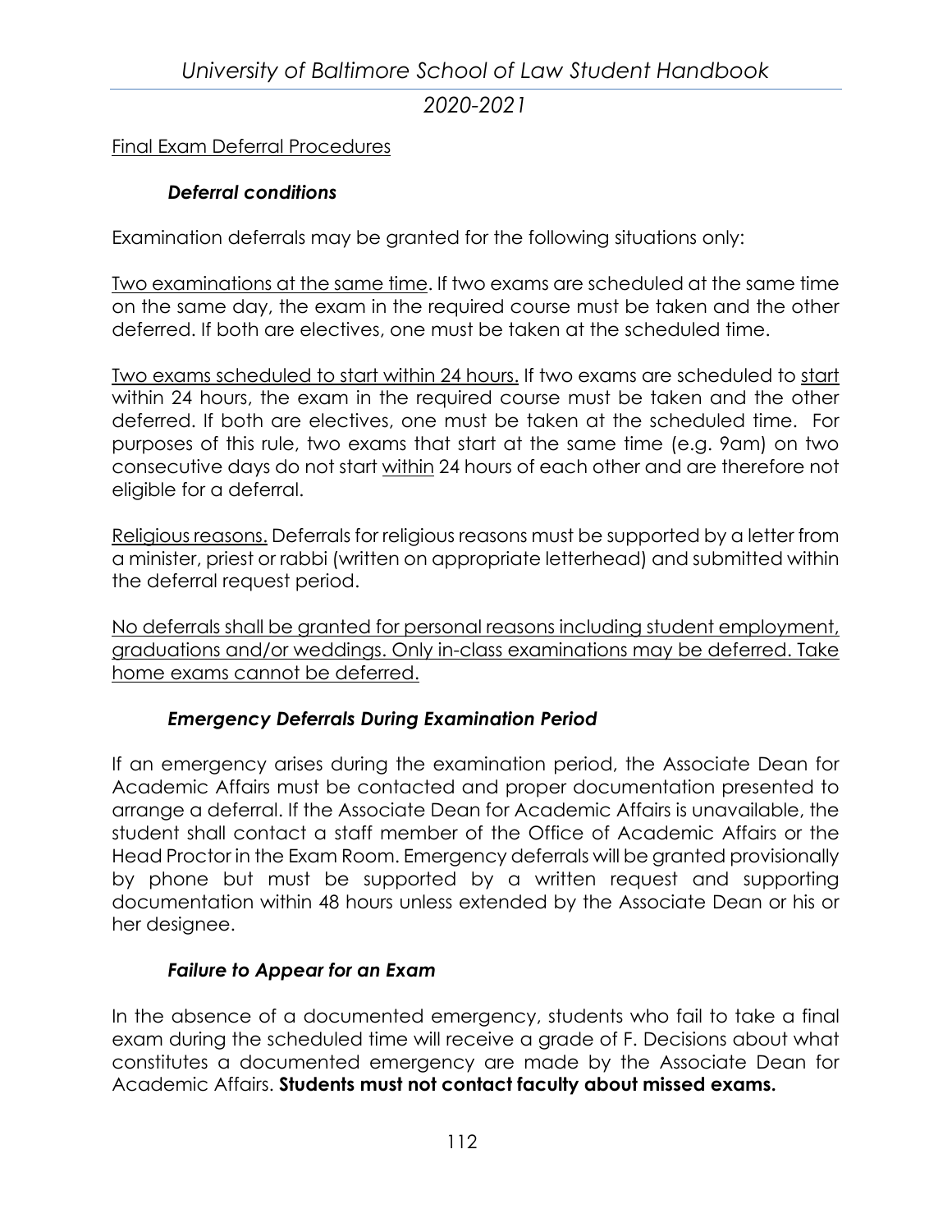Final Exam Deferral Procedures

### *Deferral conditions*

Examination deferrals may be granted for the following situations only:

Two examinations at the same time. If two exams are scheduled at the same time on the same day, the exam in the required course must be taken and the other deferred. If both are electives, one must be taken at the scheduled time.

Two exams scheduled to start within 24 hours. If two exams are scheduled to start within 24 hours, the exam in the required course must be taken and the other deferred. If both are electives, one must be taken at the scheduled time. For purposes of this rule, two exams that start at the same time (e.g. 9am) on two consecutive days do not start within 24 hours of each other and are therefore not eligible for a deferral.

Religious reasons. Deferrals for religious reasons must be supported by a letter from a minister, priest or rabbi (written on appropriate letterhead) and submitted within the deferral request period.

No deferrals shall be granted for personal reasons including student employment, graduations and/or weddings. Only in-class examinations may be deferred. Take home exams cannot be deferred.

### *Emergency Deferrals During Examination Period*

If an emergency arises during the examination period, the Associate Dean for Academic Affairs must be contacted and proper documentation presented to arrange a deferral. If the Associate Dean for Academic Affairs is unavailable, the student shall contact a staff member of the Office of Academic Affairs or the Head Proctor in the Exam Room. Emergency deferrals will be granted provisionally by phone but must be supported by a written request and supporting documentation within 48 hours unless extended by the Associate Dean or his or her designee.

### *Failure to Appear for an Exam*

In the absence of a documented emergency, students who fail to take a final exam during the scheduled time will receive a grade of F. Decisions about what constitutes a documented emergency are made by the Associate Dean for Academic Affairs. **Students must not contact faculty about missed exams.**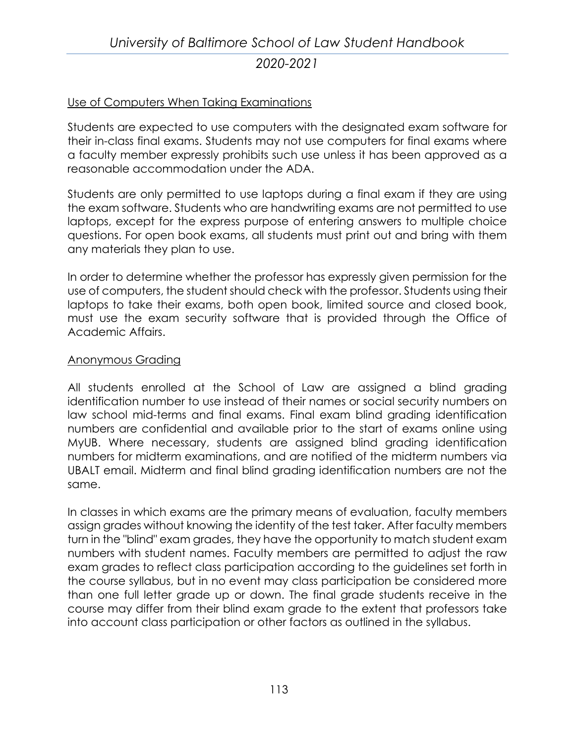## Use of Computers When Taking Examinations

Students are expected to use computers with the designated exam software for their in-class final exams. Students may not use computers for final exams where a faculty member expressly prohibits such use unless it has been approved as a reasonable accommodation under the ADA.

Students are only permitted to use laptops during a final exam if they are using the exam software. Students who are handwriting exams are not permitted to use laptops, except for the express purpose of entering answers to multiple choice questions. For open book exams, all students must print out and bring with them any materials they plan to use.

In order to determine whether the professor has expressly given permission for the use of computers, the student should check with the professor. Students using their laptops to take their exams, both open book, limited source and closed book, must use the exam security software that is provided through the Office of Academic Affairs.

## Anonymous Grading

All students enrolled at the School of Law are assigned a blind grading identification number to use instead of their names or social security numbers on law school mid-terms and final exams. Final exam blind grading identification numbers are confidential and available prior to the start of exams online using MyUB. Where necessary, students are assigned blind grading identification numbers for midterm examinations, and are notified of the midterm numbers via UBALT email. Midterm and final blind grading identification numbers are not the same.

In classes in which exams are the primary means of evaluation, faculty members assign grades without knowing the identity of the test taker. After faculty members turn in the "blind" exam grades, they have the opportunity to match student exam numbers with student names. Faculty members are permitted to adjust the raw exam grades to reflect class participation according to the guidelines set forth in the course syllabus, but in no event may class participation be considered more than one full letter grade up or down. The final grade students receive in the course may differ from their blind exam grade to the extent that professors take into account class participation or other factors as outlined in the syllabus.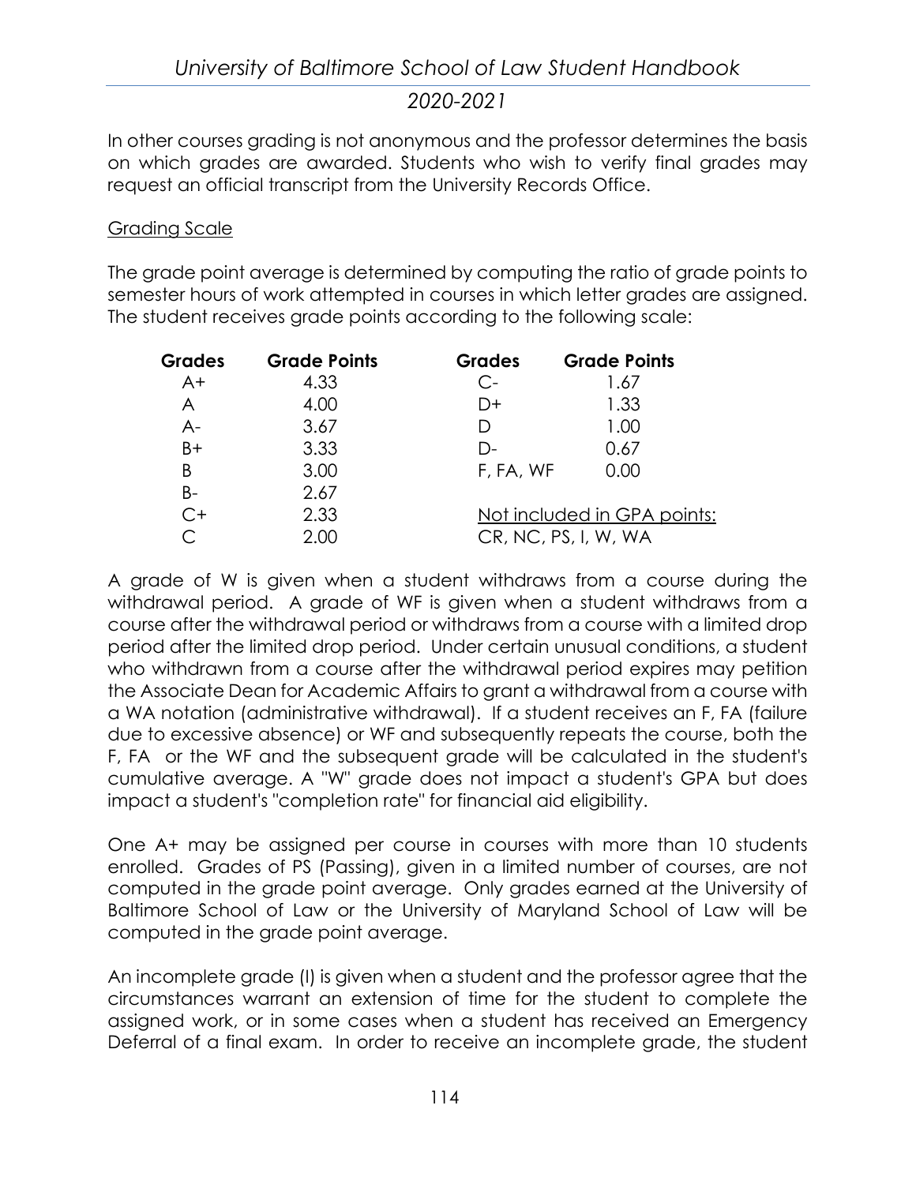In other courses grading is not anonymous and the professor determines the basis on which grades are awarded. Students who wish to verify final grades may request an official transcript from the University Records Office.

Grading Scale

The grade point average is determined by computing the ratio of grade points to semester hours of work attempted in courses in which letter grades are assigned. The student receives grade points according to the following scale:

| Grades | Grade Points | Grades | Grade Points |
|---|---|---|---|
| A+ | 4.33 | C- | 1.67 |
| A | 4.00 | D+ | 1.33 |
| A- | 3.67 | D | 1.00 |
| B+ | 3.33 | D- | 0.67 |
| B | 3.00 | F, FA, WF | 0.00 |
| B- | 2.67 | | |
| C+ | 2.33 | Not included in GPA points: | |
| C | 2.00 | CR, NC, PS, I, W, WA | |

A grade of W is given when a student withdraws from a course during the withdrawal period. A grade of WF is given when a student withdraws from a course after the withdrawal period or withdraws from a course with a limited drop period after the limited drop period. Under certain unusual conditions, a student who withdrawn from a course after the withdrawal period expires may petition the Associate Dean for Academic Affairs to grant a withdrawal from a course with a WA notation (administrative withdrawal). If a student receives an F, FA (failure due to excessive absence) or WF and subsequently repeats the course, both the F, FA or the WF and the subsequent grade will be calculated in the student's cumulative average. A "W" grade does not impact a student's GPA but does impact a student's "completion rate" for financial aid eligibility.

One A+ may be assigned per course in courses with more than 10 students enrolled. Grades of PS (Passing), given in a limited number of courses, are not computed in the grade point average. Only grades earned at the University of Baltimore School of Law or the University of Maryland School of Law will be computed in the grade point average.

An incomplete grade (I) is given when a student and the professor agree that the circumstances warrant an extension of time for the student to complete the assigned work, or in some cases when a student has received an Emergency Deferral of a final exam. In order to receive an incomplete grade, the student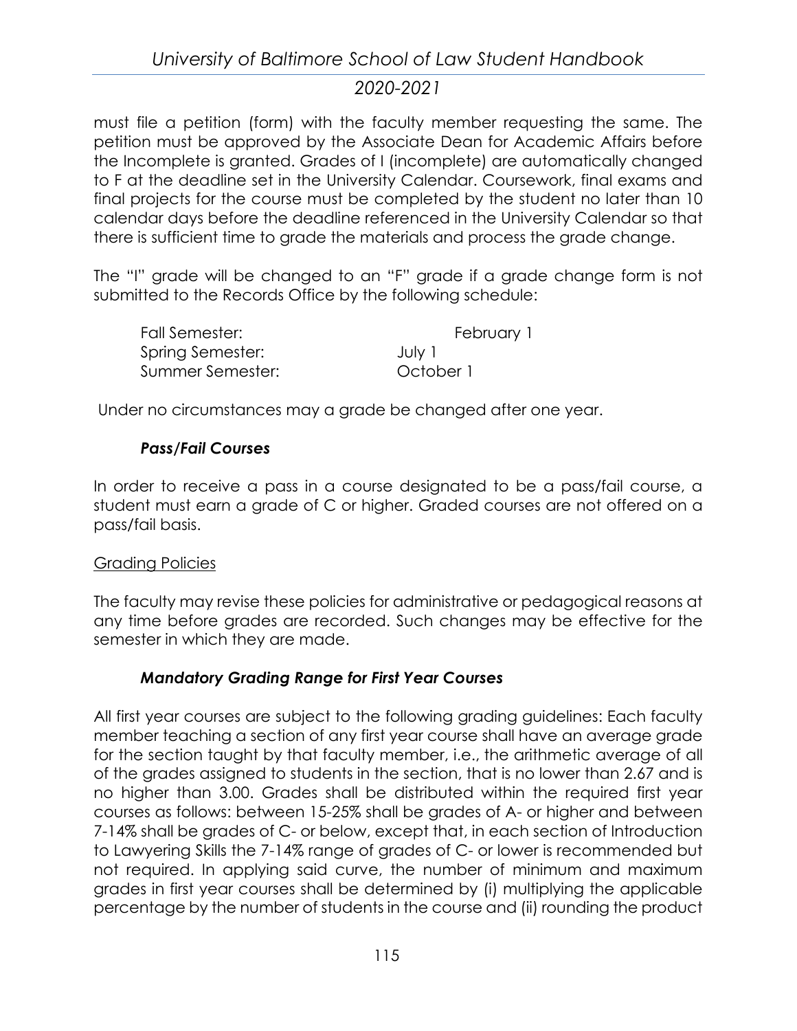must file a petition (form) with the faculty member requesting the same. The petition must be approved by the Associate Dean for Academic Affairs before the Incomplete is granted. Grades of I (incomplete) are automatically changed to F at the deadline set in the University Calendar. Coursework, final exams and final projects for the course must be completed by the student no later than 10 calendar days before the deadline referenced in the University Calendar so that there is sufficient time to grade the materials and process the grade change.

The "I" grade will be changed to an "F" grade if a grade change form is not submitted to the Records Office by the following schedule:

| | |
|---|---|
| Fall Semester: | February 1 |
| Spring Semester: | July 1 |
| Summer Semester: | October 1 |

Under no circumstances may a grade be changed after one year.

### *Pass/Fail Courses*

In order to receive a pass in a course designated to be a pass/fail course, a student must earn a grade of C or higher. Graded courses are not offered on a pass/fail basis.

## Grading Policies

The faculty may revise these policies for administrative or pedagogical reasons at any time before grades are recorded. Such changes may be effective for the semester in which they are made.

### *Mandatory Grading Range for First Year Courses*

All first year courses are subject to the following grading guidelines: Each faculty member teaching a section of any first year course shall have an average grade for the section taught by that faculty member, i.e., the arithmetic average of all of the grades assigned to students in the section, that is no lower than 2.67 and is no higher than 3.00. Grades shall be distributed within the required first year courses as follows: between 15-25% shall be grades of A- or higher and between 7-14% shall be grades of C- or below, except that, in each section of Introduction to Lawyering Skills the 7-14% range of grades of C- or lower is recommended but not required. In applying said curve, the number of minimum and maximum grades in first year courses shall be determined by (i) multiplying the applicable percentage by the number of students in the course and (ii) rounding the product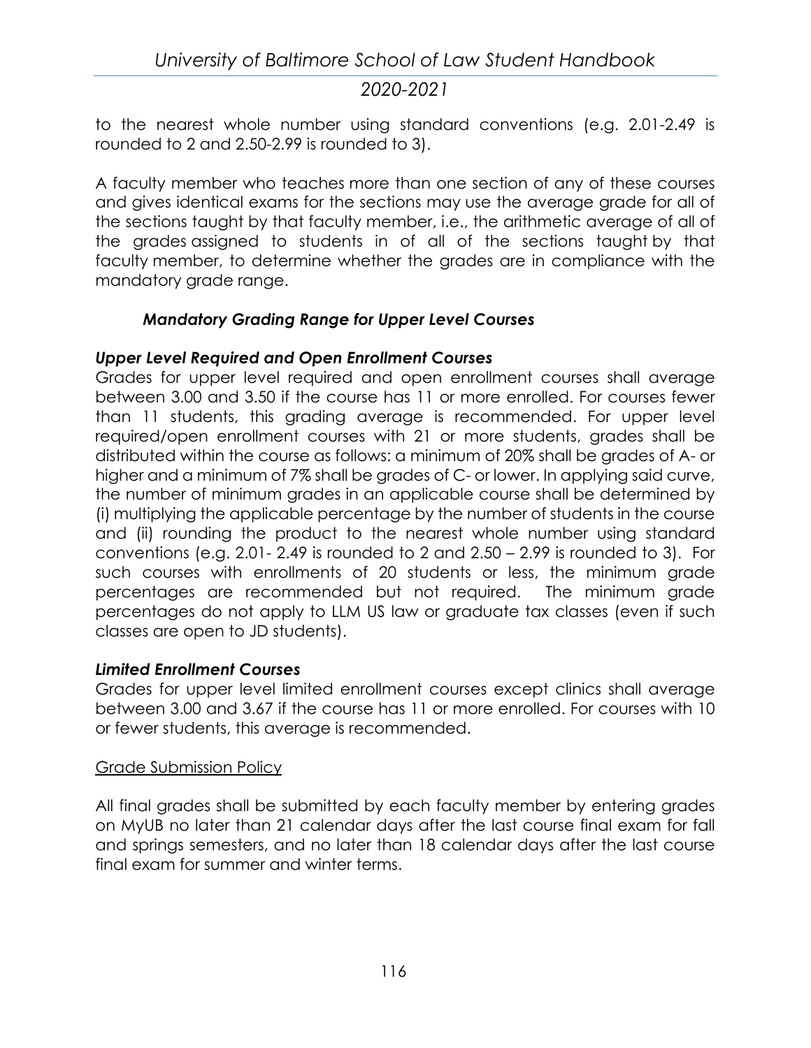to the nearest whole number using standard conventions (e.g. 2.01-2.49 is rounded to 2 and 2.50-2.99 is rounded to 3).

A faculty member who teaches more than one section of any of these courses and gives identical exams for the sections may use the average grade for all of the sections taught by that faculty member, i.e., the arithmetic average of all of the grades assigned to students in of all of the sections taught by that faculty member, to determine whether the grades are in compliance with the mandatory grade range.

### *Mandatory Grading Range for Upper Level Courses*

***Upper Level Required and Open Enrollment Courses***

Grades for upper level required and open enrollment courses shall average between 3.00 and 3.50 if the course has 11 or more enrolled. For courses fewer than 11 students, this grading average is recommended. For upper level required/open enrollment courses with 21 or more students, grades shall be distributed within the course as follows: a minimum of 20% shall be grades of A- or higher and a minimum of 7% shall be grades of C- or lower. In applying said curve, the number of minimum grades in an applicable course shall be determined by (i) multiplying the applicable percentage by the number of students in the course and (ii) rounding the product to the nearest whole number using standard conventions (e.g. 2.01- 2.49 is rounded to 2 and 2.50 – 2.99 is rounded to 3). For such courses with enrollments of 20 students or less, the minimum grade percentages are recommended but not required. The minimum grade percentages do not apply to LLM US law or graduate tax classes (even if such classes are open to JD students).

***Limited Enrollment Courses***

Grades for upper level limited enrollment courses except clinics shall average between 3.00 and 3.67 if the course has 11 or more enrolled. For courses with 10 or fewer students, this average is recommended.

<u>Grade Submission Policy</u>

All final grades shall be submitted by each faculty member by entering grades on MyUB no later than 21 calendar days after the last course final exam for fall and springs semesters, and no later than 18 calendar days after the last course final exam for summer and winter terms.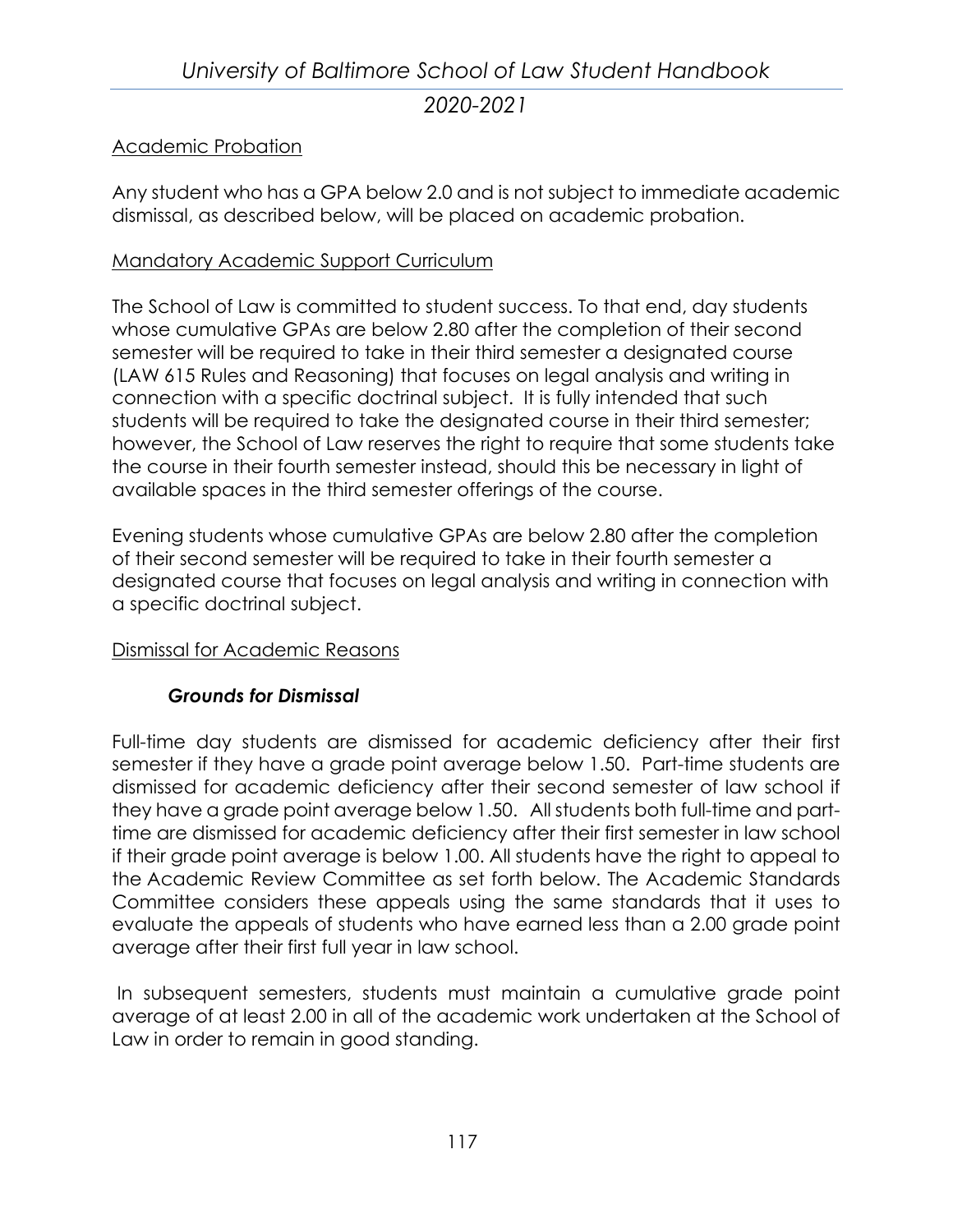## Academic Probation

Any student who has a GPA below 2.0 and is not subject to immediate academic dismissal, as described below, will be placed on academic probation.

## Mandatory Academic Support Curriculum

The School of Law is committed to student success. To that end, day students whose cumulative GPAs are below 2.80 after the completion of their second semester will be required to take in their third semester a designated course (LAW 615 Rules and Reasoning) that focuses on legal analysis and writing in connection with a specific doctrinal subject. It is fully intended that such students will be required to take the designated course in their third semester; however, the School of Law reserves the right to require that some students take the course in their fourth semester instead, should this be necessary in light of available spaces in the third semester offerings of the course.

Evening students whose cumulative GPAs are below 2.80 after the completion of their second semester will be required to take in their fourth semester a designated course that focuses on legal analysis and writing in connection with a specific doctrinal subject.

## Dismissal for Academic Reasons

### *Grounds for Dismissal*

Full-time day students are dismissed for academic deficiency after their first semester if they have a grade point average below 1.50. Part-time students are dismissed for academic deficiency after their second semester of law school if they have a grade point average below 1.50. All students both full-time and part-time are dismissed for academic deficiency after their first semester in law school if their grade point average is below 1.00. All students have the right to appeal to the Academic Review Committee as set forth below. The Academic Standards Committee considers these appeals using the same standards that it uses to evaluate the appeals of students who have earned less than a 2.00 grade point average after their first full year in law school.

In subsequent semesters, students must maintain a cumulative grade point average of at least 2.00 in all of the academic work undertaken at the School of Law in order to remain in good standing.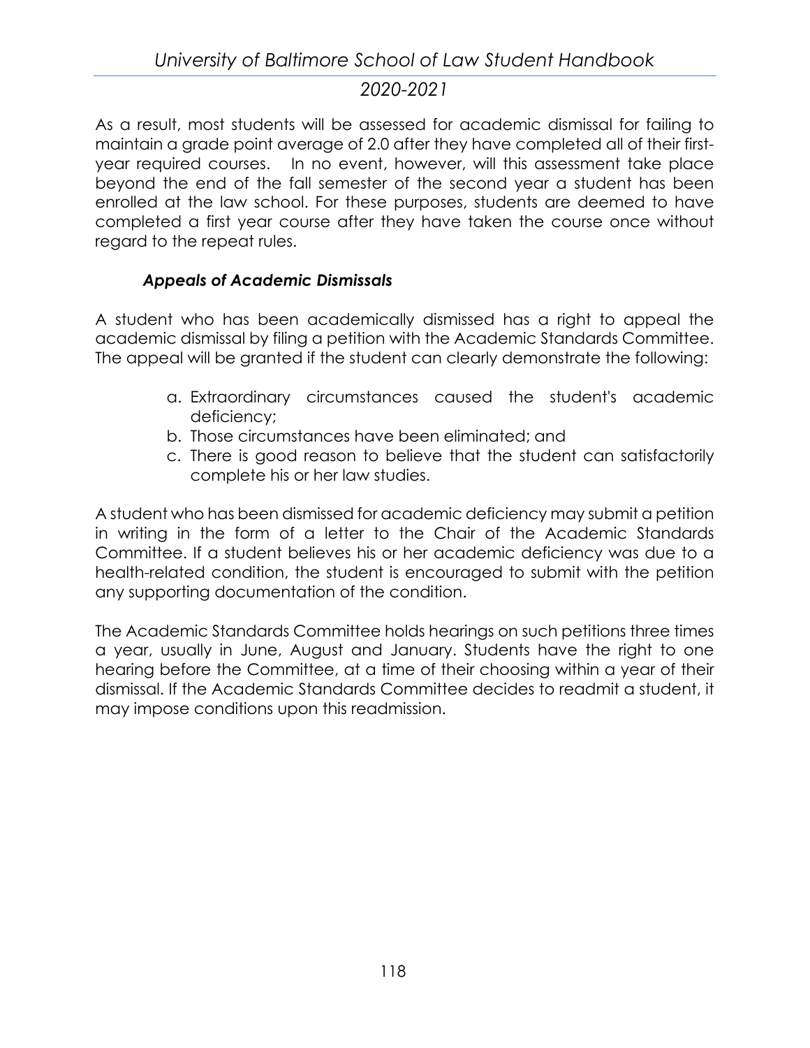As a result, most students will be assessed for academic dismissal for failing to maintain a grade point average of 2.0 after they have completed all of their first-year required courses. In no event, however, will this assessment take place beyond the end of the fall semester of the second year a student has been enrolled at the law school. For these purposes, students are deemed to have completed a first year course after they have taken the course once without regard to the repeat rules.

### *Appeals of Academic Dismissals*

A student who has been academically dismissed has a right to appeal the academic dismissal by filing a petition with the Academic Standards Committee. The appeal will be granted if the student can clearly demonstrate the following:

a. Extraordinary circumstances caused the student's academic deficiency;
b. Those circumstances have been eliminated; and
c. There is good reason to believe that the student can satisfactorily complete his or her law studies.

A student who has been dismissed for academic deficiency may submit a petition in writing in the form of a letter to the Chair of the Academic Standards Committee. If a student believes his or her academic deficiency was due to a health-related condition, the student is encouraged to submit with the petition any supporting documentation of the condition.

The Academic Standards Committee holds hearings on such petitions three times a year, usually in June, August and January. Students have the right to one hearing before the Committee, at a time of their choosing within a year of their dismissal. If the Academic Standards Committee decides to readmit a student, it may impose conditions upon this readmission.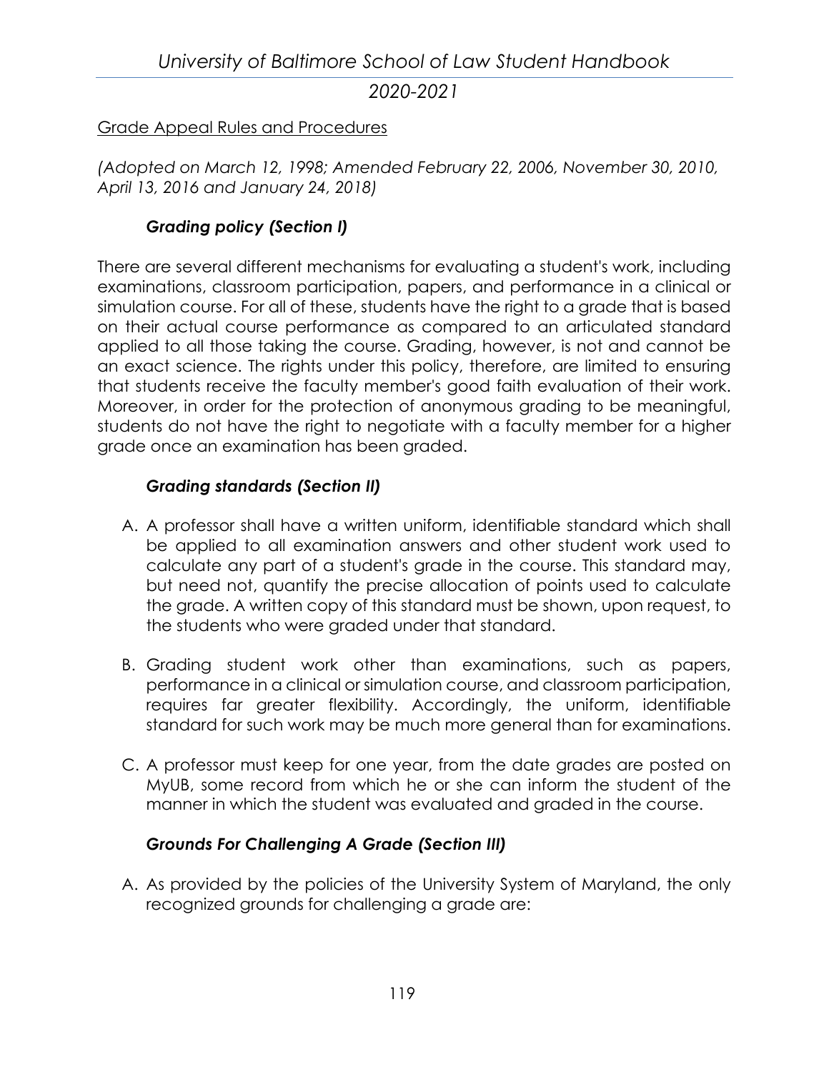Grade Appeal Rules and Procedures

*(Adopted on March 12, 1998; Amended February 22, 2006, November 30, 2010, April 13, 2016 and January 24, 2018)*

### *Grading policy (Section I)*

There are several different mechanisms for evaluating a student's work, including examinations, classroom participation, papers, and performance in a clinical or simulation course. For all of these, students have the right to a grade that is based on their actual course performance as compared to an articulated standard applied to all those taking the course. Grading, however, is not and cannot be an exact science. The rights under this policy, therefore, are limited to ensuring that students receive the faculty member's good faith evaluation of their work. Moreover, in order for the protection of anonymous grading to be meaningful, students do not have the right to negotiate with a faculty member for a higher grade once an examination has been graded.

### *Grading standards (Section II)*

A. A professor shall have a written uniform, identifiable standard which shall be applied to all examination answers and other student work used to calculate any part of a student's grade in the course. This standard may, but need not, quantify the precise allocation of points used to calculate the grade. A written copy of this standard must be shown, upon request, to the students who were graded under that standard.

B. Grading student work other than examinations, such as papers, performance in a clinical or simulation course, and classroom participation, requires far greater flexibility. Accordingly, the uniform, identifiable standard for such work may be much more general than for examinations.

C. A professor must keep for one year, from the date grades are posted on MyUB, some record from which he or she can inform the student of the manner in which the student was evaluated and graded in the course.

### *Grounds For Challenging A Grade (Section III)*

A. As provided by the policies of the University System of Maryland, the only recognized grounds for challenging a grade are: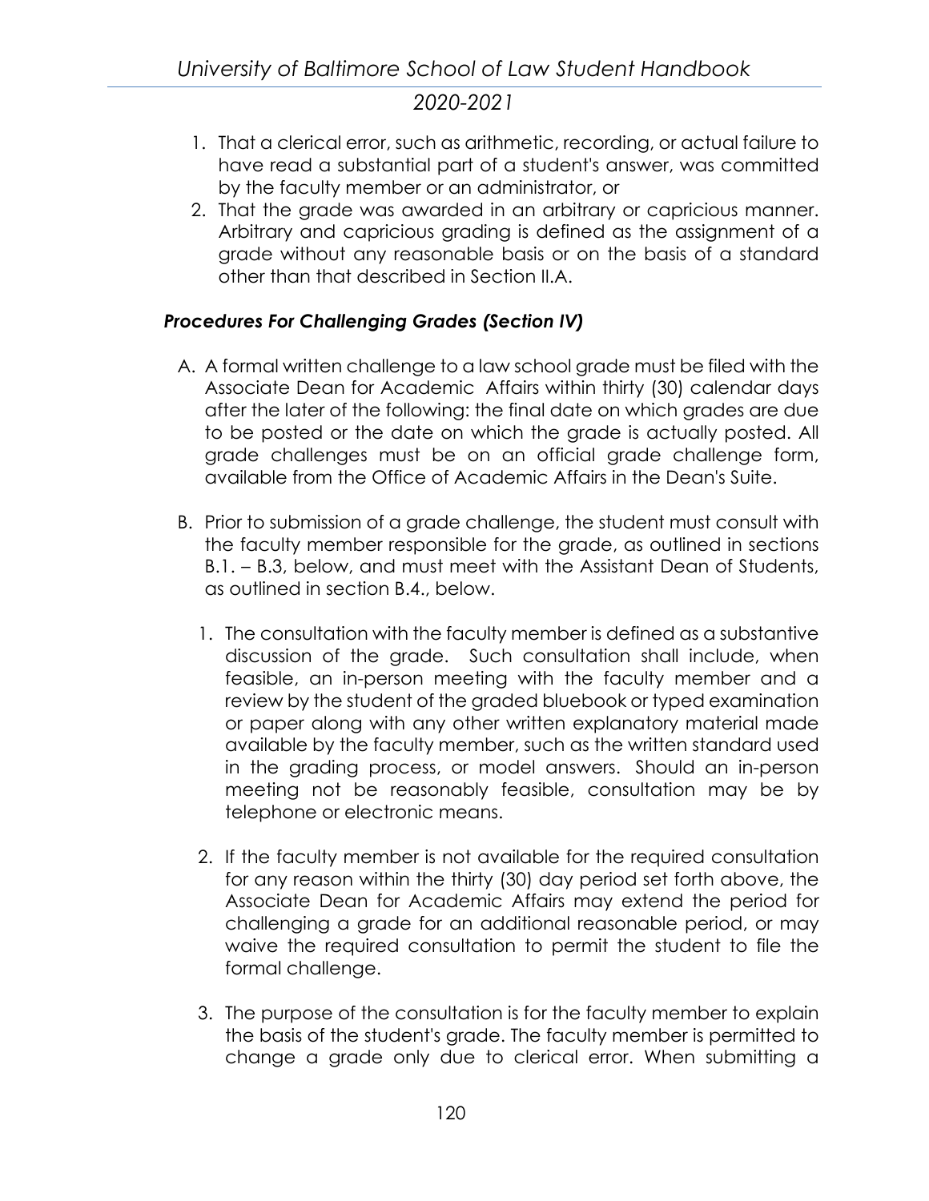1. That a clerical error, such as arithmetic, recording, or actual failure to have read a substantial part of a student's answer, was committed by the faculty member or an administrator, or
2. That the grade was awarded in an arbitrary or capricious manner. Arbitrary and capricious grading is defined as the assignment of a grade without any reasonable basis or on the basis of a standard other than that described in Section II.A.

### *Procedures For Challenging Grades (Section IV)*

A. A formal written challenge to a law school grade must be filed with the Associate Dean for Academic Affairs within thirty (30) calendar days after the later of the following: the final date on which grades are due to be posted or the date on which the grade is actually posted. All grade challenges must be on an official grade challenge form, available from the Office of Academic Affairs in the Dean's Suite.

B. Prior to submission of a grade challenge, the student must consult with the faculty member responsible for the grade, as outlined in sections B.1. – B.3, below, and must meet with the Assistant Dean of Students, as outlined in section B.4., below.

   1. The consultation with the faculty member is defined as a substantive discussion of the grade. Such consultation shall include, when feasible, an in-person meeting with the faculty member and a review by the student of the graded bluebook or typed examination or paper along with any other written explanatory material made available by the faculty member, such as the written standard used in the grading process, or model answers. Should an in-person meeting not be reasonably feasible, consultation may be by telephone or electronic means.

   2. If the faculty member is not available for the required consultation for any reason within the thirty (30) day period set forth above, the Associate Dean for Academic Affairs may extend the period for challenging a grade for an additional reasonable period, or may waive the required consultation to permit the student to file the formal challenge.

   3. The purpose of the consultation is for the faculty member to explain the basis of the student's grade. The faculty member is permitted to change a grade only due to clerical error. When submitting a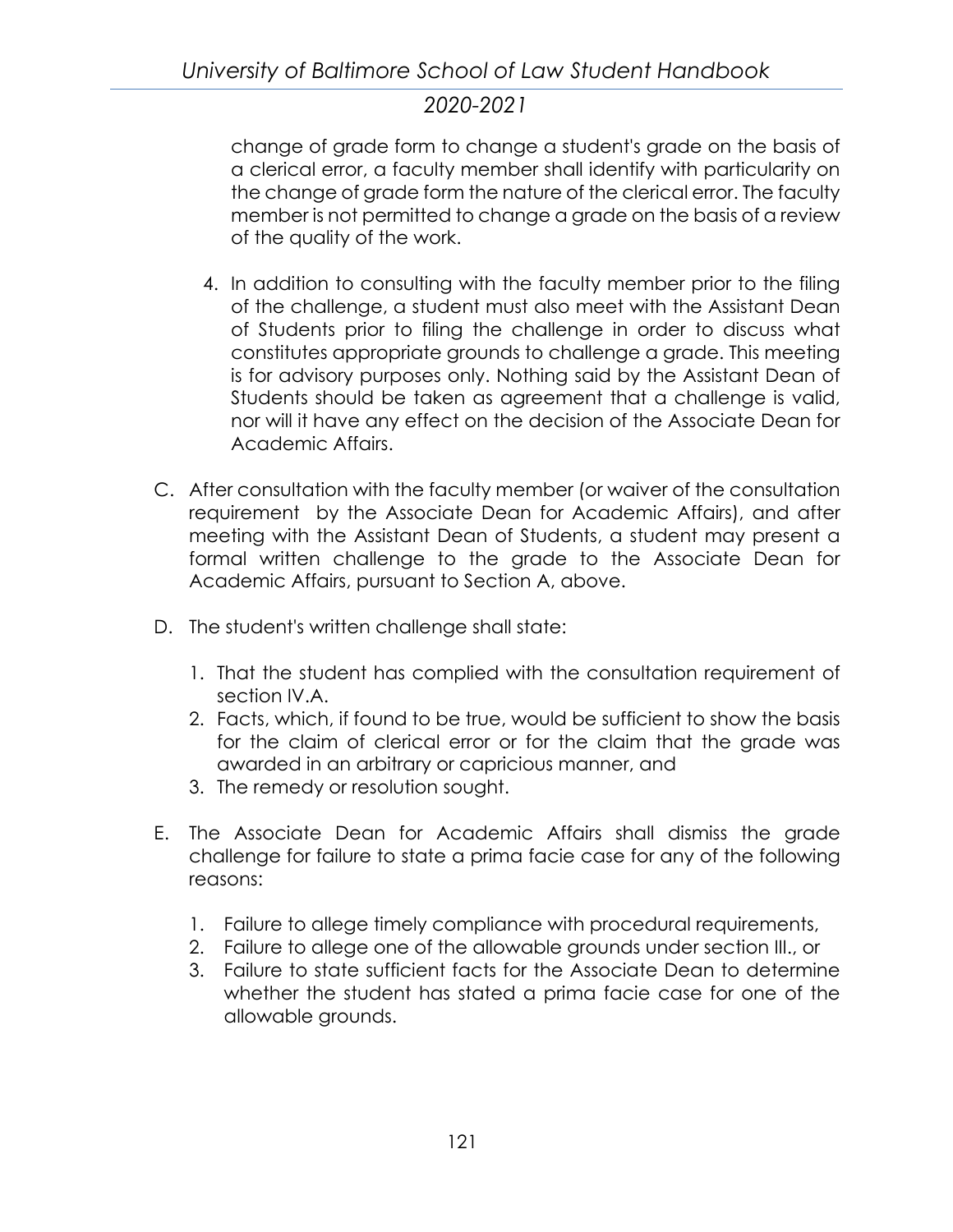change of grade form to change a student's grade on the basis of a clerical error, a faculty member shall identify with particularity on the change of grade form the nature of the clerical error. The faculty member is not permitted to change a grade on the basis of a review of the quality of the work.

4. In addition to consulting with the faculty member prior to the filing of the challenge, a student must also meet with the Assistant Dean of Students prior to filing the challenge in order to discuss what constitutes appropriate grounds to challenge a grade. This meeting is for advisory purposes only. Nothing said by the Assistant Dean of Students should be taken as agreement that a challenge is valid, nor will it have any effect on the decision of the Associate Dean for Academic Affairs.

C. After consultation with the faculty member (or waiver of the consultation requirement by the Associate Dean for Academic Affairs), and after meeting with the Assistant Dean of Students, a student may present a formal written challenge to the grade to the Associate Dean for Academic Affairs, pursuant to Section A, above.

D. The student's written challenge shall state:

1. That the student has complied with the consultation requirement of section IV.A.
2. Facts, which, if found to be true, would be sufficient to show the basis for the claim of clerical error or for the claim that the grade was awarded in an arbitrary or capricious manner, and
3. The remedy or resolution sought.

E. The Associate Dean for Academic Affairs shall dismiss the grade challenge for failure to state a prima facie case for any of the following reasons:

1. Failure to allege timely compliance with procedural requirements,
2. Failure to allege one of the allowable grounds under section III., or
3. Failure to state sufficient facts for the Associate Dean to determine whether the student has stated a prima facie case for one of the allowable grounds.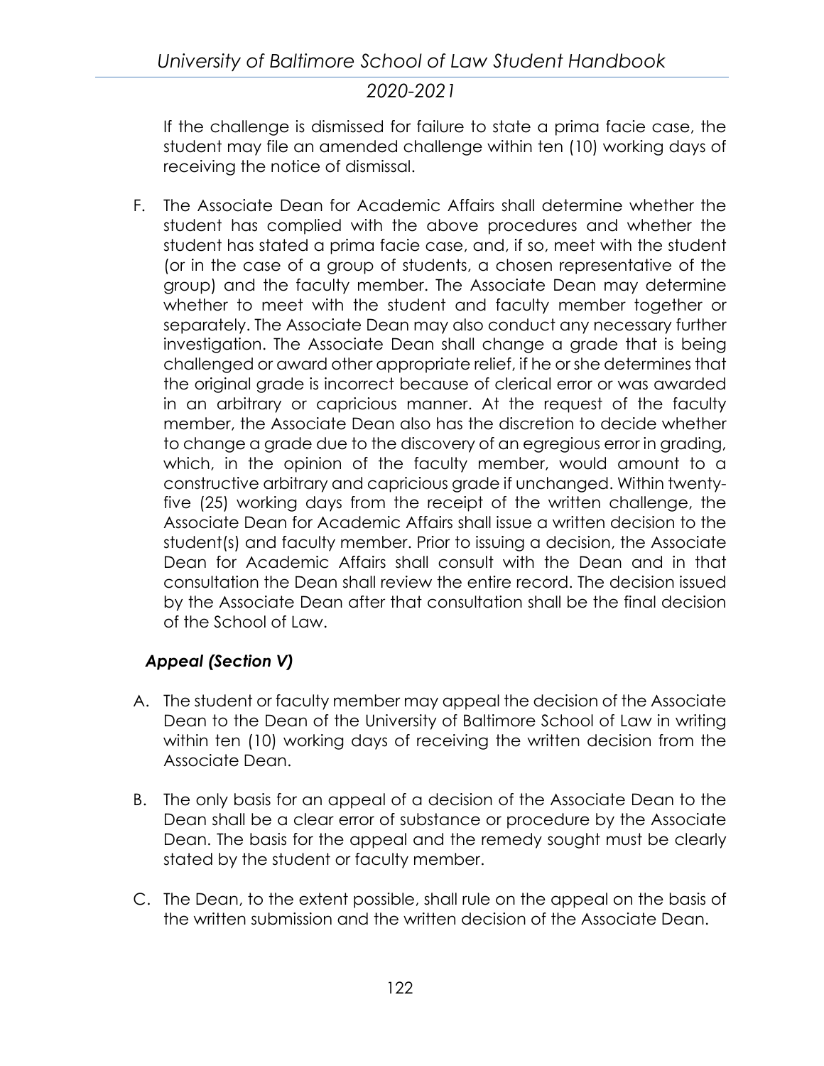If the challenge is dismissed for failure to state a prima facie case, the student may file an amended challenge within ten (10) working days of receiving the notice of dismissal.

F. The Associate Dean for Academic Affairs shall determine whether the student has complied with the above procedures and whether the student has stated a prima facie case, and, if so, meet with the student (or in the case of a group of students, a chosen representative of the group) and the faculty member. The Associate Dean may determine whether to meet with the student and faculty member together or separately. The Associate Dean may also conduct any necessary further investigation. The Associate Dean shall change a grade that is being challenged or award other appropriate relief, if he or she determines that the original grade is incorrect because of clerical error or was awarded in an arbitrary or capricious manner. At the request of the faculty member, the Associate Dean also has the discretion to decide whether to change a grade due to the discovery of an egregious error in grading, which, in the opinion of the faculty member, would amount to a constructive arbitrary and capricious grade if unchanged. Within twenty-five (25) working days from the receipt of the written challenge, the Associate Dean for Academic Affairs shall issue a written decision to the student(s) and faculty member. Prior to issuing a decision, the Associate Dean for Academic Affairs shall consult with the Dean and in that consultation the Dean shall review the entire record. The decision issued by the Associate Dean after that consultation shall be the final decision of the School of Law.

### *Appeal (Section V)*

A. The student or faculty member may appeal the decision of the Associate Dean to the Dean of the University of Baltimore School of Law in writing within ten (10) working days of receiving the written decision from the Associate Dean.

B. The only basis for an appeal of a decision of the Associate Dean to the Dean shall be a clear error of substance or procedure by the Associate Dean. The basis for the appeal and the remedy sought must be clearly stated by the student or faculty member.

C. The Dean, to the extent possible, shall rule on the appeal on the basis of the written submission and the written decision of the Associate Dean.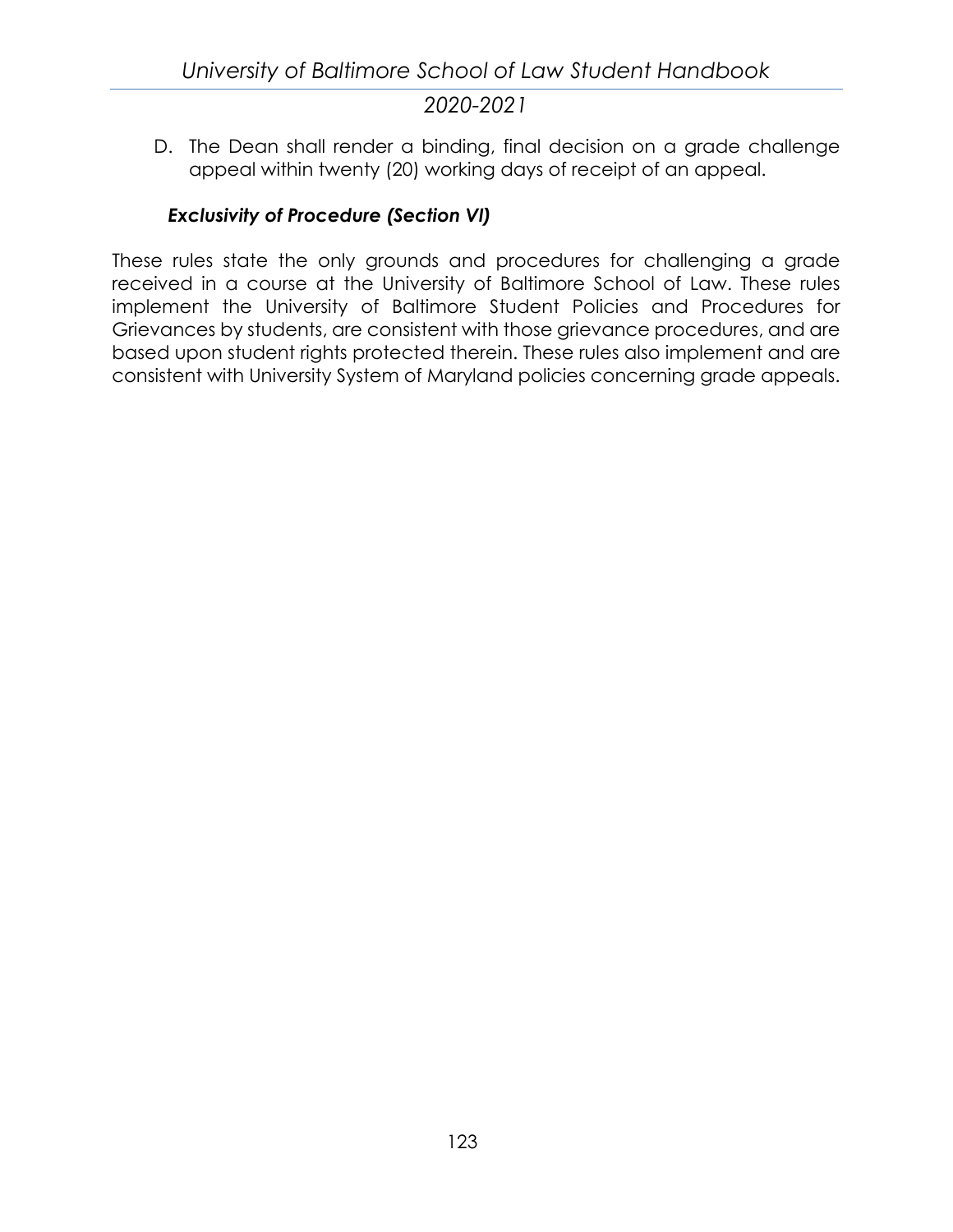D. The Dean shall render a binding, final decision on a grade challenge appeal within twenty (20) working days of receipt of an appeal.

### *Exclusivity of Procedure (Section VI)*

These rules state the only grounds and procedures for challenging a grade received in a course at the University of Baltimore School of Law. These rules implement the University of Baltimore Student Policies and Procedures for Grievances by students, are consistent with those grievance procedures, and are based upon student rights protected therein. These rules also implement and are consistent with University System of Maryland policies concerning grade appeals.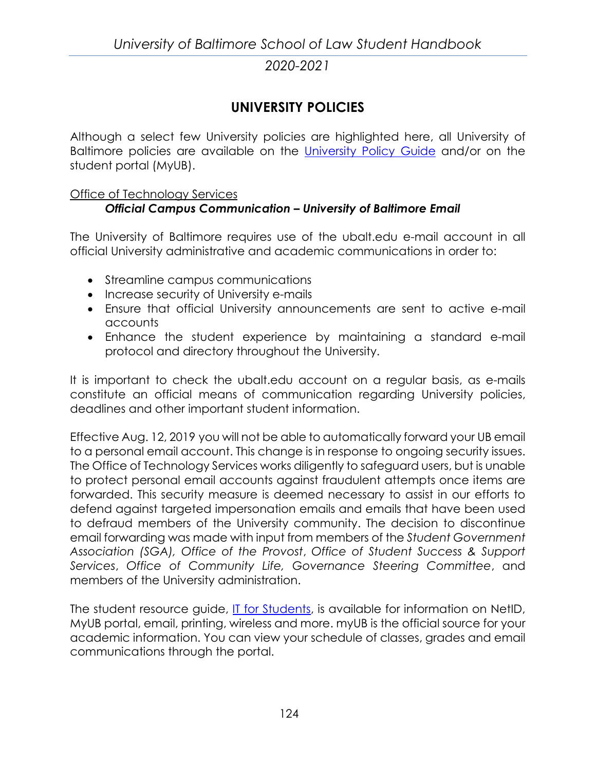## UNIVERSITY POLICIES

Although a select few University policies are highlighted here, all University of Baltimore policies are available on the University Policy Guide and/or on the student portal (MyUB).

Office of Technology Services

***Official Campus Communication – University of Baltimore Email***

The University of Baltimore requires use of the ubalt.edu e-mail account in all official University administrative and academic communications in order to:

- Streamline campus communications
- Increase security of University e-mails
- Ensure that official University announcements are sent to active e-mail accounts
- Enhance the student experience by maintaining a standard e-mail protocol and directory throughout the University.

It is important to check the ubalt.edu account on a regular basis, as e-mails constitute an official means of communication regarding University policies, deadlines and other important student information.

Effective Aug. 12, 2019 you will not be able to automatically forward your UB email to a personal email account. This change is in response to ongoing security issues. The Office of Technology Services works diligently to safeguard users, but is unable to protect personal email accounts against fraudulent attempts once items are forwarded. This security measure is deemed necessary to assist in our efforts to defend against targeted impersonation emails and emails that have been used to defraud members of the University community. The decision to discontinue email forwarding was made with input from members of the *Student Government Association (SGA), Office of the Provost*, *Office of Student Success & Support Services*, *Office of Community Life, Governance Steering Committee*, and members of the University administration.

The student resource guide, IT for Students, is available for information on NetID, MyUB portal, email, printing, wireless and more. myUB is the official source for your academic information. You can view your schedule of classes, grades and email communications through the portal.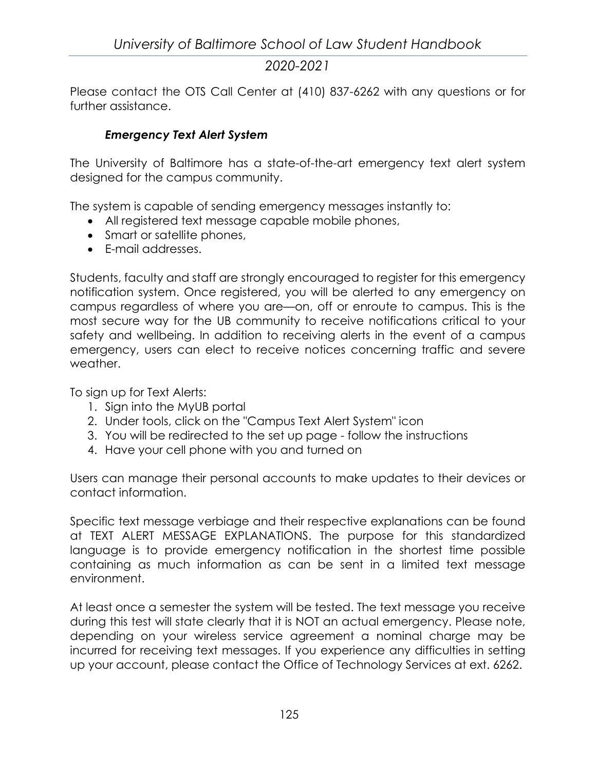Please contact the OTS Call Center at (410) 837-6262 with any questions or for further assistance.

### *Emergency Text Alert System*

The University of Baltimore has a state-of-the-art emergency text alert system designed for the campus community.

The system is capable of sending emergency messages instantly to:

- All registered text message capable mobile phones,
- Smart or satellite phones,
- E-mail addresses.

Students, faculty and staff are strongly encouraged to register for this emergency notification system. Once registered, you will be alerted to any emergency on campus regardless of where you are—on, off or enroute to campus. This is the most secure way for the UB community to receive notifications critical to your safety and wellbeing. In addition to receiving alerts in the event of a campus emergency, users can elect to receive notices concerning traffic and severe weather.

To sign up for Text Alerts:

1. Sign into the MyUB portal
2. Under tools, click on the "Campus Text Alert System" icon
3. You will be redirected to the set up page - follow the instructions
4. Have your cell phone with you and turned on

Users can manage their personal accounts to make updates to their devices or contact information.

Specific text message verbiage and their respective explanations can be found at TEXT ALERT MESSAGE EXPLANATIONS. The purpose for this standardized language is to provide emergency notification in the shortest time possible containing as much information as can be sent in a limited text message environment.

At least once a semester the system will be tested. The text message you receive during this test will state clearly that it is NOT an actual emergency. Please note, depending on your wireless service agreement a nominal charge may be incurred for receiving text messages. If you experience any difficulties in setting up your account, please contact the Office of Technology Services at ext. 6262.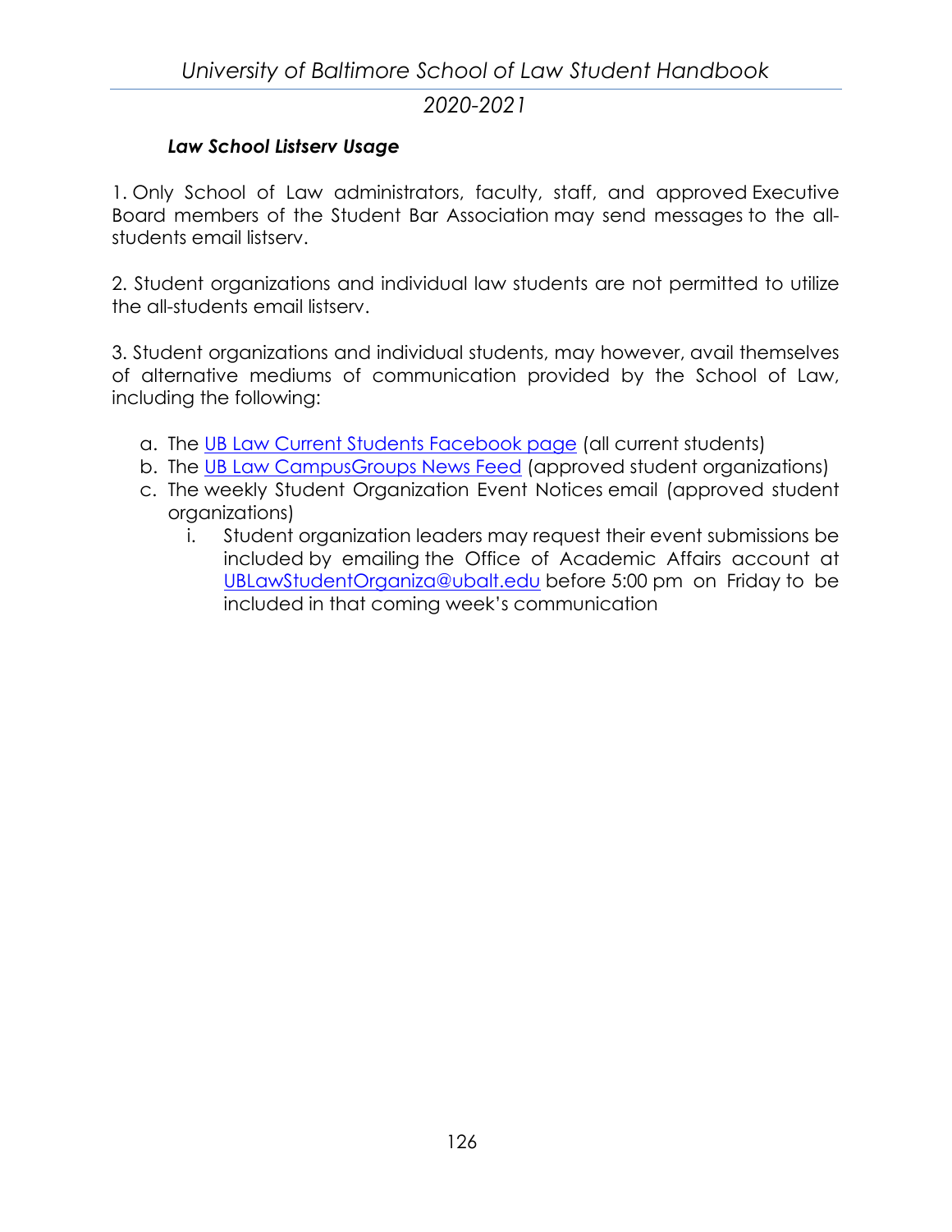***Law School Listserv Usage***

1. Only School of Law administrators, faculty, staff, and approved Executive Board members of the Student Bar Association may send messages to the all-students email listserv.

2. Student organizations and individual law students are not permitted to utilize the all-students email listserv.

3. Student organizations and individual students, may however, avail themselves of alternative mediums of communication provided by the School of Law, including the following:

a. The UB Law Current Students Facebook page (all current students)
b. The UB Law CampusGroups News Feed (approved student organizations)
c. The weekly Student Organization Event Notices email (approved student organizations)
    i. Student organization leaders may request their event submissions be included by emailing the Office of Academic Affairs account at UBLawStudentOrganiza@ubalt.edu before 5:00 pm on Friday to be included in that coming week's communication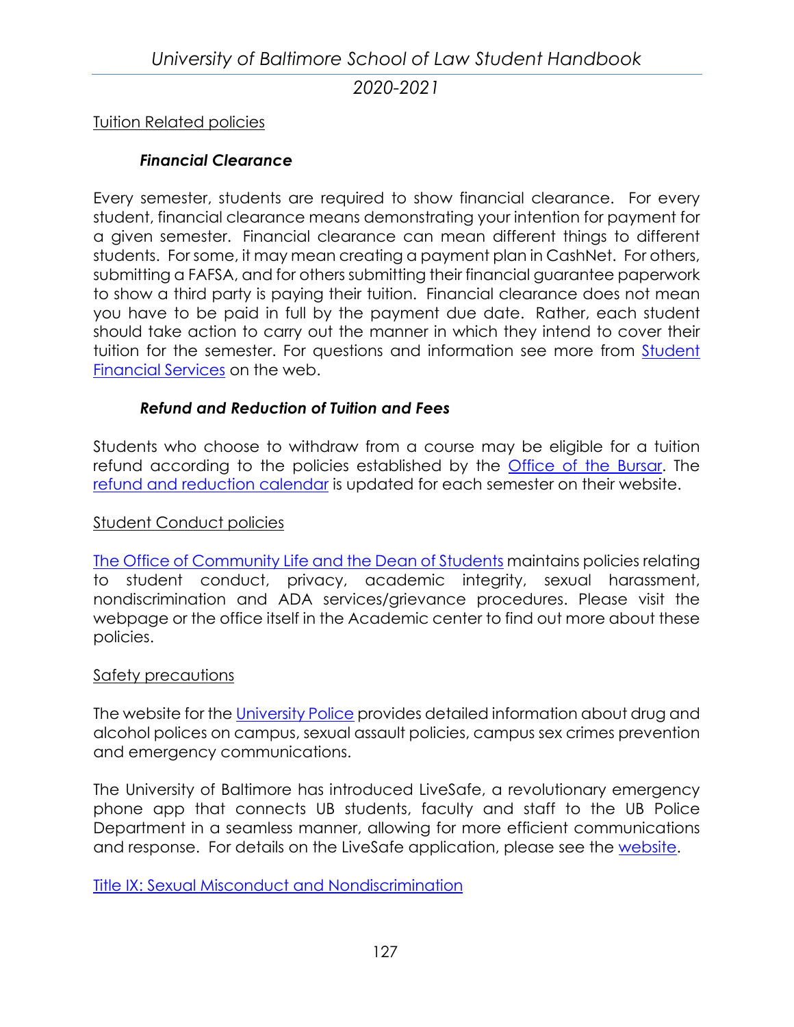## Tuition Related policies

### *Financial Clearance*

Every semester, students are required to show financial clearance. For every student, financial clearance means demonstrating your intention for payment for a given semester. Financial clearance can mean different things to different students. For some, it may mean creating a payment plan in CashNet. For others, submitting a FAFSA, and for others submitting their financial guarantee paperwork to show a third party is paying their tuition. Financial clearance does not mean you have to be paid in full by the payment due date. Rather, each student should take action to carry out the manner in which they intend to cover their tuition for the semester. For questions and information see more from Student Financial Services on the web.

### *Refund and Reduction of Tuition and Fees*

Students who choose to withdraw from a course may be eligible for a tuition refund according to the policies established by the Office of the Bursar. The refund and reduction calendar is updated for each semester on their website.

## Student Conduct policies

The Office of Community Life and the Dean of Students maintains policies relating to student conduct, privacy, academic integrity, sexual harassment, nondiscrimination and ADA services/grievance procedures. Please visit the webpage or the office itself in the Academic center to find out more about these policies.

## Safety precautions

The website for the University Police provides detailed information about drug and alcohol polices on campus, sexual assault policies, campus sex crimes prevention and emergency communications.

The University of Baltimore has introduced LiveSafe, a revolutionary emergency phone app that connects UB students, faculty and staff to the UB Police Department in a seamless manner, allowing for more efficient communications and response. For details on the LiveSafe application, please see the website.

Title IX: Sexual Misconduct and Nondiscrimination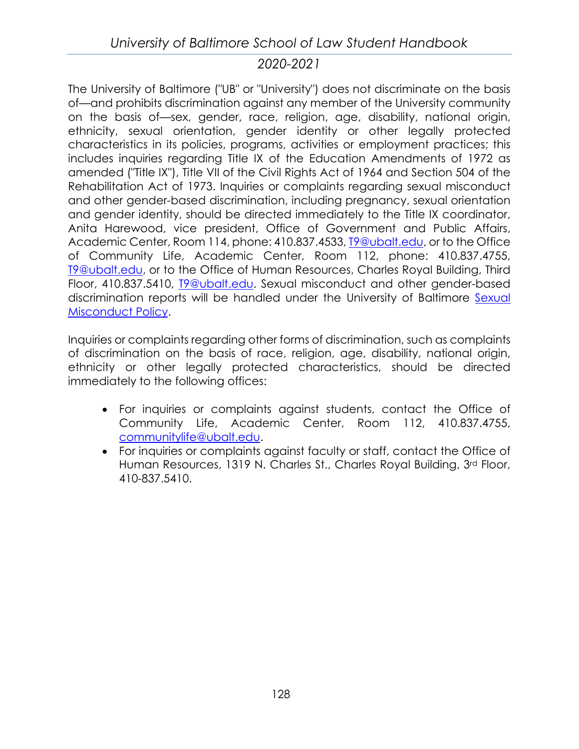The University of Baltimore ("UB" or "University") does not discriminate on the basis of—and prohibits discrimination against any member of the University community on the basis of—sex, gender, race, religion, age, disability, national origin, ethnicity, sexual orientation, gender identity or other legally protected characteristics in its policies, programs, activities or employment practices; this includes inquiries regarding Title IX of the Education Amendments of 1972 as amended ("Title IX"), Title VII of the Civil Rights Act of 1964 and Section 504 of the Rehabilitation Act of 1973. Inquiries or complaints regarding sexual misconduct and other gender-based discrimination, including pregnancy, sexual orientation and gender identity, should be directed immediately to the Title IX coordinator, Anita Harewood, vice president, Office of Government and Public Affairs, Academic Center, Room 114, phone: 410.837.4533, T9@ubalt.edu, or to the Office of Community Life, Academic Center, Room 112, phone: 410.837.4755, T9@ubalt.edu, or to the Office of Human Resources, Charles Royal Building, Third Floor, 410.837.5410, T9@ubalt.edu. Sexual misconduct and other gender-based discrimination reports will be handled under the University of Baltimore Sexual Misconduct Policy.

Inquiries or complaints regarding other forms of discrimination, such as complaints of discrimination on the basis of race, religion, age, disability, national origin, ethnicity or other legally protected characteristics, should be directed immediately to the following offices:

- For inquiries or complaints against students, contact the Office of Community Life, Academic Center, Room 112, 410.837.4755, communitylife@ubalt.edu.
- For inquiries or complaints against faculty or staff, contact the Office of Human Resources, 1319 N. Charles St., Charles Royal Building, 3rd Floor, 410-837.5410.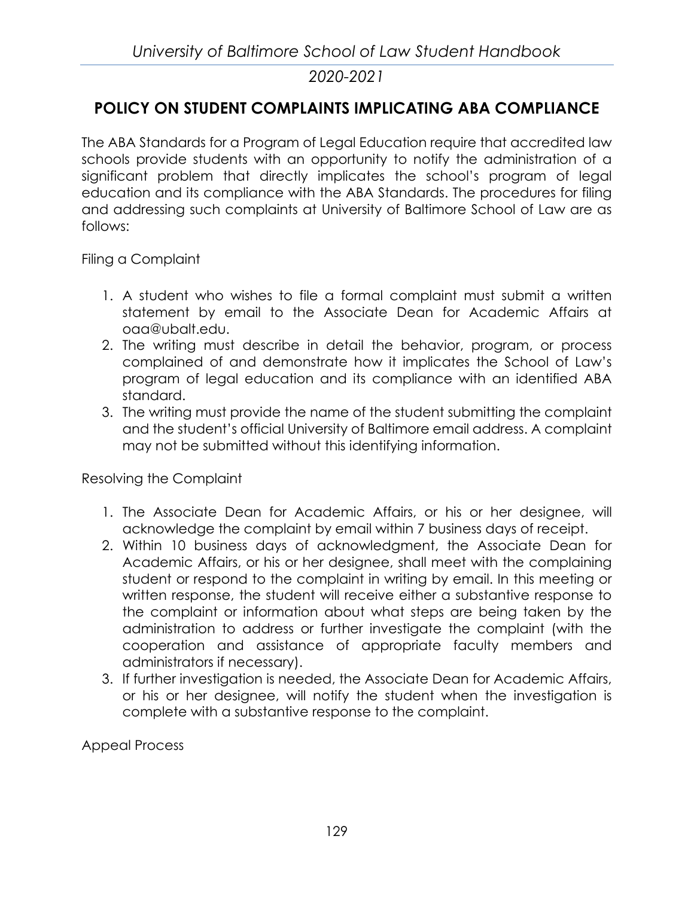## POLICY ON STUDENT COMPLAINTS IMPLICATING ABA COMPLIANCE

The ABA Standards for a Program of Legal Education require that accredited law schools provide students with an opportunity to notify the administration of a significant problem that directly implicates the school's program of legal education and its compliance with the ABA Standards. The procedures for filing and addressing such complaints at University of Baltimore School of Law are as follows:

Filing a Complaint

1. A student who wishes to file a formal complaint must submit a written statement by email to the Associate Dean for Academic Affairs at oaa@ubalt.edu.
2. The writing must describe in detail the behavior, program, or process complained of and demonstrate how it implicates the School of Law's program of legal education and its compliance with an identified ABA standard.
3. The writing must provide the name of the student submitting the complaint and the student's official University of Baltimore email address. A complaint may not be submitted without this identifying information.

Resolving the Complaint

1. The Associate Dean for Academic Affairs, or his or her designee, will acknowledge the complaint by email within 7 business days of receipt.
2. Within 10 business days of acknowledgment, the Associate Dean for Academic Affairs, or his or her designee, shall meet with the complaining student or respond to the complaint in writing by email. In this meeting or written response, the student will receive either a substantive response to the complaint or information about what steps are being taken by the administration to address or further investigate the complaint (with the cooperation and assistance of appropriate faculty members and administrators if necessary).
3. If further investigation is needed, the Associate Dean for Academic Affairs, or his or her designee, will notify the student when the investigation is complete with a substantive response to the complaint.

Appeal Process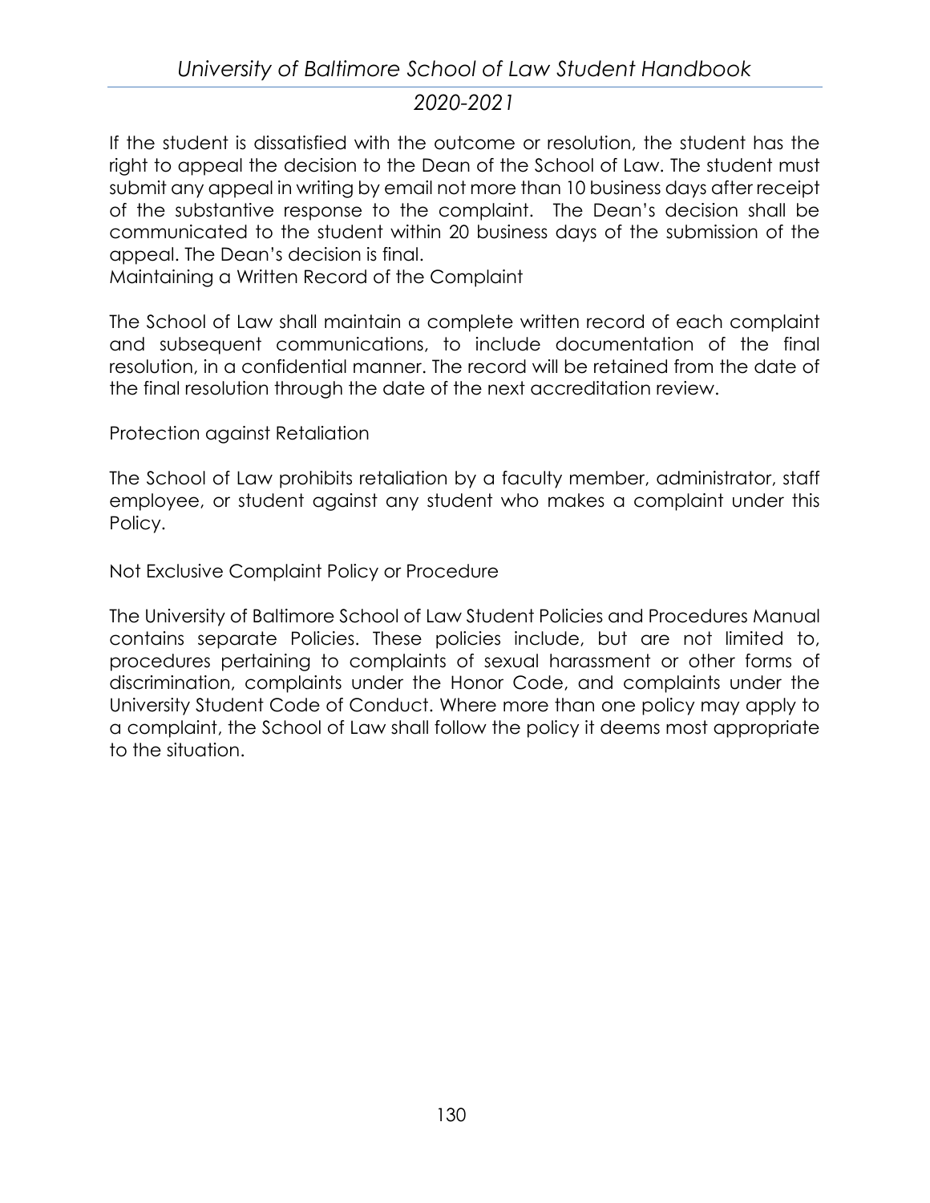If the student is dissatisfied with the outcome or resolution, the student has the right to appeal the decision to the Dean of the School of Law. The student must submit any appeal in writing by email not more than 10 business days after receipt of the substantive response to the complaint. The Dean's decision shall be communicated to the student within 20 business days of the submission of the appeal. The Dean's decision is final.

Maintaining a Written Record of the Complaint

The School of Law shall maintain a complete written record of each complaint and subsequent communications, to include documentation of the final resolution, in a confidential manner. The record will be retained from the date of the final resolution through the date of the next accreditation review.

Protection against Retaliation

The School of Law prohibits retaliation by a faculty member, administrator, staff employee, or student against any student who makes a complaint under this Policy.

Not Exclusive Complaint Policy or Procedure

The University of Baltimore School of Law Student Policies and Procedures Manual contains separate Policies. These policies include, but are not limited to, procedures pertaining to complaints of sexual harassment or other forms of discrimination, complaints under the Honor Code, and complaints under the University Student Code of Conduct. Where more than one policy may apply to a complaint, the School of Law shall follow the policy it deems most appropriate to the situation.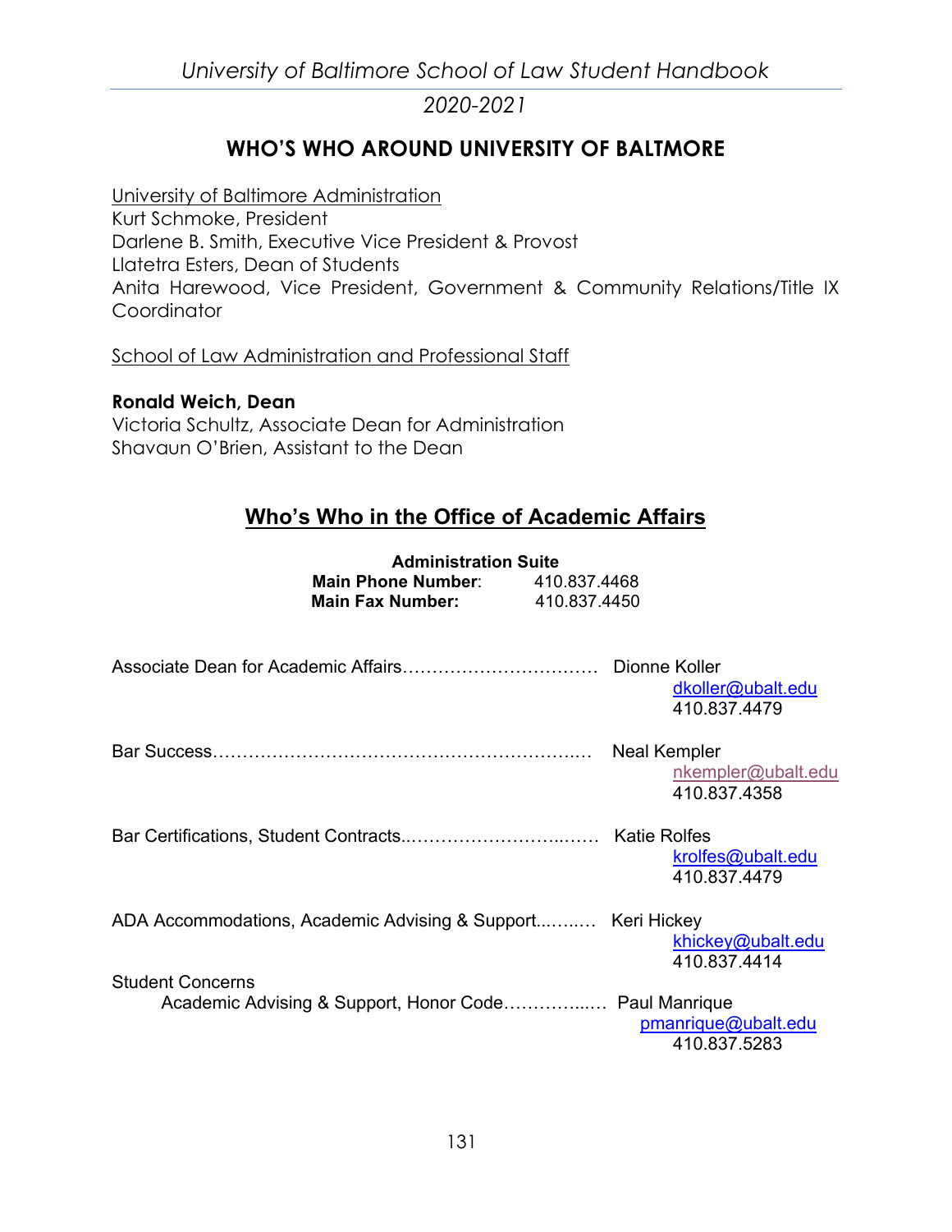## WHO'S WHO AROUND UNIVERSITY OF BALTMORE

University of Baltimore Administration
Kurt Schmoke, President
Darlene B. Smith, Executive Vice President & Provost
Llatetra Esters, Dean of Students
Anita Harewood, Vice President, Government & Community Relations/Title IX Coordinator

School of Law Administration and Professional Staff

**Ronald Weich, Dean**
Victoria Schultz, Associate Dean for Administration
Shavaun O'Brien, Assistant to the Dean

## Who's Who in the Office of Academic Affairs

**Administration Suite**
**Main Phone Number**: 410.837.4468
**Main Fax Number:** 410.837.4450

Associate Dean for Academic Affairs…………………………… Dionne Koller
dkoller@ubalt.edu
410.837.4479

Bar Success……………………………………………………..… Neal Kempler
nkempler@ubalt.edu
410.837.4358

Bar Certifications, Student Contracts..…………………….…… Katie Rolfes
krolfes@ubalt.edu
410.837.4479

ADA Accommodations, Academic Advising & Support...….…. Keri Hickey
khickey@ubalt.edu
410.837.4414

Student Concerns
Academic Advising & Support, Honor Code…………..… Paul Manrique
pmanrique@ubalt.edu
410.837.5283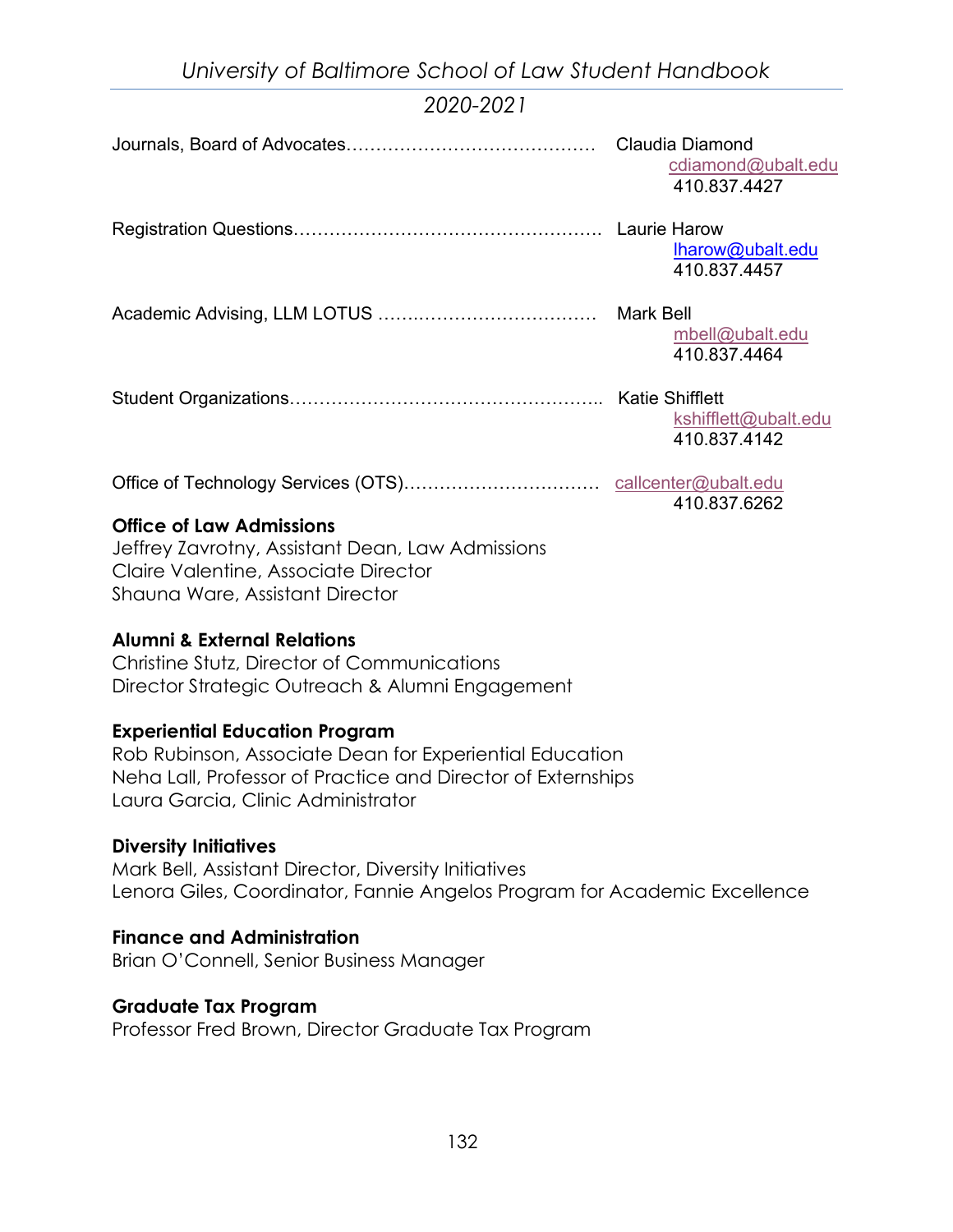Journals, Board of Advocates…………………………………… Claudia Diamond
cdiamond@ubalt.edu
410.837.4427

Registration Questions……………………………………………. Laurie Harow
lharow@ubalt.edu
410.837.4457

Academic Advising, LLM LOTUS ……..……………………… Mark Bell
mbell@ubalt.edu
410.837.4464

Student Organizations…………………………………………….. Katie Shifflett
kshifflett@ubalt.edu
410.837.4142

Office of Technology Services (OTS)…………………………… callcenter@ubalt.edu
410.837.6262

**Office of Law Admissions**
Jeffrey Zavrotny, Assistant Dean, Law Admissions
Claire Valentine, Associate Director
Shauna Ware, Assistant Director

**Alumni & External Relations**
Christine Stutz, Director of Communications
Director Strategic Outreach & Alumni Engagement

**Experiential Education Program**
Rob Rubinson, Associate Dean for Experiential Education
Neha Lall, Professor of Practice and Director of Externships
Laura Garcia, Clinic Administrator

**Diversity Initiatives**
Mark Bell, Assistant Director, Diversity Initiatives
Lenora Giles, Coordinator, Fannie Angelos Program for Academic Excellence

**Finance and Administration**
Brian O'Connell, Senior Business Manager

**Graduate Tax Program**
Professor Fred Brown, Director Graduate Tax Program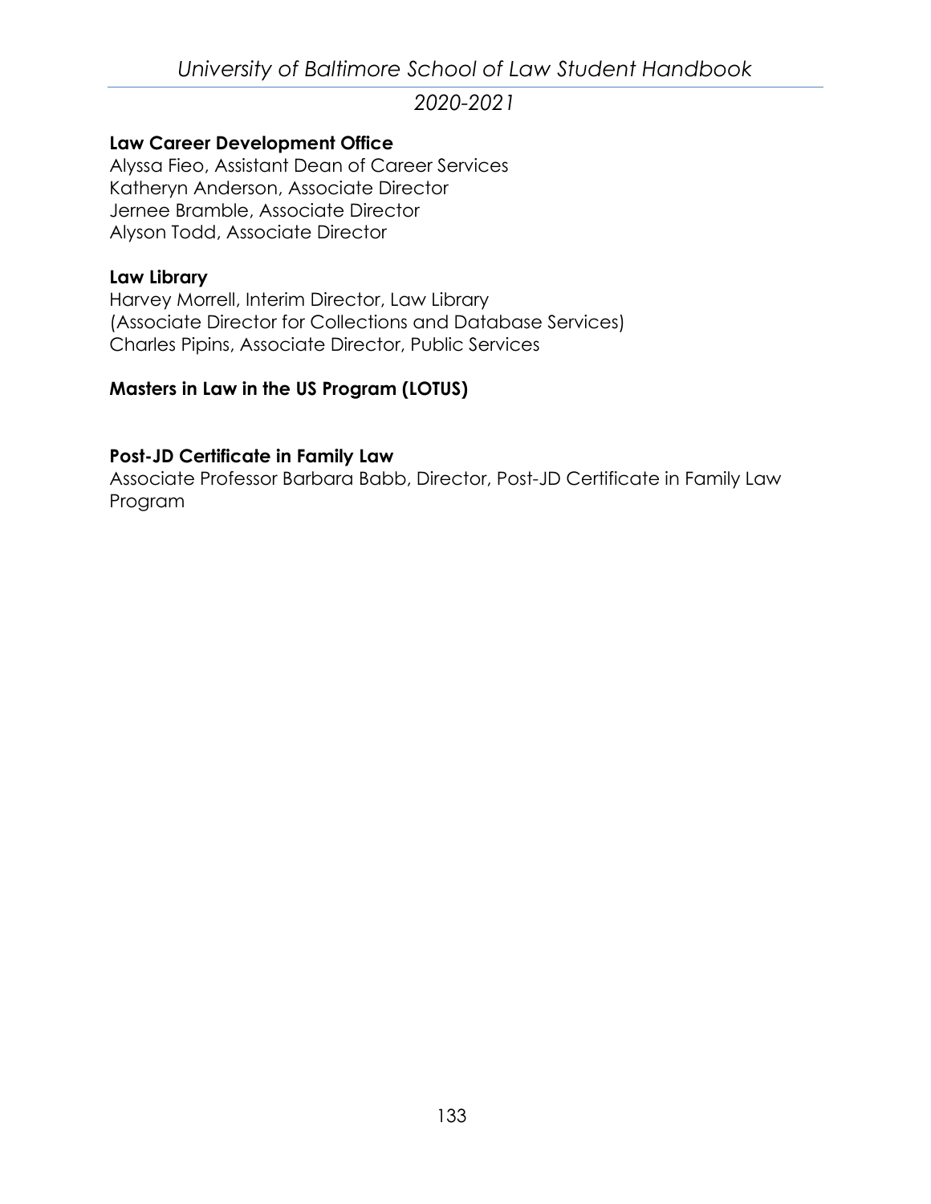**Law Career Development Office**
Alyssa Fieo, Assistant Dean of Career Services
Katheryn Anderson, Associate Director
Jernee Bramble, Associate Director
Alyson Todd, Associate Director

**Law Library**
Harvey Morrell, Interim Director, Law Library
(Associate Director for Collections and Database Services)
Charles Pipins, Associate Director, Public Services

**Masters in Law in the US Program (LOTUS)**

**Post-JD Certificate in Family Law**
Associate Professor Barbara Babb, Director, Post-JD Certificate in Family Law Program